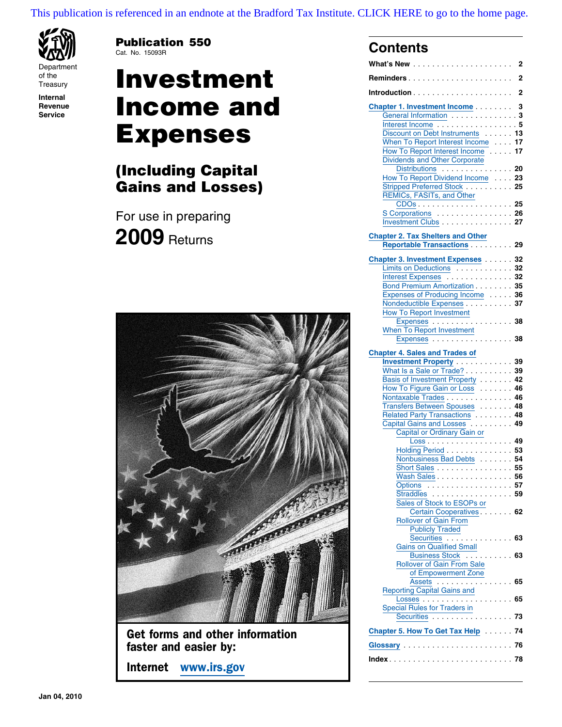This publication is referenced in an endnote at the Bradford Tax Institute. CLICK HERE to go to the home page.

Department of the Treasury
**Internal Revenue Service**

**Publication 550**
Cat. No. 15093R

# Investment Income and Expenses

## (Including Capital Gains and Losses)

For use in preparing

**2009** Returns

**Get forms and other information faster and easier by:**

**Internet** www.irs.gov

## Contents

**What's New** . . . . . 2
**Reminders** . . . . . 2
**Introduction** . . . . . 2

**Chapter 1. Investment Income** . . . . . 3
- General Information . . . . . 3
- Interest Income . . . . . 5
- Discount on Debt Instruments . . . . . 13
- When To Report Interest Income . . . . . 17
- How To Report Interest Income . . . . . 17
- Dividends and Other Corporate Distributions . . . . . 20
- How To Report Dividend Income . . . . . 23
- Stripped Preferred Stock . . . . . 25
- REMICs, FASITs, and Other CDOs . . . . . 25
- S Corporations . . . . . 26
- Investment Clubs . . . . . 27

**Chapter 2. Tax Shelters and Other Reportable Transactions** . . . . . 29

**Chapter 3. Investment Expenses** . . . . . 32
- Limits on Deductions . . . . . 32
- Interest Expenses . . . . . 32
- Bond Premium Amortization . . . . . 35
- Expenses of Producing Income . . . . . 36
- Nondeductible Expenses . . . . . 37
- How To Report Investment Expenses . . . . . 38
- When To Report Investment Expenses . . . . . 38

**Chapter 4. Sales and Trades of Investment Property** . . . . . 39
- What Is a Sale or Trade? . . . . . 39
- Basis of Investment Property . . . . . 42
- How To Figure Gain or Loss . . . . . 46
- Nontaxable Trades . . . . . 46
- Transfers Between Spouses . . . . . 48
- Related Party Transactions . . . . . 48
- Capital Gains and Losses . . . . . 49
  - Capital or Ordinary Gain or Loss . . . . . 49
  - Holding Period . . . . . 53
  - Nonbusiness Bad Debts . . . . . 54
  - Short Sales . . . . . 55
  - Wash Sales . . . . . 56
  - Options . . . . . 57
  - Straddles . . . . . 59
  - Sales of Stock to ESOPs or Certain Cooperatives . . . . . 62
  - Rollover of Gain From Publicly Traded Securities . . . . . 63
  - Gains on Qualified Small Business Stock . . . . . 63
  - Rollover of Gain From Sale of Empowerment Zone Assets . . . . . 65
- Reporting Capital Gains and Losses . . . . . 65
- Special Rules for Traders in Securities . . . . . 73

**Chapter 5. How To Get Tax Help** . . . . . 74

**Glossary** . . . . . 76

**Index** . . . . . 78

Jan 04, 2010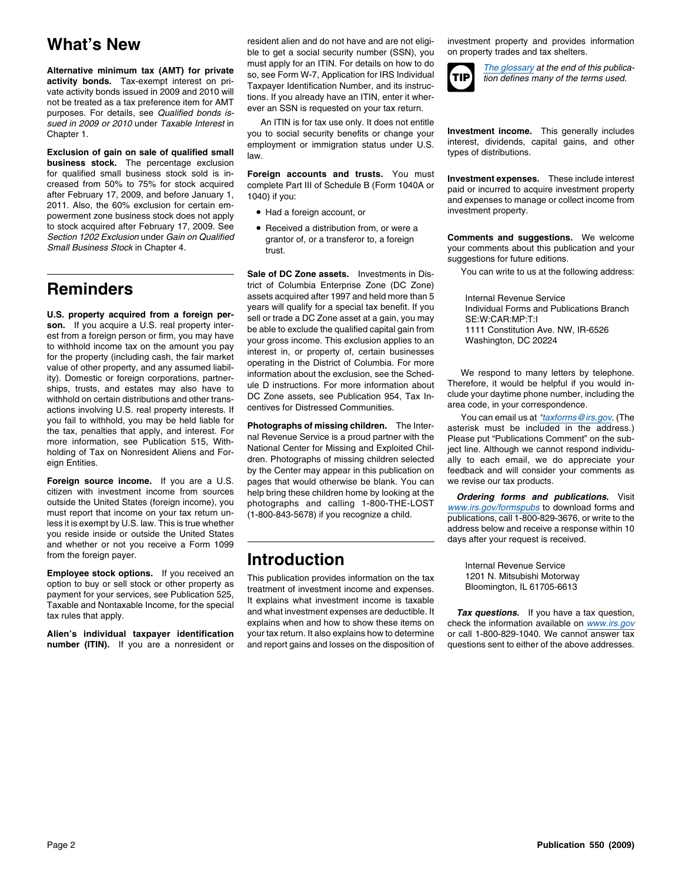# What's New

**Alternative minimum tax (AMT) for private activity bonds.** Tax-exempt interest on private activity bonds issued in 2009 and 2010 will not be treated as a tax preference item for AMT purposes. For details, see *Qualified bonds issued in 2009 or 2010* under *Taxable Interest* in Chapter 1.

**Exclusion of gain on sale of qualified small business stock.** The percentage exclusion for qualified small business stock sold is increased from 50% to 75% for stock acquired after February 17, 2009, and before January 1, 2011. Also, the 60% exclusion for certain empowerment zone business stock does not apply to stock acquired after February 17, 2009. See *Section 1202 Exclusion* under *Gain on Qualified Small Business Stock* in Chapter 4.

# Reminders

**U.S. property acquired from a foreign person.** If you acquire a U.S. real property interest from a foreign person or firm, you may have to withhold income tax on the amount you pay for the property (including cash, the fair market value of other property, and any assumed liability). Domestic or foreign corporations, partnerships, trusts, and estates may also have to withhold on certain distributions and other transactions involving U.S. real property interests. If you fail to withhold, you may be held liable for the tax, penalties that apply, and interest. For more information, see Publication 515, Withholding of Tax on Nonresident Aliens and Foreign Entities.

**Foreign source income.** If you are a U.S. citizen with investment income from sources outside the United States (foreign income), you must report that income on your tax return unless it is exempt by U.S. law. This is true whether you reside inside or outside the United States and whether or not you receive a Form 1099 from the foreign payer.

**Employee stock options.** If you received an option to buy or sell stock or other property as payment for your services, see Publication 525, Taxable and Nontaxable Income, for the special tax rules that apply.

**Alien's individual taxpayer identification number (ITIN).** If you are a nonresident or resident alien and do not have and are not eligible to get a social security number (SSN), you must apply for an ITIN. For details on how to do so, see Form W-7, Application for IRS Individual Taxpayer Identification Number, and its instructions. If you already have an ITIN, enter it wherever an SSN is requested on your tax return.

An ITIN is for tax use only. It does not entitle you to social security benefits or change your employment or immigration status under U.S. law.

**Foreign accounts and trusts.** You must complete Part III of Schedule B (Form 1040A or 1040) if you:

- Had a foreign account, or
- Received a distribution from, or were a grantor of, or a transferor to, a foreign trust.

**Sale of DC Zone assets.** Investments in District of Columbia Enterprise Zone (DC Zone) assets acquired after 1997 and held more than 5 years will qualify for a special tax benefit. If you sell or trade a DC Zone asset at a gain, you may be able to exclude the qualified capital gain from your gross income. This exclusion applies to an interest in, or property of, certain businesses operating in the District of Columbia. For more information about the exclusion, see the Schedule D instructions. For more information about DC Zone assets, see Publication 954, Tax Incentives for Distressed Communities.

**Photographs of missing children.** The Internal Revenue Service is a proud partner with the National Center for Missing and Exploited Children. Photographs of missing children selected by the Center may appear in this publication on pages that would otherwise be blank. You can help bring these children home by looking at the photographs and calling 1-800-THE-LOST (1-800-843-5678) if you recognize a child.

# Introduction

This publication provides information on the tax treatment of investment income and expenses. It explains what investment income is taxable and what investment expenses are deductible. It explains when and how to show these items on your tax return. It also explains how to determine and report gains and losses on the disposition of investment property and provides information on property trades and tax shelters.

TIP: *The glossary at the end of this publication defines many of the terms used.*

**Investment income.** This generally includes interest, dividends, capital gains, and other types of distributions.

**Investment expenses.** These include interest paid or incurred to acquire investment property and expenses to manage or collect income from investment property.

**Comments and suggestions.** We welcome your comments about this publication and your suggestions for future editions.

You can write to us at the following address:

Internal Revenue Service
Individual Forms and Publications Branch
SE:W:CAR:MP:T:I
1111 Constitution Ave. NW, IR-6526
Washington, DC 20224

We respond to many letters by telephone. Therefore, it would be helpful if you would include your daytime phone number, including the area code, in your correspondence.

You can email us at *taxforms@irs.gov. (The asterisk must be included in the address.) Please put "Publications Comment" on the subject line. Although we cannot respond individually to each email, we do appreciate your feedback and will consider your comments as we revise our tax products.

***Ordering forms and publications.*** Visit www.irs.gov/formspubs to download forms and publications, call 1-800-829-3676, or write to the address below and receive a response within 10 days after your request is received.

Internal Revenue Service
1201 N. Mitsubishi Motorway
Bloomington, IL 61705-6613

***Tax questions.*** If you have a tax question, check the information available on www.irs.gov or call 1-800-829-1040. We cannot answer tax questions sent to either of the above addresses.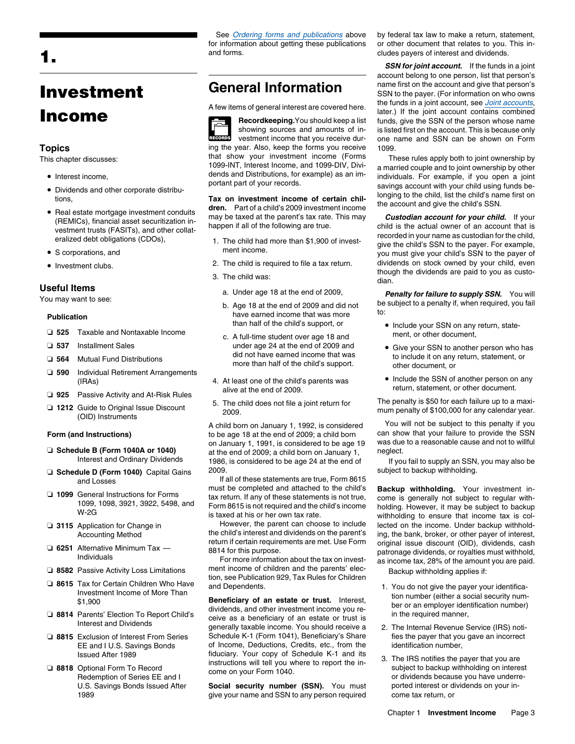# 1. Investment Income

## Topics

This chapter discusses:

- Interest income,
- Dividends and other corporate distributions,
- Real estate mortgage investment conduits (REMICs), financial asset securitization investment trusts (FASITs), and other collateralized debt obligations (CDOs),
- S corporations, and
- Investment clubs.

## Useful Items

You may want to see:

**Publication**

- ❑ **525** Taxable and Nontaxable Income
- ❑ **537** Installment Sales
- ❑ **564** Mutual Fund Distributions
- ❑ **590** Individual Retirement Arrangements (IRAs)
- ❑ **925** Passive Activity and At-Risk Rules
- ❑ **1212** Guide to Original Issue Discount (OID) Instruments

**Form (and Instructions)**

- ❑ **Schedule B (Form 1040A or 1040)** Interest and Ordinary Dividends
- ❑ **Schedule D (Form 1040)** Capital Gains and Losses
- ❑ **1099** General Instructions for Forms 1099, 1098, 3921, 3922, 5498, and W-2G
- ❑ **3115** Application for Change in Accounting Method
- ❑ **6251** Alternative Minimum Tax — Individuals
- ❑ **8582** Passive Activity Loss Limitations
- ❑ **8615** Tax for Certain Children Who Have Investment Income of More Than $1,900
- ❑ **8814** Parents' Election To Report Child's Interest and Dividends
- ❑ **8815** Exclusion of Interest From Series EE and I U.S. Savings Bonds Issued After 1989
- ❑ **8818** Optional Form To Record Redemption of Series EE and I U.S. Savings Bonds Issued After 1989

See *Ordering forms and publications* above for information about getting these publications and forms.

## General Information

A few items of general interest are covered here.

**Recordkeeping.** You should keep a list showing sources and amounts of investment income that you receive during the year. Also, keep the forms you receive that show your investment income (Forms 1099-INT, Interest Income, and 1099-DIV, Dividends and Distributions, for example) as an important part of your records.

**Tax on investment income of certain children.** Part of a child's 2009 investment income may be taxed at the parent's tax rate. This may happen if all of the following are true.

1. The child had more than $1,900 of investment income.
2. The child is required to file a tax return.
3. The child was:
   a. Under age 18 at the end of 2009,
   b. Age 18 at the end of 2009 and did not have earned income that was more than half of the child's support, or
   c. A full-time student over age 18 and under age 24 at the end of 2009 and did not have earned income that was more than half of the child's support.
4. At least one of the child's parents was alive at the end of 2009.
5. The child does not file a joint return for 2009.

A child born on January 1, 1992, is considered to be age 18 at the end of 2009; a child born on January 1, 1991, is considered to be age 19 at the end of 2009; a child born on January 1, 1986, is considered to be age 24 at the end of 2009.

If all of these statements are true, Form 8615 must be completed and attached to the child's tax return. If any of these statements is not true, Form 8615 is not required and the child's income is taxed at his or her own tax rate.

However, the parent can choose to include the child's interest and dividends on the parent's return if certain requirements are met. Use Form 8814 for this purpose.

For more information about the tax on investment income of children and the parents' election, see Publication 929, Tax Rules for Children and Dependents.

**Beneficiary of an estate or trust.** Interest, dividends, and other investment income you receive as a beneficiary of an estate or trust is generally taxable income. You should receive a Schedule K-1 (Form 1041), Beneficiary's Share of Income, Deductions, Credits, etc., from the fiduciary. Your copy of Schedule K-1 and its instructions will tell you where to report the income on your Form 1040.

**Social security number (SSN).** You must give your name and SSN to any person required by federal tax law to make a return, statement, or other document that relates to you. This includes payers of interest and dividends.

***SSN for joint account.*** If the funds in a joint account belong to one person, list that person's name first on the account and give that person's SSN to the payer. (For information on who owns the funds in a joint account, see *Joint accounts*, later.) If the joint account contains combined funds, give the SSN of the person whose name is listed first on the account. This is because only one name and SSN can be shown on Form 1099.

These rules apply both to joint ownership by a married couple and to joint ownership by other individuals. For example, if you open a joint savings account with your child using funds belonging to the child, list the child's name first on the account and give the child's SSN.

***Custodian account for your child.*** If your child is the actual owner of an account that is recorded in your name as custodian for the child, give the child's SSN to the payer. For example, you must give your child's SSN to the payer of dividends on stock owned by your child, even though the dividends are paid to you as custodian.

***Penalty for failure to supply SSN.*** You will be subject to a penalty if, when required, you fail to:

- Include your SSN on any return, statement, or other document,
- Give your SSN to another person who has to include it on any return, statement, or other document, or
- Include the SSN of another person on any return, statement, or other document.

The penalty is $50 for each failure up to a maximum penalty of $100,000 for any calendar year.

You will not be subject to this penalty if you can show that your failure to provide the SSN was due to a reasonable cause and not to willful neglect.

If you fail to supply an SSN, you may also be subject to backup withholding.

**Backup withholding.** Your investment income is generally not subject to regular withholding. However, it may be subject to backup withholding to ensure that income tax is collected on the income. Under backup withholding, the bank, broker, or other payer of interest, original issue discount (OID), dividends, cash patronage dividends, or royalties must withhold, as income tax, 28% of the amount you are paid.

Backup withholding applies if:

1. You do not give the payer your identification number (either a social security number or an employer identification number) in the required manner,
2. The Internal Revenue Service (IRS) notifies the payer that you gave an incorrect identification number,
3. The IRS notifies the payer that you are subject to backup withholding on interest or dividends because you have underreported interest or dividends on your income tax return, or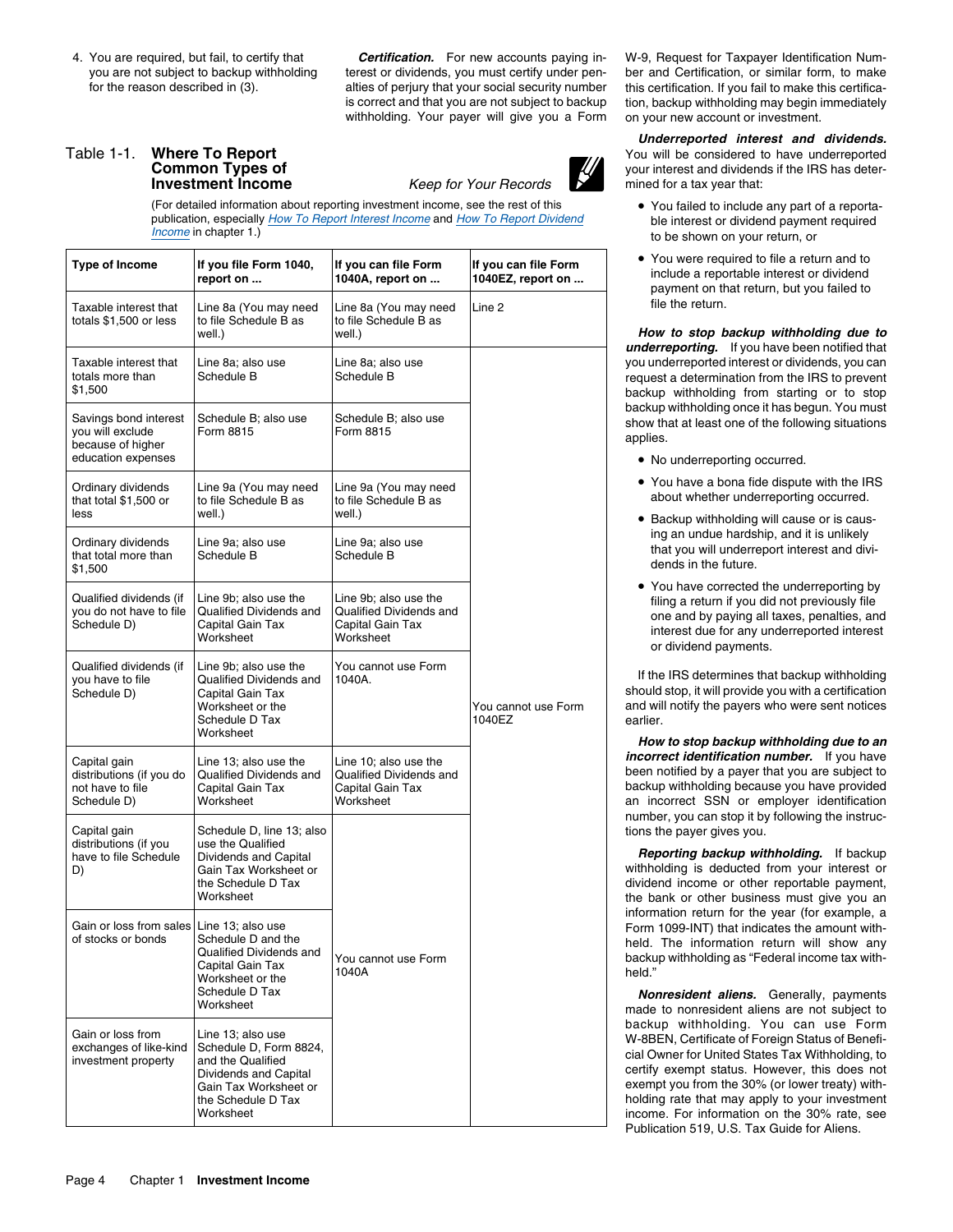4. You are required, but fail, to certify that you are not subject to backup withholding for the reason described in (3).

***Certification.*** For new accounts paying interest or dividends, you must certify under penalties of perjury that your social security number is correct and that you are not subject to backup withholding. Your payer will give you a Form W-9, Request for Taxpayer Identification Number and Certification, or similar form, to make this certification. If you fail to make this certification, backup withholding may begin immediately on your new account or investment.

## Table 1-1. Where To Report Common Types of Investment Income

*Keep for Your Records*

(For detailed information about reporting investment income, see the rest of this publication, especially *How To Report Interest Income* and *How To Report Dividend Income* in chapter 1.)

| Type of Income | If you file Form 1040, report on ... | If you can file Form 1040A, report on ... | If you can file Form 1040EZ, report on ... |
|---|---|---|---|
| Taxable interest that totals $1,500 or less | Line 8a (You may need to file Schedule B as well.) | Line 8a (You may need to file Schedule B as well.) | Line 2 |
| Taxable interest that totals more than $1,500 | Line 8a; also use Schedule B | Line 8a; also use Schedule B | You cannot use Form 1040EZ |
| Savings bond interest you will exclude because of higher education expenses | Schedule B; also use Form 8815 | Schedule B; also use Form 8815 | You cannot use Form 1040EZ |
| Ordinary dividends that total $1,500 or less | Line 9a (You may need to file Schedule B as well.) | Line 9a (You may need to file Schedule B as well.) | You cannot use Form 1040EZ |
| Ordinary dividends that total more than $1,500 | Line 9a; also use Schedule B | Line 9a; also use Schedule B | You cannot use Form 1040EZ |
| Qualified dividends (if you do not have to file Schedule D) | Line 9b; also use the Qualified Dividends and Capital Gain Tax Worksheet | Line 9b; also use the Qualified Dividends and Capital Gain Tax Worksheet | You cannot use Form 1040EZ |
| Qualified dividends (if you have to file Schedule D) | Line 9b; also use the Qualified Dividends and Capital Gain Tax Worksheet or the Schedule D Tax Worksheet | You cannot use Form 1040A. | You cannot use Form 1040EZ |
| Capital gain distributions (if you do not have to file Schedule D) | Line 13; also use the Qualified Dividends and Capital Gain Tax Worksheet | Line 10; also use the Qualified Dividends and Capital Gain Tax Worksheet | You cannot use Form 1040EZ |
| Capital gain distributions (if you have to file Schedule D) | Schedule D, line 13; also use the Qualified Dividends and Capital Gain Tax Worksheet or the Schedule D Tax Worksheet | You cannot use Form 1040A | You cannot use Form 1040EZ |
| Gain or loss from sales of stocks or bonds | Line 13; also use Schedule D and the Qualified Dividends and Capital Gain Tax Worksheet or the Schedule D Tax Worksheet | You cannot use Form 1040A | You cannot use Form 1040EZ |
| Gain or loss from exchanges of like-kind investment property | Line 13; also use Schedule D, Form 8824, and the Qualified Dividends and Capital Gain Tax Worksheet or the Schedule D Tax Worksheet | You cannot use Form 1040A | You cannot use Form 1040EZ |

***Underreported interest and dividends.*** You will be considered to have underreported your interest and dividends if the IRS has determined for a tax year that:

- You failed to include any part of a reportable interest or dividend payment required to be shown on your return, or
- You were required to file a return and to include a reportable interest or dividend payment on that return, but you failed to file the return.

***How to stop backup withholding due to underreporting.*** If you have been notified that you underreported interest or dividends, you can request a determination from the IRS to prevent backup withholding from starting or to stop backup withholding once it has begun. You must show that at least one of the following situations applies.

- No underreporting occurred.
- You have a bona fide dispute with the IRS about whether underreporting occurred.
- Backup withholding will cause or is causing an undue hardship, and it is unlikely that you will underreport interest and dividends in the future.
- You have corrected the underreporting by filing a return if you did not previously file one and by paying all taxes, penalties, and interest due for any underreported interest or dividend payments.

If the IRS determines that backup withholding should stop, it will provide you with a certification and will notify the payers who were sent notices earlier.

***How to stop backup withholding due to an incorrect identification number.*** If you have been notified by a payer that you are subject to backup withholding because you have provided an incorrect SSN or employer identification number, you can stop it by following the instructions the payer gives you.

***Reporting backup withholding.*** If backup withholding is deducted from your interest or dividend income or other reportable payment, the bank or other business must give you an information return for the year (for example, a Form 1099-INT) that indicates the amount withheld. The information return will show any backup withholding as "Federal income tax withheld."

***Nonresident aliens.*** Generally, payments made to nonresident aliens are not subject to backup withholding. You can use Form W-8BEN, Certificate of Foreign Status of Beneficial Owner for United States Tax Withholding, to certify exempt status. However, this does not exempt you from the 30% (or lower treaty) withholding rate that may apply to your investment income. For information on the 30% rate, see Publication 519, U.S. Tax Guide for Aliens.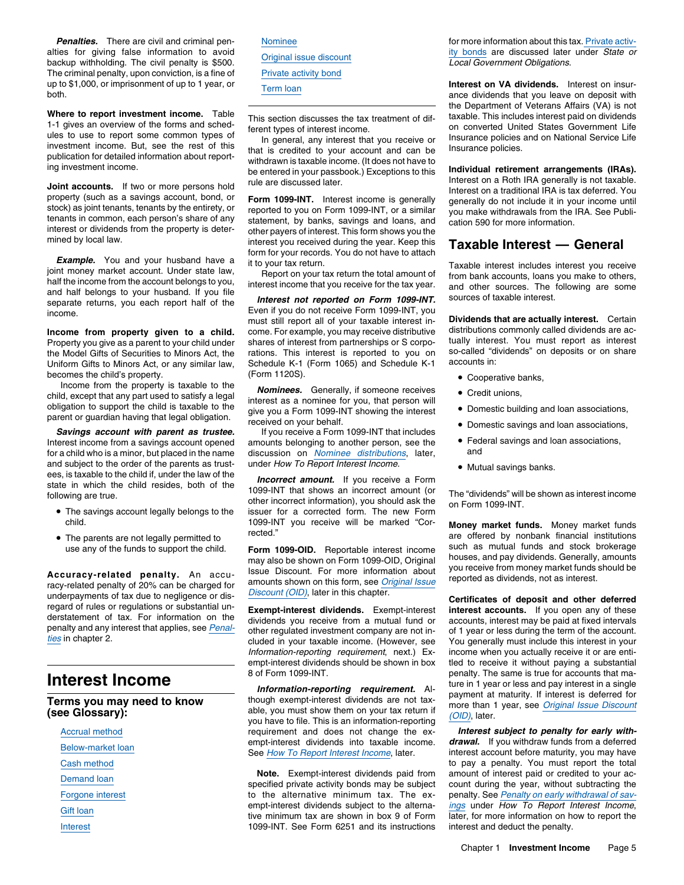***Penalties.*** There are civil and criminal penalties for giving false information to avoid backup withholding. The civil penalty is $500. The criminal penalty, upon conviction, is a fine of up to $1,000, or imprisonment of up to 1 year, or both.

**Where to report investment income.** Table 1-1 gives an overview of the forms and schedules to use to report some common types of investment income. But, see the rest of this publication for detailed information about reporting investment income.

**Joint accounts.** If two or more persons hold property (such as a savings account, bond, or stock) as joint tenants, tenants by the entirety, or tenants in common, each person's share of any interest or dividends from the property is determined by local law.

***Example.*** You and your husband have a joint money market account. Under state law, half the income from the account belongs to you, and half belongs to your husband. If you file separate returns, you each report half of the income.

**Income from property given to a child.** Property you give as a parent to your child under the Model Gifts of Securities to Minors Act, the Uniform Gifts to Minors Act, or any similar law, becomes the child's property.

Income from the property is taxable to the child, except that any part used to satisfy a legal obligation to support the child is taxable to the parent or guardian having that legal obligation.

***Savings account with parent as trustee.*** Interest income from a savings account opened for a child who is a minor, but placed in the name and subject to the order of the parents as trustees, is taxable to the child if, under the law of the state in which the child resides, both of the following are true.

- The savings account legally belongs to the child.
- The parents are not legally permitted to use any of the funds to support the child.

**Accuracy-related penalty.** An accuracy-related penalty of 20% can be charged for underpayments of tax due to negligence or disregard of rules or regulations or substantial understatement of tax. For information on the penalty and any interest that applies, see *Penalties* in chapter 2.

# Interest Income

## Terms you may need to know (see Glossary):

Accrual method
Below-market loan
Cash method
Demand loan
Forgone interest
Gift loan
Interest
Nominee
Original issue discount
Private activity bond
Term loan

This section discusses the tax treatment of different types of interest income.

In general, any interest that you receive or that is credited to your account and can be withdrawn is taxable income. (It does not have to be entered in your passbook.) Exceptions to this rule are discussed later.

**Form 1099-INT.** Interest income is generally reported to you on Form 1099-INT, or a similar statement, by banks, savings and loans, and other payers of interest. This form shows you the interest you received during the year. Keep this form for your records. You do not have to attach it to your tax return.

Report on your tax return the total amount of interest income that you receive for the tax year.

***Interest not reported on Form 1099-INT.*** Even if you do not receive Form 1099-INT, you must still report all of your taxable interest income. For example, you may receive distributive shares of interest from partnerships or S corporations. This interest is reported to you on Schedule K-1 (Form 1065) and Schedule K-1 (Form 1120S).

***Nominees.*** Generally, if someone receives interest as a nominee for you, that person will give you a Form 1099-INT showing the interest received on your behalf.

If you receive a Form 1099-INT that includes amounts belonging to another person, see the discussion on *Nominee distributions*, later, under *How To Report Interest Income.*

***Incorrect amount.*** If you receive a Form 1099-INT that shows an incorrect amount (or other incorrect information), you should ask the issuer for a corrected form. The new Form 1099-INT you receive will be marked "Corrected."

**Form 1099-OID.** Reportable interest income may also be shown on Form 1099-OID, Original Issue Discount. For more information about amounts shown on this form, see *Original Issue Discount (OID)*, later in this chapter.

**Exempt-interest dividends.** Exempt-interest dividends you receive from a mutual fund or other regulated investment company are not included in your taxable income. (However, see *Information-reporting requirement*, next.) Exempt-interest dividends should be shown in box 8 of Form 1099-INT.

***Information-reporting requirement.*** Although exempt-interest dividends are not taxable, you must show them on your tax return if you have to file. This is an information-reporting requirement and does not change the exempt-interest dividends into taxable income. See *How To Report Interest Income*, later.

**Note.** Exempt-interest dividends paid from specified private activity bonds may be subject to the alternative minimum tax. The exempt-interest dividends subject to the alternative minimum tax are shown in box 9 of Form 1099-INT. See Form 6251 and its instructions for more information about this tax. Private activity bonds are discussed later under *State or Local Government Obligations.*

**Interest on VA dividends.** Interest on insurance dividends that you leave on deposit with the Department of Veterans Affairs (VA) is not taxable. This includes interest paid on dividends on converted United States Government Life Insurance policies and on National Service Life Insurance policies.

**Individual retirement arrangements (IRAs).** Interest on a Roth IRA generally is not taxable. Interest on a traditional IRA is tax deferred. You generally do not include it in your income until you make withdrawals from the IRA. See Publication 590 for more information.

# Taxable Interest — General

Taxable interest includes interest you receive from bank accounts, loans you make to others, and other sources. The following are some sources of taxable interest.

**Dividends that are actually interest.** Certain distributions commonly called dividends are actually interest. You must report as interest so-called "dividends" on deposits or on share accounts in:

- Cooperative banks,
- Credit unions,
- Domestic building and loan associations,
- Domestic savings and loan associations,
- Federal savings and loan associations, and
- Mutual savings banks.

The "dividends" will be shown as interest income on Form 1099-INT.

**Money market funds.** Money market funds are offered by nonbank financial institutions such as mutual funds and stock brokerage houses, and pay dividends. Generally, amounts you receive from money market funds should be reported as dividends, not as interest.

**Certificates of deposit and other deferred interest accounts.** If you open any of these accounts, interest may be paid at fixed intervals of 1 year or less during the term of the account. You generally must include this interest in your income when you actually receive it or are entitled to receive it without paying a substantial penalty. The same is true for accounts that mature in 1 year or less and pay interest in a single payment at maturity. If interest is deferred for more than 1 year, see *Original Issue Discount (OID)*, later.

***Interest subject to penalty for early withdrawal.*** If you withdraw funds from a deferred interest account before maturity, you may have to pay a penalty. You must report the total amount of interest paid or credited to your account during the year, without subtracting the penalty. See *Penalty on early withdrawal of savings* under *How To Report Interest Income*, later, for more information on how to report the interest and deduct the penalty.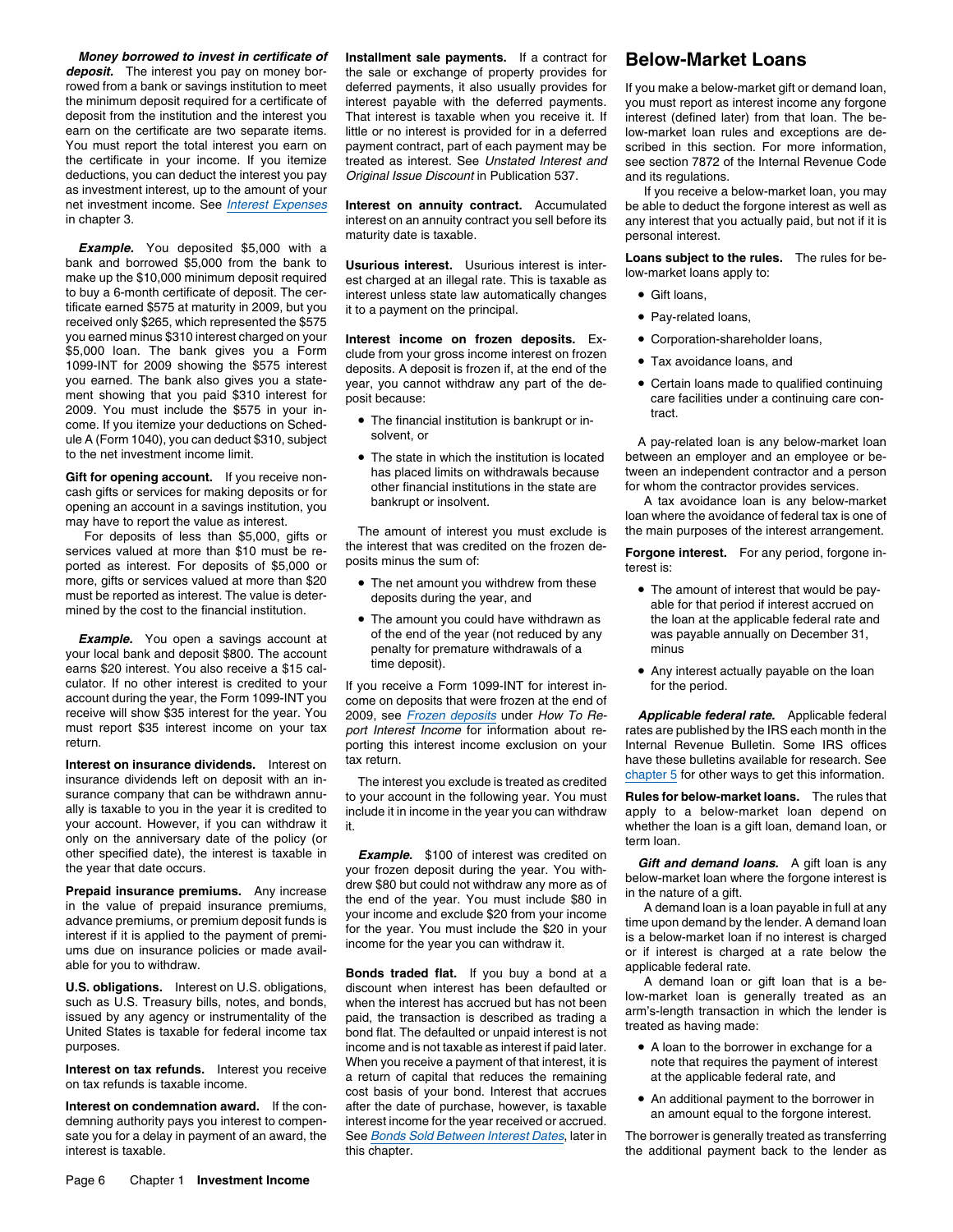***Money borrowed to invest in certificate of deposit.*** The interest you pay on money borrowed from a bank or savings institution to meet the minimum deposit required for a certificate of deposit from the institution and the interest you earn on the certificate are two separate items. You must report the total interest you earn on the certificate in your income. If you itemize deductions, you can deduct the interest you pay as investment interest, up to the amount of your net investment income. See *Interest Expenses* in chapter 3.

***Example.*** You deposited $5,000 with a bank and borrowed $5,000 from the bank to make up the $10,000 minimum deposit required to buy a 6-month certificate of deposit. The certificate earned $575 at maturity in 2009, but you received only $265, which represented the $575 you earned minus $310 interest charged on your $5,000 loan. The bank gives you a Form 1099-INT for 2009 showing the $575 interest you earned. The bank also gives you a statement showing that you paid $310 interest for 2009. You must include the $575 in your income. If you itemize your deductions on Schedule A (Form 1040), you can deduct $310, subject to the net investment income limit.

**Gift for opening account.** If you receive noncash gifts or services for making deposits or for opening an account in a savings institution, you may have to report the value as interest.

For deposits of less than $5,000, gifts or services valued at more than $10 must be reported as interest. For deposits of $5,000 or more, gifts or services valued at more than $20 must be reported as interest. The value is determined by the cost to the financial institution.

***Example.*** You open a savings account at your local bank and deposit $800. The account earns $20 interest. You also receive a $15 calculator. If no other interest is credited to your account during the year, the Form 1099-INT you receive will show $35 interest for the year. You must report $35 interest income on your tax return.

**Interest on insurance dividends.** Interest on insurance dividends left on deposit with an insurance company that can be withdrawn annually is taxable to you in the year it is credited to your account. However, if you can withdraw it only on the anniversary date of the policy (or other specified date), the interest is taxable in the year that date occurs.

**Prepaid insurance premiums.** Any increase in the value of prepaid insurance premiums, advance premiums, or premium deposit funds is interest if it is applied to the payment of premiums due on insurance policies or made available for you to withdraw.

**U.S. obligations.** Interest on U.S. obligations, such as U.S. Treasury bills, notes, and bonds, issued by any agency or instrumentality of the United States is taxable for federal income tax purposes.

**Interest on tax refunds.** Interest you receive on tax refunds is taxable income.

**Interest on condemnation award.** If the condemning authority pays you interest to compensate you for a delay in payment of an award, the interest is taxable.

**Installment sale payments.** If a contract for the sale or exchange of property provides for deferred payments, it also usually provides for interest payable with the deferred payments. That interest is taxable when you receive it. If little or no interest is provided for in a deferred payment contract, part of each payment may be treated as interest. See *Unstated Interest and Original Issue Discount* in Publication 537.

**Interest on annuity contract.** Accumulated interest on an annuity contract you sell before its maturity date is taxable.

**Usurious interest.** Usurious interest is interest charged at an illegal rate. This is taxable as interest unless state law automatically changes it to a payment on the principal.

**Interest income on frozen deposits.** Exclude from your gross income interest on frozen deposits. A deposit is frozen if, at the end of the year, you cannot withdraw any part of the deposit because:

- The financial institution is bankrupt or insolvent, or
- The state in which the institution is located has placed limits on withdrawals because other financial institutions in the state are bankrupt or insolvent.

The amount of interest you must exclude is the interest that was credited on the frozen deposits minus the sum of:

- The net amount you withdrew from these deposits during the year, and
- The amount you could have withdrawn as of the end of the year (not reduced by any penalty for premature withdrawals of a time deposit).

If you receive a Form 1099-INT for interest income on deposits that were frozen at the end of 2009, see *Frozen deposits* under *How To Report Interest Income* for information about reporting this interest income exclusion on your tax return.

The interest you exclude is treated as credited to your account in the following year. You must include it in income in the year you can withdraw it.

***Example.*** $100 of interest was credited on your frozen deposit during the year. You withdrew $80 but could not withdraw any more as of the end of the year. You must include $80 in your income and exclude $20 from your income for the year. You must include the $20 in your income for the year you can withdraw it.

**Bonds traded flat.** If you buy a bond at a discount when interest has been defaulted or when the interest has accrued but has not been paid, the transaction is described as trading a bond flat. The defaulted or unpaid interest is not income and is not taxable as interest if paid later. When you receive a payment of that interest, it is a return of capital that reduces the remaining cost basis of your bond. Interest that accrues after the date of purchase, however, is taxable interest income for the year received or accrued. See *Bonds Sold Between Interest Dates*, later in this chapter.

# Below-Market Loans

If you make a below-market gift or demand loan, you must report as interest income any forgone interest (defined later) from that loan. The below-market loan rules and exceptions are described in this section. For more information, see section 7872 of the Internal Revenue Code and its regulations.

If you receive a below-market loan, you may be able to deduct the forgone interest as well as any interest that you actually paid, but not if it is personal interest.

**Loans subject to the rules.** The rules for below-market loans apply to:

- Gift loans,
- Pay-related loans,
- Corporation-shareholder loans,
- Tax avoidance loans, and
- Certain loans made to qualified continuing care facilities under a continuing care contract.

A pay-related loan is any below-market loan between an employer and an employee or between an independent contractor and a person for whom the contractor provides services.

A tax avoidance loan is any below-market loan where the avoidance of federal tax is one of the main purposes of the interest arrangement.

**Forgone interest.** For any period, forgone interest is:

- The amount of interest that would be payable for that period if interest accrued on the loan at the applicable federal rate and was payable annually on December 31, minus
- Any interest actually payable on the loan for the period.

***Applicable federal rate.*** Applicable federal rates are published by the IRS each month in the Internal Revenue Bulletin. Some IRS offices have these bulletins available for research. See chapter 5 for other ways to get this information.

**Rules for below-market loans.** The rules that apply to a below-market loan depend on whether the loan is a gift loan, demand loan, or term loan.

***Gift and demand loans.*** A gift loan is any below-market loan where the forgone interest is in the nature of a gift.

A demand loan is a loan payable in full at any time upon demand by the lender. A demand loan is a below-market loan if no interest is charged or if interest is charged at a rate below the applicable federal rate.

A demand loan or gift loan that is a below-market loan is generally treated as an arm's-length transaction in which the lender is treated as having made:

- A loan to the borrower in exchange for a note that requires the payment of interest at the applicable federal rate, and
- An additional payment to the borrower in an amount equal to the forgone interest.

The borrower is generally treated as transferring the additional payment back to the lender as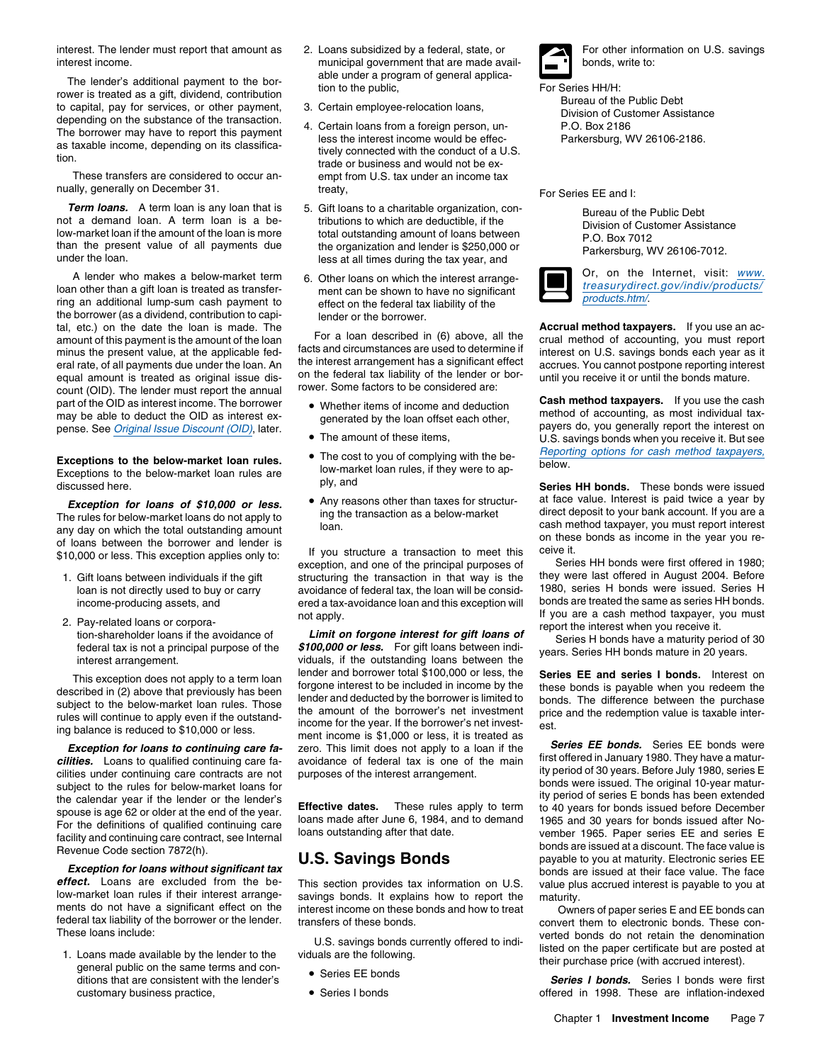interest. The lender must report that amount as interest income.

The lender's additional payment to the borrower is treated as a gift, dividend, contribution to capital, pay for services, or other payment, depending on the substance of the transaction. The borrower may have to report this payment as taxable income, depending on its classification.

These transfers are considered to occur annually, generally on December 31.

***Term loans.*** A term loan is any loan that is not a demand loan. A term loan is a below-market loan if the amount of the loan is more than the present value of all payments due under the loan.

A lender who makes a below-market term loan other than a gift loan is treated as transferring an additional lump-sum cash payment to the borrower (as a dividend, contribution to capital, etc.) on the date the loan is made. The amount of this payment is the amount of the loan minus the present value, at the applicable federal rate, of all payments due under the loan. An equal amount is treated as original issue discount (OID). The lender must report the annual part of the OID as interest income. The borrower may be able to deduct the OID as interest expense. See Original Issue Discount (OID), later.

**Exceptions to the below-market loan rules.** Exceptions to the below-market loan rules are discussed here.

***Exception for loans of $10,000 or less.*** The rules for below-market loans do not apply to any day on which the total outstanding amount of loans between the borrower and lender is $10,000 or less. This exception applies only to:

1. Gift loans between individuals if the gift loan is not directly used to buy or carry income-producing assets, and
2. Pay-related loans or corporation-shareholder loans if the avoidance of federal tax is not a principal purpose of the interest arrangement.

This exception does not apply to a term loan described in (2) above that previously has been subject to the below-market loan rules. Those rules will continue to apply even if the outstanding balance is reduced to $10,000 or less.

***Exception for loans to continuing care facilities.*** Loans to qualified continuing care facilities under continuing care contracts are not subject to the rules for below-market loans for the calendar year if the lender or the lender's spouse is age 62 or older at the end of the year. For the definitions of qualified continuing care facility and continuing care contract, see Internal Revenue Code section 7872(h).

***Exception for loans without significant tax effect.*** Loans are excluded from the below-market loan rules if their interest arrangements do not have a significant effect on the federal tax liability of the borrower or the lender. These loans include:

1. Loans made available by the lender to the general public on the same terms and conditions that are consistent with the lender's customary business practice,
2. Loans subsidized by a federal, state, or municipal government that are made available under a program of general application to the public,
3. Certain employee-relocation loans,
4. Certain loans from a foreign person, unless the interest income would be effectively connected with the conduct of a U.S. trade or business and would not be exempt from U.S. tax under an income tax treaty,
5. Gift loans to a charitable organization, contributions to which are deductible, if the total outstanding amount of loans between the organization and lender is $250,000 or less at all times during the tax year, and
6. Other loans on which the interest arrangement can be shown to have no significant effect on the federal tax liability of the lender or the borrower.

For a loan described in (6) above, all the facts and circumstances are used to determine if the interest arrangement has a significant effect on the federal tax liability of the lender or borrower. Some factors to be considered are:

- Whether items of income and deduction generated by the loan offset each other,
- The amount of these items,
- The cost to you of complying with the below-market loan rules, if they were to apply, and
- Any reasons other than taxes for structuring the transaction as a below-market loan.

If you structure a transaction to meet this exception, and one of the principal purposes of structuring the transaction in that way is the avoidance of federal tax, the loan will be considered a tax-avoidance loan and this exception will not apply.

***Limit on forgone interest for gift loans of $100,000 or less.*** For gift loans between individuals, if the outstanding loans between the lender and borrower total $100,000 or less, the forgone interest to be included in income by the lender and deducted by the borrower is limited to the amount of the borrower's net investment income for the year. If the borrower's net investment income is $1,000 or less, it is treated as zero. This limit does not apply to a loan if the avoidance of federal tax is one of the main purposes of the interest arrangement.

**Effective dates.** These rules apply to term loans made after June 6, 1984, and to demand loans outstanding after that date.

## U.S. Savings Bonds

This section provides tax information on U.S. savings bonds. It explains how to report the interest income on these bonds and how to treat transfers of these bonds.

U.S. savings bonds currently offered to individuals are the following.

- Series EE bonds
- Series I bonds

For other information on U.S. savings bonds, write to:

For Series HH/H:

Bureau of the Public Debt
Division of Customer Assistance
P.O. Box 2186
Parkersburg, WV 26106-2186.

For Series EE and I:

Bureau of the Public Debt
Division of Customer Assistance
P.O. Box 7012
Parkersburg, WV 26106-7012.

Or, on the Internet, visit: www.treasurydirect.gov/indiv/products/products.htm/.

**Accrual method taxpayers.** If you use an accrual method of accounting, you must report interest on U.S. savings bonds each year as it accrues. You cannot postpone reporting interest until you receive it or until the bonds mature.

**Cash method taxpayers.** If you use the cash method of accounting, as most individual taxpayers do, you generally report the interest on U.S. savings bonds when you receive it. But see Reporting options for cash method taxpayers, below.

**Series HH bonds.** These bonds were issued at face value. Interest is paid twice a year by direct deposit to your bank account. If you are a cash method taxpayer, you must report interest on these bonds as income in the year you receive it.

Series HH bonds were first offered in 1980; they were last offered in August 2004. Before 1980, series H bonds were issued. Series H bonds are treated the same as series HH bonds. If you are a cash method taxpayer, you must report the interest when you receive it.

Series H bonds have a maturity period of 30 years. Series HH bonds mature in 20 years.

**Series EE and series I bonds.** Interest on these bonds is payable when you redeem the bonds. The difference between the purchase price and the redemption value is taxable interest.

***Series EE bonds.*** Series EE bonds were first offered in January 1980. They have a maturity period of 30 years. Before July 1980, series E bonds were issued. The original 10-year maturity period of series E bonds has been extended to 40 years for bonds issued before December 1965 and 30 years for bonds issued after November 1965. Paper series EE and series E bonds are issued at a discount. The face value is payable to you at maturity. Electronic series EE bonds are issued at their face value. The face value plus accrued interest is payable to you at maturity.

Owners of paper series E and EE bonds can convert them to electronic bonds. These converted bonds do not retain the denomination listed on the paper certificate but are posted at their purchase price (with accrued interest).

***Series I bonds.*** Series I bonds were first offered in 1998. These are inflation-indexed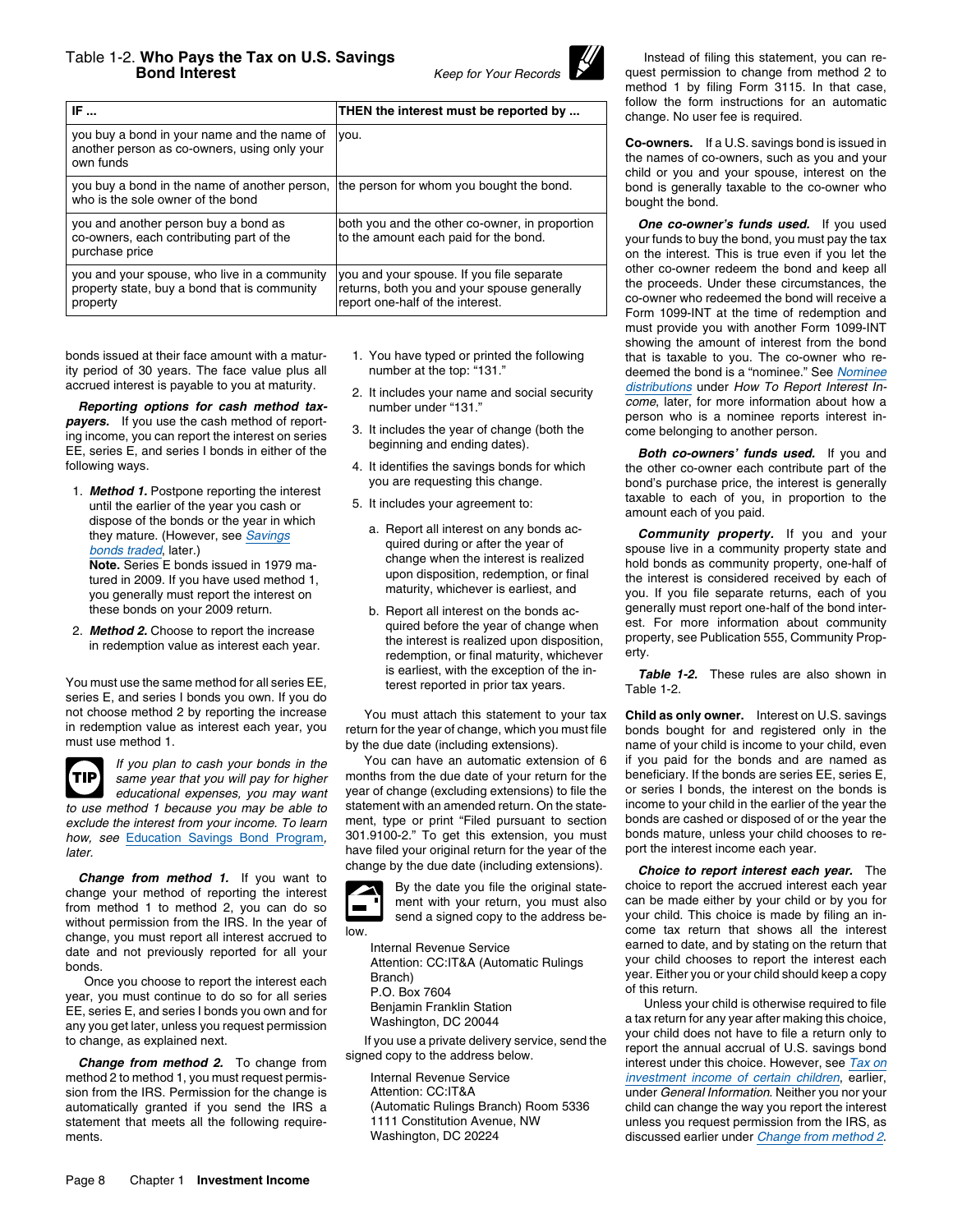## Table 1-2. Who Pays the Tax on U.S. Savings Bond Interest

*Keep for Your Records*

| IF ... | THEN the interest must be reported by ... |
|---|---|
| you buy a bond in your name and the name of another person as co-owners, using only your own funds | you. |
| you buy a bond in the name of another person, who is the sole owner of the bond | the person for whom you bought the bond. |
| you and another person buy a bond as co-owners, each contributing part of the purchase price | both you and the other co-owner, in proportion to the amount each paid for the bond. |
| you and your spouse, who live in a community property state, buy a bond that is community property | you and your spouse. If you file separate returns, both you and your spouse generally report one-half of the interest. |

bonds issued at their face amount with a maturity period of 30 years. The face value plus all accrued interest is payable to you at maturity.

***Reporting options for cash method taxpayers.*** If you use the cash method of reporting income, you can report the interest on series EE, series E, and series I bonds in either of the following ways.

1. ***Method 1.*** Postpone reporting the interest until the earlier of the year you cash or dispose of the bonds or the year in which they mature. (However, see Savings bonds traded, later.)

   **Note.** Series E bonds issued in 1979 matured in 2009. If you have used method 1, you generally must report the interest on these bonds on your 2009 return.

2. ***Method 2.*** Choose to report the increase in redemption value as interest each year.

You must use the same method for all series EE, series E, and series I bonds you own. If you do not choose method 2 by reporting the increase in redemption value as interest each year, you must use method 1.

**TIP** *If you plan to cash your bonds in the same year that you will pay for higher educational expenses, you may want to use method 1 because you may be able to exclude the interest from your income. To learn how, see Education Savings Bond Program, later.*

***Change from method 1.*** If you want to change your method of reporting the interest from method 1 to method 2, you can do so without permission from the IRS. In the year of change, you must report all interest accrued to date and not previously reported for all your bonds.

Once you choose to report the interest each year, you must continue to do so for all series EE, series E, and series I bonds you own and for any you get later, unless you request permission to change, as explained next.

***Change from method 2.*** To change from method 2 to method 1, you must request permission from the IRS. Permission for the change is automatically granted if you send the IRS a statement that meets all the following requirements.

1. You have typed or printed the following number at the top: "131."
2. It includes your name and social security number under "131."
3. It includes the year of change (both the beginning and ending dates).
4. It identifies the savings bonds for which you are requesting this change.
5. It includes your agreement to:

   a. Report all interest on any bonds acquired during or after the year of change when the interest is realized upon disposition, redemption, or final maturity, whichever is earliest, and

   b. Report all interest on the bonds acquired before the year of change when the interest is realized upon disposition, redemption, or final maturity, whichever is earliest, with the exception of the interest reported in prior tax years.

You must attach this statement to your tax return for the year of change, which you must file by the due date (including extensions).

You can have an automatic extension of 6 months from the due date of your return for the year of change (excluding extensions) to file the statement with an amended return. On the statement, type or print "Filed pursuant to section 301.9100-2." To get this extension, you must have filed your original return for the year of the change by the due date (including extensions).

By the date you file the original statement with your return, you must also send a signed copy to the address below.

Internal Revenue Service
Attention: CC:IT&A (Automatic Rulings Branch)
P.O. Box 7604
Benjamin Franklin Station
Washington, DC 20044

If you use a private delivery service, send the signed copy to the address below.

Internal Revenue Service
Attention: CC:IT&A
(Automatic Rulings Branch) Room 5336
1111 Constitution Avenue, NW
Washington, DC 20224

Instead of filing this statement, you can request permission to change from method 2 to method 1 by filing Form 3115. In that case, follow the form instructions for an automatic change. No user fee is required.

**Co-owners.** If a U.S. savings bond is issued in the names of co-owners, such as you and your child or you and your spouse, interest on the bond is generally taxable to the co-owner who bought the bond.

***One co-owner's funds used.*** If you used your funds to buy the bond, you must pay the tax on the interest. This is true even if you let the other co-owner redeem the bond and keep all the proceeds. Under these circumstances, the co-owner who redeemed the bond will receive a Form 1099-INT at the time of redemption and must provide you with another Form 1099-INT showing the amount of interest from the bond that is taxable to you. The co-owner who redeemed the bond is a "nominee." See Nominee distributions under *How To Report Interest Income*, later, for more information about how a person who is a nominee reports interest income belonging to another person.

***Both co-owners' funds used.*** If you and the other co-owner each contribute part of the bond's purchase price, the interest is generally taxable to each of you, in proportion to the amount each of you paid.

***Community property.*** If you and your spouse live in a community property state and hold bonds as community property, one-half of the interest is considered received by each of you. If you file separate returns, each of you generally must report one-half of the bond interest. For more information about community property, see Publication 555, Community Property.

***Table 1-2.*** These rules are also shown in Table 1-2.

**Child as only owner.** Interest on U.S. savings bonds bought for and registered only in the name of your child is income to your child, even if you paid for the bonds and are named as beneficiary. If the bonds are series EE, series E, or series I bonds, the interest on the bonds is income to your child in the earlier of the year the bonds are cashed or disposed of or the year the bonds mature, unless your child chooses to report the interest income each year.

***Choice to report interest each year.*** The choice to report the accrued interest each year can be made either by your child or by you for your child. This choice is made by filing an income tax return that shows all the interest earned to date, and by stating on the return that your child chooses to report the interest each year. Either you or your child should keep a copy of this return.

Unless your child is otherwise required to file a tax return for any year after making this choice, your child does not have to file a return only to report the annual accrual of U.S. savings bond interest under this choice. However, see Tax on investment income of certain children, earlier, under *General Information*. Neither you nor your child can change the way you report the interest unless you request permission from the IRS, as discussed earlier under Change from method 2.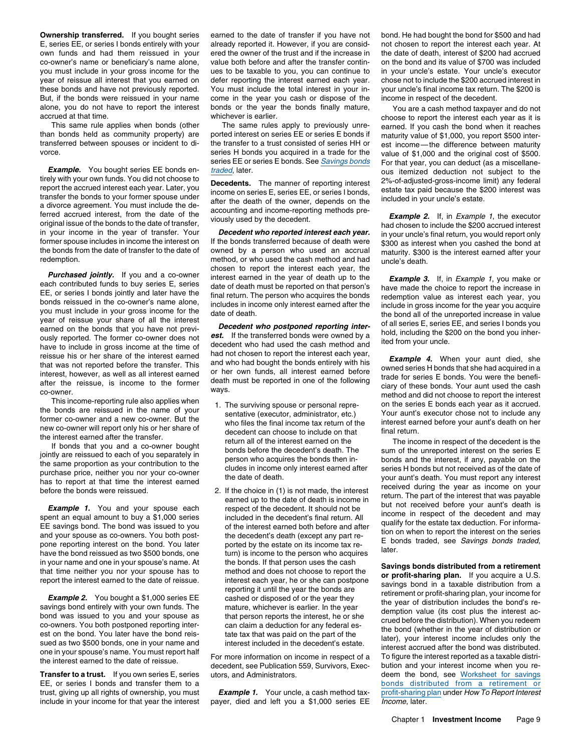**Ownership transferred.** If you bought series E, series EE, or series I bonds entirely with your own funds and had them reissued in your co-owner's name or beneficiary's name alone, you must include in your gross income for the year of reissue all interest that you earned on these bonds and have not previously reported. But, if the bonds were reissued in your name alone, you do not have to report the interest accrued at that time.

This same rule applies when bonds (other than bonds held as community property) are transferred between spouses or incident to divorce.

***Example.*** You bought series EE bonds entirely with your own funds. You did not choose to report the accrued interest each year. Later, you transfer the bonds to your former spouse under a divorce agreement. You must include the deferred accrued interest, from the date of the original issue of the bonds to the date of transfer, in your income in the year of transfer. Your former spouse includes in income the interest on the bonds from the date of transfer to the date of redemption.

***Purchased jointly.*** If you and a co-owner each contributed funds to buy series E, series EE, or series I bonds jointly and later have the bonds reissued in the co-owner's name alone, you must include in your gross income for the year of reissue your share of all the interest earned on the bonds that you have not previously reported. The former co-owner does not have to include in gross income at the time of reissue his or her share of the interest earned that was not reported before the transfer. This interest, however, as well as all interest earned after the reissue, is income to the former co-owner.

This income-reporting rule also applies when the bonds are reissued in the name of your former co-owner and a new co-owner. But the new co-owner will report only his or her share of the interest earned after the transfer.

If bonds that you and a co-owner bought jointly are reissued to each of you separately in the same proportion as your contribution to the purchase price, neither you nor your co-owner has to report at that time the interest earned before the bonds were reissued.

***Example 1.*** You and your spouse each spent an equal amount to buy a $1,000 series EE savings bond. The bond was issued to you and your spouse as co-owners. You both postpone reporting interest on the bond. You later have the bond reissued as two $500 bonds, one in your name and one in your spouse's name. At that time neither you nor your spouse has to report the interest earned to the date of reissue.

***Example 2.*** You bought a $1,000 series EE savings bond entirely with your own funds. The bond was issued to you and your spouse as co-owners. You both postponed reporting interest on the bond. You later have the bond reissued as two $500 bonds, one in your name and one in your spouse's name. You must report half the interest earned to the date of reissue.

**Transfer to a trust.** If you own series E, series EE, or series I bonds and transfer them to a trust, giving up all rights of ownership, you must include in your income for that year the interest earned to the date of transfer if you have not already reported it. However, if you are considered the owner of the trust and if the increase in value both before and after the transfer continues to be taxable to you, you can continue to defer reporting the interest earned each year. You must include the total interest in your income in the year you cash or dispose of the bonds or the year the bonds finally mature, whichever is earlier.

The same rules apply to previously unreported interest on series EE or series E bonds if the transfer to a trust consisted of series HH or series H bonds you acquired in a trade for the series EE or series E bonds. See *Savings bonds traded*, later.

**Decedents.** The manner of reporting interest income on series E, series EE, or series I bonds, after the death of the owner, depends on the accounting and income-reporting methods previously used by the decedent.

***Decedent who reported interest each year.*** If the bonds transferred because of death were owned by a person who used an accrual method, or who used the cash method and had chosen to report the interest each year, the interest earned in the year of death up to the date of death must be reported on that person's final return. The person who acquires the bonds includes in income only interest earned after the date of death.

***Decedent who postponed reporting interest.*** If the transferred bonds were owned by a decedent who had used the cash method and had not chosen to report the interest each year, and who had bought the bonds entirely with his or her own funds, all interest earned before death must be reported in one of the following ways.

1. The surviving spouse or personal representative (executor, administrator, etc.) who files the final income tax return of the decedent can choose to include on that return all of the interest earned on the bonds before the decedent's death. The person who acquires the bonds then includes in income only interest earned after the date of death.
2. If the choice in (1) is not made, the interest earned up to the date of death is income in respect of the decedent. It should not be included in the decedent's final return. All of the interest earned both before and after the decedent's death (except any part reported by the estate on its income tax return) is income to the person who acquires the bonds. If that person uses the cash method and does not choose to report the interest each year, he or she can postpone reporting it until the year the bonds are cashed or disposed of or the year they mature, whichever is earlier. In the year that person reports the interest, he or she can claim a deduction for any federal estate tax that was paid on the part of the interest included in the decedent's estate.

For more information on income in respect of a decedent, see Publication 559, Survivors, Executors, and Administrators.

***Example 1.*** Your uncle, a cash method taxpayer, died and left you a $1,000 series EE bond. He had bought the bond for $500 and had not chosen to report the interest each year. At the date of death, interest of $200 had accrued on the bond and its value of $700 was included in your uncle's estate. Your uncle's executor chose not to include the $200 accrued interest in your uncle's final income tax return. The $200 is income in respect of the decedent.

You are a cash method taxpayer and do not choose to report the interest each year as it is earned. If you cash the bond when it reaches maturity value of $1,000, you report $500 interest income—the difference between maturity value of $1,000 and the original cost of $500. For that year, you can deduct (as a miscellaneous itemized deduction not subject to the 2%-of-adjusted-gross-income limit) any federal estate tax paid because the $200 interest was included in your uncle's estate.

***Example 2.*** If, in *Example 1*, the executor had chosen to include the $200 accrued interest in your uncle's final return, you would report only $300 as interest when you cashed the bond at maturity. $300 is the interest earned after your uncle's death.

***Example 3.*** If, in *Example 1*, you make or have made the choice to report the increase in redemption value as interest each year, you include in gross income for the year you acquire the bond all of the unreported increase in value of all series E, series EE, and series I bonds you hold, including the $200 on the bond you inherited from your uncle.

***Example 4.*** When your aunt died, she owned series H bonds that she had acquired in a trade for series E bonds. You were the beneficiary of these bonds. Your aunt used the cash method and did not choose to report the interest on the series E bonds each year as it accrued. Your aunt's executor chose not to include any interest earned before your aunt's death on her final return.

The income in respect of the decedent is the sum of the unreported interest on the series E bonds and the interest, if any, payable on the series H bonds but not received as of the date of your aunt's death. You must report any interest received during the year as income on your return. The part of the interest that was payable but not received before your aunt's death is income in respect of the decedent and may qualify for the estate tax deduction. For information on when to report the interest on the series E bonds traded, see *Savings bonds traded*, later.

**Savings bonds distributed from a retirement or profit-sharing plan.** If you acquire a U.S. savings bond in a taxable distribution from a retirement or profit-sharing plan, your income for the year of distribution includes the bond's redemption value (its cost plus the interest accrued before the distribution). When you redeem the bond (whether in the year of distribution or later), your interest income includes only the interest accrued after the bond was distributed. To figure the interest reported as a taxable distribution and your interest income when you redeem the bond, see Worksheet for savings bonds distributed from a retirement or profit-sharing plan under *How To Report Interest Income*, later.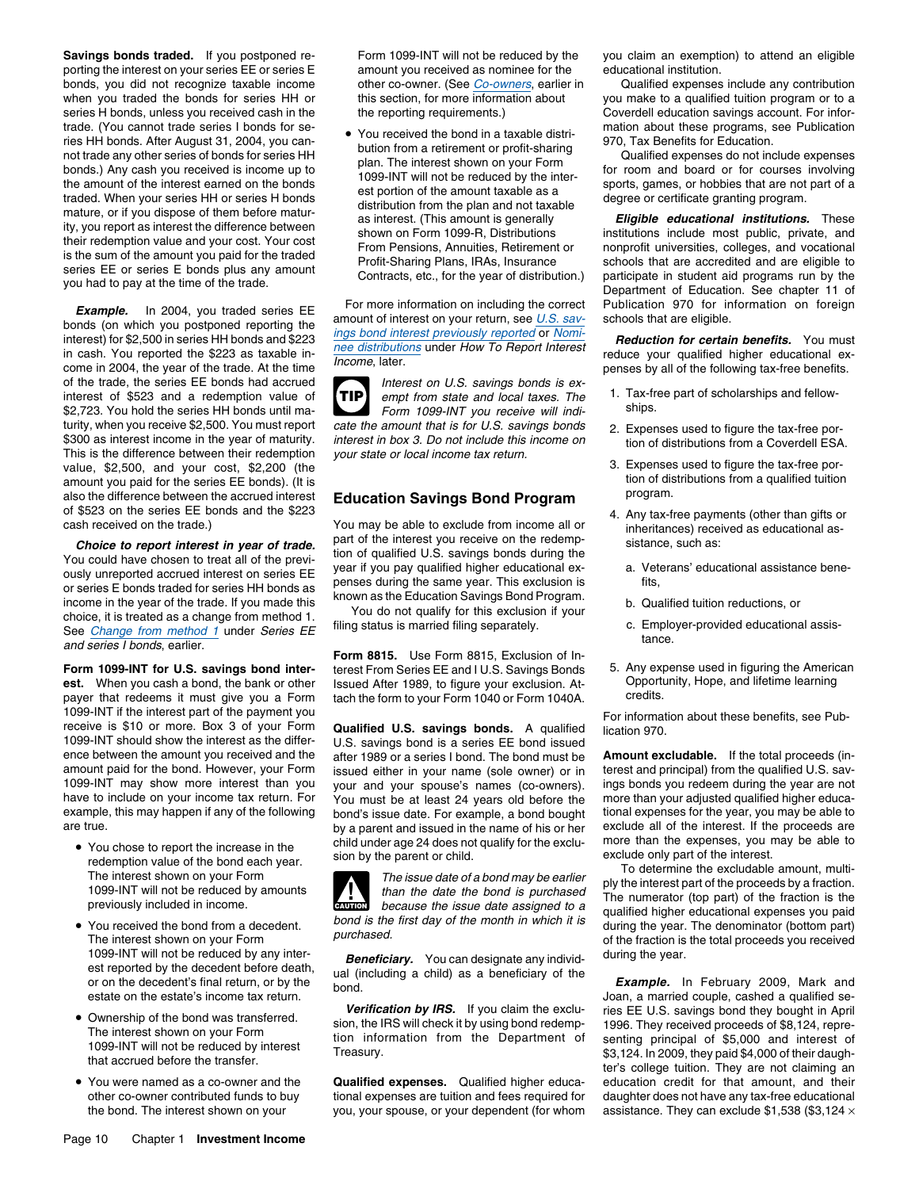**Savings bonds traded.** If you postponed reporting the interest on your series EE or series E bonds, you did not recognize taxable income when you traded the bonds for series HH or series H bonds, unless you received cash in the trade. (You cannot trade series I bonds for series HH bonds. After August 31, 2004, you cannot trade any other series of bonds for series HH bonds.) Any cash you received is income up to the amount of the interest earned on the bonds traded. When your series HH or series H bonds mature, or if you dispose of them before maturity, you report as interest the difference between their redemption value and your cost. Your cost is the sum of the amount you paid for the traded series EE or series E bonds plus any amount you had to pay at the time of the trade.

***Example.*** In 2004, you traded series EE bonds (on which you postponed reporting the interest) for $2,500 in series HH bonds and $223 in cash. You reported the $223 as taxable income in 2004, the year of the trade. At the time of the trade, the series EE bonds had accrued interest of $523 and a redemption value of $2,723. You hold the series HH bonds until maturity, when you receive $2,500. You must report $300 as interest income in the year of maturity. This is the difference between their redemption value, $2,500, and your cost, $2,200 (the amount you paid for the series EE bonds). (It is also the difference between the accrued interest of $523 on the series EE bonds and the $223 cash received on the trade.)

***Choice to report interest in year of trade.*** You could have chosen to treat all of the previously unreported accrued interest on series EE or series E bonds traded for series HH bonds as income in the year of the trade. If you made this choice, it is treated as a change from method 1. See *Change from method 1* under *Series EE and series I bonds*, earlier.

**Form 1099-INT for U.S. savings bond interest.** When you cash a bond, the bank or other payer that redeems it must give you a Form 1099-INT if the interest part of the payment you receive is $10 or more. Box 3 of your Form 1099-INT should show the interest as the difference between the amount you received and the amount paid for the bond. However, your Form 1099-INT may show more interest than you have to include on your income tax return. For example, this may happen if any of the following are true.

- You chose to report the increase in the redemption value of the bond each year. The interest shown on your Form 1099-INT will not be reduced by amounts previously included in income.
- You received the bond from a decedent. The interest shown on your Form 1099-INT will not be reduced by any interest reported by the decedent before death, or on the decedent's final return, or by the estate on the estate's income tax return.
- Ownership of the bond was transferred. The interest shown on your Form 1099-INT will not be reduced by interest that accrued before the transfer.
- You were named as a co-owner and the other co-owner contributed funds to buy the bond. The interest shown on your Form 1099-INT will not be reduced by the amount you received as nominee for the other co-owner. (See *Co-owners*, earlier in this section, for more information about the reporting requirements.)
- You received the bond in a taxable distribution from a retirement or profit-sharing plan. The interest shown on your Form 1099-INT will not be reduced by the interest portion of the amount taxable as a distribution from the plan and not taxable as interest. (This amount is generally shown on Form 1099-R, Distributions From Pensions, Annuities, Retirement or Profit-Sharing Plans, IRAs, Insurance Contracts, etc., for the year of distribution.)

For more information on including the correct amount of interest on your return, see *U.S. savings bond interest previously reported* or *Nominee distributions* under *How To Report Interest Income*, later.

> **TIP:** *Interest on U.S. savings bonds is exempt from state and local taxes. The Form 1099-INT you receive will indicate the amount that is for U.S. savings bonds interest in box 3. Do not include this income on your state or local income tax return.*

## Education Savings Bond Program

You may be able to exclude from income all or part of the interest you receive on the redemption of qualified U.S. savings bonds during the year if you pay qualified higher educational expenses during the same year. This exclusion is known as the Education Savings Bond Program.

You do not qualify for this exclusion if your filing status is married filing separately.

**Form 8815.** Use Form 8815, Exclusion of Interest From Series EE and I U.S. Savings Bonds Issued After 1989, to figure your exclusion. Attach the form to your Form 1040 or Form 1040A.

**Qualified U.S. savings bonds.** A qualified U.S. savings bond is a series EE bond issued after 1989 or a series I bond. The bond must be issued either in your name (sole owner) or in your and your spouse's names (co-owners). You must be at least 24 years old before the bond's issue date. For example, a bond bought by a parent and issued in the name of his or her child under age 24 does not qualify for the exclusion by the parent or child.

> **CAUTION:** *The issue date of a bond may be earlier than the date the bond is purchased because the issue date assigned to a bond is the first day of the month in which it is purchased.*

***Beneficiary.*** You can designate any individual (including a child) as a beneficiary of the bond.

***Verification by IRS.*** If you claim the exclusion, the IRS will check it by using bond redemption information from the Department of Treasury.

**Qualified expenses.** Qualified higher educational expenses are tuition and fees required for you, your spouse, or your dependent (for whom you claim an exemption) to attend an eligible educational institution.

Qualified expenses include any contribution you make to a qualified tuition program or to a Coverdell education savings account. For information about these programs, see Publication 970, Tax Benefits for Education.

Qualified expenses do not include expenses for room and board or for courses involving sports, games, or hobbies that are not part of a degree or certificate granting program.

***Eligible educational institutions.*** These institutions include most public, private, and nonprofit universities, colleges, and vocational schools that are accredited and are eligible to participate in student aid programs run by the Department of Education. See chapter 11 of Publication 970 for information on foreign schools that are eligible.

***Reduction for certain benefits.*** You must reduce your qualified higher educational expenses by all of the following tax-free benefits.

1. Tax-free part of scholarships and fellowships.
2. Expenses used to figure the tax-free portion of distributions from a Coverdell ESA.
3. Expenses used to figure the tax-free portion of distributions from a qualified tuition program.
4. Any tax-free payments (other than gifts or inheritances) received as educational assistance, such as:
   a. Veterans' educational assistance benefits,
   b. Qualified tuition reductions, or
   c. Employer-provided educational assistance.
5. Any expense used in figuring the American Opportunity, Hope, and lifetime learning credits.

For information about these benefits, see Publication 970.

**Amount excludable.** If the total proceeds (interest and principal) from the qualified U.S. savings bonds you redeem during the year are not more than your adjusted qualified higher educational expenses for the year, you may be able to exclude all of the interest. If the proceeds are more than the expenses, you may be able to exclude only part of the interest.

To determine the excludable amount, multiply the interest part of the proceeds by a fraction. The numerator (top part) of the fraction is the qualified higher educational expenses you paid during the year. The denominator (bottom part) of the fraction is the total proceeds you received during the year.

***Example.*** In February 2009, Mark and Joan, a married couple, cashed a qualified series EE U.S. savings bond they bought in April 1996. They received proceeds of $8,124, representing principal of $5,000 and interest of $3,124. In 2009, they paid $4,000 of their daughter's college tuition. They are not claiming an education credit for that amount, and their daughter does not have any tax-free educational assistance. They can exclude $1,538 ($3,124 ×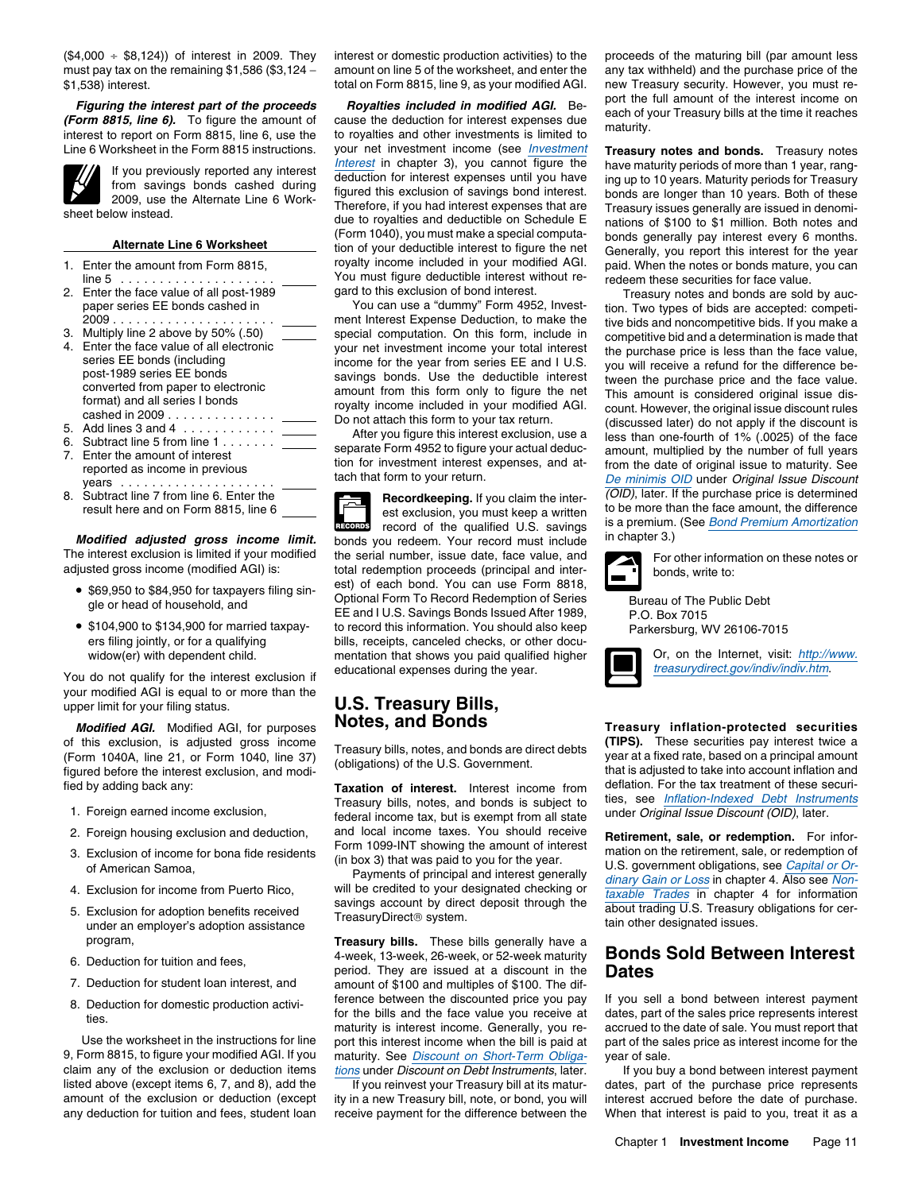($4,000 ÷ $8,124)) of interest in 2009. They must pay tax on the remaining $1,586 ($3,124 − $1,538) interest.

***Figuring the interest part of the proceeds (Form 8815, line 6).*** To figure the amount of interest to report on Form 8815, line 6, use the Line 6 Worksheet in the Form 8815 instructions.

If you previously reported any interest from savings bonds cashed during 2009, use the Alternate Line 6 Worksheet below instead.

**Alternate Line 6 Worksheet**

1. Enter the amount from Form 8815, line 5 . . . . . . . . . . . . . . . . . . . . ______
2. Enter the face value of all post-1989 paper series EE bonds cashed in 2009 . . . . . . . . . . . . . . . . . . . . . ______
3. Multiply line 2 above by 50% (.50) ______
4. Enter the face value of all electronic series EE bonds (including post-1989 series EE bonds converted from paper to electronic format) and all series I bonds cashed in 2009 . . . . . . . . . . . . . ______
5. Add lines 3 and 4 . . . . . . . . . . . ______
6. Subtract line 5 from line 1 . . . . . . . ______
7. Enter the amount of interest reported as income in previous years . . . . . . . . . . . . . . . . . . . . ______
8. Subtract line 7 from line 6. Enter the result here and on Form 8815, line 6 ______

***Modified adjusted gross income limit.*** The interest exclusion is limited if your modified adjusted gross income (modified AGI) is:

- $69,950 to $84,950 for taxpayers filing single or head of household, and
- $104,900 to $134,900 for married taxpayers filing jointly, or for a qualifying widow(er) with dependent child.

You do not qualify for the interest exclusion if your modified AGI is equal to or more than the upper limit for your filing status.

***Modified AGI.*** Modified AGI, for purposes of this exclusion, is adjusted gross income (Form 1040A, line 21, or Form 1040, line 37) figured before the interest exclusion, and modified by adding back any:

1. Foreign earned income exclusion,
2. Foreign housing exclusion and deduction,
3. Exclusion of income for bona fide residents of American Samoa,
4. Exclusion for income from Puerto Rico,
5. Exclusion for adoption benefits received under an employer's adoption assistance program,
6. Deduction for tuition and fees,
7. Deduction for student loan interest, and
8. Deduction for domestic production activities.

Use the worksheet in the instructions for line 9, Form 8815, to figure your modified AGI. If you claim any of the exclusion or deduction items listed above (except items 6, 7, and 8), add the amount of the exclusion or deduction (except any deduction for tuition and fees, student loan interest or domestic production activities) to the amount on line 5 of the worksheet, and enter the total on Form 8815, line 9, as your modified AGI.

***Royalties included in modified AGI.*** Because the deduction for interest expenses due to royalties and other investments is limited to your net investment income (see *Investment Interest* in chapter 3), you cannot figure the deduction for interest expenses until you have figured this exclusion of savings bond interest. Therefore, if you had interest expenses that are due to royalties and deductible on Schedule E (Form 1040), you must make a special computation of your deductible interest to figure the net royalty income included in your modified AGI. You must figure deductible interest without regard to this exclusion of bond interest.

You can use a "dummy" Form 4952, Investment Interest Expense Deduction, to make the special computation. On this form, include in your net investment income your total interest income for the year from series EE and I U.S. savings bonds. Use the deductible interest amount from this form only to figure the net royalty income included in your modified AGI. Do not attach this form to your tax return.

After you figure this interest exclusion, use a separate Form 4952 to figure your actual deduction for investment interest expenses, and attach that form to your return.

**Recordkeeping.** If you claim the interest exclusion, you must keep a written record of the qualified U.S. savings bonds you redeem. Your record must include the serial number, issue date, face value, and total redemption proceeds (principal and interest) of each bond. You can use Form 8818, Optional Form To Record Redemption of Series EE and I U.S. Savings Bonds Issued After 1989, to record this information. You should also keep bills, receipts, canceled checks, or other documentation that shows you paid qualified higher educational expenses during the year.

## U.S. Treasury Bills, Notes, and Bonds

Treasury bills, notes, and bonds are direct debts (obligations) of the U.S. Government.

**Taxation of interest.** Interest income from Treasury bills, notes, and bonds is subject to federal income tax, but is exempt from all state and local income taxes. You should receive Form 1099-INT showing the amount of interest (in box 3) that was paid to you for the year.

Payments of principal and interest generally will be credited to your designated checking or savings account by direct deposit through the TreasuryDirect® system.

**Treasury bills.** These bills generally have a 4-week, 13-week, 26-week, or 52-week maturity period. They are issued at a discount in the amount of $100 and multiples of $100. The difference between the discounted price you pay for the bills and the face value you receive at maturity is interest income. Generally, you report this interest income when the bill is paid at maturity. See *Discount on Short-Term Obligations* under *Discount on Debt Instruments*, later.

If you reinvest your Treasury bill at its maturity in a new Treasury bill, note, or bond, you will receive payment for the difference between the proceeds of the maturing bill (par amount less any tax withheld) and the purchase price of the new Treasury security. However, you must report the full amount of the interest income on each of your Treasury bills at the time it reaches maturity.

**Treasury notes and bonds.** Treasury notes have maturity periods of more than 1 year, ranging up to 10 years. Maturity periods for Treasury bonds are longer than 10 years. Both of these Treasury issues generally are issued in denominations of $100 to $1 million. Both notes and bonds generally pay interest every 6 months. Generally, you report this interest for the year paid. When the notes or bonds mature, you can redeem these securities for face value.

Treasury notes and bonds are sold by auction. Two types of bids are accepted: competitive bids and noncompetitive bids. If you make a competitive bid and a determination is made that the purchase price is less than the face value, you will receive a refund for the difference between the purchase price and the face value. This amount is considered original issue discount. However, the original issue discount rules (discussed later) do not apply if the discount is less than one-fourth of 1% (.0025) of the face amount, multiplied by the number of full years from the date of original issue to maturity. See *De minimis OID* under *Original Issue Discount (OID)*, later. If the purchase price is determined to be more than the face amount, the difference is a premium. (See *Bond Premium Amortization* in chapter 3.)

For other information on these notes or bonds, write to:

Bureau of The Public Debt
P.O. Box 7015
Parkersburg, WV 26106-7015

Or, on the Internet, visit: *http://www.treasurydirect.gov/indiv/indiv.htm*.

**Treasury inflation-protected securities (TIPS).** These securities pay interest twice a year at a fixed rate, based on a principal amount that is adjusted to take into account inflation and deflation. For the tax treatment of these securities, see *Inflation-Indexed Debt Instruments* under *Original Issue Discount (OID)*, later.

**Retirement, sale, or redemption.** For information on the retirement, sale, or redemption of U.S. government obligations, see *Capital or Ordinary Gain or Loss* in chapter 4. Also see *Nontaxable Trades* in chapter 4 for information about trading U.S. Treasury obligations for certain other designated issues.

## Bonds Sold Between Interest Dates

If you sell a bond between interest payment dates, part of the sales price represents interest accrued to the date of sale. You must report that part of the sales price as interest income for the year of sale.

If you buy a bond between interest payment dates, part of the purchase price represents interest accrued before the date of purchase. When that interest is paid to you, treat it as a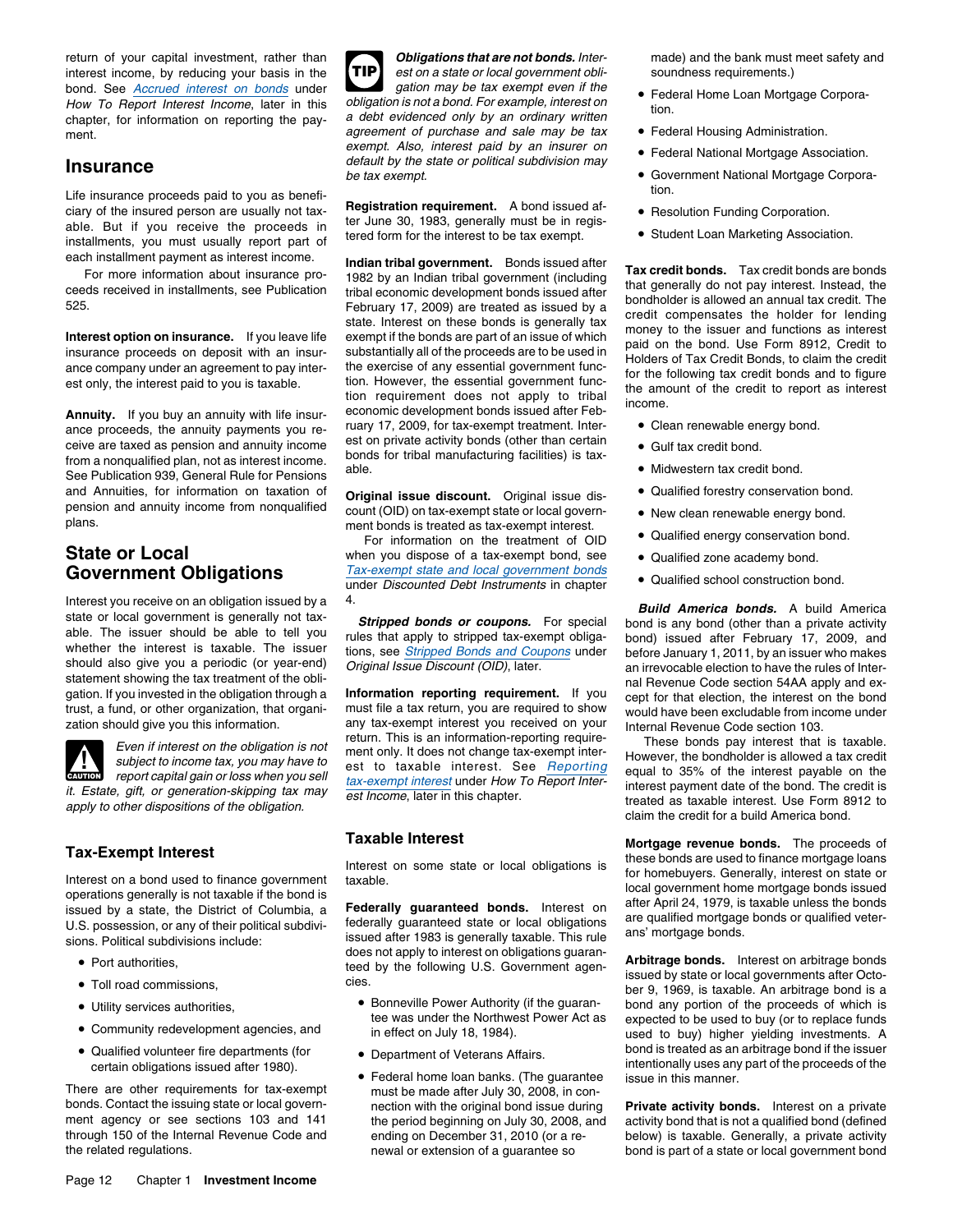return of your capital investment, rather than interest income, by reducing your basis in the bond. See Accrued interest on bonds under *How To Report Interest Income*, later in this chapter, for information on reporting the payment.

## Insurance

Life insurance proceeds paid to you as beneficiary of the insured person are usually not taxable. But if you receive the proceeds in installments, you must usually report part of each installment payment as interest income.

For more information about insurance proceeds received in installments, see Publication 525.

**Interest option on insurance.** If you leave life insurance proceeds on deposit with an insurance company under an agreement to pay interest only, the interest paid to you is taxable.

**Annuity.** If you buy an annuity with life insurance proceeds, the annuity payments you receive are taxed as pension and annuity income from a nonqualified plan, not as interest income. See Publication 939, General Rule for Pensions and Annuities, for information on taxation of pension and annuity income from nonqualified plans.

## State or Local Government Obligations

Interest you receive on an obligation issued by a state or local government is generally not taxable. The issuer should be able to tell you whether the interest is taxable. The issuer should also give you a periodic (or year-end) statement showing the tax treatment of the obligation. If you invested in the obligation through a trust, a fund, or other organization, that organization should give you this information.

**CAUTION:** *Even if interest on the obligation is not subject to income tax, you may have to report capital gain or loss when you sell it. Estate, gift, or generation-skipping tax may apply to other dispositions of the obligation.*

### Tax-Exempt Interest

Interest on a bond used to finance government operations generally is not taxable if the bond is issued by a state, the District of Columbia, a U.S. possession, or any of their political subdivisions. Political subdivisions include:

- Port authorities,
- Toll road commissions,
- Utility services authorities,
- Community redevelopment agencies, and
- Qualified volunteer fire departments (for certain obligations issued after 1980).

There are other requirements for tax-exempt bonds. Contact the issuing state or local government agency or see sections 103 and 141 through 150 of the Internal Revenue Code and the related regulations.

**TIP:** ***Obligations that are not bonds.*** *Interest on a state or local government obligation may be tax exempt even if the obligation is not a bond. For example, interest on a debt evidenced only by an ordinary written agreement of purchase and sale may be tax exempt. Also, interest paid by an insurer on default by the state or political subdivision may be tax exempt.*

**Registration requirement.** A bond issued after June 30, 1983, generally must be in registered form for the interest to be tax exempt.

**Indian tribal government.** Bonds issued after 1982 by an Indian tribal government (including tribal economic development bonds issued after February 17, 2009) are treated as issued by a state. Interest on these bonds is generally tax exempt if the bonds are part of an issue of which substantially all of the proceeds are to be used in the exercise of any essential government function. However, the essential government function requirement does not apply to tribal economic development bonds issued after February 17, 2009, for tax-exempt treatment. Interest on private activity bonds (other than certain bonds for tribal manufacturing facilities) is taxable.

**Original issue discount.** Original issue discount (OID) on tax-exempt state or local government bonds is treated as tax-exempt interest.

For information on the treatment of OID when you dispose of a tax-exempt bond, see Tax-exempt state and local government bonds under *Discounted Debt Instruments* in chapter 4.

***Stripped bonds or coupons.*** For special rules that apply to stripped tax-exempt obligations, see Stripped Bonds and Coupons under *Original Issue Discount (OID)*, later.

**Information reporting requirement.** If you must file a tax return, you are required to show any tax-exempt interest you received on your return. This is an information-reporting requirement only. It does not change tax-exempt interest to taxable interest. See Reporting tax-exempt interest under *How To Report Interest Income*, later in this chapter.

### Taxable Interest

Interest on some state or local obligations is taxable.

**Federally guaranteed bonds.** Interest on federally guaranteed state or local obligations issued after 1983 is generally taxable. This rule does not apply to interest on obligations guaranteed by the following U.S. Government agencies.

- Bonneville Power Authority (if the guarantee was under the Northwest Power Act as in effect on July 18, 1984).
- Department of Veterans Affairs.
- Federal home loan banks. (The guarantee must be made after July 30, 2008, in connection with the original bond issue during the period beginning on July 30, 2008, and ending on December 31, 2010 (or a renewal or extension of a guarantee so made) and the bank must meet safety and soundness requirements.)
- Federal Home Loan Mortgage Corporation.
- Federal Housing Administration.
- Federal National Mortgage Association.
- Government National Mortgage Corporation.
- Resolution Funding Corporation.
- Student Loan Marketing Association.

**Tax credit bonds.** Tax credit bonds are bonds that generally do not pay interest. Instead, the bondholder is allowed an annual tax credit. The credit compensates the holder for lending money to the issuer and functions as interest paid on the bond. Use Form 8912, Credit to Holders of Tax Credit Bonds, to claim the credit for the following tax credit bonds and to figure the amount of the credit to report as interest income.

- Clean renewable energy bond.
- Gulf tax credit bond.
- Midwestern tax credit bond.
- Qualified forestry conservation bond.
- New clean renewable energy bond.
- Qualified energy conservation bond.
- Qualified zone academy bond.
- Qualified school construction bond.

***Build America bonds.*** A build America bond is any bond (other than a private activity bond) issued after February 17, 2009, and before January 1, 2011, by an issuer who makes an irrevocable election to have the rules of Internal Revenue Code section 54AA apply and except for that election, the interest on the bond would have been excludable from income under Internal Revenue Code section 103.

These bonds pay interest that is taxable. However, the bondholder is allowed a tax credit equal to 35% of the interest payable on the interest payment date of the bond. The credit is treated as taxable interest. Use Form 8912 to claim the credit for a build America bond.

**Mortgage revenue bonds.** The proceeds of these bonds are used to finance mortgage loans for homebuyers. Generally, interest on state or local government home mortgage bonds issued after April 24, 1979, is taxable unless the bonds are qualified mortgage bonds or qualified veterans' mortgage bonds.

**Arbitrage bonds.** Interest on arbitrage bonds issued by state or local governments after October 9, 1969, is taxable. An arbitrage bond is a bond any portion of the proceeds of which is expected to be used to buy (or to replace funds used to buy) higher yielding investments. A bond is treated as an arbitrage bond if the issuer intentionally uses any part of the proceeds of the issue in this manner.

**Private activity bonds.** Interest on a private activity bond that is not a qualified bond (defined below) is taxable. Generally, a private activity bond is part of a state or local government bond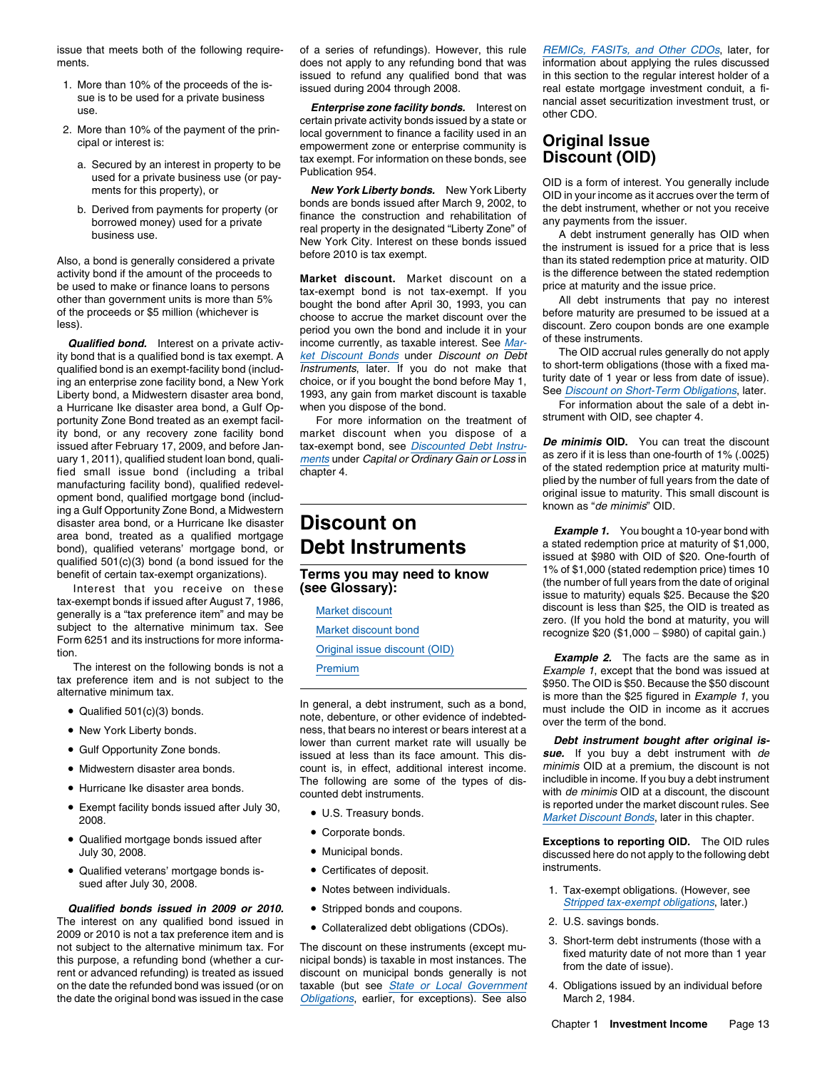issue that meets both of the following requirements.

1. More than 10% of the proceeds of the issue is to be used for a private business use.
2. More than 10% of the payment of the principal or interest is:
   a. Secured by an interest in property to be used for a private business use (or payments for this property), or
   b. Derived from payments for property (or borrowed money) used for a private business use.

Also, a bond is generally considered a private activity bond if the amount of the proceeds to be used to make or finance loans to persons other than government units is more than 5% of the proceeds or $5 million (whichever is less).

***Qualified bond.*** Interest on a private activity bond that is a qualified bond is tax exempt. A qualified bond is an exempt-facility bond (including an enterprise zone facility bond, a New York Liberty bond, a Midwestern disaster area bond, a Hurricane Ike disaster area bond, a Gulf Opportunity Zone Bond treated as an exempt facility bond, or any recovery zone facility bond issued after February 17, 2009, and before January 1, 2011), qualified student loan bond, qualified small issue bond (including a tribal manufacturing facility bond), qualified redevelopment bond, qualified mortgage bond (including a Gulf Opportunity Zone Bond, a Midwestern disaster area bond, or a Hurricane Ike disaster area bond, treated as a qualified mortgage bond), qualified veterans' mortgage bond, or qualified 501(c)(3) bond (a bond issued for the benefit of certain tax-exempt organizations).

Interest that you receive on these tax-exempt bonds if issued after August 7, 1986, generally is a "tax preference item" and may be subject to the alternative minimum tax. See Form 6251 and its instructions for more information.

The interest on the following bonds is not a tax preference item and is not subject to the alternative minimum tax.

- Qualified 501(c)(3) bonds.
- New York Liberty bonds.
- Gulf Opportunity Zone bonds.
- Midwestern disaster area bonds.
- Hurricane Ike disaster area bonds.
- Exempt facility bonds issued after July 30, 2008.
- Qualified mortgage bonds issued after July 30, 2008.
- Qualified veterans' mortgage bonds issued after July 30, 2008.

***Qualified bonds issued in 2009 or 2010.*** The interest on any qualified bond issued in 2009 or 2010 is not a tax preference item and is not subject to the alternative minimum tax. For this purpose, a refunding bond (whether a current or advanced refunding) is treated as issued on the date the refunded bond was issued (or on the date the original bond was issued in the case of a series of refundings). However, this rule does not apply to any refunding bond that was issued to refund any qualified bond that was issued during 2004 through 2008.

***Enterprise zone facility bonds.*** Interest on certain private activity bonds issued by a state or local government to finance a facility used in an empowerment zone or enterprise community is tax exempt. For information on these bonds, see Publication 954.

***New York Liberty bonds.*** New York Liberty bonds are bonds issued after March 9, 2002, to finance the construction and rehabilitation of real property in the designated "Liberty Zone" of New York City. Interest on these bonds issued before 2010 is tax exempt.

**Market discount.** Market discount on a tax-exempt bond is not tax-exempt. If you bought the bond after April 30, 1993, you can choose to accrue the market discount over the period you own the bond and include it in your income currently, as taxable interest. See *Market Discount Bonds* under *Discount on Debt Instruments*, later. If you do not make that choice, or if you bought the bond before May 1, 1993, any gain from market discount is taxable when you dispose of the bond.

For more information on the treatment of market discount when you dispose of a tax-exempt bond, see *Discounted Debt Instruments* under *Capital or Ordinary Gain or Loss* in chapter 4.

# Discount on Debt Instruments

## Terms you may need to know (see Glossary):

Market discount

Market discount bond

Original issue discount (OID)

Premium

In general, a debt instrument, such as a bond, note, debenture, or other evidence of indebtedness, that bears no interest or bears interest at a lower than current market rate will usually be issued at less than its face amount. This discount is, in effect, additional interest income. The following are some of the types of discounted debt instruments.

- U.S. Treasury bonds.
- Corporate bonds.
- Municipal bonds.
- Certificates of deposit.
- Notes between individuals.
- Stripped bonds and coupons.
- Collateralized debt obligations (CDOs).

The discount on these instruments (except municipal bonds) is taxable in most instances. The discount on municipal bonds generally is not taxable (but see *State or Local Government Obligations*, earlier, for exceptions). See also *REMICs, FASITs, and Other CDOs*, later, for information about applying the rules discussed in this section to the regular interest holder of a real estate mortgage investment conduit, a financial asset securitization investment trust, or other CDO.

## Original Issue Discount (OID)

OID is a form of interest. You generally include OID in your income as it accrues over the term of the debt instrument, whether or not you receive any payments from the issuer.

A debt instrument generally has OID when the instrument is issued for a price that is less than its stated redemption price at maturity. OID is the difference between the stated redemption price at maturity and the issue price.

All debt instruments that pay no interest before maturity are presumed to be issued at a discount. Zero coupon bonds are one example of these instruments.

The OID accrual rules generally do not apply to short-term obligations (those with a fixed maturity date of 1 year or less from date of issue). See *Discount on Short-Term Obligations*, later.

For information about the sale of a debt instrument with OID, see chapter 4.

***De minimis* OID.** You can treat the discount as zero if it is less than one-fourth of 1% (.0025) of the stated redemption price at maturity multiplied by the number of full years from the date of original issue to maturity. This small discount is known as "*de minimis*" OID.

***Example 1.*** You bought a 10-year bond with a stated redemption price at maturity of $1,000, issued at $980 with OID of $20. One-fourth of 1% of $1,000 (stated redemption price) times 10 (the number of full years from the date of original issue to maturity) equals $25. Because the $20 discount is less than $25, the OID is treated as zero. (If you hold the bond at maturity, you will recognize $20 ($1,000 – $980) of capital gain.)

***Example 2.*** The facts are the same as in *Example 1*, except that the bond was issued at $950. The OID is $50. Because the $50 discount is more than the $25 figured in *Example 1*, you must include the OID in income as it accrues over the term of the bond.

***Debt instrument bought after original issue.*** If you buy a debt instrument with *de minimis* OID at a premium, the discount is not includible in income. If you buy a debt instrument with *de minimis* OID at a discount, the discount is reported under the market discount rules. See *Market Discount Bonds*, later in this chapter.

**Exceptions to reporting OID.** The OID rules discussed here do not apply to the following debt instruments.

1. Tax-exempt obligations. (However, see *Stripped tax-exempt obligations*, later.)
2. U.S. savings bonds.
3. Short-term debt instruments (those with a fixed maturity date of not more than 1 year from the date of issue).
4. Obligations issued by an individual before March 2, 1984.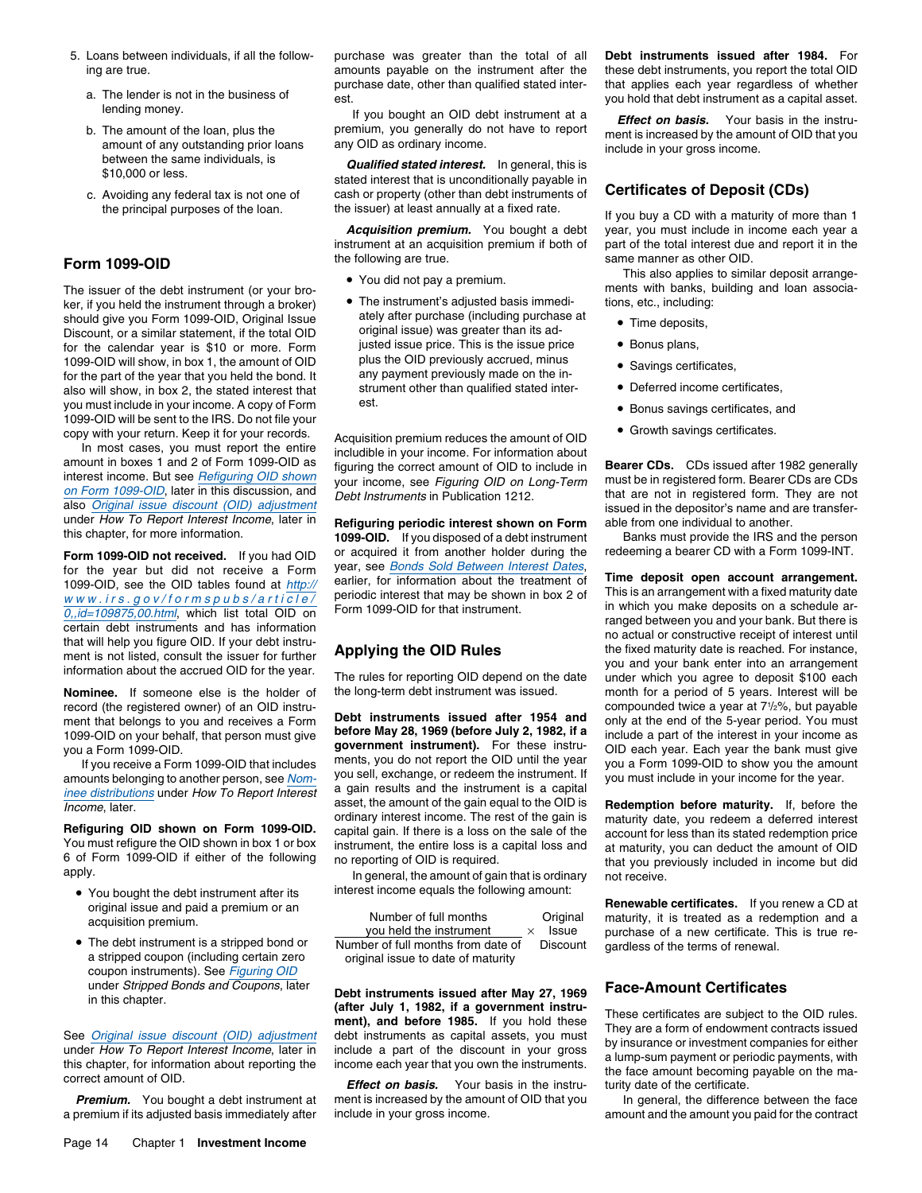5. Loans between individuals, if all the following are true.
   a. The lender is not in the business of lending money.
   b. The amount of the loan, plus the amount of any outstanding prior loans between the same individuals, is $10,000 or less.
   c. Avoiding any federal tax is not one of the principal purposes of the loan.

## Form 1099-OID

The issuer of the debt instrument (or your broker, if you held the instrument through a broker) should give you Form 1099-OID, Original Issue Discount, or a similar statement, if the total OID for the calendar year is $10 or more. Form 1099-OID will show, in box 1, the amount of OID for the part of the year that you held the bond. It also will show, in box 2, the stated interest that you must include in your income. A copy of Form 1099-OID will be sent to the IRS. Do not file your copy with your return. Keep it for your records.

In most cases, you must report the entire amount in boxes 1 and 2 of Form 1099-OID as interest income. But see *Refiguring OID shown on Form 1099-OID*, later in this discussion, and also *Original issue discount (OID) adjustment* under *How To Report Interest Income*, later in this chapter, for more information.

**Form 1099-OID not received.** If you had OID for the year but did not receive a Form 1099-OID, see the OID tables found at http://www.irs.gov/formspubs/article/0,,id=109875,00.html, which list total OID on certain debt instruments and has information that will help you figure OID. If your debt instrument is not listed, consult the issuer for further information about the accrued OID for the year.

**Nominee.** If someone else is the holder of record (the registered owner) of an OID instrument that belongs to you and receives a Form 1099-OID on your behalf, that person must give you a Form 1099-OID.

If you receive a Form 1099-OID that includes amounts belonging to another person, see *Nominee distributions* under *How To Report Interest Income*, later.

**Refiguring OID shown on Form 1099-OID.** You must refigure the OID shown in box 1 or box 6 of Form 1099-OID if either of the following apply.

- You bought the debt instrument after its original issue and paid a premium or an acquisition premium.
- The debt instrument is a stripped bond or a stripped coupon (including certain zero coupon instruments). See *Figuring OID under Stripped Bonds and Coupons*, later in this chapter.

See *Original issue discount (OID) adjustment* under *How To Report Interest Income*, later in this chapter, for information about reporting the correct amount of OID.

***Premium.*** You bought a debt instrument at a premium if its adjusted basis immediately after purchase was greater than the total of all amounts payable on the instrument after the purchase date, other than qualified stated interest.

If you bought an OID debt instrument at a premium, you generally do not have to report any OID as ordinary income.

***Qualified stated interest.*** In general, this is stated interest that is unconditionally payable in cash or property (other than debt instruments of the issuer) at least annually at a fixed rate.

***Acquisition premium.*** You bought a debt instrument at an acquisition premium if both of the following are true.

- You did not pay a premium.
- The instrument's adjusted basis immediately after purchase (including purchase at original issue) was greater than its adjusted issue price. This is the issue price plus the OID previously accrued, minus any payment previously made on the instrument other than qualified stated interest.

Acquisition premium reduces the amount of OID includible in your income. For information about figuring the correct amount of OID to include in your income, see *Figuring OID on Long-Term Debt Instruments* in Publication 1212.

**Refiguring periodic interest shown on Form 1099-OID.** If you disposed of a debt instrument or acquired it from another holder during the year, see *Bonds Sold Between Interest Dates*, earlier, for information about the treatment of periodic interest that may be shown in box 2 of Form 1099-OID for that instrument.

## Applying the OID Rules

The rules for reporting OID depend on the date the long-term debt instrument was issued.

**Debt instruments issued after 1954 and before May 28, 1969 (before July 2, 1982, if a government instrument).** For these instruments, you do not report the OID until the year you sell, exchange, or redeem the instrument. If a gain results and the instrument is a capital asset, the amount of the gain equal to the OID is ordinary interest income. The rest of the gain is capital gain. If there is a loss on the sale of the instrument, the entire loss is a capital loss and no reporting of OID is required.

In general, the amount of gain that is ordinary interest income equals the following amount:

$$\frac{\text{Number of full months you held the instrument}}{\text{Number of full months from date of original issue to date of maturity}} \times \text{Original Issue Discount}$$

**Debt instruments issued after May 27, 1969 (after July 1, 1982, if a government instrument), and before 1985.** If you hold these debt instruments as capital assets, you must include a part of the discount in your gross income each year that you own the instruments.

***Effect on basis.*** Your basis in the instrument is increased by the amount of OID that you include in your gross income.

**Debt instruments issued after 1984.** For these debt instruments, you report the total OID that applies each year regardless of whether you hold that debt instrument as a capital asset.

***Effect on basis.*** Your basis in the instrument is increased by the amount of OID that you include in your gross income.

## Certificates of Deposit (CDs)

If you buy a CD with a maturity of more than 1 year, you must include in income each year a part of the total interest due and report it in the same manner as other OID.

This also applies to similar deposit arrangements with banks, building and loan associations, etc., including:

- Time deposits,
- Bonus plans,
- Savings certificates,
- Deferred income certificates,
- Bonus savings certificates, and
- Growth savings certificates.

**Bearer CDs.** CDs issued after 1982 generally must be in registered form. Bearer CDs are CDs that are not in registered form. They are not issued in the depositor's name and are transferable from one individual to another.

Banks must provide the IRS and the person redeeming a bearer CD with a Form 1099-INT.

**Time deposit open account arrangement.** This is an arrangement with a fixed maturity date in which you make deposits on a schedule arranged between you and your bank. But there is no actual or constructive receipt of interest until the fixed maturity date is reached. For instance, you and your bank enter into an arrangement under which you agree to deposit $100 each month for a period of 5 years. Interest will be compounded twice a year at 7½%, but payable only at the end of the 5-year period. You must include a part of the interest in your income as OID each year. Each year the bank must give you a Form 1099-OID to show you the amount you must include in your income for the year.

**Redemption before maturity.** If, before the maturity date, you redeem a deferred interest account for less than its stated redemption price at maturity, you can deduct the amount of OID that you previously included in income but did not receive.

**Renewable certificates.** If you renew a CD at maturity, it is treated as a redemption and a purchase of a new certificate. This is true regardless of the terms of renewal.

## Face-Amount Certificates

These certificates are subject to the OID rules. They are a form of endowment contracts issued by insurance or investment companies for either a lump-sum payment or periodic payments, with the face amount becoming payable on the maturity date of the certificate.

In general, the difference between the face amount and the amount you paid for the contract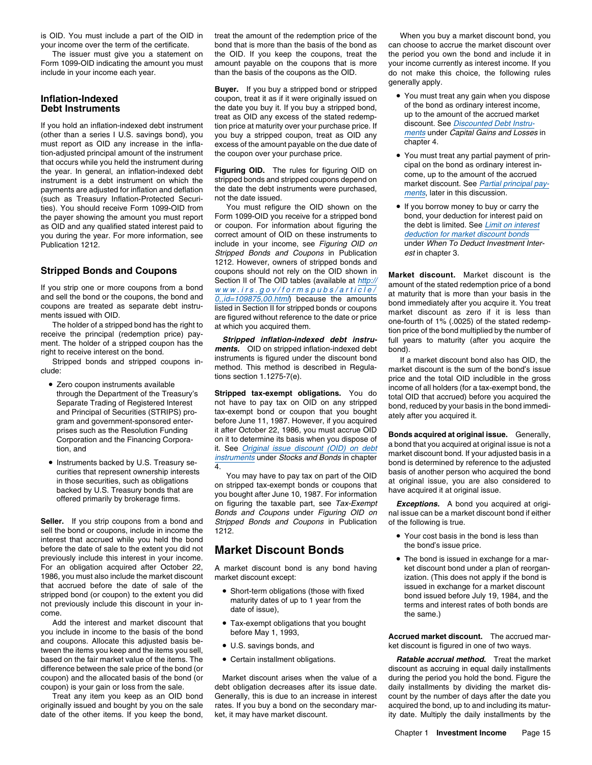is OID. You must include a part of the OID in your income over the term of the certificate.

The issuer must give you a statement on Form 1099-OID indicating the amount you must include in your income each year.

## Inflation-Indexed Debt Instruments

If you hold an inflation-indexed debt instrument (other than a series I U.S. savings bond), you must report as OID any increase in the inflation-adjusted principal amount of the instrument that occurs while you held the instrument during the year. In general, an inflation-indexed debt instrument is a debt instrument on which the payments are adjusted for inflation and deflation (such as Treasury Inflation-Protected Securities). You should receive Form 1099-OID from the payer showing the amount you must report as OID and any qualified stated interest paid to you during the year. For more information, see Publication 1212.

## Stripped Bonds and Coupons

If you strip one or more coupons from a bond and sell the bond or the coupons, the bond and coupons are treated as separate debt instruments issued with OID.

The holder of a stripped bond has the right to receive the principal (redemption price) payment. The holder of a stripped coupon has the right to receive interest on the bond.

Stripped bonds and stripped coupons include:

- Zero coupon instruments available through the Department of the Treasury's Separate Trading of Registered Interest and Principal of Securities (STRIPS) program and government-sponsored enterprises such as the Resolution Funding Corporation and the Financing Corporation, and
- Instruments backed by U.S. Treasury securities that represent ownership interests in those securities, such as obligations backed by U.S. Treasury bonds that are offered primarily by brokerage firms.

**Seller.** If you strip coupons from a bond and sell the bond or coupons, include in income the interest that accrued while you held the bond before the date of sale to the extent you did not previously include this interest in your income. For an obligation acquired after October 22, 1986, you must also include the market discount that accrued before the date of sale of the stripped bond (or coupon) to the extent you did not previously include this discount in your income.

Add the interest and market discount that you include in income to the basis of the bond and coupons. Allocate this adjusted basis between the items you keep and the items you sell, based on the fair market value of the items. The difference between the sale price of the bond (or coupon) and the allocated basis of the bond (or coupon) is your gain or loss from the sale.

Treat any item you keep as an OID bond originally issued and bought by you on the sale date of the other items. If you keep the bond, treat the amount of the redemption price of the bond that is more than the basis of the bond as OID. If you keep the coupons, treat the amount payable on the coupons that is more than the basis of the coupons as the OID.

**Buyer.** If you buy a stripped bond or stripped coupon, treat it as if it were originally issued on the date you buy it. If you buy a stripped bond, treat as OID any excess of the stated redemption price at maturity over your purchase price. If you buy a stripped coupon, treat as OID any excess of the amount payable on the due date of the coupon over your purchase price.

**Figuring OID.** The rules for figuring OID on stripped bonds and stripped coupons depend on the date the debt instruments were purchased, not the date issued.

You must refigure the OID shown on the Form 1099-OID you receive for a stripped bond or coupon. For information about figuring the correct amount of OID on these instruments to include in your income, see *Figuring OID on Stripped Bonds and Coupons* in Publication 1212. However, owners of stripped bonds and coupons should not rely on the OID shown in Section II of The OID tables (available at http://www.irs.gov/formspubs/article/0,,id=109875,00.html) because the amounts listed in Section II for stripped bonds or coupons are figured without reference to the date or price at which you acquired them.

***Stripped inflation-indexed debt instruments.*** OID on stripped inflation-indexed debt instruments is figured under the discount bond method. This method is described in Regulations section 1.1275-7(e).

**Stripped tax-exempt obligations.** You do not have to pay tax on OID on any stripped tax-exempt bond or coupon that you bought before June 11, 1987. However, if you acquired it after October 22, 1986, you must accrue OID on it to determine its basis when you dispose of it. See *Original issue discount (OID) on debt instruments* under *Stocks and Bonds* in chapter 4.

You may have to pay tax on part of the OID on stripped tax-exempt bonds or coupons that you bought after June 10, 1987. For information on figuring the taxable part, see *Tax-Exempt Bonds and Coupons* under *Figuring OID on Stripped Bonds and Coupons* in Publication 1212.

## Market Discount Bonds

A market discount bond is any bond having market discount except:

- Short-term obligations (those with fixed maturity dates of up to 1 year from the date of issue),
- Tax-exempt obligations that you bought before May 1, 1993,
- U.S. savings bonds, and
- Certain installment obligations.

Market discount arises when the value of a debt obligation decreases after its issue date. Generally, this is due to an increase in interest rates. If you buy a bond on the secondary market, it may have market discount.

When you buy a market discount bond, you can choose to accrue the market discount over the period you own the bond and include it in your income currently as interest income. If you do not make this choice, the following rules generally apply.

- You must treat any gain when you dispose of the bond as ordinary interest income, up to the amount of the accrued market discount. See *Discounted Debt Instruments* under *Capital Gains and Losses* in chapter 4.
- You must treat any partial payment of principal on the bond as ordinary interest income, up to the amount of the accrued market discount. See *Partial principal payments*, later in this discussion.
- If you borrow money to buy or carry the bond, your deduction for interest paid on the debt is limited. See *Limit on interest deduction for market discount bonds* under *When To Deduct Investment Interest* in chapter 3.

**Market discount.** Market discount is the amount of the stated redemption price of a bond at maturity that is more than your basis in the bond immediately after you acquire it. You treat market discount as zero if it is less than one-fourth of 1% (.0025) of the stated redemption price of the bond multiplied by the number of full years to maturity (after you acquire the bond).

If a market discount bond also has OID, the market discount is the sum of the bond's issue price and the total OID includible in the gross income of all holders (for a tax-exempt bond, the total OID that accrued) before you acquired the bond, reduced by your basis in the bond immediately after you acquired it.

**Bonds acquired at original issue.** Generally, a bond that you acquired at original issue is not a market discount bond. If your adjusted basis in a bond is determined by reference to the adjusted basis of another person who acquired the bond at original issue, you are also considered to have acquired it at original issue.

***Exceptions.*** A bond you acquired at original issue can be a market discount bond if either of the following is true.

- Your cost basis in the bond is less than the bond's issue price.
- The bond is issued in exchange for a market discount bond under a plan of reorganization. (This does not apply if the bond is issued in exchange for a market discount bond issued before July 19, 1984, and the terms and interest rates of both bonds are the same.)

**Accrued market discount.** The accrued market discount is figured in one of two ways.

***Ratable accrual method.*** Treat the market discount as accruing in equal daily installments during the period you hold the bond. Figure the daily installments by dividing the market discount by the number of days after the date you acquired the bond, up to and including its maturity date. Multiply the daily installments by the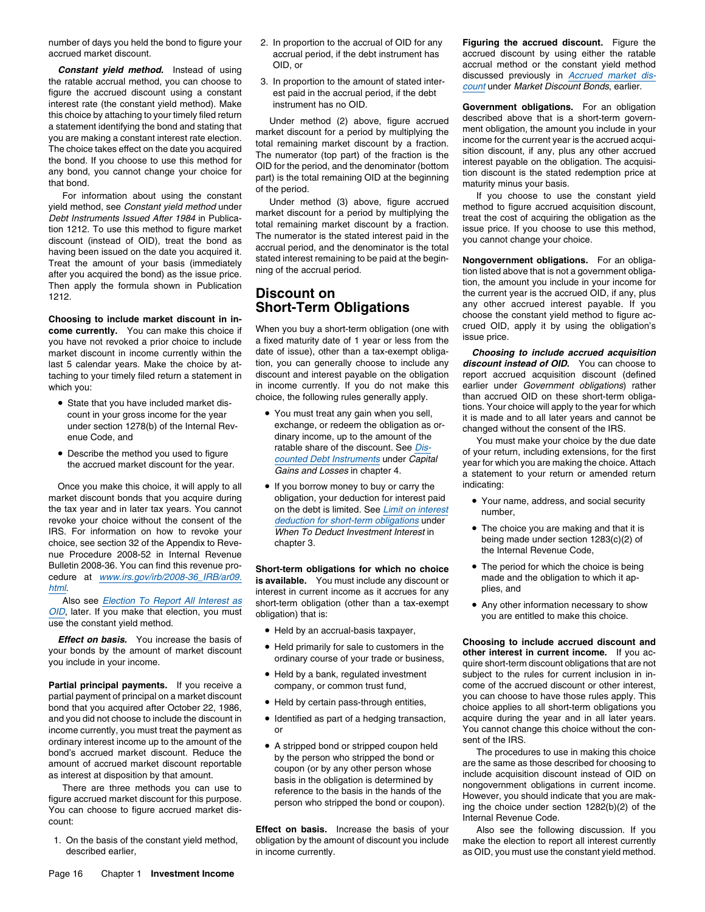number of days you held the bond to figure your accrued market discount.

***Constant yield method.*** Instead of using the ratable accrual method, you can choose to figure the accrued discount using a constant interest rate (the constant yield method). Make this choice by attaching to your timely filed return a statement identifying the bond and stating that you are making a constant interest rate election. The choice takes effect on the date you acquired the bond. If you choose to use this method for any bond, you cannot change your choice for that bond.

For information about using the constant yield method, see *Constant yield method* under *Debt Instruments Issued After 1984* in Publication 1212. To use this method to figure market discount (instead of OID), treat the bond as having been issued on the date you acquired it. Treat the amount of your basis (immediately after you acquired the bond) as the issue price. Then apply the formula shown in Publication 1212.

**Choosing to include market discount in income currently.** You can make this choice if you have not revoked a prior choice to include market discount in income currently within the last 5 calendar years. Make the choice by attaching to your timely filed return a statement in which you:

- State that you have included market discount in your gross income for the year under section 1278(b) of the Internal Revenue Code, and
- Describe the method you used to figure the accrued market discount for the year.

Once you make this choice, it will apply to all market discount bonds that you acquire during the tax year and in later tax years. You cannot revoke your choice without the consent of the IRS. For information on how to revoke your choice, see section 32 of the Appendix to Revenue Procedure 2008-52 in Internal Revenue Bulletin 2008-36. You can find this revenue procedure at *www.irs.gov/irb/2008-36_IRB/ar09.html*.

Also see *Election To Report All Interest as OID*, later. If you make that election, you must use the constant yield method.

***Effect on basis.*** You increase the basis of your bonds by the amount of market discount you include in your income.

**Partial principal payments.** If you receive a partial payment of principal on a market discount bond that you acquired after October 22, 1986, and you did not choose to include the discount in income currently, you must treat the payment as ordinary interest income up to the amount of the bond's accrued market discount. Reduce the amount of accrued market discount reportable as interest at disposition by that amount.

There are three methods you can use to figure accrued market discount for this purpose. You can choose to figure accrued market discount:

1. On the basis of the constant yield method, described earlier,
2. In proportion to the accrual of OID for any accrual period, if the debt instrument has OID, or
3. In proportion to the amount of stated interest paid in the accrual period, if the debt instrument has no OID.

Under method (2) above, figure accrued market discount for a period by multiplying the total remaining market discount by a fraction. The numerator (top part) of the fraction is the OID for the period, and the denominator (bottom part) is the total remaining OID at the beginning of the period.

Under method (3) above, figure accrued market discount for a period by multiplying the total remaining market discount by a fraction. The numerator is the stated interest paid in the accrual period, and the denominator is the total stated interest remaining to be paid at the beginning of the accrual period.

## Discount on Short-Term Obligations

When you buy a short-term obligation (one with a fixed maturity date of 1 year or less from the date of issue), other than a tax-exempt obligation, you can generally choose to include any discount and interest payable on the obligation in income currently. If you do not make this choice, the following rules generally apply.

- You must treat any gain when you sell, exchange, or redeem the obligation as ordinary income, up to the amount of the ratable share of the discount. See *Discounted Debt Instruments* under *Capital Gains and Losses* in chapter 4.
- If you borrow money to buy or carry the obligation, your deduction for interest paid on the debt is limited. See *Limit on interest deduction for short-term obligations* under *When To Deduct Investment Interest* in chapter 3.

**Short-term obligations for which no choice is available.** You must include any discount or interest in current income as it accrues for any short-term obligation (other than a tax-exempt obligation) that is:

- Held by an accrual-basis taxpayer,
- Held primarily for sale to customers in the ordinary course of your trade or business,
- Held by a bank, regulated investment company, or common trust fund,
- Held by certain pass-through entities,
- Identified as part of a hedging transaction, or
- A stripped bond or stripped coupon held by the person who stripped the bond or coupon (or by any other person whose basis in the obligation is determined by reference to the basis in the hands of the person who stripped the bond or coupon).

**Effect on basis.** Increase the basis of your obligation by the amount of discount you include in income currently.

**Figuring the accrued discount.** Figure the accrued discount by using either the ratable accrual method or the constant yield method discussed previously in *Accrued market discount* under *Market Discount Bonds*, earlier.

**Government obligations.** For an obligation described above that is a short-term government obligation, the amount you include in your income for the current year is the accrued acquisition discount, if any, plus any other accrued interest payable on the obligation. The acquisition discount is the stated redemption price at maturity minus your basis.

If you choose to use the constant yield method to figure accrued acquisition discount, treat the cost of acquiring the obligation as the issue price. If you choose to use this method, you cannot change your choice.

**Nongovernment obligations.** For an obligation listed above that is not a government obligation, the amount you include in your income for the current year is the accrued OID, if any, plus any other accrued interest payable. If you choose the constant yield method to figure accrued OID, apply it by using the obligation's issue price.

***Choosing to include accrued acquisition discount instead of OID.*** You can choose to report accrued acquisition discount (defined earlier under *Government obligations*) rather than accrued OID on these short-term obligations. Your choice will apply to the year for which it is made and to all later years and cannot be changed without the consent of the IRS.

You must make your choice by the due date of your return, including extensions, for the first year for which you are making the choice. Attach a statement to your return or amended return indicating:

- Your name, address, and social security number,
- The choice you are making and that it is being made under section 1283(c)(2) of the Internal Revenue Code,
- The period for which the choice is being made and the obligation to which it applies, and
- Any other information necessary to show you are entitled to make this choice.

**Choosing to include accrued discount and other interest in current income.** If you acquire short-term discount obligations that are not subject to the rules for current inclusion in income of the accrued discount or other interest, you can choose to have those rules apply. This choice applies to all short-term obligations you acquire during the year and in all later years. You cannot change this choice without the consent of the IRS.

The procedures to use in making this choice are the same as those described for choosing to include acquisition discount instead of OID on nongovernment obligations in current income. However, you should indicate that you are making the choice under section 1282(b)(2) of the Internal Revenue Code.

Also see the following discussion. If you make the election to report all interest currently as OID, you must use the constant yield method.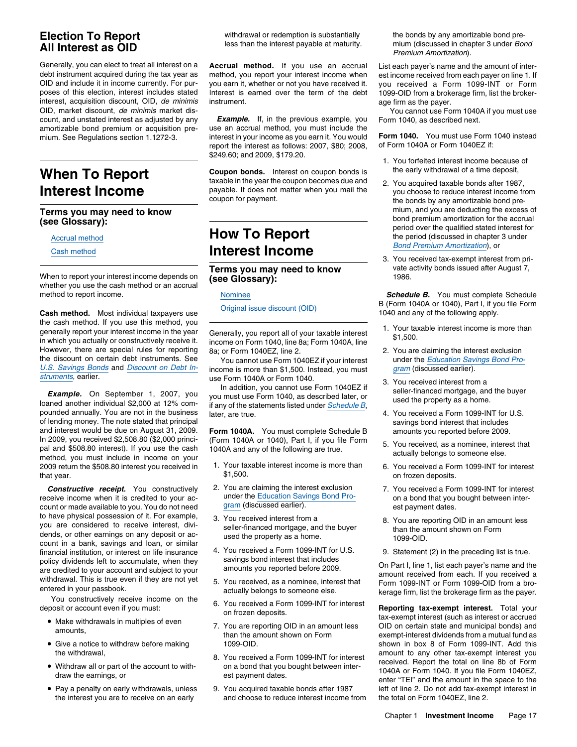### Election To Report All Interest as OID

Generally, you can elect to treat all interest on a debt instrument acquired during the tax year as OID and include it in income currently. For purposes of this election, interest includes stated interest, acquisition discount, OID, *de minimis* OID, market discount, *de minimis* market discount, and unstated interest as adjusted by any amortizable bond premium or acquisition premium. See Regulations section 1.1272-3.

## When To Report Interest Income

### Terms you may need to know (see Glossary):

Accrual method

Cash method

When to report your interest income depends on whether you use the cash method or an accrual method to report income.

**Cash method.** Most individual taxpayers use the cash method. If you use this method, you generally report your interest income in the year in which you actually or constructively receive it. However, there are special rules for reporting the discount on certain debt instruments. See *U.S. Savings Bonds* and *Discount on Debt Instruments*, earlier.

***Example.*** On September 1, 2007, you loaned another individual $2,000 at 12% compounded annually. You are not in the business of lending money. The note stated that principal and interest would be due on August 31, 2009. In 2009, you received $2,508.80 ($2,000 principal and $508.80 interest). If you use the cash method, you must include in income on your 2009 return the $508.80 interest you received in that year.

***Constructive receipt.*** You constructively receive income when it is credited to your account or made available to you. You do not need to have physical possession of it. For example, you are considered to receive interest, dividends, or other earnings on any deposit or account in a bank, savings and loan, or similar financial institution, or interest on life insurance policy dividends left to accumulate, when they are credited to your account and subject to your withdrawal. This is true even if they are not yet entered in your passbook.

You constructively receive income on the deposit or account even if you must:

- Make withdrawals in multiples of even amounts,
- Give a notice to withdraw before making the withdrawal,
- Withdraw all or part of the account to withdraw the earnings, or
- Pay a penalty on early withdrawals, unless the interest you are to receive on an early withdrawal or redemption is substantially less than the interest payable at maturity.

**Accrual method.** If you use an accrual method, you report your interest income when you earn it, whether or not you have received it. Interest is earned over the term of the debt instrument.

***Example.*** If, in the previous example, you use an accrual method, you must include the interest in your income as you earn it. You would report the interest as follows: 2007, $80; 2008, $249.60; and 2009, $179.20.

**Coupon bonds.** Interest on coupon bonds is taxable in the year the coupon becomes due and payable. It does not matter when you mail the coupon for payment.

## How To Report Interest Income

### Terms you may need to know (see Glossary):

Nominee

Original issue discount (OID)

Generally, you report all of your taxable interest income on Form 1040, line 8a; Form 1040A, line 8a; or Form 1040EZ, line 2.

You cannot use Form 1040EZ if your interest income is more than $1,500. Instead, you must use Form 1040A or Form 1040.

In addition, you cannot use Form 1040EZ if you must use Form 1040, as described later, or if any of the statements listed under *Schedule B*, later, are true.

**Form 1040A.** You must complete Schedule B (Form 1040A or 1040), Part I, if you file Form 1040A and any of the following are true.

1. Your taxable interest income is more than $1,500.
2. You are claiming the interest exclusion under the Education Savings Bond Program (discussed earlier).
3. You received interest from a seller-financed mortgage, and the buyer used the property as a home.
4. You received a Form 1099-INT for U.S. savings bond interest that includes amounts you reported before 2009.
5. You received, as a nominee, interest that actually belongs to someone else.
6. You received a Form 1099-INT for interest on frozen deposits.
7. You are reporting OID in an amount less than the amount shown on Form 1099-OID.
8. You received a Form 1099-INT for interest on a bond that you bought between interest payment dates.
9. You acquired taxable bonds after 1987 and choose to reduce interest income from the bonds by any amortizable bond premium (discussed in chapter 3 under *Bond Premium Amortization*).

List each payer's name and the amount of interest income received from each payer on line 1. If you received a Form 1099-INT or Form 1099-OID from a brokerage firm, list the brokerage firm as the payer.

You cannot use Form 1040A if you must use Form 1040, as described next.

**Form 1040.** You must use Form 1040 instead of Form 1040A or Form 1040EZ if:

1. You forfeited interest income because of the early withdrawal of a time deposit,
2. You acquired taxable bonds after 1987, you choose to reduce interest income from the bonds by any amortizable bond premium, and you are deducting the excess of bond premium amortization for the accrual period over the qualified stated interest for the period (discussed in chapter 3 under *Bond Premium Amortization*), or
3. You received tax-exempt interest from private activity bonds issued after August 7, 1986.

***Schedule B.*** You must complete Schedule B (Form 1040A or 1040), Part I, if you file Form 1040 and any of the following apply.

1. Your taxable interest income is more than $1,500.
2. You are claiming the interest exclusion under the *Education Savings Bond Program* (discussed earlier).
3. You received interest from a seller-financed mortgage, and the buyer used the property as a home.
4. You received a Form 1099-INT for U.S. savings bond interest that includes amounts you reported before 2009.
5. You received, as a nominee, interest that actually belongs to someone else.
6. You received a Form 1099-INT for interest on frozen deposits.
7. You received a Form 1099-INT for interest on a bond that you bought between interest payment dates.
8. You are reporting OID in an amount less than the amount shown on Form 1099-OID.
9. Statement (2) in the preceding list is true.

On Part I, line 1, list each payer's name and the amount received from each. If you received a Form 1099-INT or Form 1099-OID from a brokerage firm, list the brokerage firm as the payer.

**Reporting tax-exempt interest.** Total your tax-exempt interest (such as interest or accrued OID on certain state and municipal bonds) and exempt-interest dividends from a mutual fund as shown in box 8 of Form 1099-INT. Add this amount to any other tax-exempt interest you received. Report the total on line 8b of Form 1040A or Form 1040. If you file Form 1040EZ, enter "TEI" and the amount in the space to the left of line 2. Do not add tax-exempt interest in the total on Form 1040EZ, line 2.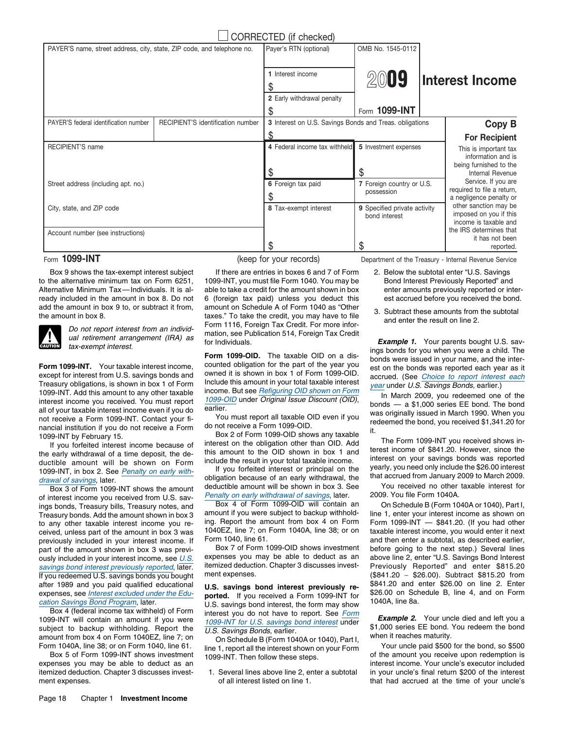☐ CORRECTED (if checked)

| PAYER'S name, street address, city, state, ZIP code, and telephone no. | | Payer's RTN (optional) | OMB No. 1545-0112 | |
|---|---|---|---|---|
| | | 1 Interest income $ | 2009 | Interest Income |
| | | 2 Early withdrawal penalty $ | Form 1099-INT | |
| PAYER'S federal identification number | RECIPIENT'S identification number | 3 Interest on U.S. Savings Bonds and Treas. obligations $ | | Copy B For Recipient |
| RECIPIENT'S name | | 4 Federal income tax withheld $ | 5 Investment expenses $ | This is important tax information and is being furnished to the Internal Revenue Service. If you are required to file a return, a negligence penalty or other sanction may be imposed on you if this income is taxable and the IRS determines that it has not been reported. |
| Street address (including apt. no.) | | 6 Foreign tax paid $ | 7 Foreign country or U.S. possession | |
| City, state, and ZIP code | | 8 Tax-exempt interest | 9 Specified private activity bond interest | |
| Account number (see instructions) | | $ | $ | |

Form **1099-INT** (keep for your records) Department of the Treasury - Internal Revenue Service

Box 9 shows the tax-exempt interest subject to the alternative minimum tax on Form 6251, Alternative Minimum Tax—Individuals. It is already included in the amount in box 8. Do not add the amount in box 9 to, or subtract it from, the amount in box 8.

CAUTION: *Do not report interest from an individual retirement arrangement (IRA) as tax-exempt interest.*

**Form 1099-INT.** Your taxable interest income, except for interest from U.S. savings bonds and Treasury obligations, is shown in box 1 of Form 1099-INT. Add this amount to any other taxable interest income you received. You must report all of your taxable interest income even if you do not receive a Form 1099-INT. Contact your financial institution if you do not receive a Form 1099-INT by February 15.

If you forfeited interest income because of the early withdrawal of a time deposit, the deductible amount will be shown on Form 1099-INT, in box 2. See *Penalty on early withdrawal of savings*, later.

Box 3 of Form 1099-INT shows the amount of interest income you received from U.S. savings bonds, Treasury bills, Treasury notes, and Treasury bonds. Add the amount shown in box 3 to any other taxable interest income you received, unless part of the amount in box 3 was previously included in your interest income. If part of the amount shown in box 3 was previously included in your interest income, see *U.S. savings bond interest previously reported*, later. If you redeemed U.S. savings bonds you bought after 1989 and you paid qualified educational expenses, see *Interest excluded under the Education Savings Bond Program*, later.

Box 4 (federal income tax withheld) of Form 1099-INT will contain an amount if you were subject to backup withholding. Report the amount from box 4 on Form 1040EZ, line 7; on Form 1040A, line 38; or on Form 1040, line 61.

Box 5 of Form 1099-INT shows investment expenses you may be able to deduct as an itemized deduction. Chapter 3 discusses investment expenses.

If there are entries in boxes 6 and 7 of Form 1099-INT, you must file Form 1040. You may be able to take a credit for the amount shown in box 6 (foreign tax paid) unless you deduct this amount on Schedule A of Form 1040 as "Other taxes." To take the credit, you may have to file Form 1116, Foreign Tax Credit. For more information, see Publication 514, Foreign Tax Credit for Individuals.

**Form 1099-OID.** The taxable OID on a discounted obligation for the part of the year you owned it is shown in box 1 of Form 1099-OID. Include this amount in your total taxable interest income. But see *Refiguring OID shown on Form 1099-OID* under *Original Issue Discount (OID)*, earlier.

You must report all taxable OID even if you do not receive a Form 1099-OID.

Box 2 of Form 1099-OID shows any taxable interest on the obligation other than OID. Add this amount to the OID shown in box 1 and include the result in your total taxable income.

If you forfeited interest or principal on the obligation because of an early withdrawal, the deductible amount will be shown in box 3. See *Penalty on early withdrawal of savings*, later.

Box 4 of Form 1099-OID will contain an amount if you were subject to backup withholding. Report the amount from box 4 on Form 1040EZ, line 7; on Form 1040A, line 38; or on Form 1040, line 61.

Box 7 of Form 1099-OID shows investment expenses you may be able to deduct as an itemized deduction. Chapter 3 discusses investment expenses.

**U.S. savings bond interest previously reported.** If you received a Form 1099-INT for U.S. savings bond interest, the form may show interest you do not have to report. See *Form 1099-INT for U.S. savings bond interest* under *U.S. Savings Bonds*, earlier.

On Schedule B (Form 1040A or 1040), Part I, line 1, report all the interest shown on your Form 1099-INT. Then follow these steps.

1. Several lines above line 2, enter a subtotal of all interest listed on line 1.
2. Below the subtotal enter "U.S. Savings Bond Interest Previously Reported" and enter amounts previously reported or interest accrued before you received the bond.
3. Subtract these amounts from the subtotal and enter the result on line 2.

***Example 1.*** Your parents bought U.S. savings bonds for you when you were a child. The bonds were issued in your name, and the interest on the bonds was reported each year as it accrued. (See *Choice to report interest each year* under *U.S. Savings Bonds*, earlier.)

In March 2009, you redeemed one of the bonds — a $1,000 series EE bond. The bond was originally issued in March 1990. When you redeemed the bond, you received $1,341.20 for it.

The Form 1099-INT you received shows interest income of $841.20. However, since the interest on your savings bonds was reported yearly, you need only include the $26.00 interest that accrued from January 2009 to March 2009.

You received no other taxable interest for 2009. You file Form 1040A.

On Schedule B (Form 1040A or 1040), Part I, line 1, enter your interest income as shown on Form 1099-INT — $841.20. (If you had other taxable interest income, you would enter it next and then enter a subtotal, as described earlier, before going to the next step.) Several lines above line 2, enter "U.S. Savings Bond Interest Previously Reported" and enter $815.20 ($841.20 − $26.00). Subtract $815.20 from $841.20 and enter $26.00 on line 2. Enter $26.00 on Schedule B, line 4, and on Form 1040A, line 8a.

***Example 2.*** Your uncle died and left you a $1,000 series EE bond. You redeem the bond when it reaches maturity.

Your uncle paid $500 for the bond, so $500 of the amount you receive upon redemption is interest income. Your uncle's executor included in your uncle's final return $200 of the interest that had accrued at the time of your uncle's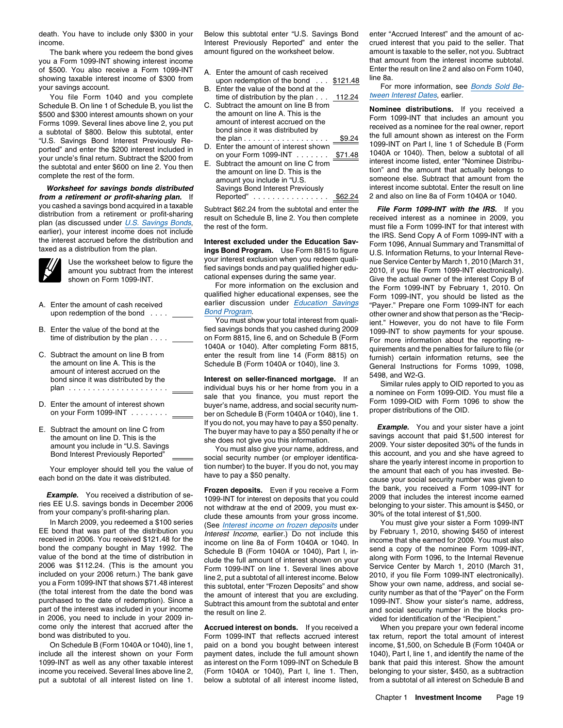death. You have to include only $300 in your income.

The bank where you redeem the bond gives you a Form 1099-INT showing interest income of $500. You also receive a Form 1099-INT showing taxable interest income of $300 from your savings account.

You file Form 1040 and you complete Schedule B. On line 1 of Schedule B, you list the $500 and $300 interest amounts shown on your Forms 1099. Several lines above line 2, you put a subtotal of $800. Below this subtotal, enter "U.S. Savings Bond Interest Previously Reported" and enter the $200 interest included in your uncle's final return. Subtract the $200 from the subtotal and enter $600 on line 2. You then complete the rest of the form.

***Worksheet for savings bonds distributed from a retirement or profit-sharing plan.*** If you cashed a savings bond acquired in a taxable distribution from a retirement or profit-sharing plan (as discussed under U.S. Savings Bonds, earlier), your interest income does not include the interest accrued before the distribution and taxed as a distribution from the plan.

Use the worksheet below to figure the amount you subtract from the interest shown on Form 1099-INT.

A. Enter the amount of cash received upon redemption of the bond . . . . ______

B. Enter the value of the bond at the time of distribution by the plan . . . . ______

C. Subtract the amount on line B from the amount on line A. This is the amount of interest accrued on the bond since it was distributed by the plan . . . . . . . . . . . . . . . . . . . . . ______

D. Enter the amount of interest shown on your Form 1099-INT . . . . . . . . ______

E. Subtract the amount on line C from the amount on line D. This is the amount you include in "U.S. Savings Bond Interest Previously Reported" ______

Your employer should tell you the value of each bond on the date it was distributed.

***Example.*** You received a distribution of series EE U.S. savings bonds in December 2006 from your company's profit-sharing plan.

In March 2009, you redeemed a $100 series EE bond that was part of the distribution you received in 2006. You received $121.48 for the bond the company bought in May 1992. The value of the bond at the time of distribution in 2006 was $112.24. (This is the amount you included on your 2006 return.) The bank gave you a Form 1099-INT that shows $71.48 interest (the total interest from the date the bond was purchased to the date of redemption). Since a part of the interest was included in your income in 2006, you need to include in your 2009 income only the interest that accrued after the bond was distributed to you.

On Schedule B (Form 1040A or 1040), line 1, include all the interest shown on your Form 1099-INT as well as any other taxable interest income you received. Several lines above line 2, put a subtotal of all interest listed on line 1. Below this subtotal enter "U.S. Savings Bond Interest Previously Reported" and enter the amount figured on the worksheet below.

A. Enter the amount of cash received upon redemption of the bond . . . $121.48

B. Enter the value of the bond at the time of distribution by the plan . . . 112.24

C. Subtract the amount on line B from the amount on line A. This is the amount of interest accrued on the bond since it was distributed by the plan . . . . . . . . . . . . . . . . . . $9.24

D. Enter the amount of interest shown on your Form 1099-INT . . . . . . . $71.48

E. Subtract the amount on line C from the amount on line D. This is the amount you include in "U.S. Savings Bond Interest Previously Reported" . . . . . . . . . . . . . . . . $62.24

Subtract $62.24 from the subtotal and enter the result on Schedule B, line 2. You then complete the rest of the form.

**Interest excluded under the Education Savings Bond Program.** Use Form 8815 to figure your interest exclusion when you redeem qualified savings bonds and pay qualified higher educational expenses during the same year.

For more information on the exclusion and qualified higher educational expenses, see the earlier discussion under Education Savings Bond Program.

You must show your total interest from qualified savings bonds that you cashed during 2009 on Form 8815, line 6, and on Schedule B (Form 1040A or 1040). After completing Form 8815, enter the result from line 14 (Form 8815) on Schedule B (Form 1040A or 1040), line 3.

**Interest on seller-financed mortgage.** If an individual buys his or her home from you in a sale that you finance, you must report the buyer's name, address, and social security number on Schedule B (Form 1040A or 1040), line 1. If you do not, you may have to pay a $50 penalty. The buyer may have to pay a $50 penalty if he or she does not give you this information.

You must also give your name, address, and social security number (or employer identification number) to the buyer. If you do not, you may have to pay a $50 penalty.

**Frozen deposits.** Even if you receive a Form 1099-INT for interest on deposits that you could not withdraw at the end of 2009, you must exclude these amounts from your gross income. (See Interest income on frozen deposits under *Interest Income*, earlier.) Do not include this income on line 8a of Form 1040A or 1040. In Schedule B (Form 1040A or 1040), Part I, include the full amount of interest shown on your Form 1099-INT on line 1. Several lines above line 2, put a subtotal of all interest income. Below this subtotal, enter "Frozen Deposits" and show the amount of interest that you are excluding. Subtract this amount from the subtotal and enter the result on line 2.

**Accrued interest on bonds.** If you received a Form 1099-INT that reflects accrued interest paid on a bond you bought between interest payment dates, include the full amount shown as interest on the Form 1099-INT on Schedule B (Form 1040A or 1040), Part I, line 1. Then, below a subtotal of all interest income listed, enter "Accrued Interest" and the amount of accrued interest that you paid to the seller. That amount is taxable to the seller, not you. Subtract that amount from the interest income subtotal. Enter the result on line 2 and also on Form 1040, line 8a.

For more information, see Bonds Sold Between Interest Dates, earlier.

**Nominee distributions.** If you received a Form 1099-INT that includes an amount you received as a nominee for the real owner, report the full amount shown as interest on the Form 1099-INT on Part I, line 1 of Schedule B (Form 1040A or 1040). Then, below a subtotal of all interest income listed, enter "Nominee Distribution" and the amount that actually belongs to someone else. Subtract that amount from the interest income subtotal. Enter the result on line 2 and also on line 8a of Form 1040A or 1040.

***File Form 1099-INT with the IRS.*** If you received interest as a nominee in 2009, you must file a Form 1099-INT for that interest with the IRS. Send Copy A of Form 1099-INT with a Form 1096, Annual Summary and Transmittal of U.S. Information Returns, to your Internal Revenue Service Center by March 1, 2010 (March 31, 2010, if you file Form 1099-INT electronically). Give the actual owner of the interest Copy B of the Form 1099-INT by February 1, 2010. On Form 1099-INT, you should be listed as the "Payer." Prepare one Form 1099-INT for each other owner and show that person as the "Recipient." However, you do not have to file Form 1099-INT to show payments for your spouse. For more information about the reporting requirements and the penalties for failure to file (or furnish) certain information returns, see the General Instructions for Forms 1099, 1098, 5498, and W2-G.

Similar rules apply to OID reported to you as a nominee on Form 1099-OID. You must file a Form 1099-OID with Form 1096 to show the proper distributions of the OID.

***Example.*** You and your sister have a joint savings account that paid $1,500 interest for 2009. Your sister deposited 30% of the funds in this account, and you and she have agreed to share the yearly interest income in proportion to the amount that each of you has invested. Because your social security number was given to the bank, you received a Form 1099-INT for 2009 that includes the interest income earned belonging to your sister. This amount is $450, or 30% of the total interest of $1,500.

You must give your sister a Form 1099-INT by February 1, 2010, showing $450 of interest income that she earned for 2009. You must also send a copy of the nominee Form 1099-INT, along with Form 1096, to the Internal Revenue Service Center by March 1, 2010 (March 31, 2010, if you file Form 1099-INT electronically). Show your own name, address, and social security number as that of the "Payer" on the Form 1099-INT. Show your sister's name, address, and social security number in the blocks provided for identification of the "Recipient."

When you prepare your own federal income tax return, report the total amount of interest income, $1,500, on Schedule B (Form 1040A or 1040), Part I, line 1, and identify the name of the bank that paid this interest. Show the amount belonging to your sister, $450, as a subtraction from a subtotal of all interest on Schedule B and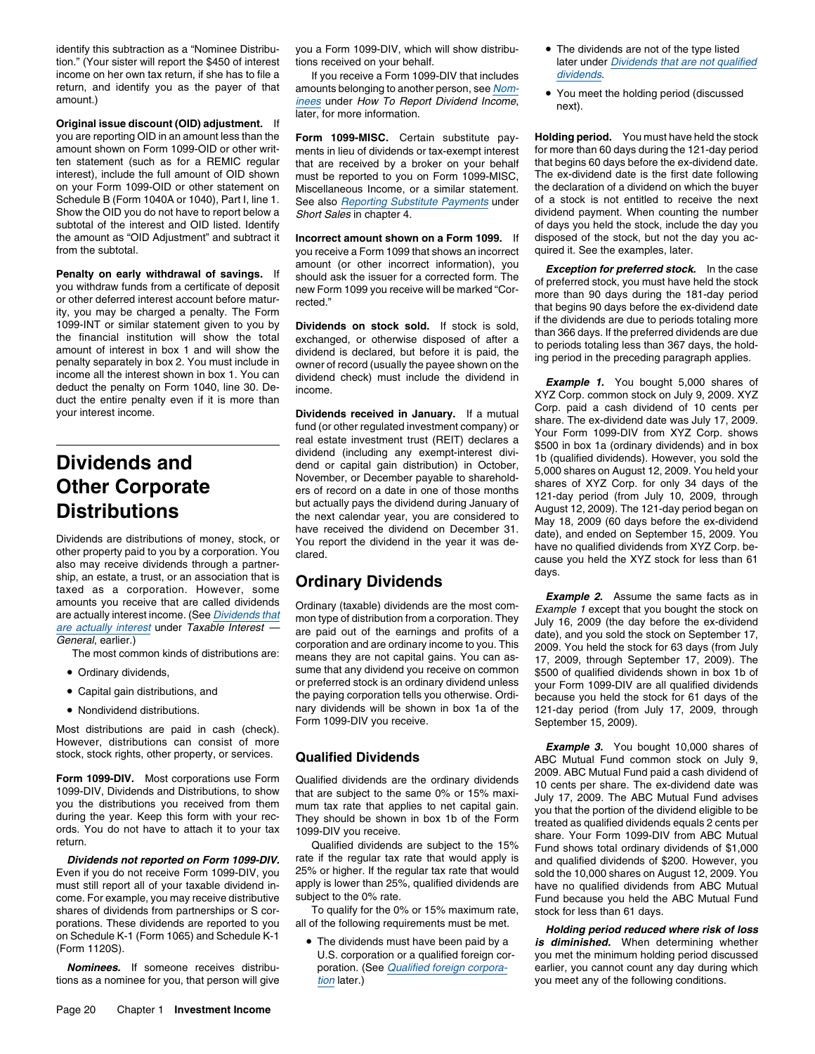identify this subtraction as a "Nominee Distribution." (Your sister will report the $450 of interest income on her own tax return, if she has to file a return, and identify you as the payer of that amount.)

**Original issue discount (OID) adjustment.** If you are reporting OID in an amount less than the amount shown on Form 1099-OID or other written statement (such as for a REMIC regular interest), include the full amount of OID shown on your Form 1099-OID or other statement on Schedule B (Form 1040A or 1040), Part I, line 1. Show the OID you do not have to report below a subtotal of the interest and OID listed. Identify the amount as "OID Adjustment" and subtract it from the subtotal.

**Penalty on early withdrawal of savings.** If you withdraw funds from a certificate of deposit or other deferred interest account before maturity, you may be charged a penalty. The Form 1099-INT or similar statement given to you by the financial institution will show the total amount of interest in box 1 and will show the penalty separately in box 2. You must include in income all the interest shown in box 1. You can deduct the penalty on Form 1040, line 30. Deduct the entire penalty even if it is more than your interest income.

# Dividends and Other Corporate Distributions

Dividends are distributions of money, stock, or other property paid to you by a corporation. You also may receive dividends through a partnership, an estate, a trust, or an association that is taxed as a corporation. However, some amounts you receive that are called dividends are actually interest income. (See *Dividends that are actually interest* under *Taxable Interest — General*, earlier.)

The most common kinds of distributions are:

- Ordinary dividends,
- Capital gain distributions, and
- Nondividend distributions.

Most distributions are paid in cash (check). However, distributions can consist of more stock, stock rights, other property, or services.

**Form 1099-DIV.** Most corporations use Form 1099-DIV, Dividends and Distributions, to show you the distributions you received from them during the year. Keep this form with your records. You do not have to attach it to your tax return.

***Dividends not reported on Form 1099-DIV.*** Even if you do not receive Form 1099-DIV, you must still report all of your taxable dividend income. For example, you may receive distributive shares of dividends from partnerships or S corporations. These dividends are reported to you on Schedule K-1 (Form 1065) and Schedule K-1 (Form 1120S).

***Nominees.*** If someone receives distributions as a nominee for you, that person will give you a Form 1099-DIV, which will show distributions received on your behalf.

If you receive a Form 1099-DIV that includes amounts belonging to another person, see *Nominees* under *How To Report Dividend Income*, later, for more information.

**Form 1099-MISC.** Certain substitute payments in lieu of dividends or tax-exempt interest that are received by a broker on your behalf must be reported to you on Form 1099-MISC, Miscellaneous Income, or a similar statement. See also *Reporting Substitute Payments* under *Short Sales* in chapter 4.

**Incorrect amount shown on a Form 1099.** If you receive a Form 1099 that shows an incorrect amount (or other incorrect information), you should ask the issuer for a corrected form. The new Form 1099 you receive will be marked "Corrected."

**Dividends on stock sold.** If stock is sold, exchanged, or otherwise disposed of after a dividend is declared, but before it is paid, the owner of record (usually the payee shown on the dividend check) must include the dividend in income.

**Dividends received in January.** If a mutual fund (or other regulated investment company) or real estate investment trust (REIT) declares a dividend (including any exempt-interest dividend or capital gain distribution) in October, November, or December payable to shareholders of record on a date in one of those months but actually pays the dividend during January of the next calendar year, you are considered to have received the dividend on December 31. You report the dividend in the year it was declared.

## Ordinary Dividends

Ordinary (taxable) dividends are the most common type of distribution from a corporation. They are paid out of the earnings and profits of a corporation and are ordinary income to you. This means they are not capital gains. You can assume that any dividend you receive on common or preferred stock is an ordinary dividend unless the paying corporation tells you otherwise. Ordinary dividends will be shown in box 1a of the Form 1099-DIV you receive.

## Qualified Dividends

Qualified dividends are the ordinary dividends that are subject to the same 0% or 15% maximum tax rate that applies to net capital gain. They should be shown in box 1b of the Form 1099-DIV you receive.

Qualified dividends are subject to the 15% rate if the regular tax rate that would apply is 25% or higher. If the regular tax rate that would apply is lower than 25%, qualified dividends are subject to the 0% rate.

To qualify for the 0% or 15% maximum rate, all of the following requirements must be met.

- The dividends must have been paid by a U.S. corporation or a qualified foreign corporation. (See *Qualified foreign corporation* later.)
- The dividends are not of the type listed later under *Dividends that are not qualified dividends*.
- You meet the holding period (discussed next).

**Holding period.** You must have held the stock for more than 60 days during the 121-day period that begins 60 days before the ex-dividend date. The ex-dividend date is the first date following the declaration of a dividend on which the buyer of a stock is not entitled to receive the next dividend payment. When counting the number of days you held the stock, include the day you disposed of the stock, but not the day you acquired it. See the examples, later.

***Exception for preferred stock.*** In the case of preferred stock, you must have held the stock more than 90 days during the 181-day period that begins 90 days before the ex-dividend date if the dividends are due to periods totaling more than 366 days. If the preferred dividends are due to periods totaling less than 367 days, the holding period in the preceding paragraph applies.

***Example 1.*** You bought 5,000 shares of XYZ Corp. common stock on July 9, 2009. XYZ Corp. paid a cash dividend of 10 cents per share. The ex-dividend date was July 17, 2009. Your Form 1099-DIV from XYZ Corp. shows $500 in box 1a (ordinary dividends) and in box 1b (qualified dividends). However, you sold the 5,000 shares on August 12, 2009. You held your shares of XYZ Corp. for only 34 days of the 121-day period (from July 10, 2009, through August 12, 2009). The 121-day period began on May 18, 2009 (60 days before the ex-dividend date), and ended on September 15, 2009. You have no qualified dividends from XYZ Corp. because you held the XYZ stock for less than 61 days.

***Example 2.*** Assume the same facts as in *Example 1* except that you bought the stock on July 16, 2009 (the day before the ex-dividend date), and you sold the stock on September 17, 2009. You held the stock for 63 days (from July 17, 2009, through September 17, 2009). The $500 of qualified dividends shown in box 1b of your Form 1099-DIV are all qualified dividends because you held the stock for 61 days of the 121-day period (from July 17, 2009, through September 15, 2009).

***Example 3.*** You bought 10,000 shares of ABC Mutual Fund common stock on July 9, 2009. ABC Mutual Fund paid a cash dividend of 10 cents per share. The ex-dividend date was July 17, 2009. The ABC Mutual Fund advises you that the portion of the dividend eligible to be treated as qualified dividends equals 2 cents per share. Your Form 1099-DIV from ABC Mutual Fund shows total ordinary dividends of $1,000 and qualified dividends of $200. However, you sold the 10,000 shares on August 12, 2009. You have no qualified dividends from ABC Mutual Fund because you held the ABC Mutual Fund stock for less than 61 days.

***Holding period reduced where risk of loss is diminished.*** When determining whether you met the minimum holding period discussed earlier, you cannot count any day during which you meet any of the following conditions.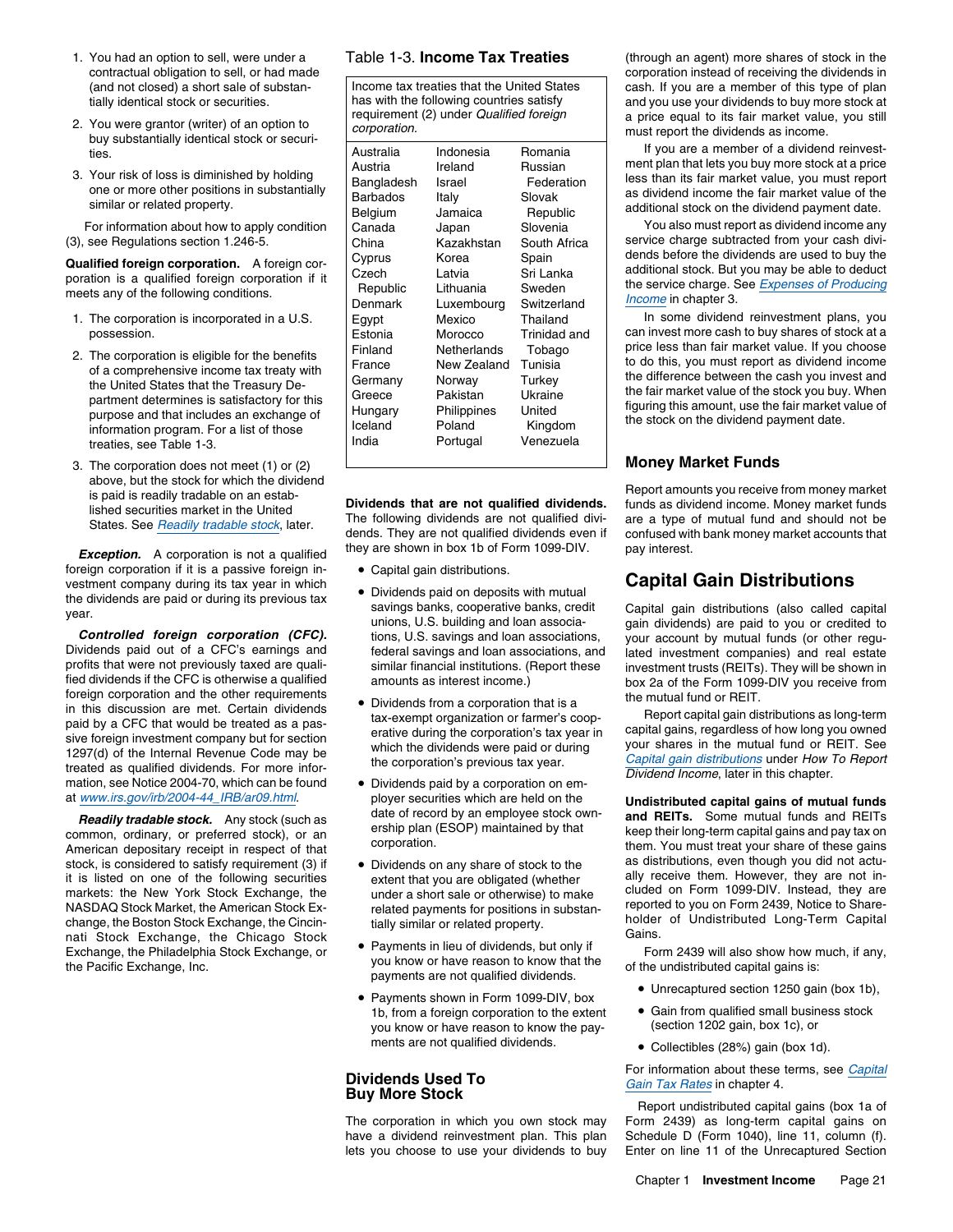1. You had an option to sell, were under a contractual obligation to sell, or had made (and not closed) a short sale of substantially identical stock or securities.
2. You were grantor (writer) of an option to buy substantially identical stock or securities.
3. Your risk of loss is diminished by holding one or more other positions in substantially similar or related property.

For information about how to apply condition (3), see Regulations section 1.246-5.

**Qualified foreign corporation.** A foreign corporation is a qualified foreign corporation if it meets any of the following conditions.

1. The corporation is incorporated in a U.S. possession.
2. The corporation is eligible for the benefits of a comprehensive income tax treaty with the United States that the Treasury Department determines is satisfactory for this purpose and that includes an exchange of information program. For a list of those treaties, see Table 1-3.
3. The corporation does not meet (1) or (2) above, but the stock for which the dividend is paid is readily tradable on an established securities market in the United States. See Readily tradable stock, later.

***Exception.*** A corporation is not a qualified foreign corporation if it is a passive foreign investment company during its tax year in which the dividends are paid or during its previous tax year.

***Controlled foreign corporation (CFC).*** Dividends paid out of a CFC's earnings and profits that were not previously taxed are qualified dividends if the CFC is otherwise a qualified foreign corporation and the other requirements in this discussion are met. Certain dividends paid by a CFC that would be treated as a passive foreign investment company but for section 1297(d) of the Internal Revenue Code may be treated as qualified dividends. For more information, see Notice 2004-70, which can be found at www.irs.gov/irb/2004-44_IRB/ar09.html.

***Readily tradable stock.*** Any stock (such as common, ordinary, or preferred stock), or an American depositary receipt in respect of that stock, is considered to satisfy requirement (3) if it is listed on one of the following securities markets: the New York Stock Exchange, the NASDAQ Stock Market, the American Stock Exchange, the Boston Stock Exchange, the Cincinnati Stock Exchange, the Chicago Stock Exchange, the Philadelphia Stock Exchange, or the Pacific Exchange, Inc.

Table 1-3. **Income Tax Treaties**

Income tax treaties that the United States has with the following countries satisfy requirement (2) under *Qualified foreign corporation.*

| | | |
|---|---|---|
| Australia | Indonesia | Romania |
| Austria | Ireland | Russian Federation |
| Bangladesh | Israel | Slovak Republic |
| Barbados | Italy | Slovenia |
| Belgium | Jamaica | South Africa |
| Canada | Japan | Spain |
| China | Kazakhstan | Sri Lanka |
| Cyprus | Korea | Sweden |
| Czech Republic | Latvia | Switzerland |
| Denmark | Lithuania | Thailand |
| Egypt | Luxembourg | Trinidad and Tobago |
| Estonia | Mexico | Tunisia |
| Finland | Morocco | Turkey |
| France | Netherlands | Ukraine |
| Germany | New Zealand | United Kingdom |
| Greece | Norway | Venezuela |
| Hungary | Pakistan | |
| Iceland | Philippines | |
| India | Poland | |
| | Portugal | |

**Dividends that are not qualified dividends.** The following dividends are not qualified dividends. They are not qualified dividends even if they are shown in box 1b of Form 1099-DIV.

- Capital gain distributions.
- Dividends paid on deposits with mutual savings banks, cooperative banks, credit unions, U.S. building and loan associations, U.S. savings and loan associations, federal savings and loan associations, and similar financial institutions. (Report these amounts as interest income.)
- Dividends from a corporation that is a tax-exempt organization or farmer's cooperative during the corporation's tax year in which the dividends were paid or during the corporation's previous tax year.
- Dividends paid by a corporation on employer securities which are held on the date of record by an employee stock ownership plan (ESOP) maintained by that corporation.
- Dividends on any share of stock to the extent that you are obligated (whether under a short sale or otherwise) to make related payments for positions in substantially similar or related property.
- Payments in lieu of dividends, but only if you know or have reason to know that the payments are not qualified dividends.
- Payments shown in Form 1099-DIV, box 1b, from a foreign corporation to the extent you know or have reason to know the payments are not qualified dividends.

## Dividends Used To Buy More Stock

The corporation in which you own stock may have a dividend reinvestment plan. This plan lets you choose to use your dividends to buy (through an agent) more shares of stock in the corporation instead of receiving the dividends in cash. If you are a member of this type of plan and you use your dividends to buy more stock at a price equal to its fair market value, you still must report the dividends as income.

If you are a member of a dividend reinvestment plan that lets you buy more stock at a price less than its fair market value, you must report as dividend income the fair market value of the additional stock on the dividend payment date.

You also must report as dividend income any service charge subtracted from your cash dividends before the dividends are used to buy the additional stock. But you may be able to deduct the service charge. See Expenses of Producing Income in chapter 3.

In some dividend reinvestment plans, you can invest more cash to buy shares of stock at a price less than fair market value. If you choose to do this, you must report as dividend income the difference between the cash you invest and the fair market value of the stock you buy. When figuring this amount, use the fair market value of the stock on the dividend payment date.

## Money Market Funds

Report amounts you receive from money market funds as dividend income. Money market funds are a type of mutual fund and should not be confused with bank money market accounts that pay interest.

# Capital Gain Distributions

Capital gain distributions (also called capital gain dividends) are paid to you or credited to your account by mutual funds (or other regulated investment companies) and real estate investment trusts (REITs). They will be shown in box 2a of the Form 1099-DIV you receive from the mutual fund or REIT.

Report capital gain distributions as long-term capital gains, regardless of how long you owned your shares in the mutual fund or REIT. See Capital gain distributions under How To Report Dividend Income, later in this chapter.

**Undistributed capital gains of mutual funds and REITs.** Some mutual funds and REITs keep their long-term capital gains and pay tax on them. You must treat your share of these gains as distributions, even though you did not actually receive them. However, they are not included on Form 1099-DIV. Instead, they are reported to you on Form 2439, Notice to Shareholder of Undistributed Long-Term Capital Gains.

Form 2439 will also show how much, if any, of the undistributed capital gains is:

- Unrecaptured section 1250 gain (box 1b),
- Gain from qualified small business stock (section 1202 gain, box 1c), or
- Collectibles (28%) gain (box 1d).

For information about these terms, see Capital Gain Tax Rates in chapter 4.

Report undistributed capital gains (box 1a of Form 2439) as long-term capital gains on Schedule D (Form 1040), line 11, column (f). Enter on line 11 of the Unrecaptured Section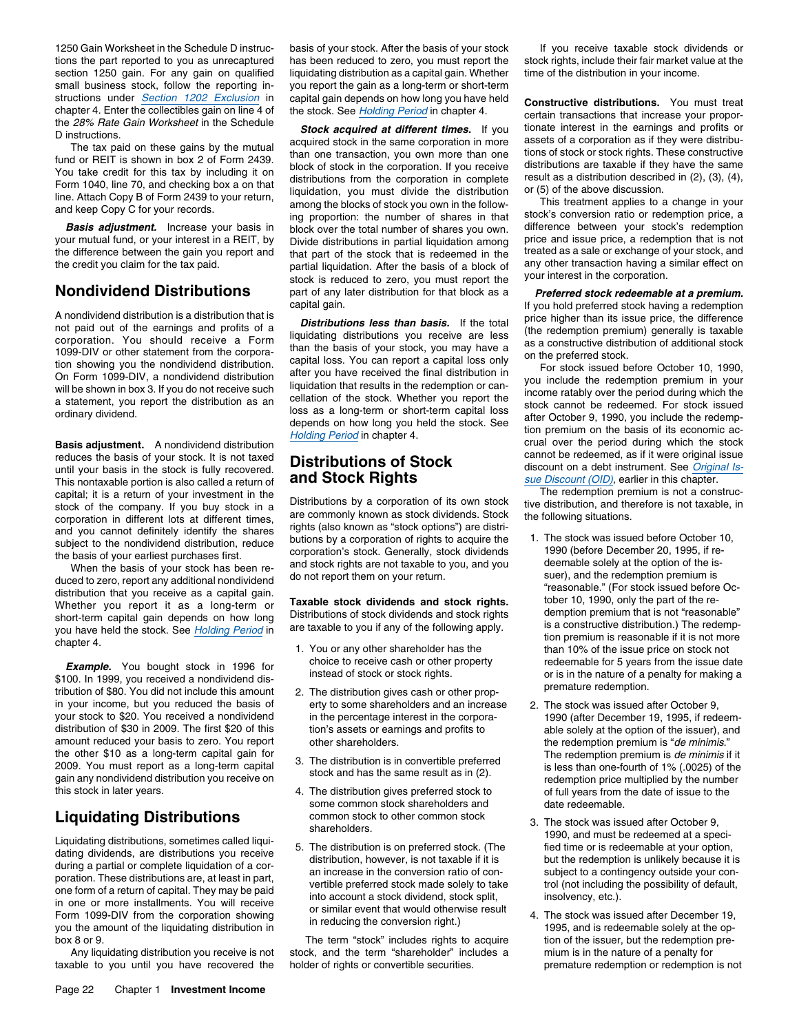1250 Gain Worksheet in the Schedule D instructions the part reported to you as unrecaptured section 1250 gain. For any gain on qualified small business stock, follow the reporting instructions under *Section 1202 Exclusion* in chapter 4. Enter the collectibles gain on line 4 of the *28% Rate Gain Worksheet* in the Schedule D instructions.

The tax paid on these gains by the mutual fund or REIT is shown in box 2 of Form 2439. You take credit for this tax by including it on Form 1040, line 70, and checking box a on that line. Attach Copy B of Form 2439 to your return, and keep Copy C for your records.

***Basis adjustment.*** Increase your basis in your mutual fund, or your interest in a REIT, by the difference between the gain you report and the credit you claim for the tax paid.

## Nondividend Distributions

A nondividend distribution is a distribution that is not paid out of the earnings and profits of a corporation. You should receive a Form 1099-DIV or other statement from the corporation showing you the nondividend distribution. On Form 1099-DIV, a nondividend distribution will be shown in box 3. If you do not receive such a statement, you report the distribution as an ordinary dividend.

**Basis adjustment.** A nondividend distribution reduces the basis of your stock. It is not taxed until your basis in the stock is fully recovered. This nontaxable portion is also called a return of capital; it is a return of your investment in the stock of the company. If you buy stock in a corporation in different lots at different times, and you cannot definitely identify the shares subject to the nondividend distribution, reduce the basis of your earliest purchases first.

When the basis of your stock has been reduced to zero, report any additional nondividend distribution that you receive as a capital gain. Whether you report it as a long-term or short-term capital gain depends on how long you have held the stock. See *Holding Period* in chapter 4.

***Example.*** You bought stock in 1996 for $100. In 1999, you received a nondividend distribution of $80. You did not include this amount in your income, but you reduced the basis of your stock to $20. You received a nondividend distribution of $30 in 2009. The first $20 of this amount reduced your basis to zero. You report the other $10 as a long-term capital gain for 2009. You must report as a long-term capital gain any nondividend distribution you receive on this stock in later years.

## Liquidating Distributions

Liquidating distributions, sometimes called liquidating dividends, are distributions you receive during a partial or complete liquidation of a corporation. These distributions are, at least in part, one form of a return of capital. They may be paid in one or more installments. You will receive Form 1099-DIV from the corporation showing you the amount of the liquidating distribution in box 8 or 9.

Any liquidating distribution you receive is not taxable to you until you have recovered the basis of your stock. After the basis of your stock has been reduced to zero, you must report the liquidating distribution as a capital gain. Whether you report the gain as a long-term or short-term capital gain depends on how long you have held the stock. See *Holding Period* in chapter 4.

***Stock acquired at different times.*** If you acquired stock in the same corporation in more than one transaction, you own more than one block of stock in the corporation. If you receive distributions from the corporation in complete liquidation, you must divide the distribution among the blocks of stock you own in the following proportion: the number of shares in that block over the total number of shares you own. Divide distributions in partial liquidation among that part of the stock that is redeemed in the partial liquidation. After the basis of a block of stock is reduced to zero, you must report the part of any later distribution for that block as a capital gain.

***Distributions less than basis.*** If the total liquidating distributions you receive are less than the basis of your stock, you may have a capital loss. You can report a capital loss only after you have received the final distribution in liquidation that results in the redemption or cancellation of the stock. Whether you report the loss as a long-term or short-term capital loss depends on how long you held the stock. See *Holding Period* in chapter 4.

## Distributions of Stock and Stock Rights

Distributions by a corporation of its own stock are commonly known as stock dividends. Stock rights (also known as "stock options") are distributions by a corporation of rights to acquire the corporation's stock. Generally, stock dividends and stock rights are not taxable to you, and you do not report them on your return.

**Taxable stock dividends and stock rights.** Distributions of stock dividends and stock rights are taxable to you if any of the following apply.

1. You or any other shareholder has the choice to receive cash or other property instead of stock or stock rights.
2. The distribution gives cash or other property to some shareholders and an increase in the percentage interest in the corporation's assets or earnings and profits to other shareholders.
3. The distribution is in convertible preferred stock and has the same result as in (2).
4. The distribution gives preferred stock to some common stock shareholders and common stock to other common stock shareholders.
5. The distribution is on preferred stock. (The distribution, however, is not taxable if it is an increase in the conversion ratio of convertible preferred stock made solely to take into account a stock dividend, stock split, or similar event that would otherwise result in reducing the conversion right.)

The term "stock" includes rights to acquire stock, and the term "shareholder" includes a holder of rights or convertible securities.

If you receive taxable stock dividends or stock rights, include their fair market value at the time of the distribution in your income.

**Constructive distributions.** You must treat certain transactions that increase your proportionate interest in the earnings and profits or assets of a corporation as if they were distributions of stock or stock rights. These constructive distributions are taxable if they have the same result as a distribution described in (2), (3), (4), or (5) of the above discussion.

This treatment applies to a change in your stock's conversion ratio or redemption price, a difference between your stock's redemption price and issue price, a redemption that is not treated as a sale or exchange of your stock, and any other transaction having a similar effect on your interest in the corporation.

***Preferred stock redeemable at a premium.*** If you hold preferred stock having a redemption price higher than its issue price, the difference (the redemption premium) generally is taxable as a constructive distribution of additional stock on the preferred stock.

For stock issued before October 10, 1990, you include the redemption premium in your income ratably over the period during which the stock cannot be redeemed. For stock issued after October 9, 1990, you include the redemption premium on the basis of its economic accrual over the period during which the stock cannot be redeemed, as if it were original issue discount on a debt instrument. See *Original Issue Discount (OID)*, earlier in this chapter.

The redemption premium is not a constructive distribution, and therefore is not taxable, in the following situations.

1. The stock was issued before October 10, 1990 (before December 20, 1995, if redeemable solely at the option of the issuer), and the redemption premium is "reasonable." (For stock issued before October 10, 1990, only the part of the redemption premium that is not "reasonable" is a constructive distribution.) The redemption premium is reasonable if it is not more than 10% of the issue price on stock not redeemable for 5 years from the issue date or is in the nature of a penalty for making a premature redemption.
2. The stock was issued after October 9, 1990 (after December 19, 1995, if redeemable solely at the option of the issuer), and the redemption premium is "*de minimis*." The redemption premium is *de minimis* if it is less than one-fourth of 1% (.0025) of the redemption price multiplied by the number of full years from the date of issue to the date redeemable.
3. The stock was issued after October 9, 1990, and must be redeemed at a specified time or is redeemable at your option, but the redemption is unlikely because it is subject to a contingency outside your control (not including the possibility of default, insolvency, etc.).
4. The stock was issued after December 19, 1995, and is redeemable solely at the option of the issuer, but the redemption premium is in the nature of a penalty for premature redemption or redemption is not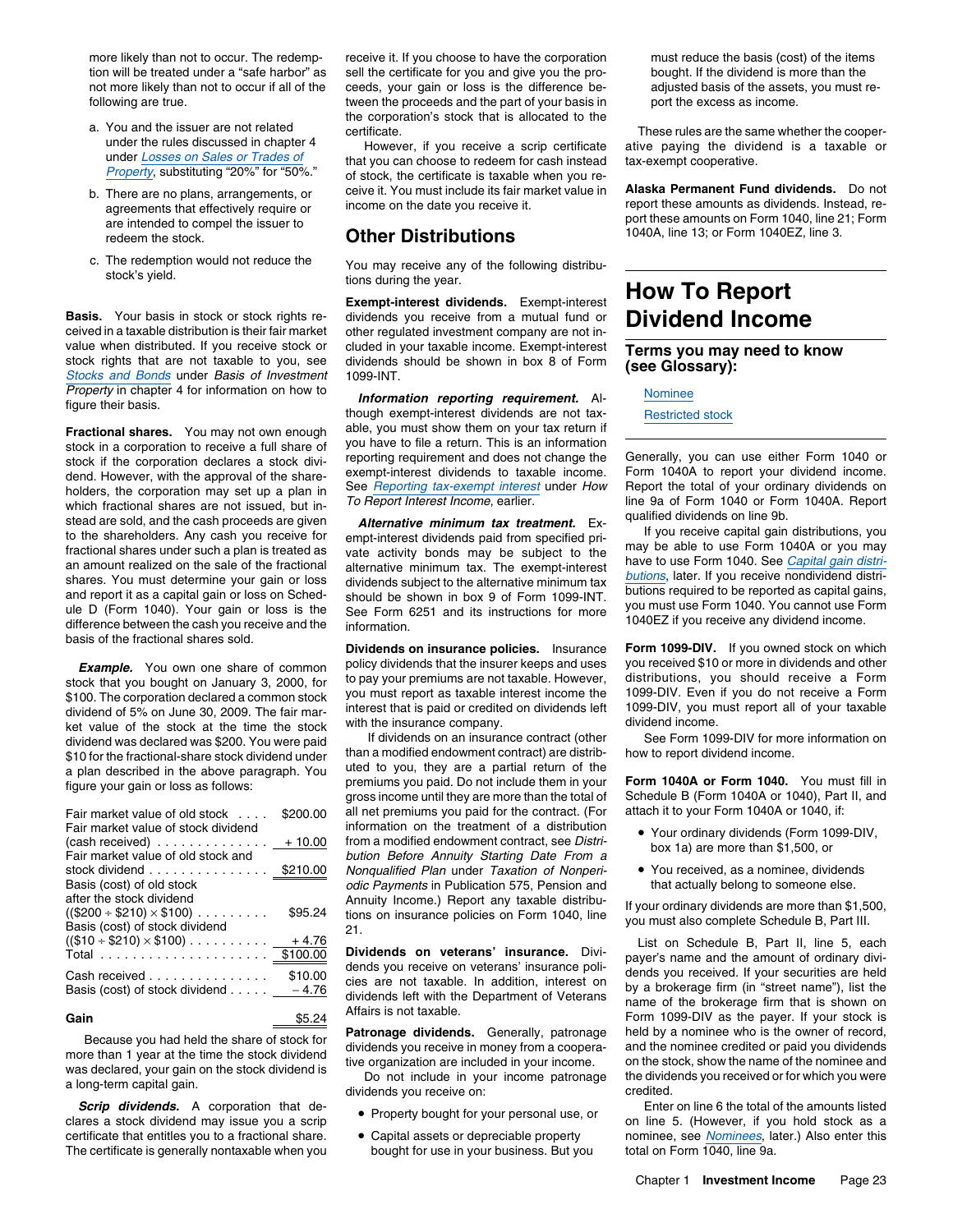more likely than not to occur. The redemption will be treated under a "safe harbor" as not more likely than not to occur if all of the following are true.

a. You and the issuer are not related under the rules discussed in chapter 4 under *Losses on Sales or Trades of Property*, substituting "20%" for "50%."

b. There are no plans, arrangements, or agreements that effectively require or are intended to compel the issuer to redeem the stock.

c. The redemption would not reduce the stock's yield.

**Basis.** Your basis in stock or stock rights received in a taxable distribution is their fair market value when distributed. If you receive stock or stock rights that are not taxable to you, see *Stocks and Bonds* under *Basis of Investment Property* in chapter 4 for information on how to figure their basis.

**Fractional shares.** You may not own enough stock in a corporation to receive a full share of stock if the corporation declares a stock dividend. However, with the approval of the shareholders, the corporation may set up a plan in which fractional shares are not issued, but instead are sold, and the cash proceeds are given to the shareholders. Any cash you receive for fractional shares under such a plan is treated as an amount realized on the sale of the fractional shares. You must determine your gain or loss and report it as a capital gain or loss on Schedule D (Form 1040). Your gain or loss is the difference between the cash you receive and the basis of the fractional shares sold.

***Example.*** You own one share of common stock that you bought on January 3, 2000, for $100. The corporation declared a common stock dividend of 5% on June 30, 2009. The fair market value of the stock at the time the stock dividend was declared was $200. You were paid $10 for the fractional-share stock dividend under a plan described in the above paragraph. You figure your gain or loss as follows:

| | |
|---|---|
| Fair market value of old stock | $200.00 |
| Fair market value of stock dividend (cash received) | + 10.00 |
| Fair market value of old stock and stock dividend | $210.00 |
| Basis (cost) of old stock after the stock dividend (($200 ÷ $210) × $100) | $95.24 |
| Basis (cost) of stock dividend (($10 ÷ $210) × $100) | + 4.76 |
| Total | $100.00 |
| Cash received | $10.00 |
| Basis (cost) of stock dividend | − 4.76 |
| **Gain** | $5.24 |

Because you had held the share of stock for more than 1 year at the time the stock dividend was declared, your gain on the stock dividend is a long-term capital gain.

***Scrip dividends.*** A corporation that declares a stock dividend may issue you a scrip certificate that entitles you to a fractional share. The certificate is generally nontaxable when you receive it. If you choose to have the corporation sell the certificate for you and give you the proceeds, your gain or loss is the difference between the proceeds and the part of your basis in the corporation's stock that is allocated to the certificate.

However, if you receive a scrip certificate that you can choose to redeem for cash instead of stock, the certificate is taxable when you receive it. You must include its fair market value in income on the date you receive it.

## Other Distributions

You may receive any of the following distributions during the year.

**Exempt-interest dividends.** Exempt-interest dividends you receive from a mutual fund or other regulated investment company are not included in your taxable income. Exempt-interest dividends should be shown in box 8 of Form 1099-INT.

***Information reporting requirement.*** Although exempt-interest dividends are not taxable, you must show them on your tax return if you have to file a return. This is an information reporting requirement and does not change the exempt-interest dividends to taxable income. See *Reporting tax-exempt interest* under *How To Report Interest Income*, earlier.

***Alternative minimum tax treatment.*** Exempt-interest dividends paid from specified private activity bonds may be subject to the alternative minimum tax. The exempt-interest dividends subject to the alternative minimum tax should be shown in box 9 of Form 1099-INT. See Form 6251 and its instructions for more information.

**Dividends on insurance policies.** Insurance policy dividends that the insurer keeps and uses to pay your premiums are not taxable. However, you must report as taxable interest income the interest that is paid or credited on dividends left with the insurance company.

If dividends on an insurance contract (other than a modified endowment contract) are distributed to you, they are a partial return of the premiums you paid. Do not include them in your gross income until they are more than the total of all net premiums you paid for the contract. (For information on the treatment of a distribution from a modified endowment contract, see *Distribution Before Annuity Starting Date From a Nonqualified Plan* under *Taxation of Nonperiodic Payments* in Publication 575, Pension and Annuity Income.) Report any taxable distributions on insurance policies on Form 1040, line 21.

**Dividends on veterans' insurance.** Dividends you receive on veterans' insurance policies are not taxable. In addition, interest on dividends left with the Department of Veterans Affairs is not taxable.

**Patronage dividends.** Generally, patronage dividends you receive in money from a cooperative organization are included in your income.

Do not include in your income patronage dividends you receive on:

- Property bought for your personal use, or
- Capital assets or depreciable property bought for use in your business. But you must reduce the basis (cost) of the items bought. If the dividend is more than the adjusted basis of the assets, you must report the excess as income.

These rules are the same whether the cooperative paying the dividend is a taxable or tax-exempt cooperative.

**Alaska Permanent Fund dividends.** Do not report these amounts as dividends. Instead, report these amounts on Form 1040, line 21; Form 1040A, line 13; or Form 1040EZ, line 3.

# How To Report Dividend Income

## Terms you may need to know (see Glossary):

Nominee

Restricted stock

Generally, you can use either Form 1040 or Form 1040A to report your dividend income. Report the total of your ordinary dividends on line 9a of Form 1040 or Form 1040A. Report qualified dividends on line 9b.

If you receive capital gain distributions, you may be able to use Form 1040A or you may have to use Form 1040. See *Capital gain distributions*, later. If you receive nondividend distributions required to be reported as capital gains, you must use Form 1040. You cannot use Form 1040EZ if you receive any dividend income.

**Form 1099-DIV.** If you owned stock on which you received $10 or more in dividends and other distributions, you should receive a Form 1099-DIV. Even if you do not receive a Form 1099-DIV, you must report all of your taxable dividend income.

See Form 1099-DIV for more information on how to report dividend income.

**Form 1040A or Form 1040.** You must fill in Schedule B (Form 1040A or 1040), Part II, and attach it to your Form 1040A or 1040, if:

- Your ordinary dividends (Form 1099-DIV, box 1a) are more than $1,500, or
- You received, as a nominee, dividends that actually belong to someone else.

If your ordinary dividends are more than $1,500, you must also complete Schedule B, Part III.

List on Schedule B, Part II, line 5, each payer's name and the amount of ordinary dividends you received. If your securities are held by a brokerage firm (in "street name"), list the name of the brokerage firm that is shown on Form 1099-DIV as the payer. If your stock is held by a nominee who is the owner of record, and the nominee credited or paid you dividends on the stock, show the name of the nominee and the dividends you received or for which you were credited.

Enter on line 6 the total of the amounts listed on line 5. (However, if you hold stock as a nominee, see *Nominees*, later.) Also enter this total on Form 1040, line 9a.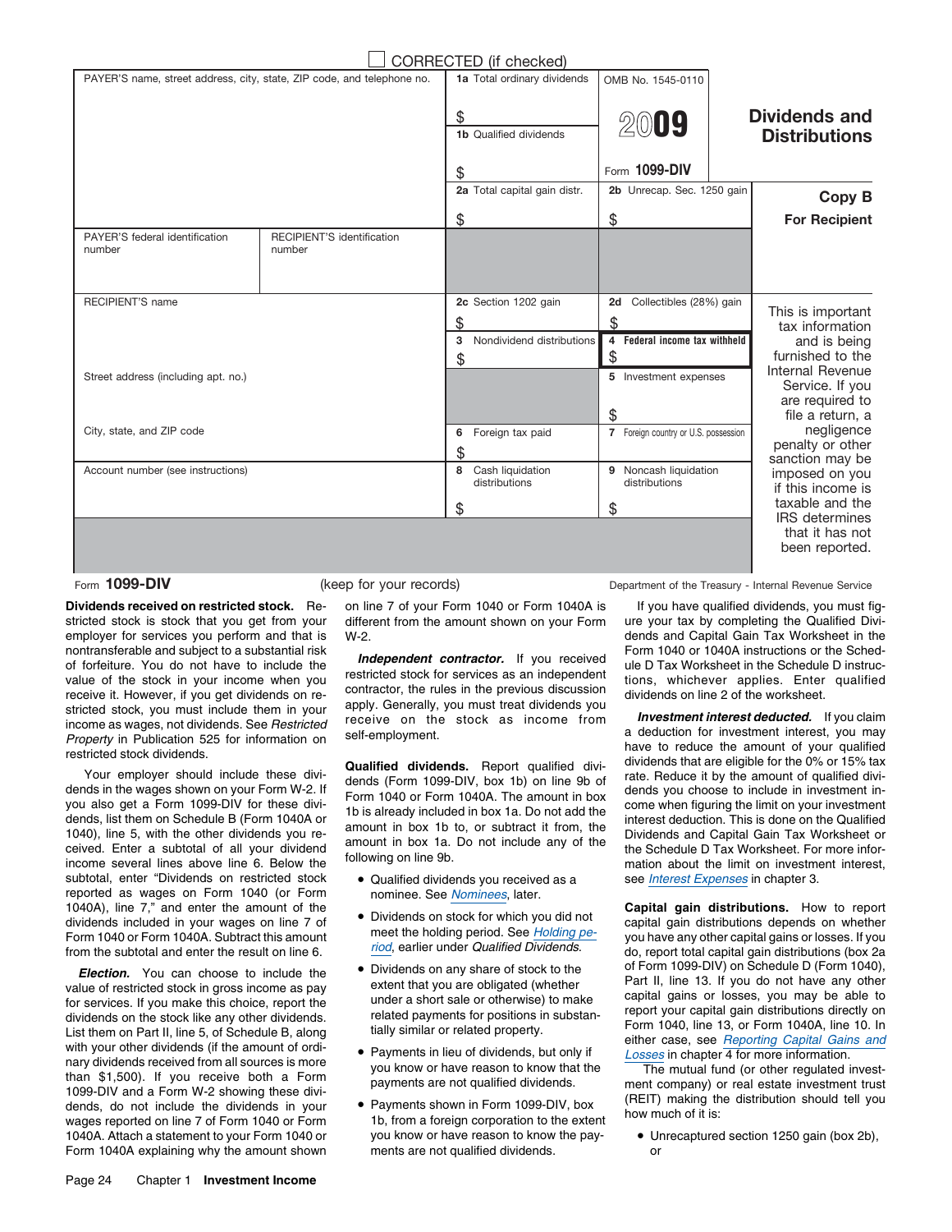CORRECTED (if checked)

| PAYER'S name, street address, city, state, ZIP code, and telephone no. | | 1a Total ordinary dividends $ | OMB No. 1545-0110 | Dividends and Distributions |
|---|---|---|---|---|
| | | 1b Qualified dividends $ | 2009 Form 1099-DIV | |
| | | 2a Total capital gain distr. $ | 2b Unrecap. Sec. 1250 gain $ | Copy B For Recipient |
| PAYER'S federal identification number | RECIPIENT'S identification number | | | |
| RECIPIENT'S name | | 2c Section 1202 gain $ | 2d Collectibles (28%) gain $ | This is important tax information and is being furnished to the Internal Revenue Service. If you are required to file a return, a negligence penalty or other sanction may be imposed on you if this income is taxable and the IRS determines that it has not been reported. |
| | | 3 Nondividend distributions $ | 4 Federal income tax withheld $ | |
| Street address (including apt. no.) | | | 5 Investment expenses $ | |
| City, state, and ZIP code | | 6 Foreign tax paid $ | 7 Foreign country or U.S. possession | |
| Account number (see instructions) | | 8 Cash liquidation distributions $ | 9 Noncash liquidation distributions $ | |

Form **1099-DIV** (keep for your records) Department of the Treasury - Internal Revenue Service

**Dividends received on restricted stock.** Restricted stock is stock that you get from your employer for services you perform and that is nontransferable and subject to a substantial risk of forfeiture. You do not have to include the value of the stock in your income when you receive it. However, if you get dividends on restricted stock, you must include them in your income as wages, not dividends. See *Restricted Property* in Publication 525 for information on restricted stock dividends.

Your employer should include these dividends in the wages shown on your Form W-2. If you also get a Form 1099-DIV for these dividends, list them on Schedule B (Form 1040A or 1040), line 5, with the other dividends you received. Enter a subtotal of all your dividend income several lines above line 6. Below the subtotal, enter "Dividends on restricted stock reported as wages on Form 1040 (or Form 1040A), line 7," and enter the amount of the dividends included in your wages on line 7 of Form 1040 or Form 1040A. Subtract this amount from the subtotal and enter the result on line 6.

***Election.*** You can choose to include the value of restricted stock in gross income as pay for services. If you make this choice, report the dividends on the stock like any other dividends. List them on Part II, line 5, of Schedule B, along with your other dividends (if the amount of ordinary dividends received from all sources is more than $1,500). If you receive both a Form 1099-DIV and a Form W-2 showing these dividends, do not include the dividends in your wages reported on line 7 of Form 1040 or Form 1040A. Attach a statement to your Form 1040 or Form 1040A explaining why the amount shown on line 7 of your Form 1040 or Form 1040A is different from the amount shown on your Form W-2.

***Independent contractor.*** If you received restricted stock for services as an independent contractor, the rules in the previous discussion apply. Generally, you must treat dividends you receive on the stock as income from self-employment.

**Qualified dividends.** Report qualified dividends (Form 1099-DIV, box 1b) on line 9b of Form 1040 or Form 1040A. The amount in box 1b is already included in box 1a. Do not add the amount in box 1b to, or subtract it from, the amount in box 1a. Do not include any of the following on line 9b.

- Qualified dividends you received as a nominee. See *Nominees*, later.
- Dividends on stock for which you did not meet the holding period. See *Holding period*, earlier under *Qualified Dividends*.
- Dividends on any share of stock to the extent that you are obligated (whether under a short sale or otherwise) to make related payments for positions in substantially similar or related property.
- Payments in lieu of dividends, but only if you know or have reason to know that the payments are not qualified dividends.
- Payments shown in Form 1099-DIV, box 1b, from a foreign corporation to the extent you know or have reason to know the payments are not qualified dividends.

If you have qualified dividends, you must figure your tax by completing the Qualified Dividends and Capital Gain Tax Worksheet in the Form 1040 or 1040A instructions or the Schedule D Tax Worksheet in the Schedule D instructions, whichever applies. Enter qualified dividends on line 2 of the worksheet.

***Investment interest deducted.*** If you claim a deduction for investment interest, you may have to reduce the amount of your qualified dividends that are eligible for the 0% or 15% tax rate. Reduce it by the amount of qualified dividends you choose to include in investment income when figuring the limit on your investment interest deduction. This is done on the Qualified Dividends and Capital Gain Tax Worksheet or the Schedule D Tax Worksheet. For more information about the limit on investment interest, see *Interest Expenses* in chapter 3.

**Capital gain distributions.** How to report capital gain distributions depends on whether you have any other capital gains or losses. If you do, report total capital gain distributions (box 2a of Form 1099-DIV) on Schedule D (Form 1040), Part II, line 13. If you do not have any other capital gains or losses, you may be able to report your capital gain distributions directly on Form 1040, line 13, or Form 1040A, line 10. In either case, see *Reporting Capital Gains and Losses* in chapter 4 for more information.

The mutual fund (or other regulated investment company) or real estate investment trust (REIT) making the distribution should tell you how much of it is:

- Unrecaptured section 1250 gain (box 2b), or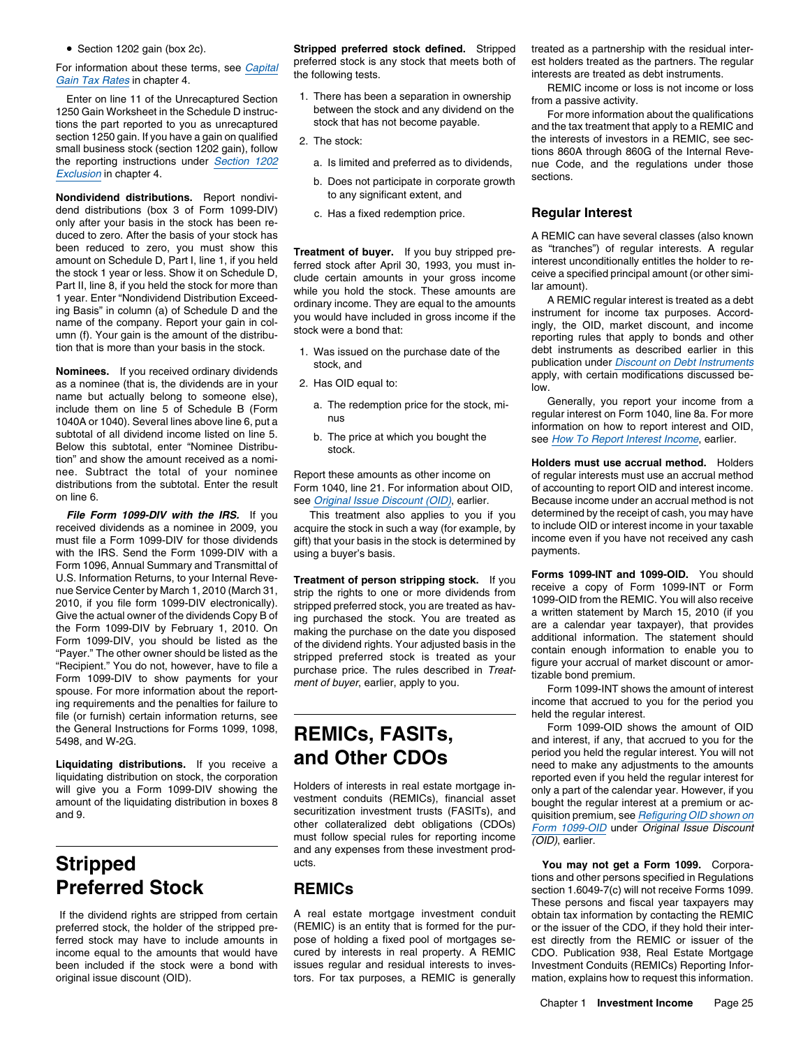- Section 1202 gain (box 2c).

For information about these terms, see *Capital Gain Tax Rates* in chapter 4.

Enter on line 11 of the Unrecaptured Section 1250 Gain Worksheet in the Schedule D instructions the part reported to you as unrecaptured section 1250 gain. If you have a gain on qualified small business stock (section 1202 gain), follow the reporting instructions under *Section 1202 Exclusion* in chapter 4.

**Nondividend distributions.** Report nondividend distributions (box 3 of Form 1099-DIV) only after your basis in the stock has been reduced to zero. After the basis of your stock has been reduced to zero, you must show this amount on Schedule D, Part I, line 1, if you held the stock 1 year or less. Show it on Schedule D, Part II, line 8, if you held the stock for more than 1 year. Enter "Nondividend Distribution Exceeding Basis" in column (a) of Schedule D and the name of the company. Report your gain in column (f). Your gain is the amount of the distribution that is more than your basis in the stock.

**Nominees.** If you received ordinary dividends as a nominee (that is, the dividends are in your name but actually belong to someone else), include them on line 5 of Schedule B (Form 1040A or 1040). Several lines above line 6, put a subtotal of all dividend income listed on line 5. Below this subtotal, enter "Nominee Distribution" and show the amount received as a nominee. Subtract the total of your nominee distributions from the subtotal. Enter the result on line 6.

***File Form 1099-DIV with the IRS.*** If you received dividends as a nominee in 2009, you must file a Form 1099-DIV for those dividends with the IRS. Send the Form 1099-DIV with a Form 1096, Annual Summary and Transmittal of U.S. Information Returns, to your Internal Revenue Service Center by March 1, 2010 (March 31, 2010, if you file form 1099-DIV electronically). Give the actual owner of the dividends Copy B of the Form 1099-DIV by February 1, 2010. On Form 1099-DIV, you should be listed as the "Payer." The other owner should be listed as the "Recipient." You do not, however, have to file a Form 1099-DIV to show payments for your spouse. For more information about the reporting requirements and the penalties for failure to file (or furnish) certain information returns, see the General Instructions for Forms 1099, 1098, 5498, and W-2G.

**Liquidating distributions.** If you receive a liquidating distribution on stock, the corporation will give you a Form 1099-DIV showing the amount of the liquidating distribution in boxes 8 and 9.

# Stripped Preferred Stock

If the dividend rights are stripped from certain preferred stock, the holder of the stripped preferred stock may have to include amounts in income equal to the amounts that would have been included if the stock were a bond with original issue discount (OID).

**Stripped preferred stock defined.** Stripped preferred stock is any stock that meets both of the following tests.

1. There has been a separation in ownership between the stock and any dividend on the stock that has not become payable.
2. The stock:
   a. Is limited and preferred as to dividends,
   b. Does not participate in corporate growth to any significant extent, and
   c. Has a fixed redemption price.

**Treatment of buyer.** If you buy stripped preferred stock after April 30, 1993, you must include certain amounts in your gross income while you hold the stock. These amounts are ordinary income. They are equal to the amounts you would have included in gross income if the stock were a bond that:

1. Was issued on the purchase date of the stock, and
2. Has OID equal to:
   a. The redemption price for the stock, minus
   b. The price at which you bought the stock.

Report these amounts as other income on Form 1040, line 21. For information about OID, see *Original Issue Discount (OID)*, earlier.

This treatment also applies to you if you acquire the stock in such a way (for example, by gift) that your basis in the stock is determined by using a buyer's basis.

**Treatment of person stripping stock.** If you strip the rights to one or more dividends from stripped preferred stock, you are treated as having purchased the stock. You are treated as making the purchase on the date you disposed of the dividend rights. Your adjusted basis in the stripped preferred stock is treated as your purchase price. The rules described in *Treatment of buyer*, earlier, apply to you.

# REMICs, FASITs, and Other CDOs

Holders of interests in real estate mortgage investment conduits (REMICs), financial asset securitization investment trusts (FASITs), and other collateralized debt obligations (CDOs) must follow special rules for reporting income and any expenses from these investment products.

## REMICs

A real estate mortgage investment conduit (REMIC) is an entity that is formed for the purpose of holding a fixed pool of mortgages secured by interests in real property. A REMIC issues regular and residual interests to investors. For tax purposes, a REMIC is generally treated as a partnership with the residual interest holders treated as the partners. The regular interests are treated as debt instruments.

REMIC income or loss is not income or loss from a passive activity.

For more information about the qualifications and the tax treatment that apply to a REMIC and the interests of investors in a REMIC, see sections 860A through 860G of the Internal Revenue Code, and the regulations under those sections.

### Regular Interest

A REMIC can have several classes (also known as "tranches") of regular interests. A regular interest unconditionally entitles the holder to receive a specified principal amount (or other similar amount).

A REMIC regular interest is treated as a debt instrument for income tax purposes. Accordingly, the OID, market discount, and income reporting rules that apply to bonds and other debt instruments as described earlier in this publication under *Discount on Debt Instruments* apply, with certain modifications discussed below.

Generally, you report your income from a regular interest on Form 1040, line 8a. For more information on how to report interest and OID, see *How To Report Interest Income*, earlier.

**Holders must use accrual method.** Holders of regular interests must use an accrual method of accounting to report OID and interest income. Because income under an accrual method is not determined by the receipt of cash, you may have to include OID or interest income in your taxable income even if you have not received any cash payments.

**Forms 1099-INT and 1099-OID.** You should receive a copy of Form 1099-INT or Form 1099-OID from the REMIC. You will also receive a written statement by March 15, 2010 (if you are a calendar year taxpayer), that provides additional information. The statement should contain enough information to enable you to figure your accrual of market discount or amortizable bond premium.

Form 1099-INT shows the amount of interest income that accrued to you for the period you held the regular interest.

Form 1099-OID shows the amount of OID and interest, if any, that accrued to you for the period you held the regular interest. You will not need to make any adjustments to the amounts reported even if you held the regular interest for only a part of the calendar year. However, if you bought the regular interest at a premium or acquisition premium, see *Refiguring OID shown on Form 1099-OID* under *Original Issue Discount (OID)*, earlier.

**You may not get a Form 1099.** Corporations and other persons specified in Regulations section 1.6049-7(c) will not receive Forms 1099. These persons and fiscal year taxpayers may obtain tax information by contacting the REMIC or the issuer of the CDO, if they hold their interest directly from the REMIC or issuer of the CDO. Publication 938, Real Estate Mortgage Investment Conduits (REMICs) Reporting Information, explains how to request this information.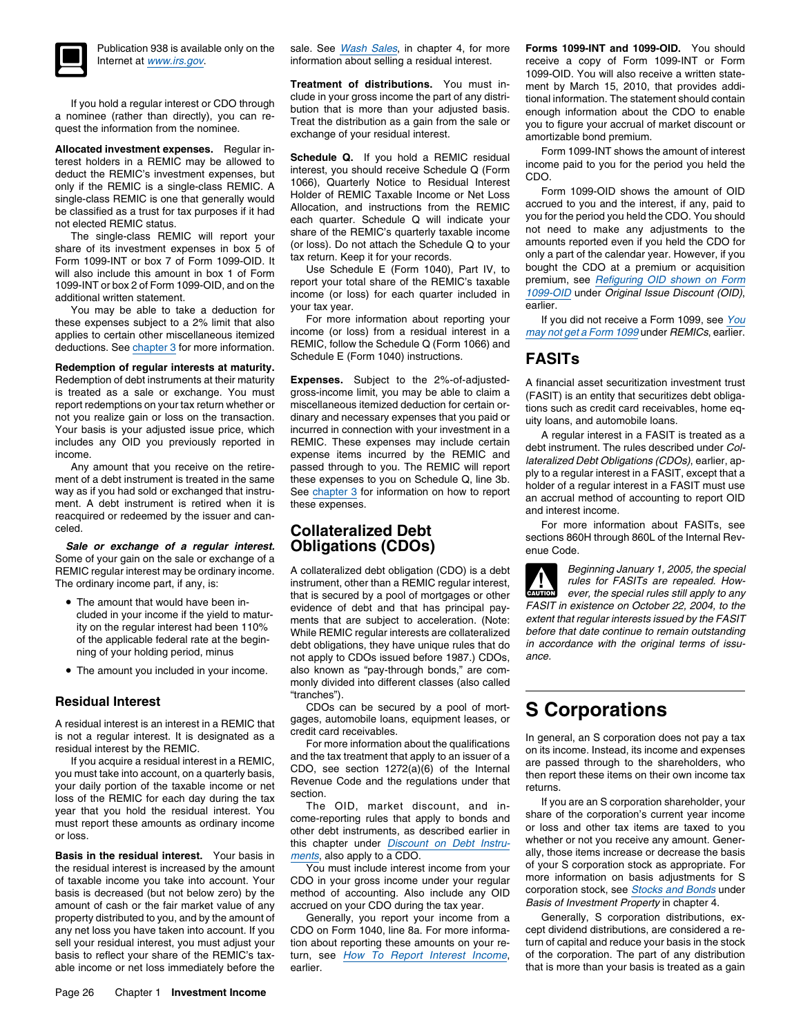Publication 938 is available only on the Internet at *www.irs.gov*.

If you hold a regular interest or CDO through a nominee (rather than directly), you can request the information from the nominee.

**Allocated investment expenses.** Regular interest holders in a REMIC may be allowed to deduct the REMIC's investment expenses, but only if the REMIC is a single-class REMIC. A single-class REMIC is one that generally would be classified as a trust for tax purposes if it had not elected REMIC status.

The single-class REMIC will report your share of its investment expenses in box 5 of Form 1099-INT or box 7 of Form 1099-OID. It will also include this amount in box 1 of Form 1099-INT or box 2 of Form 1099-OID, and on the additional written statement.

You may be able to take a deduction for these expenses subject to a 2% limit that also applies to certain other miscellaneous itemized deductions. See chapter 3 for more information.

**Redemption of regular interests at maturity.** Redemption of debt instruments at their maturity is treated as a sale or exchange. You must report redemptions on your tax return whether or not you realize gain or loss on the transaction. Your basis is your adjusted issue price, which includes any OID you previously reported in income.

Any amount that you receive on the retirement of a debt instrument is treated in the same way as if you had sold or exchanged that instrument. A debt instrument is retired when it is reacquired or redeemed by the issuer and canceled.

***Sale or exchange of a regular interest.*** Some of your gain on the sale or exchange of a REMIC regular interest may be ordinary income. The ordinary income part, if any, is:

- The amount that would have been included in your income if the yield to maturity on the regular interest had been 110% of the applicable federal rate at the beginning of your holding period, minus
- The amount you included in your income.

## Residual Interest

A residual interest is an interest in a REMIC that is not a regular interest. It is designated as a residual interest by the REMIC.

If you acquire a residual interest in a REMIC, you must take into account, on a quarterly basis, your daily portion of the taxable income or net loss of the REMIC for each day during the tax year that you hold the residual interest. You must report these amounts as ordinary income or loss.

**Basis in the residual interest.** Your basis in the residual interest is increased by the amount of taxable income you take into account. Your basis is decreased (but not below zero) by the amount of cash or the fair market value of any property distributed to you, and by the amount of any net loss you have taken into account. If you sell your residual interest, you must adjust your basis to reflect your share of the REMIC's taxable income or net loss immediately before the sale. See *Wash Sales*, in chapter 4, for more information about selling a residual interest.

**Treatment of distributions.** You must include in your gross income the part of any distribution that is more than your adjusted basis. Treat the distribution as a gain from the sale or exchange of your residual interest.

**Schedule Q.** If you hold a REMIC residual interest, you should receive Schedule Q (Form 1066), Quarterly Notice to Residual Interest Holder of REMIC Taxable Income or Net Loss Allocation, and instructions from the REMIC each quarter. Schedule Q will indicate your share of the REMIC's quarterly taxable income (or loss). Do not attach the Schedule Q to your tax return. Keep it for your records.

Use Schedule E (Form 1040), Part IV, to report your total share of the REMIC's taxable income (or loss) for each quarter included in your tax year.

For more information about reporting your income (or loss) from a residual interest in a REMIC, follow the Schedule Q (Form 1066) and Schedule E (Form 1040) instructions.

**Expenses.** Subject to the 2%-of-adjusted-gross-income limit, you may be able to claim a miscellaneous itemized deduction for certain ordinary and necessary expenses that you paid or incurred in connection with your investment in a REMIC. These expenses may include certain expense items incurred by the REMIC and passed through to you. The REMIC will report these expenses to you on Schedule Q, line 3b. See chapter 3 for information on how to report these expenses.

# Collateralized Debt Obligations (CDOs)

A collateralized debt obligation (CDO) is a debt instrument, other than a REMIC regular interest, that is secured by a pool of mortgages or other evidence of debt and that has principal payments that are subject to acceleration. (Note: While REMIC regular interests are collateralized debt obligations, they have unique rules that do not apply to CDOs issued before 1987.) CDOs, also known as "pay-through bonds," are commonly divided into different classes (also called "tranches").

CDOs can be secured by a pool of mortgages, automobile loans, equipment leases, or credit card receivables.

For more information about the qualifications and the tax treatment that apply to an issuer of a CDO, see section 1272(a)(6) of the Internal Revenue Code and the regulations under that section.

The OID, market discount, and income-reporting rules that apply to bonds and other debt instruments, as described earlier in this chapter under *Discount on Debt Instruments*, also apply to a CDO.

You must include interest income from your CDO in your gross income under your regular method of accounting. Also include any OID accrued on your CDO during the tax year.

Generally, you report your income from a CDO on Form 1040, line 8a. For more information about reporting these amounts on your return, see *How To Report Interest Income*, earlier.

**Forms 1099-INT and 1099-OID.** You should receive a copy of Form 1099-INT or Form 1099-OID. You will also receive a written statement by March 15, 2010, that provides additional information. The statement should contain enough information about the CDO to enable you to figure your accrual of market discount or amortizable bond premium.

Form 1099-INT shows the amount of interest income paid to you for the period you held the CDO.

Form 1099-OID shows the amount of OID accrued to you and the interest, if any, paid to you for the period you held the CDO. You should not need to make any adjustments to the amounts reported even if you held the CDO for only a part of the calendar year. However, if you bought the CDO at a premium or acquisition premium, see *Refiguring OID shown on Form 1099-OID* under *Original Issue Discount (OID)*, earlier.

If you did not receive a Form 1099, see *You may not get a Form 1099* under *REMICs*, earlier.

# FASITs

A financial asset securitization investment trust (FASIT) is an entity that securitizes debt obligations such as credit card receivables, home equity loans, and automobile loans.

A regular interest in a FASIT is treated as a debt instrument. The rules described under *Collateralized Debt Obligations (CDOs)*, earlier, apply to a regular interest in a FASIT, except that a holder of a regular interest in a FASIT must use an accrual method of accounting to report OID and interest income.

For more information about FASITs, see sections 860H through 860L of the Internal Revenue Code.

CAUTION: *Beginning January 1, 2005, the special rules for FASITs are repealed. However, the special rules still apply to any FASIT in existence on October 22, 2004, to the extent that regular interests issued by the FASIT before that date continue to remain outstanding in accordance with the original terms of issuance.*

# S Corporations

In general, an S corporation does not pay a tax on its income. Instead, its income and expenses are passed through to the shareholders, who then report these items on their own income tax returns.

If you are an S corporation shareholder, your share of the corporation's current year income or loss and other tax items are taxed to you whether or not you receive any amount. Generally, those items increase or decrease the basis of your S corporation stock as appropriate. For more information on basis adjustments for S corporation stock, see *Stocks and Bonds* under *Basis of Investment Property* in chapter 4.

Generally, S corporation distributions, except dividend distributions, are considered a return of capital and reduce your basis in the stock of the corporation. The part of any distribution that is more than your basis is treated as a gain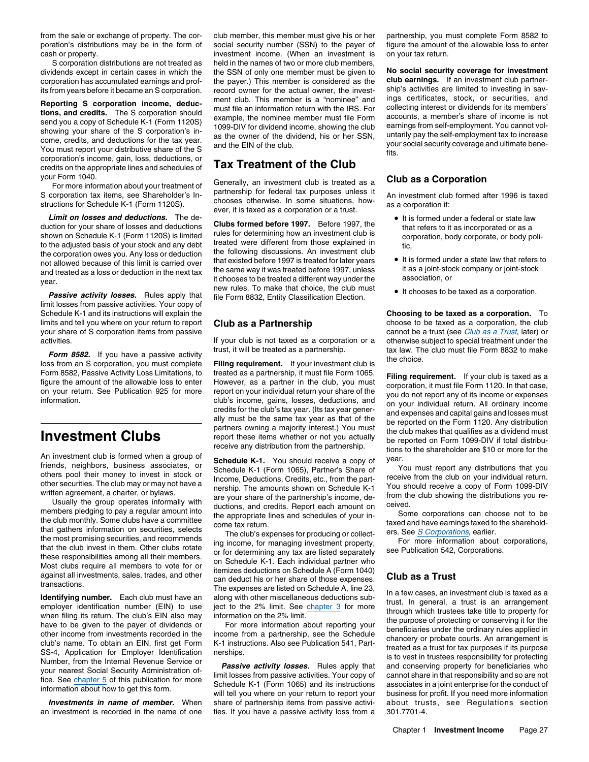from the sale or exchange of property. The corporation's distributions may be in the form of cash or property.

S corporation distributions are not treated as dividends except in certain cases in which the corporation has accumulated earnings and profits from years before it became an S corporation.

**Reporting S corporation income, deductions, and credits.** The S corporation should send you a copy of Schedule K-1 (Form 1120S) showing your share of the S corporation's income, credits, and deductions for the tax year. You must report your distributive share of the S corporation's income, gain, loss, deductions, or credits on the appropriate lines and schedules of your Form 1040.

For more information about your treatment of S corporation tax items, see Shareholder's Instructions for Schedule K-1 (Form 1120S).

***Limit on losses and deductions.*** The deduction for your share of losses and deductions shown on Schedule K-1 (Form 1120S) is limited to the adjusted basis of your stock and any debt the corporation owes you. Any loss or deduction not allowed because of this limit is carried over and treated as a loss or deduction in the next tax year.

***Passive activity losses.*** Rules apply that limit losses from passive activities. Your copy of Schedule K-1 and its instructions will explain the limits and tell you where on your return to report your share of S corporation items from passive activities.

***Form 8582.*** If you have a passive activity loss from an S corporation, you must complete Form 8582, Passive Activity Loss Limitations, to figure the amount of the allowable loss to enter on your return. See Publication 925 for more information.

# Investment Clubs

An investment club is formed when a group of friends, neighbors, business associates, or others pool their money to invest in stock or other securities. The club may or may not have a written agreement, a charter, or bylaws.

Usually the group operates informally with members pledging to pay a regular amount into the club monthly. Some clubs have a committee that gathers information on securities, selects the most promising securities, and recommends that the club invest in them. Other clubs rotate these responsibilities among all their members. Most clubs require all members to vote for or against all investments, sales, trades, and other transactions.

**Identifying number.** Each club must have an employer identification number (EIN) to use when filing its return. The club's EIN also may have to be given to the payer of dividends or other income from investments recorded in the club's name. To obtain an EIN, first get Form SS-4, Application for Employer Identification Number, from the Internal Revenue Service or your nearest Social Security Administration office. See chapter 5 of this publication for more information about how to get this form.

***Investments in name of member.*** When an investment is recorded in the name of one club member, this member must give his or her social security number (SSN) to the payer of investment income. (When an investment is held in the names of two or more club members, the SSN of only one member must be given to the payer.) This member is considered as the record owner for the actual owner, the investment club. This member is a "nominee" and must file an information return with the IRS. For example, the nominee member must file Form 1099-DIV for dividend income, showing the club as the owner of the dividend, his or her SSN, and the EIN of the club.

## Tax Treatment of the Club

Generally, an investment club is treated as a partnership for federal tax purposes unless it chooses otherwise. In some situations, however, it is taxed as a corporation or a trust.

**Clubs formed before 1997.** Before 1997, the rules for determining how an investment club is treated were different from those explained in the following discussions. An investment club that existed before 1997 is treated for later years the same way it was treated before 1997, unless it chooses to be treated a different way under the new rules. To make that choice, the club must file Form 8832, Entity Classification Election.

## Club as a Partnership

If your club is not taxed as a corporation or a trust, it will be treated as a partnership.

**Filing requirement.** If your investment club is treated as a partnership, it must file Form 1065. However, as a partner in the club, you must report on your individual return your share of the club's income, gains, losses, deductions, and credits for the club's tax year. (Its tax year generally must be the same tax year as that of the partners owning a majority interest.) You must report these items whether or not you actually receive any distribution from the partnership.

**Schedule K-1.** You should receive a copy of Schedule K-1 (Form 1065), Partner's Share of Income, Deductions, Credits, etc., from the partnership. The amounts shown on Schedule K-1 are your share of the partnership's income, deductions, and credits. Report each amount on the appropriate lines and schedules of your income tax return.

The club's expenses for producing or collecting income, for managing investment property, or for determining any tax are listed separately on Schedule K-1. Each individual partner who itemizes deductions on Schedule A (Form 1040) can deduct his or her share of those expenses. The expenses are listed on Schedule A, line 23, along with other miscellaneous deductions subject to the 2% limit. See chapter 3 for more information on the 2% limit.

For more information about reporting your income from a partnership, see the Schedule K-1 instructions. Also see Publication 541, Partnerships.

***Passive activity losses.*** Rules apply that limit losses from passive activities. Your copy of Schedule K-1 (Form 1065) and its instructions will tell you where on your return to report your share of partnership items from passive activities. If you have a passive activity loss from a partnership, you must complete Form 8582 to figure the amount of the allowable loss to enter on your tax return.

**No social security coverage for investment club earnings.** If an investment club partnership's activities are limited to investing in savings certificates, stock, or securities, and collecting interest or dividends for its members' accounts, a member's share of income is not earnings from self-employment. You cannot voluntarily pay the self-employment tax to increase your social security coverage and ultimate benefits.

## Club as a Corporation

An investment club formed after 1996 is taxed as a corporation if:

- It is formed under a federal or state law that refers to it as incorporated or as a corporation, body corporate, or body politic,
- It is formed under a state law that refers to it as a joint-stock company or joint-stock association, or
- It chooses to be taxed as a corporation.

**Choosing to be taxed as a corporation.** To choose to be taxed as a corporation, the club cannot be a trust (see *Club as a Trust*, later) or otherwise subject to special treatment under the tax law. The club must file Form 8832 to make the choice.

**Filing requirement.** If your club is taxed as a corporation, it must file Form 1120. In that case, you do not report any of its income or expenses on your individual return. All ordinary income and expenses and capital gains and losses must be reported on the Form 1120. Any distribution the club makes that qualifies as a dividend must be reported on Form 1099-DIV if total distributions to the shareholder are $10 or more for the year.

You must report any distributions that you receive from the club on your individual return. You should receive a copy of Form 1099-DIV from the club showing the distributions you received.

Some corporations can choose not to be taxed and have earnings taxed to the shareholders. See *S Corporations*, earlier.

For more information about corporations, see Publication 542, Corporations.

## Club as a Trust

In a few cases, an investment club is taxed as a trust. In general, a trust is an arrangement through which trustees take title to property for the purpose of protecting or conserving it for the beneficiaries under the ordinary rules applied in chancery or probate courts. An arrangement is treated as a trust for tax purposes if its purpose is to vest in trustees responsibility for protecting and conserving property for beneficiaries who cannot share in that responsibility and so are not associates in a joint enterprise for the conduct of business for profit. If you need more information about trusts, see Regulations section 301.7701-4.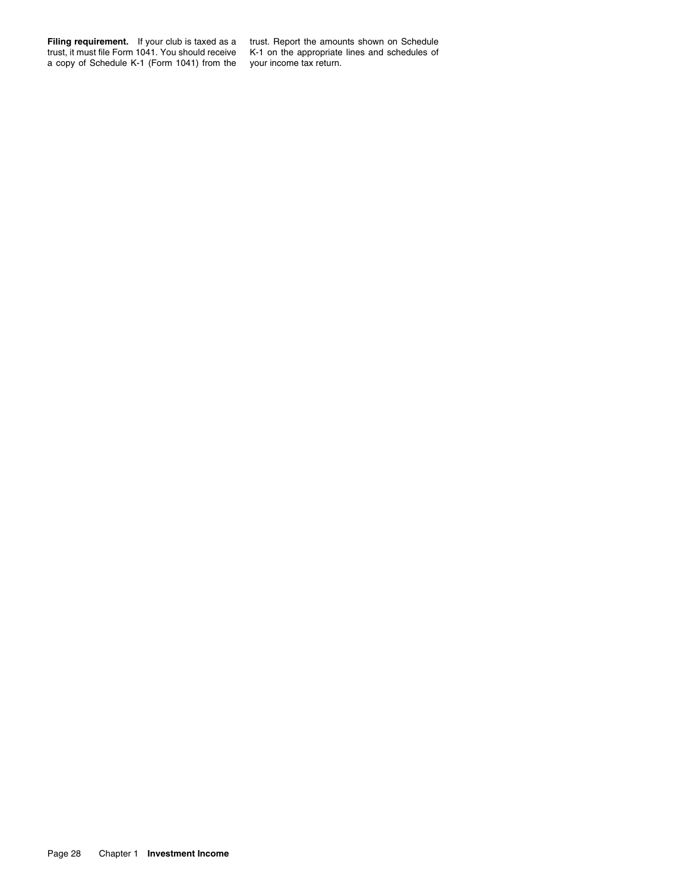**Filing requirement.** If your club is taxed as a trust, it must file Form 1041. You should receive a copy of Schedule K-1 (Form 1041) from the trust. Report the amounts shown on Schedule K-1 on the appropriate lines and schedules of your income tax return.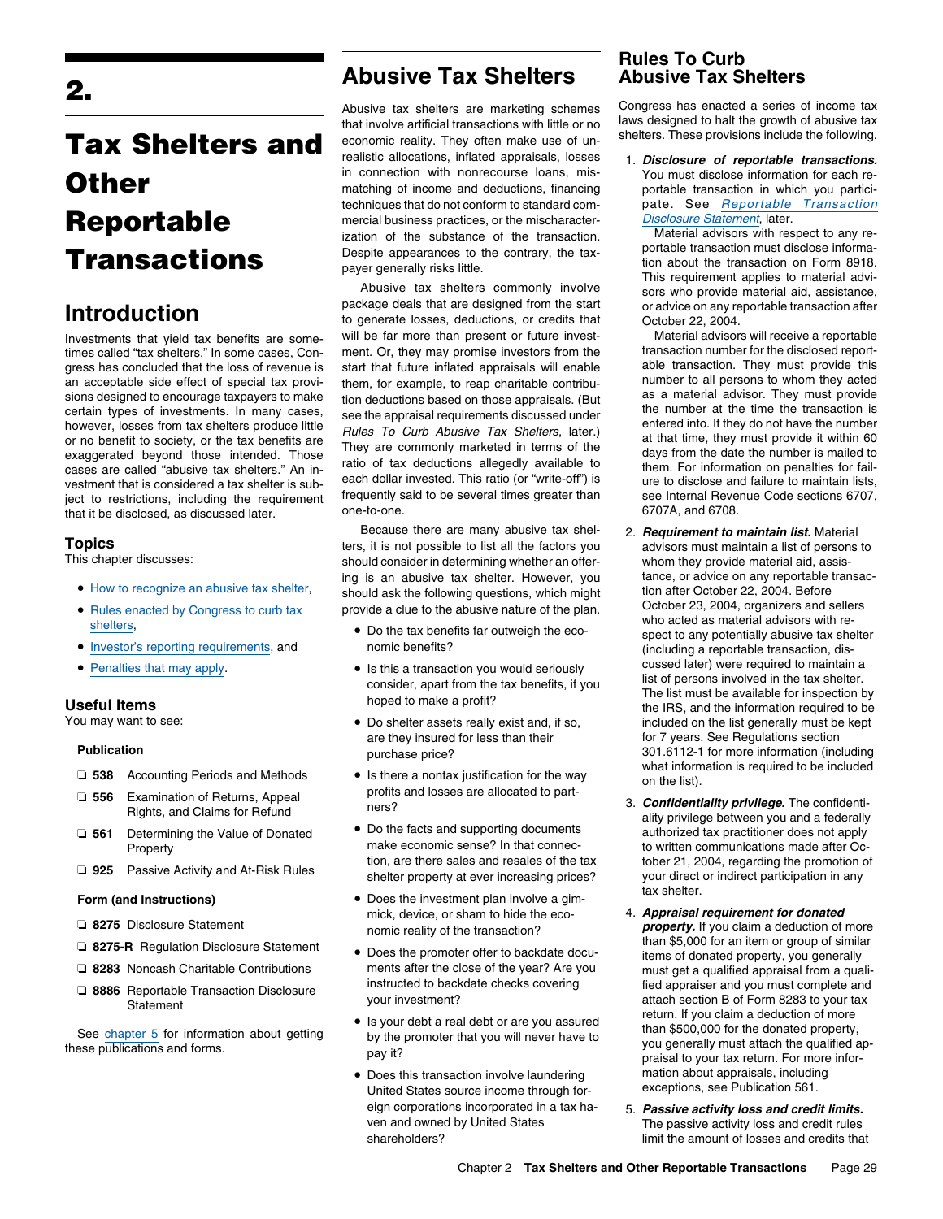# 2. Tax Shelters and Other Reportable Transactions

## Introduction

Investments that yield tax benefits are sometimes called "tax shelters." In some cases, Congress has concluded that the loss of revenue is an acceptable side effect of special tax provisions designed to encourage taxpayers to make certain types of investments. In many cases, however, losses from tax shelters produce little or no benefit to society, or the tax benefits are exaggerated beyond those intended. Those cases are called "abusive tax shelters." An investment that is considered a tax shelter is subject to restrictions, including the requirement that it be disclosed, as discussed later.

### Topics

This chapter discusses:

- How to recognize an abusive tax shelter,
- Rules enacted by Congress to curb tax shelters,
- Investor's reporting requirements, and
- Penalties that may apply.

### Useful Items

You may want to see:

**Publication**

- ❏ **538** Accounting Periods and Methods
- ❏ **556** Examination of Returns, Appeal Rights, and Claims for Refund
- ❏ **561** Determining the Value of Donated Property
- ❏ **925** Passive Activity and At-Risk Rules

**Form (and Instructions)**

- ❏ **8275** Disclosure Statement
- ❏ **8275-R** Regulation Disclosure Statement
- ❏ **8283** Noncash Charitable Contributions
- ❏ **8886** Reportable Transaction Disclosure Statement

See chapter 5 for information about getting these publications and forms.

## Abusive Tax Shelters

Abusive tax shelters are marketing schemes that involve artificial transactions with little or no economic reality. They often make use of unrealistic allocations, inflated appraisals, losses in connection with nonrecourse loans, mismatching of income and deductions, financing techniques that do not conform to standard commercial business practices, or the mischaracterization of the substance of the transaction. Despite appearances to the contrary, the taxpayer generally risks little.

Abusive tax shelters commonly involve package deals that are designed from the start to generate losses, deductions, or credits that will be far more than present or future investment. Or, they may promise investors from the start that future inflated appraisals will enable them, for example, to reap charitable contribution deductions based on those appraisals. (But see the appraisal requirements discussed under *Rules To Curb Abusive Tax Shelters*, later.) They are commonly marketed in terms of the ratio of tax deductions allegedly available to each dollar invested. This ratio (or "write-off") is frequently said to be several times greater than one-to-one.

Because there are many abusive tax shelters, it is not possible to list all the factors you should consider in determining whether an offering is an abusive tax shelter. However, you should ask the following questions, which might provide a clue to the abusive nature of the plan.

- Do the tax benefits far outweigh the economic benefits?
- Is this a transaction you would seriously consider, apart from the tax benefits, if you hoped to make a profit?
- Do shelter assets really exist and, if so, are they insured for less than their purchase price?
- Is there a nontax justification for the way profits and losses are allocated to partners?
- Do the facts and supporting documents make economic sense? In that connection, are there sales and resales of the tax shelter property at ever increasing prices?
- Does the investment plan involve a gimmick, device, or sham to hide the economic reality of the transaction?
- Does the promoter offer to backdate documents after the close of the year? Are you instructed to backdate checks covering your investment?
- Is your debt a real debt or are you assured by the promoter that you will never have to pay it?
- Does this transaction involve laundering United States source income through foreign corporations incorporated in a tax haven and owned by United States shareholders?

## Rules To Curb Abusive Tax Shelters

Congress has enacted a series of income tax laws designed to halt the growth of abusive tax shelters. These provisions include the following.

1. ***Disclosure of reportable transactions.*** You must disclose information for each reportable transaction in which you participate. See *Reportable Transaction Disclosure Statement*, later.

   Material advisors with respect to any reportable transaction must disclose information about the transaction on Form 8918. This requirement applies to material advisors who provide material aid, assistance, or advice on any reportable transaction after October 22, 2004.

   Material advisors will receive a reportable transaction number for the disclosed reportable transaction. They must provide this number to all persons to whom they acted as a material advisor. They must provide the number at the time the transaction is entered into. If they do not have the number at that time, they must provide it within 60 days from the date the number is mailed to them. For information on penalties for failure to disclose and failure to maintain lists, see Internal Revenue Code sections 6707, 6707A, and 6708.

2. ***Requirement to maintain list.*** Material advisors must maintain a list of persons to whom they provide material aid, assistance, or advice on any reportable transaction after October 22, 2004. Before October 23, 2004, organizers and sellers who acted as material advisors with respect to any potentially abusive tax shelter (including a reportable transaction, discussed later) were required to maintain a list of persons involved in the tax shelter. The list must be available for inspection by the IRS, and the information required to be included on the list generally must be kept for 7 years. See Regulations section 301.6112-1 for more information (including what information is required to be included on the list).

3. ***Confidentiality privilege.*** The confidentiality privilege between you and a federally authorized tax practitioner does not apply to written communications made after October 21, 2004, regarding the promotion of your direct or indirect participation in any tax shelter.

4. ***Appraisal requirement for donated property.*** If you claim a deduction of more than $5,000 for an item or group of similar items of donated property, you generally must get a qualified appraisal from a qualified appraiser and you must complete and attach section B of Form 8283 to your tax return. If you claim a deduction of more than $500,000 for the donated property, you generally must attach the qualified appraisal to your tax return. For more information about appraisals, including exceptions, see Publication 561.

5. ***Passive activity loss and credit limits.*** The passive activity loss and credit rules limit the amount of losses and credits that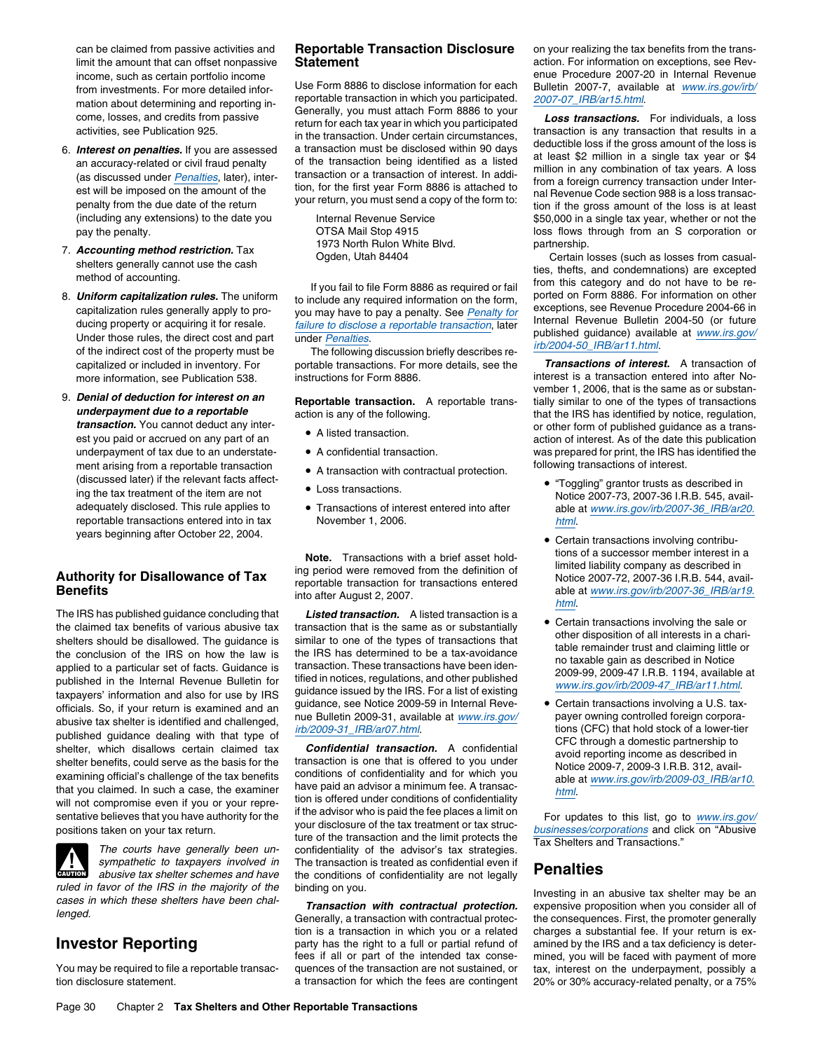can be claimed from passive activities and limit the amount that can offset nonpassive income, such as certain portfolio income from investments. For more detailed information about determining and reporting income, losses, and credits from passive activities, see Publication 925.

6. ***Interest on penalties.*** If you are assessed an accuracy-related or civil fraud penalty (as discussed under *Penalties*, later), interest will be imposed on the amount of the penalty from the due date of the return (including any extensions) to the date you pay the penalty.

7. ***Accounting method restriction.*** Tax shelters generally cannot use the cash method of accounting.

8. ***Uniform capitalization rules.*** The uniform capitalization rules generally apply to producing property or acquiring it for resale. Under those rules, the direct cost and part of the indirect cost of the property must be capitalized or included in inventory. For more information, see Publication 538.

9. ***Denial of deduction for interest on an underpayment due to a reportable transaction.*** You cannot deduct any interest you paid or accrued on any part of an underpayment of tax due to an understatement arising from a reportable transaction (discussed later) if the relevant facts affecting the tax treatment of the item are not adequately disclosed. This rule applies to reportable transactions entered into in tax years beginning after October 22, 2004.

## Authority for Disallowance of Tax Benefits

The IRS has published guidance concluding that the claimed tax benefits of various abusive tax shelters should be disallowed. The guidance is the conclusion of the IRS on how the law is applied to a particular set of facts. Guidance is published in the Internal Revenue Bulletin for taxpayers' information and also for use by IRS officials. So, if your return is examined and an abusive tax shelter is identified and challenged, published guidance dealing with that type of shelter, which disallows certain claimed tax shelter benefits, could serve as the basis for the examining official's challenge of the tax benefits that you claimed. In such a case, the examiner will not compromise even if you or your representative believes that you have authority for the positions taken on your tax return.

**CAUTION:** *The courts have generally been unsympathetic to taxpayers involved in abusive tax shelter schemes and have ruled in favor of the IRS in the majority of the cases in which these shelters have been challenged.*

## Investor Reporting

You may be required to file a reportable transaction disclosure statement.

### Reportable Transaction Disclosure Statement

Use Form 8886 to disclose information for each reportable transaction in which you participated. Generally, you must attach Form 8886 to your return for each tax year in which you participated in the transaction. Under certain circumstances, a transaction must be disclosed within 90 days of the transaction being identified as a listed transaction or a transaction of interest. In addition, for the first year Form 8886 is attached to your return, you must send a copy of the form to:

Internal Revenue Service
OTSA Mail Stop 4915
1973 North Rulon White Blvd.
Ogden, Utah 84404

If you fail to file Form 8886 as required or fail to include any required information on the form, you may have to pay a penalty. See *Penalty for failure to disclose a reportable transaction*, later under *Penalties*.

The following discussion briefly describes reportable transactions. For more details, see the instructions for Form 8886.

**Reportable transaction.** A reportable transaction is any of the following.

- A listed transaction.
- A confidential transaction.
- A transaction with contractual protection.
- Loss transactions.
- Transactions of interest entered into after November 1, 2006.

**Note.** Transactions with a brief asset holding period were removed from the definition of reportable transaction for transactions entered into after August 2, 2007.

***Listed transaction.*** A listed transaction is a transaction that is the same as or substantially similar to one of the types of transactions that the IRS has determined to be a tax-avoidance transaction. These transactions have been identified in notices, regulations, and other published guidance issued by the IRS. For a list of existing guidance, see Notice 2009-59 in Internal Revenue Bulletin 2009-31, available at *www.irs.gov/irb/2009-31_IRB/ar07.html*.

***Confidential transaction.*** A confidential transaction is one that is offered to you under conditions of confidentiality and for which you have paid an advisor a minimum fee. A transaction is offered under conditions of confidentiality if the advisor who is paid the fee places a limit on your disclosure of the tax treatment or tax structure of the transaction and the limit protects the confidentiality of the advisor's tax strategies. The transaction is treated as confidential even if the conditions of confidentiality are not legally binding on you.

***Transaction with contractual protection.*** Generally, a transaction with contractual protection is a transaction in which you or a related party has the right to a full or partial refund of fees if all or part of the intended tax consequences of the transaction are not sustained, or a transaction for which the fees are contingent on your realizing the tax benefits from the transaction. For information on exceptions, see Revenue Procedure 2007-20 in Internal Revenue Bulletin 2007-7, available at *www.irs.gov/irb/2007-07_IRB/ar15.html*.

***Loss transactions.*** For individuals, a loss transaction is any transaction that results in a deductible loss if the gross amount of the loss is at least $2 million in a single tax year or $4 million in any combination of tax years. A loss from a foreign currency transaction under Internal Revenue Code section 988 is a loss transaction if the gross amount of the loss is at least $50,000 in a single tax year, whether or not the loss flows through from an S corporation or partnership.

Certain losses (such as losses from casualties, thefts, and condemnations) are excepted from this category and do not have to be reported on Form 8886. For information on other exceptions, see Revenue Procedure 2004-66 in Internal Revenue Bulletin 2004-50 (or future published guidance) available at *www.irs.gov/irb/2004-50_IRB/ar11.html*.

***Transactions of interest.*** A transaction of interest is a transaction entered into after November 1, 2006, that is the same as or substantially similar to one of the types of transactions that the IRS has identified by notice, regulation, or other form of published guidance as a transaction of interest. As of the date this publication was prepared for print, the IRS has identified the following transactions of interest.

- "Toggling" grantor trusts as described in Notice 2007-73, 2007-36 I.R.B. 545, available at *www.irs.gov/irb/2007-36_IRB/ar20.html*.
- Certain transactions involving contributions of a successor member interest in a limited liability company as described in Notice 2007-72, 2007-36 I.R.B. 544, available at *www.irs.gov/irb/2007-36_IRB/ar19.html*.
- Certain transactions involving the sale or other disposition of all interests in a charitable remainder trust and claiming little or no taxable gain as described in Notice 2009-99, 2009-47 I.R.B. 1194, available at *www.irs.gov/irb/2009-47_IRB/ar11.html*.
- Certain transactions involving a U.S. taxpayer owning controlled foreign corporations (CFC) that hold stock of a lower-tier CFC through a domestic partnership to avoid reporting income as described in Notice 2009-7, 2009-3 I.R.B. 312, available at *www.irs.gov/irb/2009-03_IRB/ar10.html*.

For updates to this list, go to *www.irs.gov/businesses/corporations* and click on "Abusive Tax Shelters and Transactions."

## Penalties

Investing in an abusive tax shelter may be an expensive proposition when you consider all of the consequences. First, the promoter generally charges a substantial fee. If your return is examined by the IRS and a tax deficiency is determined, you will be faced with payment of more tax, interest on the underpayment, possibly a 20% or 30% accuracy-related penalty, or a 75%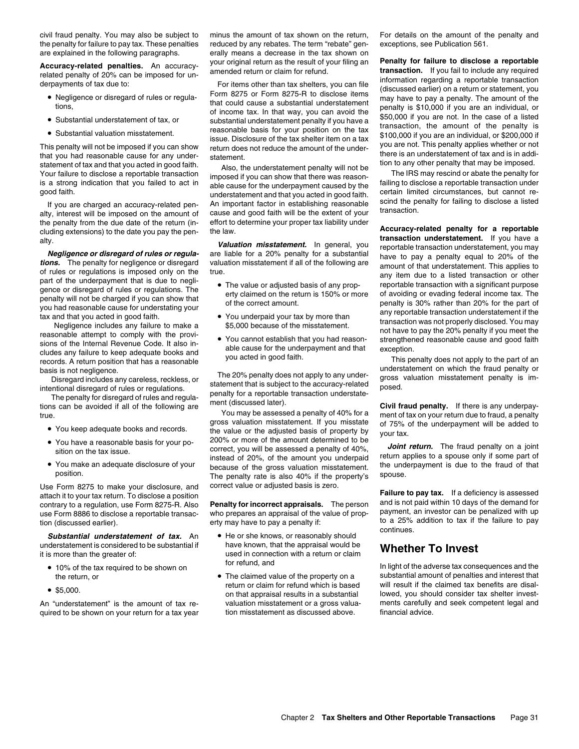civil fraud penalty. You may also be subject to the penalty for failure to pay tax. These penalties are explained in the following paragraphs.

**Accuracy-related penalties.** An accuracy-related penalty of 20% can be imposed for underpayments of tax due to:

- Negligence or disregard of rules or regulations,
- Substantial understatement of tax, or
- Substantial valuation misstatement.

This penalty will not be imposed if you can show that you had reasonable cause for any understatement of tax and that you acted in good faith. Your failure to disclose a reportable transaction is a strong indication that you failed to act in good faith.

If you are charged an accuracy-related penalty, interest will be imposed on the amount of the penalty from the due date of the return (including extensions) to the date you pay the penalty.

***Negligence or disregard of rules or regulations.*** The penalty for negligence or disregard of rules or regulations is imposed only on the part of the underpayment that is due to negligence or disregard of rules or regulations. The penalty will not be charged if you can show that you had reasonable cause for understating your tax and that you acted in good faith.

Negligence includes any failure to make a reasonable attempt to comply with the provisions of the Internal Revenue Code. It also includes any failure to keep adequate books and records. A return position that has a reasonable basis is not negligence.

Disregard includes any careless, reckless, or intentional disregard of rules or regulations.

The penalty for disregard of rules and regulations can be avoided if all of the following are true.

- You keep adequate books and records.
- You have a reasonable basis for your position on the tax issue.
- You make an adequate disclosure of your position.

Use Form 8275 to make your disclosure, and attach it to your tax return. To disclose a position contrary to a regulation, use Form 8275-R. Also use Form 8886 to disclose a reportable transaction (discussed earlier).

***Substantial understatement of tax.*** An understatement is considered to be substantial if it is more than the greater of:

- 10% of the tax required to be shown on the return, or
- $5,000.

An "understatement" is the amount of tax required to be shown on your return for a tax year minus the amount of tax shown on the return, reduced by any rebates. The term "rebate" generally means a decrease in the tax shown on your original return as the result of your filing an amended return or claim for refund.

For items other than tax shelters, you can file Form 8275 or Form 8275-R to disclose items that could cause a substantial understatement of income tax. In that way, you can avoid the substantial understatement penalty if you have a reasonable basis for your position on the tax issue. Disclosure of the tax shelter item on a tax return does not reduce the amount of the understatement.

Also, the understatement penalty will not be imposed if you can show that there was reasonable cause for the underpayment caused by the understatement and that you acted in good faith. An important factor in establishing reasonable cause and good faith will be the extent of your effort to determine your proper tax liability under the law.

***Valuation misstatement.*** In general, you are liable for a 20% penalty for a substantial valuation misstatement if all of the following are true.

- The value or adjusted basis of any property claimed on the return is 150% or more of the correct amount.
- You underpaid your tax by more than $5,000 because of the misstatement.
- You cannot establish that you had reasonable cause for the underpayment and that you acted in good faith.

The 20% penalty does not apply to any understatement that is subject to the accuracy-related penalty for a reportable transaction understatement (discussed later).

You may be assessed a penalty of 40% for a gross valuation misstatement. If you misstate the value or the adjusted basis of property by 200% or more of the amount determined to be correct, you will be assessed a penalty of 40%, instead of 20%, of the amount you underpaid because of the gross valuation misstatement. The penalty rate is also 40% if the property's correct value or adjusted basis is zero.

**Penalty for incorrect appraisals.** The person who prepares an appraisal of the value of property may have to pay a penalty if:

- He or she knows, or reasonably should have known, that the appraisal would be used in connection with a return or claim for refund, and
- The claimed value of the property on a return or claim for refund which is based on that appraisal results in a substantial valuation misstatement or a gross valuation misstatement as discussed above.

For details on the amount of the penalty and exceptions, see Publication 561.

**Penalty for failure to disclose a reportable transaction.** If you fail to include any required information regarding a reportable transaction (discussed earlier) on a return or statement, you may have to pay a penalty. The amount of the penalty is $10,000 if you are an individual, or $50,000 if you are not. In the case of a listed transaction, the amount of the penalty is $100,000 if you are an individual, or $200,000 if you are not. This penalty applies whether or not there is an understatement of tax and is in addition to any other penalty that may be imposed.

The IRS may rescind or abate the penalty for failing to disclose a reportable transaction under certain limited circumstances, but cannot rescind the penalty for failing to disclose a listed transaction.

**Accuracy-related penalty for a reportable transaction understatement.** If you have a reportable transaction understatement, you may have to pay a penalty equal to 20% of the amount of that understatement. This applies to any item due to a listed transaction or other reportable transaction with a significant purpose of avoiding or evading federal income tax. The penalty is 30% rather than 20% for the part of any reportable transaction understatement if the transaction was not properly disclosed. You may not have to pay the 20% penalty if you meet the strengthened reasonable cause and good faith exception.

This penalty does not apply to the part of an understatement on which the fraud penalty or gross valuation misstatement penalty is imposed.

**Civil fraud penalty.** If there is any underpayment of tax on your return due to fraud, a penalty of 75% of the underpayment will be added to your tax.

***Joint return.*** The fraud penalty on a joint return applies to a spouse only if some part of the underpayment is due to the fraud of that spouse.

**Failure to pay tax.** If a deficiency is assessed and is not paid within 10 days of the demand for payment, an investor can be penalized with up to a 25% addition to tax if the failure to pay continues.

## Whether To Invest

In light of the adverse tax consequences and the substantial amount of penalties and interest that will result if the claimed tax benefits are disallowed, you should consider tax shelter investments carefully and seek competent legal and financial advice.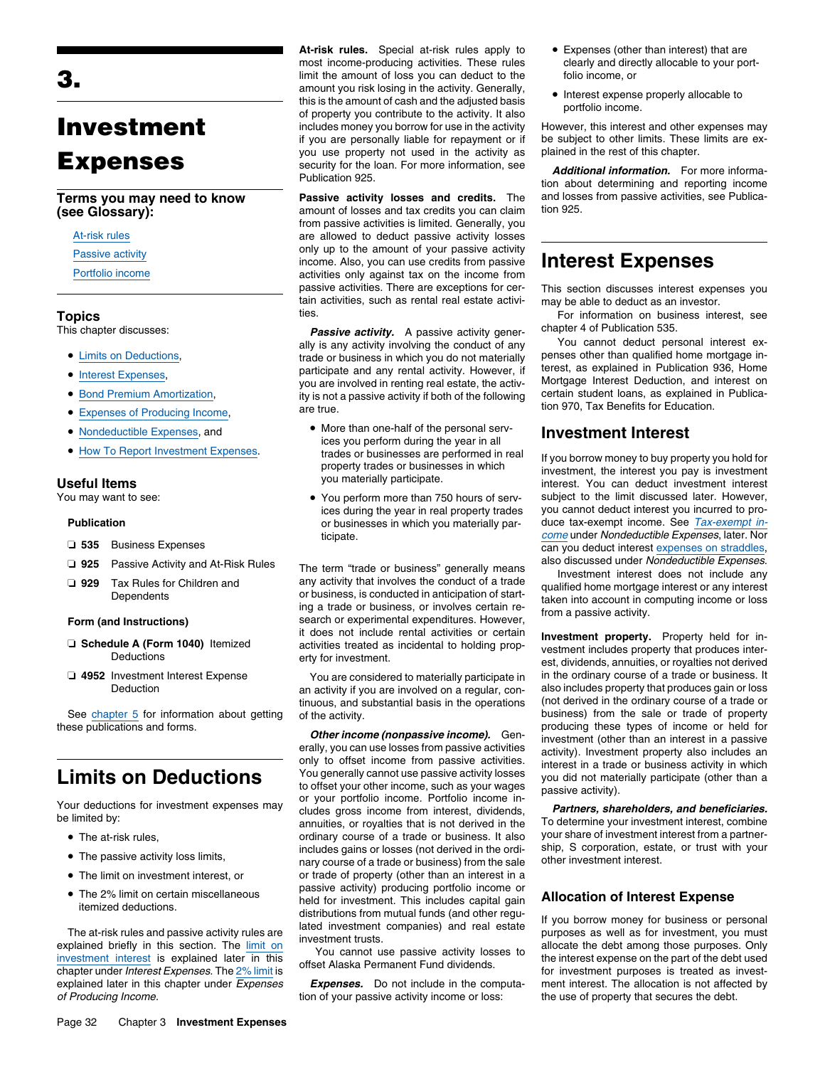# 3. Investment Expenses

**Terms you may need to know (see Glossary):**

At-risk rules

Passive activity

Portfolio income

## Topics

This chapter discusses:

- Limits on Deductions,
- Interest Expenses,
- Bond Premium Amortization,
- Expenses of Producing Income,
- Nondeductible Expenses, and
- How To Report Investment Expenses.

## Useful Items

You may want to see:

**Publication**

- ❑ **535** Business Expenses
- ❑ **925** Passive Activity and At-Risk Rules
- ❑ **929** Tax Rules for Children and Dependents

**Form (and Instructions)**

- ❑ **Schedule A (Form 1040)** Itemized Deductions
- ❑ **4952** Investment Interest Expense Deduction

See chapter 5 for information about getting these publications and forms.

# Limits on Deductions

Your deductions for investment expenses may be limited by:

- The at-risk rules,
- The passive activity loss limits,
- The limit on investment interest, or
- The 2% limit on certain miscellaneous itemized deductions.

The at-risk rules and passive activity rules are explained briefly in this section. The limit on investment interest is explained later in this chapter under *Interest Expenses.* The 2% limit is explained later in this chapter under *Expenses of Producing Income.*

**At-risk rules.** Special at-risk rules apply to most income-producing activities. These rules limit the amount of loss you can deduct to the amount you risk losing in the activity. Generally, this is the amount of cash and the adjusted basis of property you contribute to the activity. It also includes money you borrow for use in the activity if you are personally liable for repayment or if you use property not used in the activity as security for the loan. For more information, see Publication 925.

**Passive activity losses and credits.** The amount of losses and tax credits you can claim from passive activities is limited. Generally, you are allowed to deduct passive activity losses only up to the amount of your passive activity income. Also, you can use credits from passive activities only against tax on the income from passive activities. There are exceptions for certain activities, such as rental real estate activities.

***Passive activity.*** A passive activity generally is any activity involving the conduct of any trade or business in which you do not materially participate and any rental activity. However, if you are involved in renting real estate, the activity is not a passive activity if both of the following are true.

- More than one-half of the personal services you perform during the year in all trades or businesses are performed in real property trades or businesses in which you materially participate.
- You perform more than 750 hours of services during the year in real property trades or businesses in which you materially participate.

The term "trade or business" generally means any activity that involves the conduct of a trade or business, is conducted in anticipation of starting a trade or business, or involves certain research or experimental expenditures. However, it does not include rental activities or certain activities treated as incidental to holding property for investment.

You are considered to materially participate in an activity if you are involved on a regular, continuous, and substantial basis in the operations of the activity.

***Other income (nonpassive income).*** Generally, you can use losses from passive activities only to offset income from passive activities. You generally cannot use passive activity losses to offset your other income, such as your wages or your portfolio income. Portfolio income includes gross income from interest, dividends, annuities, or royalties that is not derived in the ordinary course of a trade or business. It also includes gains or losses (not derived in the ordinary course of a trade or business) from the sale or trade of property (other than an interest in a passive activity) producing portfolio income or held for investment. This includes capital gain distributions from mutual funds (and other regulated investment companies) and real estate investment trusts.

You cannot use passive activity losses to offset Alaska Permanent Fund dividends.

***Expenses.*** Do not include in the computation of your passive activity income or loss:

- Expenses (other than interest) that are clearly and directly allocable to your portfolio income, or
- Interest expense properly allocable to portfolio income.

However, this interest and other expenses may be subject to other limits. These limits are explained in the rest of this chapter.

***Additional information.*** For more information about determining and reporting income and losses from passive activities, see Publication 925.

# Interest Expenses

This section discusses interest expenses you may be able to deduct as an investor.

For information on business interest, see chapter 4 of Publication 535.

You cannot deduct personal interest expenses other than qualified home mortgage interest, as explained in Publication 936, Home Mortgage Interest Deduction, and interest on certain student loans, as explained in Publication 970, Tax Benefits for Education.

## Investment Interest

If you borrow money to buy property you hold for investment, the interest you pay is investment interest. You can deduct investment interest subject to the limit discussed later. However, you cannot deduct interest you incurred to produce tax-exempt income. See *Tax-exempt income* under *Nondeductible Expenses*, later. Nor can you deduct interest expenses on straddles, also discussed under *Nondeductible Expenses.*

Investment interest does not include any qualified home mortgage interest or any interest taken into account in computing income or loss from a passive activity.

**Investment property.** Property held for investment includes property that produces interest, dividends, annuities, or royalties not derived in the ordinary course of a trade or business. It also includes property that produces gain or loss (not derived in the ordinary course of a trade or business) from the sale or trade of property producing these types of income or held for investment (other than an interest in a passive activity). Investment property also includes an interest in a trade or business activity in which you did not materially participate (other than a passive activity).

***Partners, shareholders, and beneficiaries.*** To determine your investment interest, combine your share of investment interest from a partnership, S corporation, estate, or trust with your other investment interest.

## Allocation of Interest Expense

If you borrow money for business or personal purposes as well as for investment, you must allocate the debt among those purposes. Only the interest expense on the part of the debt used for investment purposes is treated as investment interest. The allocation is not affected by the use of property that secures the debt.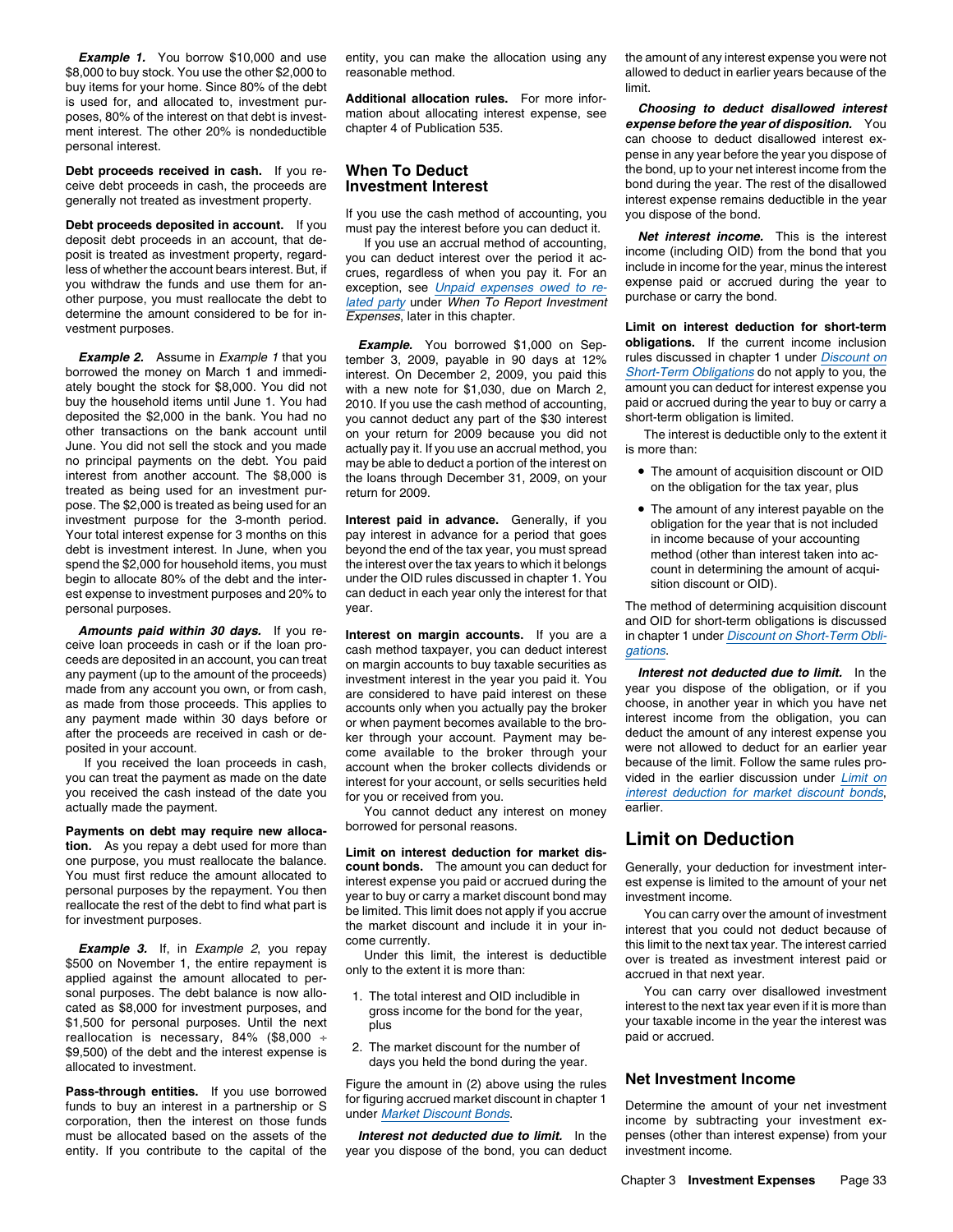***Example 1.*** You borrow $10,000 and use $8,000 to buy stock. You use the other $2,000 to buy items for your home. Since 80% of the debt is used for, and allocated to, investment purposes, 80% of the interest on that debt is investment interest. The other 20% is nondeductible personal interest.

**Debt proceeds received in cash.** If you receive debt proceeds in cash, the proceeds are generally not treated as investment property.

**Debt proceeds deposited in account.** If you deposit debt proceeds in an account, that deposit is treated as investment property, regardless of whether the account bears interest. But, if you withdraw the funds and use them for another purpose, you must reallocate the debt to determine the amount considered to be for investment purposes.

***Example 2.*** Assume in *Example 1* that you borrowed the money on March 1 and immediately bought the stock for $8,000. You did not buy the household items until June 1. You had deposited the $2,000 in the bank. You had no other transactions on the bank account until June. You did not sell the stock and you made no principal payments on the debt. You paid interest from another account. The $8,000 is treated as being used for an investment purpose. The $2,000 is treated as being used for an investment purpose for the 3-month period. Your total interest expense for 3 months on this debt is investment interest. In June, when you spend the $2,000 for household items, you must begin to allocate 80% of the debt and the interest expense to investment purposes and 20% to personal purposes.

***Amounts paid within 30 days.*** If you receive loan proceeds in cash or if the loan proceeds are deposited in an account, you can treat any payment (up to the amount of the proceeds) made from any account you own, or from cash, as made from those proceeds. This applies to any payment made within 30 days before or after the proceeds are received in cash or deposited in your account.

If you received the loan proceeds in cash, you can treat the payment as made on the date you received the cash instead of the date you actually made the payment.

**Payments on debt may require new allocation.** As you repay a debt used for more than one purpose, you must reallocate the balance. You must first reduce the amount allocated to personal purposes by the repayment. You then reallocate the rest of the debt to find what part is for investment purposes.

***Example 3.*** If, in *Example 2*, you repay $500 on November 1, the entire repayment is applied against the amount allocated to personal purposes. The debt balance is now allocated as $8,000 for investment purposes, and $1,500 for personal purposes. Until the next reallocation is necessary, 84% ($8,000 ÷ $9,500) of the debt and the interest expense is allocated to investment.

**Pass-through entities.** If you use borrowed funds to buy an interest in a partnership or S corporation, then the interest on those funds must be allocated based on the assets of the entity. If you contribute to the capital of the entity, you can make the allocation using any reasonable method.

**Additional allocation rules.** For more information about allocating interest expense, see chapter 4 of Publication 535.

## When To Deduct Investment Interest

If you use the cash method of accounting, you must pay the interest before you can deduct it.

If you use an accrual method of accounting, you can deduct interest over the period it accrues, regardless of when you pay it. For an exception, see *Unpaid expenses owed to related party* under *When To Report Investment Expenses*, later in this chapter.

***Example.*** You borrowed $1,000 on September 3, 2009, payable in 90 days at 12% interest. On December 2, 2009, you paid this with a new note for $1,030, due on March 2, 2010. If you use the cash method of accounting, you cannot deduct any part of the $30 interest on your return for 2009 because you did not actually pay it. If you use an accrual method, you may be able to deduct a portion of the interest on the loans through December 31, 2009, on your return for 2009.

**Interest paid in advance.** Generally, if you pay interest in advance for a period that goes beyond the end of the tax year, you must spread the interest over the tax years to which it belongs under the OID rules discussed in chapter 1. You can deduct in each year only the interest for that year.

**Interest on margin accounts.** If you are a cash method taxpayer, you can deduct interest on margin accounts to buy taxable securities as investment interest in the year you paid it. You are considered to have paid interest on these accounts only when you actually pay the broker or when payment becomes available to the broker through your account. Payment may become available to the broker through your account when the broker collects dividends or interest for your account, or sells securities held for you or received from you.

You cannot deduct any interest on money borrowed for personal reasons.

**Limit on interest deduction for market discount bonds.** The amount you can deduct for interest expense you paid or accrued during the year to buy or carry a market discount bond may be limited. This limit does not apply if you accrue the market discount and include it in your income currently.

Under this limit, the interest is deductible only to the extent it is more than:

1. The total interest and OID includible in gross income for the bond for the year, plus
2. The market discount for the number of days you held the bond during the year.

Figure the amount in (2) above using the rules for figuring accrued market discount in chapter 1 under *Market Discount Bonds*.

***Interest not deducted due to limit.*** In the year you dispose of the bond, you can deduct the amount of any interest expense you were not allowed to deduct in earlier years because of the limit.

***Choosing to deduct disallowed interest expense before the year of disposition.*** You can choose to deduct disallowed interest expense in any year before the year you dispose of the bond, up to your net interest income from the bond during the year. The rest of the disallowed interest expense remains deductible in the year you dispose of the bond.

***Net interest income.*** This is the interest income (including OID) from the bond that you include in income for the year, minus the interest expense paid or accrued during the year to purchase or carry the bond.

**Limit on interest deduction for short-term obligations.** If the current income inclusion rules discussed in chapter 1 under *Discount on Short-Term Obligations* do not apply to you, the amount you can deduct for interest expense you paid or accrued during the year to buy or carry a short-term obligation is limited.

The interest is deductible only to the extent it is more than:

- The amount of acquisition discount or OID on the obligation for the tax year, plus
- The amount of any interest payable on the obligation for the year that is not included in income because of your accounting method (other than interest taken into account in determining the amount of acquisition discount or OID).

The method of determining acquisition discount and OID for short-term obligations is discussed in chapter 1 under *Discount on Short-Term Obligations*.

***Interest not deducted due to limit.*** In the year you dispose of the obligation, or if you choose, in another year in which you have net interest income from the obligation, you can deduct the amount of any interest expense you were not allowed to deduct for an earlier year because of the limit. Follow the same rules provided in the earlier discussion under *Limit on interest deduction for market discount bonds*, earlier.

## Limit on Deduction

Generally, your deduction for investment interest expense is limited to the amount of your net investment income.

You can carry over the amount of investment interest that you could not deduct because of this limit to the next tax year. The interest carried over is treated as investment interest paid or accrued in that next year.

You can carry over disallowed investment interest to the next tax year even if it is more than your taxable income in the year the interest was paid or accrued.

### Net Investment Income

Determine the amount of your net investment income by subtracting your investment expenses (other than interest expense) from your investment income.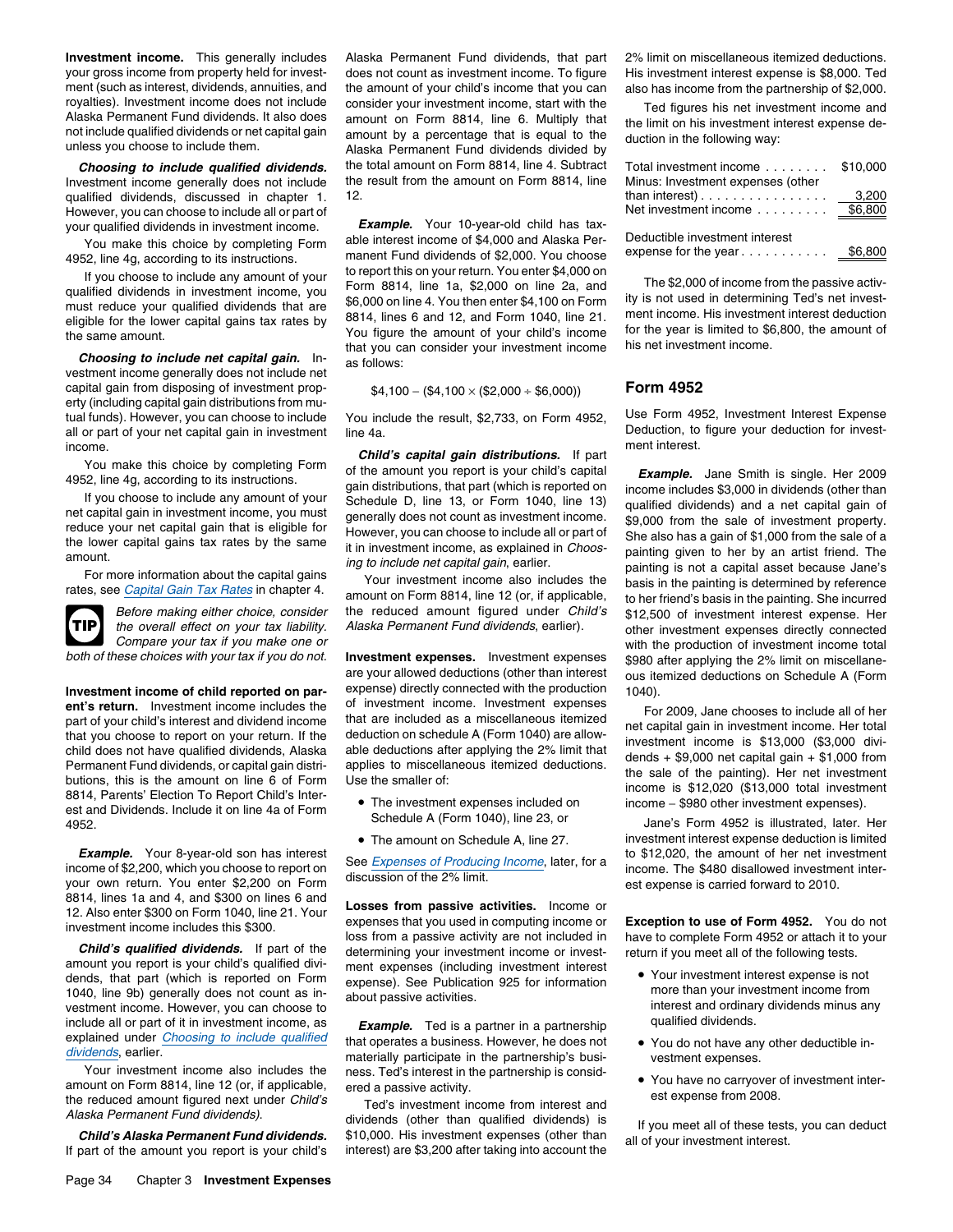**Investment income.** This generally includes your gross income from property held for investment (such as interest, dividends, annuities, and royalties). Investment income does not include Alaska Permanent Fund dividends. It also does not include qualified dividends or net capital gain unless you choose to include them.

***Choosing to include qualified dividends.*** Investment income generally does not include qualified dividends, discussed in chapter 1. However, you can choose to include all or part of your qualified dividends in investment income.

You make this choice by completing Form 4952, line 4g, according to its instructions.

If you choose to include any amount of your qualified dividends in investment income, you must reduce your qualified dividends that are eligible for the lower capital gains tax rates by the same amount.

***Choosing to include net capital gain.*** Investment income generally does not include net capital gain from disposing of investment property (including capital gain distributions from mutual funds). However, you can choose to include all or part of your net capital gain in investment income.

You make this choice by completing Form 4952, line 4g, according to its instructions.

If you choose to include any amount of your net capital gain in investment income, you must reduce your net capital gain that is eligible for the lower capital gains tax rates by the same amount.

For more information about the capital gains rates, see *Capital Gain Tax Rates* in chapter 4.

**TIP** *Before making either choice, consider the overall effect on your tax liability. Compare your tax if you make one or both of these choices with your tax if you do not.*

**Investment income of child reported on parent's return.** Investment income includes the part of your child's interest and dividend income that you choose to report on your return. If the child does not have qualified dividends, Alaska Permanent Fund dividends, or capital gain distributions, this is the amount on line 6 of Form 8814, Parents' Election To Report Child's Interest and Dividends. Include it on line 4a of Form 4952.

***Example.*** Your 8-year-old son has interest income of $2,200, which you choose to report on your own return. You enter $2,200 on Form 8814, lines 1a and 4, and $300 on lines 6 and 12. Also enter $300 on Form 1040, line 21. Your investment income includes this $300.

***Child's qualified dividends.*** If part of the amount you report is your child's qualified dividends, that part (which is reported on Form 1040, line 9b) generally does not count as investment income. However, you can choose to include all or part of it in investment income, as explained under *Choosing to include qualified dividends*, earlier.

Your investment income also includes the amount on Form 8814, line 12 (or, if applicable, the reduced amount figured next under *Child's Alaska Permanent Fund dividends*).

***Child's Alaska Permanent Fund dividends.*** If part of the amount you report is your child's Alaska Permanent Fund dividends, that part does not count as investment income. To figure the amount of your child's income that you can consider your investment income, start with the amount on Form 8814, line 6. Multiply that amount by a percentage that is equal to the Alaska Permanent Fund dividends divided by the total amount on Form 8814, line 4. Subtract the result from the amount on Form 8814, line 12.

***Example.*** Your 10-year-old child has taxable interest income of $4,000 and Alaska Permanent Fund dividends of $2,000. You choose to report this on your return. You enter $4,000 on Form 8814, line 1a, $2,000 on line 2a, and $6,000 on line 4. You then enter $4,100 on Form 8814, lines 6 and 12, and Form 1040, line 21. You figure the amount of your child's income that you can consider your investment income as follows:

$$\$4{,}100 - (\$4{,}100 \times (\$2{,}000 \div \$6{,}000))$$

You include the result, $2,733, on Form 4952, line 4a.

***Child's capital gain distributions.*** If part of the amount you report is your child's capital gain distributions, that part (which is reported on Schedule D, line 13, or Form 1040, line 13) generally does not count as investment income. However, you can choose to include all or part of it in investment income, as explained in *Choosing to include net capital gain*, earlier.

Your investment income also includes the amount on Form 8814, line 12 (or, if applicable, the reduced amount figured under *Child's Alaska Permanent Fund dividends*, earlier).

**Investment expenses.** Investment expenses are your allowed deductions (other than interest expense) directly connected with the production of investment income. Investment expenses that are included as a miscellaneous itemized deduction on schedule A (Form 1040) are allowable deductions after applying the 2% limit that applies to miscellaneous itemized deductions. Use the smaller of:

- The investment expenses included on Schedule A (Form 1040), line 23, or
- The amount on Schedule A, line 27.

See *Expenses of Producing Income*, later, for a discussion of the 2% limit.

**Losses from passive activities.** Income or expenses that you used in computing income or loss from a passive activity are not included in determining your investment income or investment expenses (including investment interest expense). See Publication 925 for information about passive activities.

***Example.*** Ted is a partner in a partnership that operates a business. However, he does not materially participate in the partnership's business. Ted's interest in the partnership is considered a passive activity.

Ted's investment income from interest and dividends (other than qualified dividends) is $10,000. His investment expenses (other than interest) are $3,200 after taking into account the 2% limit on miscellaneous itemized deductions. His investment interest expense is $8,000. Ted also has income from the partnership of $2,000.

Ted figures his net investment income and the limit on his investment interest expense deduction in the following way:

| | |
|---|---|
| Total investment income | $10,000 |
| Minus: Investment expenses (other than interest) | 3,200 |
| Net investment income | $6,800 |
| Deductible investment interest expense for the year | $6,800 |

The $2,000 of income from the passive activity is not used in determining Ted's net investment income. His investment interest deduction for the year is limited to $6,800, the amount of his net investment income.

## Form 4952

Use Form 4952, Investment Interest Expense Deduction, to figure your deduction for investment interest.

***Example.*** Jane Smith is single. Her 2009 income includes $3,000 in dividends (other than qualified dividends) and a net capital gain of $9,000 from the sale of investment property. She also has a gain of $1,000 from the sale of a painting given to her by an artist friend. The painting is not a capital asset because Jane's basis in the painting is determined by reference to her friend's basis in the painting. She incurred $12,500 of investment interest expense. Her other investment expenses directly connected with the production of investment income total $980 after applying the 2% limit on miscellaneous itemized deductions on Schedule A (Form 1040).

For 2009, Jane chooses to include all of her net capital gain in investment income. Her total investment income is $13,000 ($3,000 dividends + $9,000 net capital gain + $1,000 from the sale of the painting). Her net investment income is $12,020 ($13,000 total investment income − $980 other investment expenses).

Jane's Form 4952 is illustrated, later. Her investment interest expense deduction is limited to $12,020, the amount of her net investment income. The $480 disallowed investment interest expense is carried forward to 2010.

**Exception to use of Form 4952.** You do not have to complete Form 4952 or attach it to your return if you meet all of the following tests.

- Your investment interest expense is not more than your investment income from interest and ordinary dividends minus any qualified dividends.
- You do not have any other deductible investment expenses.
- You have no carryover of investment interest expense from 2008.

If you meet all of these tests, you can deduct all of your investment interest.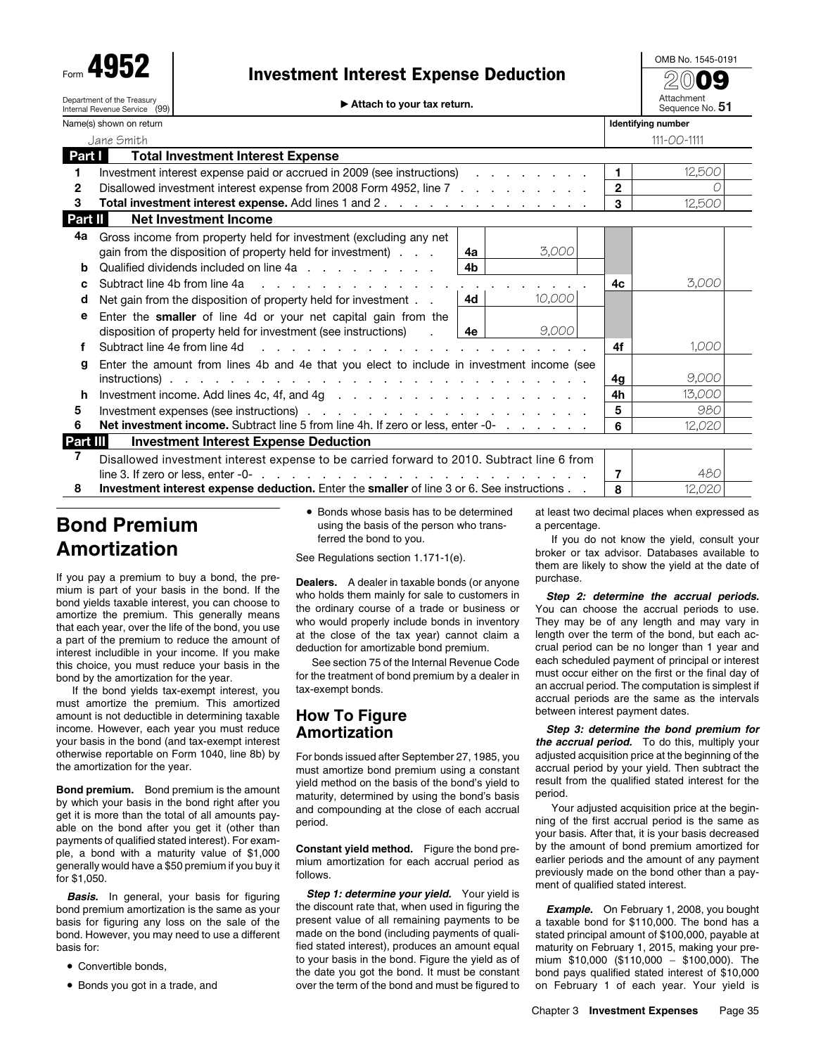**Form 4952** — **Investment Interest Expense Deduction** — 2009

Department of the Treasury, Internal Revenue Service (99) ▶ Attach to your tax return.

OMB No. 1545-0191, Attachment Sequence No. 51

Name(s) shown on return: Jane Smith — Identifying number: 111-00-1111

| | **Part I — Total Investment Interest Expense** | | | | |
|---|---|---|---|---|---|
| 1 | Investment interest expense paid or accrued in 2009 (see instructions) | | | 1 | 12,500 |
| 2 | Disallowed investment interest expense from 2008 Form 4952, line 7 | | | 2 | 0 |
| 3 | **Total investment interest expense.** Add lines 1 and 2 | | | 3 | 12,500 |
| | **Part II — Net Investment Income** | | | | |
| 4a | Gross income from property held for investment (excluding any net gain from the disposition of property held for investment) | 4a | 3,000 | | |
| b | Qualified dividends included on line 4a | 4b | | | |
| c | Subtract line 4b from line 4a | | | 4c | 3,000 |
| d | Net gain from the disposition of property held for investment | 4d | 10,000 | | |
| e | Enter the **smaller** of line 4d or your net capital gain from the disposition of property held for investment (see instructions) | 4e | 9,000 | | |
| f | Subtract line 4e from line 4d | | | 4f | 1,000 |
| g | Enter the amount from lines 4b and 4e that you elect to include in investment income (see instructions) | | | 4g | 9,000 |
| h | Investment income. Add lines 4c, 4f, and 4g | | | 4h | 13,000 |
| 5 | Investment expenses (see instructions) | | | 5 | 980 |
| 6 | **Net investment income.** Subtract line 5 from line 4h. If zero or less, enter -0- | | | 6 | 12,020 |
| | **Part III — Investment Interest Expense Deduction** | | | | |
| 7 | Disallowed investment interest expense to be carried forward to 2010. Subtract line 6 from line 3. If zero or less, enter -0- | | | 7 | 480 |
| 8 | **Investment interest expense deduction.** Enter the **smaller** of line 3 or 6. See instructions | | | 8 | 12,020 |

# Bond Premium Amortization

If you pay a premium to buy a bond, the premium is part of your basis in the bond. If the bond yields taxable interest, you can choose to amortize the premium. This generally means that each year, over the life of the bond, you use a part of the premium to reduce the amount of interest includible in your income. If you make this choice, you must reduce your basis in the bond by the amortization for the year.

If the bond yields tax-exempt interest, you must amortize the premium. This amortized amount is not deductible in determining taxable income. However, each year you must reduce your basis in the bond (and tax-exempt interest otherwise reportable on Form 1040, line 8b) by the amortization for the year.

**Bond premium.** Bond premium is the amount by which your basis in the bond right after you get it is more than the total of all amounts payable on the bond after you get it (other than payments of qualified stated interest). For example, a bond with a maturity value of $1,000 generally would have a $50 premium if you buy it for $1,050.

***Basis.*** In general, your basis for figuring bond premium amortization is the same as your basis for figuring any loss on the sale of the bond. However, you may need to use a different basis for:

- Convertible bonds,
- Bonds you got in a trade, and
- Bonds whose basis has to be determined using the basis of the person who transferred the bond to you.

See Regulations section 1.171-1(e).

**Dealers.** A dealer in taxable bonds (or anyone who holds them mainly for sale to customers in the ordinary course of a trade or business or who would properly include bonds in inventory at the close of the tax year) cannot claim a deduction for amortizable bond premium.

See section 75 of the Internal Revenue Code for the treatment of bond premium by a dealer in tax-exempt bonds.

## How To Figure Amortization

For bonds issued after September 27, 1985, you must amortize bond premium using a constant yield method on the basis of the bond's yield to maturity, determined by using the bond's basis and compounding at the close of each accrual period.

**Constant yield method.** Figure the bond premium amortization for each accrual period as follows.

***Step 1: determine your yield.*** Your yield is the discount rate that, when used in figuring the present value of all remaining payments to be made on the bond (including payments of qualified stated interest), produces an amount equal to your basis in the bond. Figure the yield as of the date you got the bond. It must be constant over the term of the bond and must be figured to at least two decimal places when expressed as a percentage.

If you do not know the yield, consult your broker or tax advisor. Databases available to them are likely to show the yield at the date of purchase.

***Step 2: determine the accrual periods.*** You can choose the accrual periods to use. They may be of any length and may vary in length over the term of the bond, but each accrual period can be no longer than 1 year and each scheduled payment of principal or interest must occur either on the first or the final day of an accrual period. The computation is simplest if accrual periods are the same as the intervals between interest payment dates.

***Step 3: determine the bond premium for the accrual period.*** To do this, multiply your adjusted acquisition price at the beginning of the accrual period by your yield. Then subtract the result from the qualified stated interest for the period.

Your adjusted acquisition price at the beginning of the first accrual period is the same as your basis. After that, it is your basis decreased by the amount of bond premium amortized for earlier periods and the amount of any payment previously made on the bond other than a payment of qualified stated interest.

***Example.*** On February 1, 2008, you bought a taxable bond for $110,000. The bond has a stated principal amount of $100,000, payable at maturity on February 1, 2015, making your premium $10,000 ($110,000 − $100,000). The bond pays qualified stated interest of $10,000 on February 1 of each year. Your yield is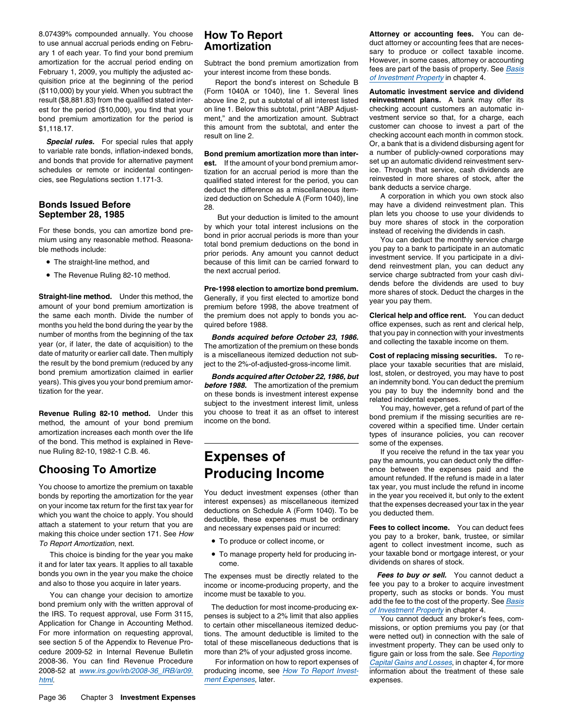8.07439% compounded annually. You choose to use annual accrual periods ending on February 1 of each year. To find your bond premium amortization for the accrual period ending on February 1, 2009, you multiply the adjusted acquisition price at the beginning of the period ($110,000) by your yield. When you subtract the result ($8,881.83) from the qualified stated interest for the period ($10,000), you find that your bond premium amortization for the period is $1,118.17.

***Special rules.*** For special rules that apply to variable rate bonds, inflation-indexed bonds, and bonds that provide for alternative payment schedules or remote or incidental contingencies, see Regulations section 1.171-3.

## Bonds Issued Before September 28, 1985

For these bonds, you can amortize bond premium using any reasonable method. Reasonable methods include:

- The straight-line method, and
- The Revenue Ruling 82-10 method.

**Straight-line method.** Under this method, the amount of your bond premium amortization is the same each month. Divide the number of months you held the bond during the year by the number of months from the beginning of the tax year (or, if later, the date of acquisition) to the date of maturity or earlier call date. Then multiply the result by the bond premium (reduced by any bond premium amortization claimed in earlier years). This gives you your bond premium amortization for the year.

**Revenue Ruling 82-10 method.** Under this method, the amount of your bond premium amortization increases each month over the life of the bond. This method is explained in Revenue Ruling 82-10, 1982-1 C.B. 46.

## Choosing To Amortize

You choose to amortize the premium on taxable bonds by reporting the amortization for the year on your income tax return for the first tax year for which you want the choice to apply. You should attach a statement to your return that you are making this choice under section 171. See *How To Report Amortization*, next.

This choice is binding for the year you make it and for later tax years. It applies to all taxable bonds you own in the year you make the choice and also to those you acquire in later years.

You can change your decision to amortize bond premium only with the written approval of the IRS. To request approval, use Form 3115, Application for Change in Accounting Method. For more information on requesting approval, see section 5 of the Appendix to Revenue Procedure 2009-52 in Internal Revenue Bulletin 2008-36. You can find Revenue Procedure 2008-52 at *www.irs.gov/irb/2008-36_IRB/ar09.html*.

## How To Report Amortization

Subtract the bond premium amortization from your interest income from these bonds.

Report the bond's interest on Schedule B (Form 1040A or 1040), line 1. Several lines above line 2, put a subtotal of all interest listed on line 1. Below this subtotal, print "ABP Adjustment," and the amortization amount. Subtract this amount from the subtotal, and enter the result on line 2.

**Bond premium amortization more than interest.** If the amount of your bond premium amortization for an accrual period is more than the qualified stated interest for the period, you can deduct the difference as a miscellaneous itemized deduction on Schedule A (Form 1040), line 28.

But your deduction is limited to the amount by which your total interest inclusions on the bond in prior accrual periods is more than your total bond premium deductions on the bond in prior periods. Any amount you cannot deduct because of this limit can be carried forward to the next accrual period.

**Pre-1998 election to amortize bond premium.** Generally, if you first elected to amortize bond premium before 1998, the above treatment of the premium does not apply to bonds you acquired before 1988.

***Bonds acquired before October 23, 1986.*** The amortization of the premium on these bonds is a miscellaneous itemized deduction not subject to the 2%-of-adjusted-gross-income limit.

***Bonds acquired after October 22, 1986, but before 1988.*** The amortization of the premium on these bonds is investment interest expense subject to the investment interest limit, unless you choose to treat it as an offset to interest income on the bond.

# Expenses of Producing Income

You deduct investment expenses (other than interest expenses) as miscellaneous itemized deductions on Schedule A (Form 1040). To be deductible, these expenses must be ordinary and necessary expenses paid or incurred:

- To produce or collect income, or
- To manage property held for producing income.

The expenses must be directly related to the income or income-producing property, and the income must be taxable to you.

The deduction for most income-producing expenses is subject to a 2% limit that also applies to certain other miscellaneous itemized deductions. The amount deductible is limited to the total of these miscellaneous deductions that is more than 2% of your adjusted gross income.

For information on how to report expenses of producing income, see *How To Report Investment Expenses*, later.

**Attorney or accounting fees.** You can deduct attorney or accounting fees that are necessary to produce or collect taxable income. However, in some cases, attorney or accounting fees are part of the basis of property. See *Basis of Investment Property* in chapter 4.

**Automatic investment service and dividend reinvestment plans.** A bank may offer its checking account customers an automatic investment service so that, for a charge, each customer can choose to invest a part of the checking account each month in common stock. Or, a bank that is a dividend disbursing agent for a number of publicly-owned corporations may set up an automatic dividend reinvestment service. Through that service, cash dividends are reinvested in more shares of stock, after the bank deducts a service charge.

A corporation in which you own stock also may have a dividend reinvestment plan. This plan lets you choose to use your dividends to buy more shares of stock in the corporation instead of receiving the dividends in cash.

You can deduct the monthly service charge you pay to a bank to participate in an automatic investment service. If you participate in a dividend reinvestment plan, you can deduct any service charge subtracted from your cash dividends before the dividends are used to buy more shares of stock. Deduct the charges in the year you pay them.

**Clerical help and office rent.** You can deduct office expenses, such as rent and clerical help, that you pay in connection with your investments and collecting the taxable income on them.

**Cost of replacing missing securities.** To replace your taxable securities that are mislaid, lost, stolen, or destroyed, you may have to post an indemnity bond. You can deduct the premium you pay to buy the indemnity bond and the related incidental expenses.

You may, however, get a refund of part of the bond premium if the missing securities are recovered within a specified time. Under certain types of insurance policies, you can recover some of the expenses.

If you receive the refund in the tax year you pay the amounts, you can deduct only the difference between the expenses paid and the amount refunded. If the refund is made in a later tax year, you must include the refund in income in the year you received it, but only to the extent that the expenses decreased your tax in the year you deducted them.

**Fees to collect income.** You can deduct fees you pay to a broker, bank, trustee, or similar agent to collect investment income, such as your taxable bond or mortgage interest, or your dividends on shares of stock.

***Fees to buy or sell.*** You cannot deduct a fee you pay to a broker to acquire investment property, such as stocks or bonds. You must add the fee to the cost of the property. See *Basis of Investment Property* in chapter 4.

You cannot deduct any broker's fees, commissions, or option premiums you pay (or that were netted out) in connection with the sale of investment property. They can be used only to figure gain or loss from the sale. See *Reporting Capital Gains and Losses*, in chapter 4, for more information about the treatment of these sale expenses.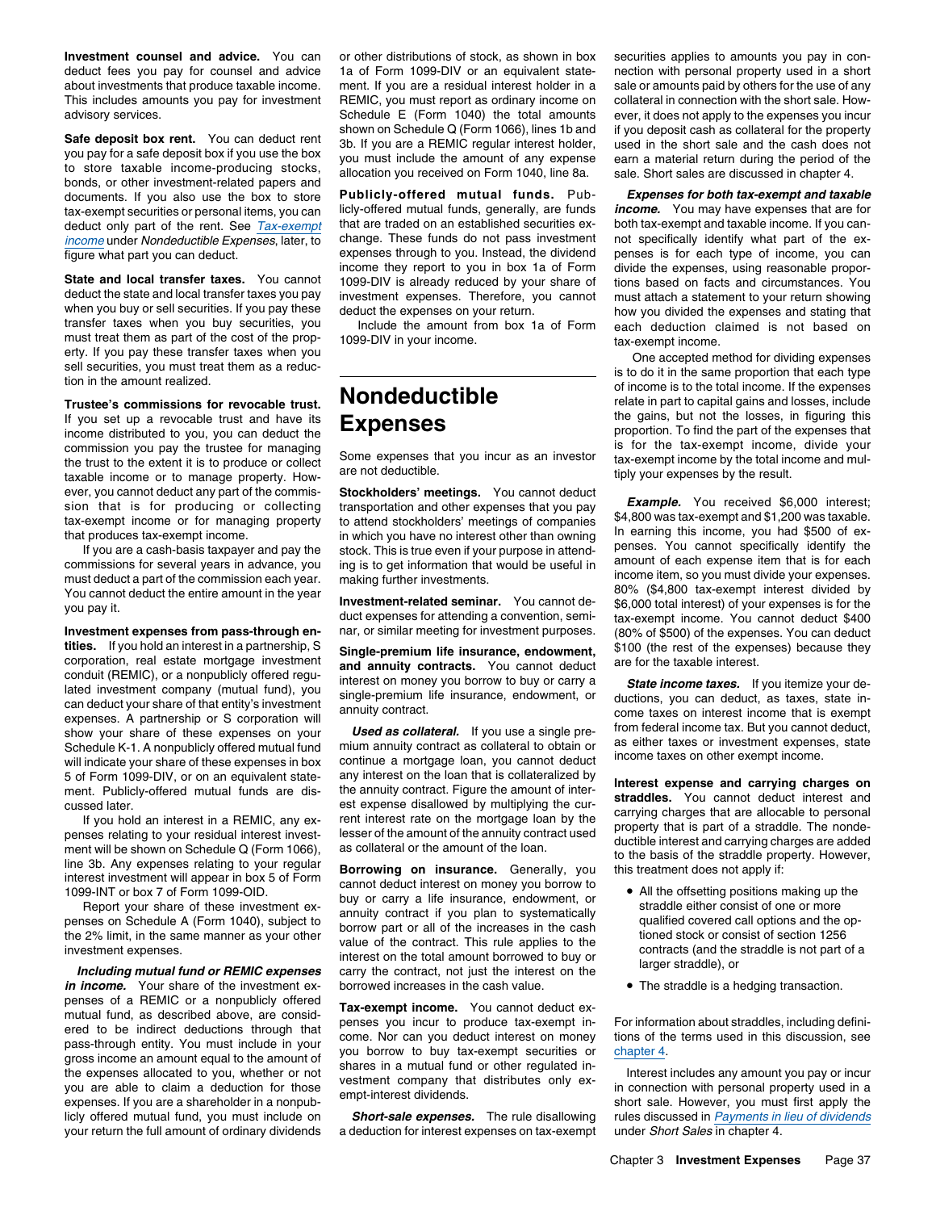**Investment counsel and advice.** You can deduct fees you pay for counsel and advice about investments that produce taxable income. This includes amounts you pay for investment advisory services.

**Safe deposit box rent.** You can deduct rent you pay for a safe deposit box if you use the box to store taxable income-producing stocks, bonds, or other investment-related papers and documents. If you also use the box to store tax-exempt securities or personal items, you can deduct only part of the rent. See *Tax-exempt income* under *Nondeductible Expenses*, later, to figure what part you can deduct.

**State and local transfer taxes.** You cannot deduct the state and local transfer taxes you pay when you buy or sell securities. If you pay these transfer taxes when you buy securities, you must treat them as part of the cost of the property. If you pay these transfer taxes when you sell securities, you must treat them as a reduction in the amount realized.

**Trustee's commissions for revocable trust.** If you set up a revocable trust and have its income distributed to you, you can deduct the commission you pay the trustee for managing the trust to the extent it is to produce or collect taxable income or to manage property. However, you cannot deduct any part of the commission that is for producing or collecting tax-exempt income or for managing property that produces tax-exempt income.

If you are a cash-basis taxpayer and pay the commissions for several years in advance, you must deduct a part of the commission each year. You cannot deduct the entire amount in the year you pay it.

**Investment expenses from pass-through entities.** If you hold an interest in a partnership, S corporation, real estate mortgage investment conduit (REMIC), or a nonpublicly offered regulated investment company (mutual fund), you can deduct your share of that entity's investment expenses. A partnership or S corporation will show your share of these expenses on your Schedule K-1. A nonpublicly offered mutual fund will indicate your share of these expenses in box 5 of Form 1099-DIV, or on an equivalent statement. Publicly-offered mutual funds are discussed later.

If you hold an interest in a REMIC, any expenses relating to your residual interest investment will be shown on Schedule Q (Form 1066), line 3b. Any expenses relating to your regular interest investment will appear in box 5 of Form 1099-INT or box 7 of Form 1099-OID.

Report your share of these investment expenses on Schedule A (Form 1040), subject to the 2% limit, in the same manner as your other investment expenses.

***Including mutual fund or REMIC expenses in income.*** Your share of the investment expenses of a REMIC or a nonpublicly offered mutual fund, as described above, are considered to be indirect deductions through that pass-through entity. You must include in your gross income an amount equal to the amount of the expenses allocated to you, whether or not you are able to claim a deduction for those expenses. If you are a shareholder in a nonpublicly offered mutual fund, you must include on your return the full amount of ordinary dividends or other distributions of stock, as shown in box 1a of Form 1099-DIV or an equivalent statement. If you are a residual interest holder in a REMIC, you must report as ordinary income on Schedule E (Form 1040) the total amounts shown on Schedule Q (Form 1066), lines 1b and 3b. If you are a REMIC regular interest holder, you must include the amount of any expense allocation you received on Form 1040, line 8a.

**Publicly-offered mutual funds.** Publicly-offered mutual funds, generally, are funds that are traded on an established securities exchange. These funds do not pass investment expenses through to you. Instead, the dividend income they report to you in box 1a of Form 1099-DIV is already reduced by your share of investment expenses. Therefore, you cannot deduct the expenses on your return.

Include the amount from box 1a of Form 1099-DIV in your income.

# Nondeductible Expenses

Some expenses that you incur as an investor are not deductible.

**Stockholders' meetings.** You cannot deduct transportation and other expenses that you pay to attend stockholders' meetings of companies in which you have no interest other than owning stock. This is true even if your purpose in attending is to get information that would be useful in making further investments.

**Investment-related seminar.** You cannot deduct expenses for attending a convention, seminar, or similar meeting for investment purposes.

**Single-premium life insurance, endowment, and annuity contracts.** You cannot deduct interest on money you borrow to buy or carry a single-premium life insurance, endowment, or annuity contract.

***Used as collateral.*** If you use a single premium annuity contract as collateral to obtain or continue a mortgage loan, you cannot deduct any interest on the loan that is collateralized by the annuity contract. Figure the amount of interest expense disallowed by multiplying the current interest rate on the mortgage loan by the lesser of the amount of the annuity contract used as collateral or the amount of the loan.

**Borrowing on insurance.** Generally, you cannot deduct interest on money you borrow to buy or carry a life insurance, endowment, or annuity contract if you plan to systematically borrow part or all of the increases in the cash value of the contract. This rule applies to the interest on the total amount borrowed to buy or carry the contract, not just the interest on the borrowed increases in the cash value.

**Tax-exempt income.** You cannot deduct expenses you incur to produce tax-exempt income. Nor can you deduct interest on money you borrow to buy tax-exempt securities or shares in a mutual fund or other regulated investment company that distributes only exempt-interest dividends.

***Short-sale expenses.*** The rule disallowing a deduction for interest expenses on tax-exempt securities applies to amounts you pay in connection with personal property used in a short sale or amounts paid by others for the use of any collateral in connection with the short sale. However, it does not apply to the expenses you incur if you deposit cash as collateral for the property used in the short sale and the cash does not earn a material return during the period of the sale. Short sales are discussed in chapter 4.

***Expenses for both tax-exempt and taxable income.*** You may have expenses that are for both tax-exempt and taxable income. If you cannot specifically identify what part of the expenses is for each type of income, you can divide the expenses, using reasonable proportions based on facts and circumstances. You must attach a statement to your return showing how you divided the expenses and stating that each deduction claimed is not based on tax-exempt income.

One accepted method for dividing expenses is to do it in the same proportion that each type of income is to the total income. If the expenses relate in part to capital gains and losses, include the gains, but not the losses, in figuring this proportion. To find the part of the expenses that is for the tax-exempt income, divide your tax-exempt income by the total income and multiply your expenses by the result.

***Example.*** You received $6,000 interest; $4,800 was tax-exempt and $1,200 was taxable. In earning this income, you had $500 of expenses. You cannot specifically identify the amount of each expense item that is for each income item, so you must divide your expenses. 80% ($4,800 tax-exempt interest divided by $6,000 total interest) of your expenses is for the tax-exempt income. You cannot deduct $400 (80% of $500) of the expenses. You can deduct $100 (the rest of the expenses) because they are for the taxable interest.

***State income taxes.*** If you itemize your deductions, you can deduct, as taxes, state income taxes on interest income that is exempt from federal income tax. But you cannot deduct, as either taxes or investment expenses, state income taxes on other exempt income.

**Interest expense and carrying charges on straddles.** You cannot deduct interest and carrying charges that are allocable to personal property that is part of a straddle. The nondeductible interest and carrying charges are added to the basis of the straddle property. However, this treatment does not apply if:

- All the offsetting positions making up the straddle either consist of one or more qualified covered call options and the optioned stock or consist of section 1256 contracts (and the straddle is not part of a larger straddle), or
- The straddle is a hedging transaction.

For information about straddles, including definitions of the terms used in this discussion, see chapter 4.

Interest includes any amount you pay or incur in connection with personal property used in a short sale. However, you must first apply the rules discussed in *Payments in lieu of dividends* under *Short Sales* in chapter 4.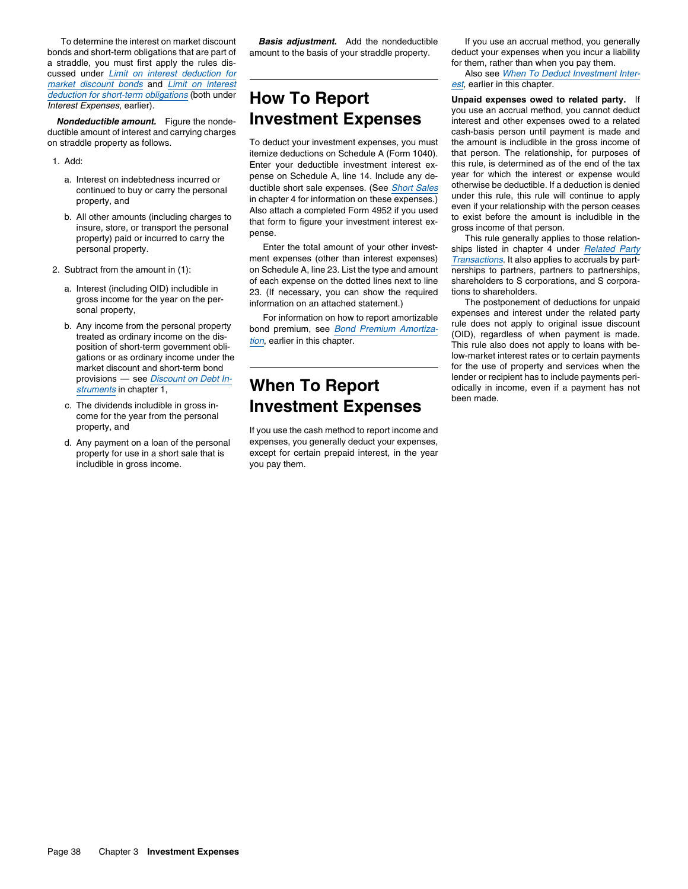To determine the interest on market discount bonds and short-term obligations that are part of a straddle, you must first apply the rules discussed under *Limit on interest deduction for market discount bonds* and *Limit on interest deduction for short-term obligations* (both under *Interest Expenses*, earlier).

***Nondeductible amount.*** Figure the nondeductible amount of interest and carrying charges on straddle property as follows.

1. Add:
   a. Interest on indebtedness incurred or continued to buy or carry the personal property, and
   b. All other amounts (including charges to insure, store, or transport the personal property) paid or incurred to carry the personal property.
2. Subtract from the amount in (1):
   a. Interest (including OID) includible in gross income for the year on the personal property,
   b. Any income from the personal property treated as ordinary income on the disposition of short-term government obligations or as ordinary income under the market discount and short-term bond provisions — see *Discount on Debt Instruments* in chapter 1,
   c. The dividends includible in gross income for the year from the personal property, and
   d. Any payment on a loan of the personal property for use in a short sale that is includible in gross income.

***Basis adjustment.*** Add the nondeductible amount to the basis of your straddle property.

# How To Report Investment Expenses

To deduct your investment expenses, you must itemize deductions on Schedule A (Form 1040). Enter your deductible investment interest expense on Schedule A, line 14. Include any deductible short sale expenses. (See *Short Sales* in chapter 4 for information on these expenses.) Also attach a completed Form 4952 if you used that form to figure your investment interest expense.

Enter the total amount of your other investment expenses (other than interest expenses) on Schedule A, line 23. List the type and amount of each expense on the dotted lines next to line 23. (If necessary, you can show the required information on an attached statement.)

For information on how to report amortizable bond premium, see *Bond Premium Amortization*, earlier in this chapter.

# When To Report Investment Expenses

If you use the cash method to report income and expenses, you generally deduct your expenses, except for certain prepaid interest, in the year you pay them.

If you use an accrual method, you generally deduct your expenses when you incur a liability for them, rather than when you pay them.

Also see *When To Deduct Investment Interest*, earlier in this chapter.

**Unpaid expenses owed to related party.** If you use an accrual method, you cannot deduct interest and other expenses owed to a related cash-basis person until payment is made and the amount is includible in the gross income of that person. The relationship, for purposes of this rule, is determined as of the end of the tax year for which the interest or expense would otherwise be deductible. If a deduction is denied under this rule, this rule will continue to apply even if your relationship with the person ceases to exist before the amount is includible in the gross income of that person.

This rule generally applies to those relationships listed in chapter 4 under *Related Party Transactions*. It also applies to accruals by partnerships to partners, partners to partnerships, shareholders to S corporations, and S corporations to shareholders.

The postponement of deductions for unpaid expenses and interest under the related party rule does not apply to original issue discount (OID), regardless of when payment is made. This rule also does not apply to loans with below-market interest rates or to certain payments for the use of property and services when the lender or recipient has to include payments periodically in income, even if a payment has not been made.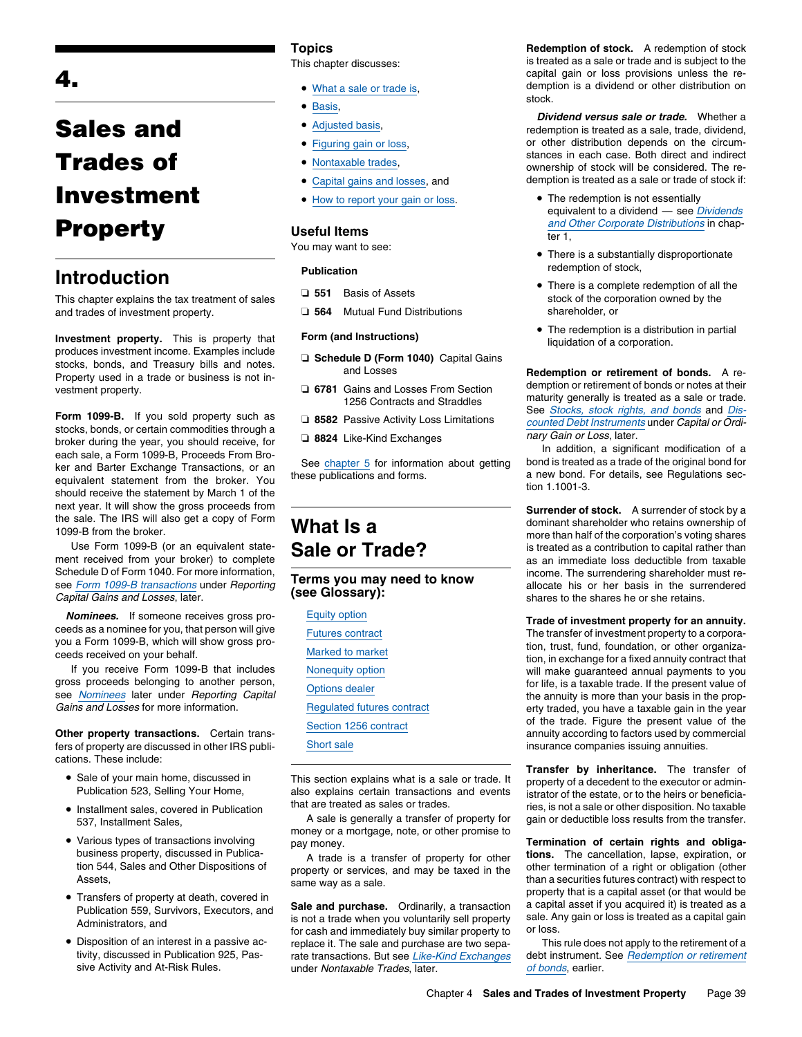# 4. Sales and Trades of Investment Property

## Introduction

This chapter explains the tax treatment of sales and trades of investment property.

**Investment property.** This is property that produces investment income. Examples include stocks, bonds, and Treasury bills and notes. Property used in a trade or business is not investment property.

**Form 1099-B.** If you sold property such as stocks, bonds, or certain commodities through a broker during the year, you should receive, for each sale, a Form 1099-B, Proceeds From Broker and Barter Exchange Transactions, or an equivalent statement from the broker. You should receive the statement by March 1 of the next year. It will show the gross proceeds from the sale. The IRS will also get a copy of Form 1099-B from the broker.

Use Form 1099-B (or an equivalent statement received from your broker) to complete Schedule D of Form 1040. For more information, see *Form 1099-B transactions* under *Reporting Capital Gains and Losses*, later.

***Nominees.*** If someone receives gross proceeds as a nominee for you, that person will give you a Form 1099-B, which will show gross proceeds received on your behalf.

If you receive Form 1099-B that includes gross proceeds belonging to another person, see *Nominees* later under *Reporting Capital Gains and Losses* for more information.

**Other property transactions.** Certain transfers of property are discussed in other IRS publications. These include:

- Sale of your main home, discussed in Publication 523, Selling Your Home,
- Installment sales, covered in Publication 537, Installment Sales,
- Various types of transactions involving business property, discussed in Publication 544, Sales and Other Dispositions of Assets,
- Transfers of property at death, covered in Publication 559, Survivors, Executors, and Administrators, and
- Disposition of an interest in a passive activity, discussed in Publication 925, Passive Activity and At-Risk Rules.

## Topics

This chapter discusses:

- What a sale or trade is,
- Basis,
- Adjusted basis,
- Figuring gain or loss,
- Nontaxable trades,
- Capital gains and losses, and
- How to report your gain or loss.

## Useful Items

You may want to see:

**Publication**

- ❑ **551** Basis of Assets
- ❑ **564** Mutual Fund Distributions

**Form (and Instructions)**

- ❑ **Schedule D (Form 1040)** Capital Gains and Losses
- ❑ **6781** Gains and Losses From Section 1256 Contracts and Straddles
- ❑ **8582** Passive Activity Loss Limitations
- ❑ **8824** Like-Kind Exchanges

See chapter 5 for information about getting these publications and forms.

# What Is a Sale or Trade?

## Terms you may need to know (see Glossary):

- Equity option
- Futures contract
- Marked to market
- Nonequity option
- Options dealer
- Regulated futures contract
- Section 1256 contract
- Short sale

This section explains what is a sale or trade. It also explains certain transactions and events that are treated as sales or trades.

A sale is generally a transfer of property for money or a mortgage, note, or other promise to pay money.

A trade is a transfer of property for other property or services, and may be taxed in the same way as a sale.

**Sale and purchase.** Ordinarily, a transaction is not a trade when you voluntarily sell property for cash and immediately buy similar property to replace it. The sale and purchase are two separate transactions. But see *Like-Kind Exchanges* under *Nontaxable Trades*, later.

**Redemption of stock.** A redemption of stock is treated as a sale or trade and is subject to the capital gain or loss provisions unless the redemption is a dividend or other distribution on stock.

***Dividend versus sale or trade.*** Whether a redemption is treated as a sale, trade, dividend, or other distribution depends on the circumstances in each case. Both direct and indirect ownership of stock will be considered. The redemption is treated as a sale or trade of stock if:

- The redemption is not essentially equivalent to a dividend — see *Dividends and Other Corporate Distributions* in chapter 1,
- There is a substantially disproportionate redemption of stock,
- There is a complete redemption of all the stock of the corporation owned by the shareholder, or
- The redemption is a distribution in partial liquidation of a corporation.

**Redemption or retirement of bonds.** A redemption or retirement of bonds or notes at their maturity generally is treated as a sale or trade. See *Stocks, stock rights, and bonds* and *Discounted Debt Instruments* under *Capital or Ordinary Gain or Loss*, later.

In addition, a significant modification of a bond is treated as a trade of the original bond for a new bond. For details, see Regulations section 1.1001-3.

**Surrender of stock.** A surrender of stock by a dominant shareholder who retains ownership of more than half of the corporation's voting shares is treated as a contribution to capital rather than as an immediate loss deductible from taxable income. The surrendering shareholder must reallocate his or her basis in the surrendered shares to the shares he or she retains.

**Trade of investment property for an annuity.** The transfer of investment property to a corporation, trust, fund, foundation, or other organization, in exchange for a fixed annuity contract that will make guaranteed annual payments to you for life, is a taxable trade. If the present value of the annuity is more than your basis in the property traded, you have a taxable gain in the year of the trade. Figure the present value of the annuity according to factors used by commercial insurance companies issuing annuities.

**Transfer by inheritance.** The transfer of property of a decedent to the executor or administrator of the estate, or to the heirs or beneficiaries, is not a sale or other disposition. No taxable gain or deductible loss results from the transfer.

**Termination of certain rights and obligations.** The cancellation, lapse, expiration, or other termination of a right or obligation (other than a securities futures contract) with respect to property that is a capital asset (or that would be a capital asset if you acquired it) is treated as a sale. Any gain or loss is treated as a capital gain or loss.

This rule does not apply to the retirement of a debt instrument. See *Redemption or retirement of bonds*, earlier.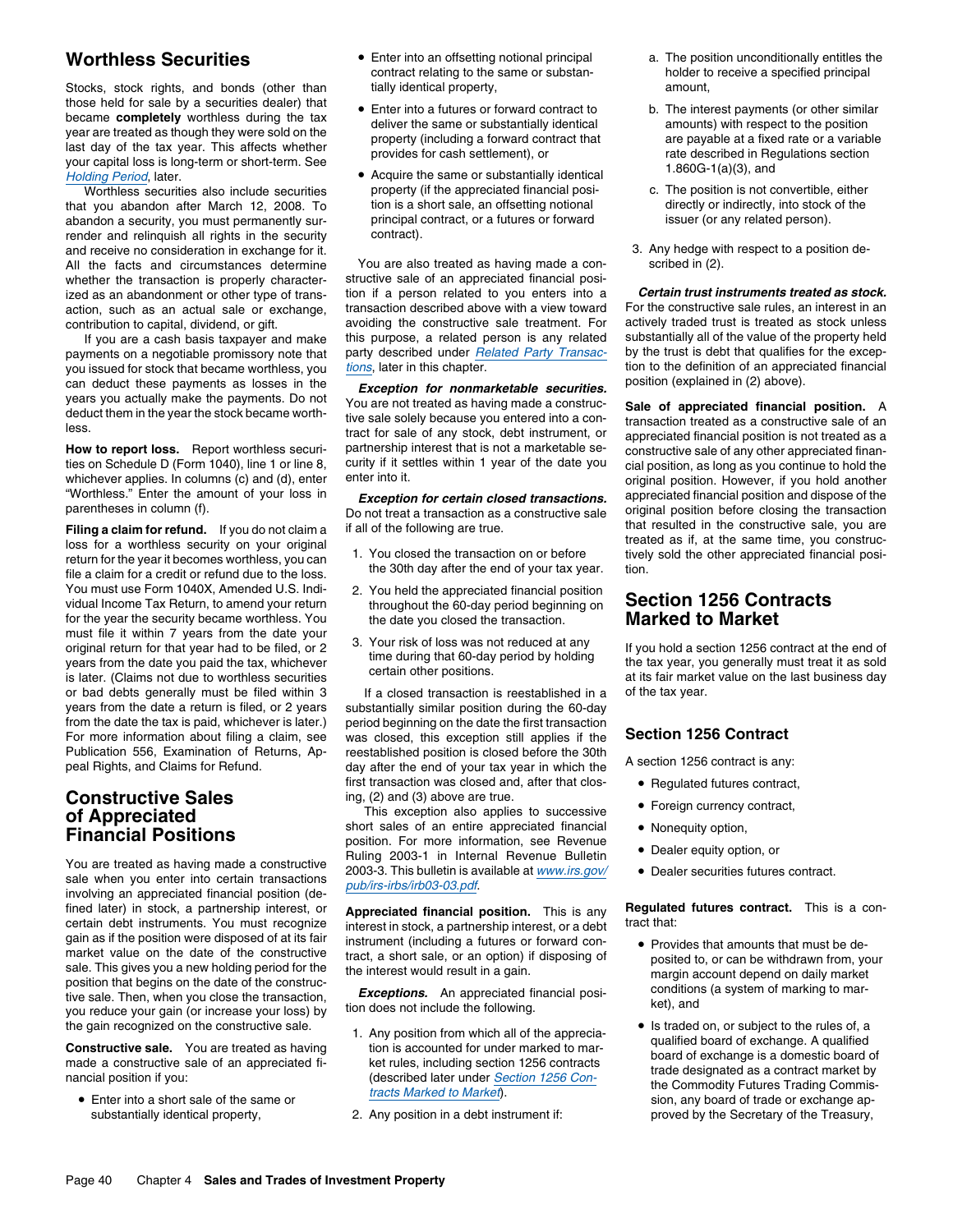## Worthless Securities

Stocks, stock rights, and bonds (other than those held for sale by a securities dealer) that became **completely** worthless during the tax year are treated as though they were sold on the last day of the tax year. This affects whether your capital loss is long-term or short-term. See *Holding Period*, later.

Worthless securities also include securities that you abandon after March 12, 2008. To abandon a security, you must permanently surrender and relinquish all rights in the security and receive no consideration in exchange for it. All the facts and circumstances determine whether the transaction is properly characterized as an abandonment or other type of transaction, such as an actual sale or exchange, contribution to capital, dividend, or gift.

If you are a cash basis taxpayer and make payments on a negotiable promissory note that you issued for stock that became worthless, you can deduct these payments as losses in the years you actually make the payments. Do not deduct them in the year the stock became worthless.

**How to report loss.** Report worthless securities on Schedule D (Form 1040), line 1 or line 8, whichever applies. In columns (c) and (d), enter "Worthless." Enter the amount of your loss in parentheses in column (f).

**Filing a claim for refund.** If you do not claim a loss for a worthless security on your original return for the year it becomes worthless, you can file a claim for a credit or refund due to the loss. You must use Form 1040X, Amended U.S. Individual Income Tax Return, to amend your return for the year the security became worthless. You must file it within 7 years from the date your original return for that year had to be filed, or 2 years from the date you paid the tax, whichever is later. (Claims not due to worthless securities or bad debts generally must be filed within 3 years from the date a return is filed, or 2 years from the date the tax is paid, whichever is later.) For more information about filing a claim, see Publication 556, Examination of Returns, Appeal Rights, and Claims for Refund.

## Constructive Sales of Appreciated Financial Positions

You are treated as having made a constructive sale when you enter into certain transactions involving an appreciated financial position (defined later) in stock, a partnership interest, or certain debt instruments. You must recognize gain as if the position were disposed of at its fair market value on the date of the constructive sale. This gives you a new holding period for the position that begins on the date of the constructive sale. Then, when you close the transaction, you reduce your gain (or increase your loss) by the gain recognized on the constructive sale.

**Constructive sale.** You are treated as having made a constructive sale of an appreciated financial position if you:

- Enter into a short sale of the same or substantially identical property,
- Enter into an offsetting notional principal contract relating to the same or substantially identical property,
- Enter into a futures or forward contract to deliver the same or substantially identical property (including a forward contract that provides for cash settlement), or
- Acquire the same or substantially identical property (if the appreciated financial position is a short sale, an offsetting notional principal contract, or a futures or forward contract).

You are also treated as having made a constructive sale of an appreciated financial position if a person related to you enters into a transaction described above with a view toward avoiding the constructive sale treatment. For this purpose, a related person is any related party described under *Related Party Transactions*, later in this chapter.

***Exception for nonmarketable securities.*** You are not treated as having made a constructive sale solely because you entered into a contract for sale of any stock, debt instrument, or partnership interest that is not a marketable security if it settles within 1 year of the date you enter into it.

***Exception for certain closed transactions.*** Do not treat a transaction as a constructive sale if all of the following are true.

1. You closed the transaction on or before the 30th day after the end of your tax year.
2. You held the appreciated financial position throughout the 60-day period beginning on the date you closed the transaction.
3. Your risk of loss was not reduced at any time during that 60-day period by holding certain other positions.

If a closed transaction is reestablished in a substantially similar position during the 60-day period beginning on the date the first transaction was closed, this exception still applies if the reestablished position is closed before the 30th day after the end of your tax year in which the first transaction was closed and, after that closing, (2) and (3) above are true.

This exception also applies to successive short sales of an entire appreciated financial position. For more information, see Revenue Ruling 2003-1 in Internal Revenue Bulletin 2003-3. This bulletin is available at www.irs.gov/pub/irs-irbs/irb03-03.pdf.

**Appreciated financial position.** This is any interest in stock, a partnership interest, or a debt instrument (including a futures or forward contract, a short sale, or an option) if disposing of the interest would result in a gain.

***Exceptions.*** An appreciated financial position does not include the following.

1. Any position from which all of the appreciation is accounted for under marked to market rules, including section 1256 contracts (described later under *Section 1256 Contracts Marked to Market*).
2. Any position in a debt instrument if:
   a. The position unconditionally entitles the holder to receive a specified principal amount,
   b. The interest payments (or other similar amounts) with respect to the position are payable at a fixed rate or a variable rate described in Regulations section 1.860G-1(a)(3), and
   c. The position is not convertible, either directly or indirectly, into stock of the issuer (or any related person).
3. Any hedge with respect to a position described in (2).

***Certain trust instruments treated as stock.*** For the constructive sale rules, an interest in an actively traded trust is treated as stock unless substantially all of the value of the property held by the trust is debt that qualifies for the exception to the definition of an appreciated financial position (explained in (2) above).

**Sale of appreciated financial position.** A transaction treated as a constructive sale of an appreciated financial position is not treated as a constructive sale of any other appreciated financial position, as long as you continue to hold the original position. However, if you hold another appreciated financial position and dispose of the original position before closing the transaction that resulted in the constructive sale, you are treated as if, at the same time, you constructively sold the other appreciated financial position.

## Section 1256 Contracts Marked to Market

If you hold a section 1256 contract at the end of the tax year, you generally must treat it as sold at its fair market value on the last business day of the tax year.

### Section 1256 Contract

A section 1256 contract is any:

- Regulated futures contract,
- Foreign currency contract,
- Nonequity option,
- Dealer equity option, or
- Dealer securities futures contract.

**Regulated futures contract.** This is a contract that:

- Provides that amounts that must be deposited to, or can be withdrawn from, your margin account depend on daily market conditions (a system of marking to market), and
- Is traded on, or subject to the rules of, a qualified board of exchange. A qualified board of exchange is a domestic board of trade designated as a contract market by the Commodity Futures Trading Commission, any board of trade or exchange approved by the Secretary of the Treasury,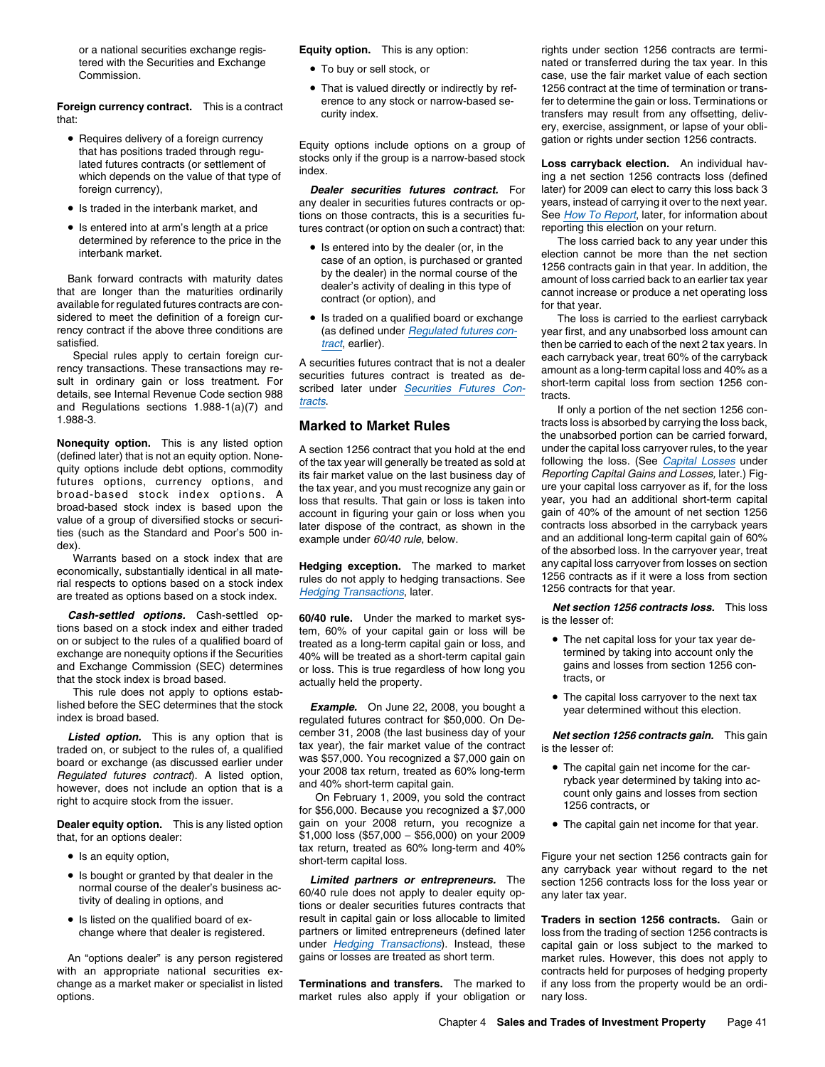or a national securities exchange registered with the Securities and Exchange Commission.

**Foreign currency contract.** This is a contract that:

- Requires delivery of a foreign currency that has positions traded through regulated futures contracts (or settlement of which depends on the value of that type of foreign currency),
- Is traded in the interbank market, and
- Is entered into at arm's length at a price determined by reference to the price in the interbank market.

Bank forward contracts with maturity dates that are longer than the maturities ordinarily available for regulated futures contracts are considered to meet the definition of a foreign currency contract if the above three conditions are satisfied.

Special rules apply to certain foreign currency transactions. These transactions may result in ordinary gain or loss treatment. For details, see Internal Revenue Code section 988 and Regulations sections 1.988-1(a)(7) and 1.988-3.

**Nonequity option.** This is any listed option (defined later) that is not an equity option. Nonequity options include debt options, commodity futures options, currency options, and broad-based stock index options. A broad-based stock index is based upon the value of a group of diversified stocks or securities (such as the Standard and Poor's 500 index).

Warrants based on a stock index that are economically, substantially identical in all material respects to options based on a stock index are treated as options based on a stock index.

***Cash-settled options.*** Cash-settled options based on a stock index and either traded on or subject to the rules of a qualified board of exchange are nonequity options if the Securities and Exchange Commission (SEC) determines that the stock index is broad based.

This rule does not apply to options established before the SEC determines that the stock index is broad based.

***Listed option.*** This is any option that is traded on, or subject to the rules of, a qualified board or exchange (as discussed earlier under *Regulated futures contract*). A listed option, however, does not include an option that is a right to acquire stock from the issuer.

**Dealer equity option.** This is any listed option that, for an options dealer:

- Is an equity option,
- Is bought or granted by that dealer in the normal course of the dealer's business activity of dealing in options, and
- Is listed on the qualified board of exchange where that dealer is registered.

An "options dealer" is any person registered with an appropriate national securities exchange as a market maker or specialist in listed options.

**Equity option.** This is any option:

- To buy or sell stock, or
- That is valued directly or indirectly by reference to any stock or narrow-based security index.

Equity options include options on a group of stocks only if the group is a narrow-based stock index.

***Dealer securities futures contract.*** For any dealer in securities futures contracts or options on those contracts, this is a securities futures contract (or option on such a contract) that:

- Is entered into by the dealer (or, in the case of an option, is purchased or granted by the dealer) in the normal course of the dealer's activity of dealing in this type of contract (or option), and
- Is traded on a qualified board or exchange (as defined under Regulated futures contract, earlier).

A securities futures contract that is not a dealer securities futures contract is treated as described later under Securities Futures Contracts.

## Marked to Market Rules

A section 1256 contract that you hold at the end of the tax year will generally be treated as sold at its fair market value on the last business day of the tax year, and you must recognize any gain or loss that results. That gain or loss is taken into account in figuring your gain or loss when you later dispose of the contract, as shown in the example under *60/40 rule*, below.

**Hedging exception.** The marked to market rules do not apply to hedging transactions. See Hedging Transactions, later.

**60/40 rule.** Under the marked to market system, 60% of your capital gain or loss will be treated as a long-term capital gain or loss, and 40% will be treated as a short-term capital gain or loss. This is true regardless of how long you actually held the property.

***Example.*** On June 22, 2008, you bought a regulated futures contract for $50,000. On December 31, 2008 (the last business day of your tax year), the fair market value of the contract was $57,000. You recognized a $7,000 gain on your 2008 tax return, treated as 60% long-term and 40% short-term capital gain.

On February 1, 2009, you sold the contract for $56,000. Because you recognized a $7,000 gain on your 2008 return, you recognize a $1,000 loss ($57,000 − $56,000) on your 2009 tax return, treated as 60% long-term and 40% short-term capital loss.

***Limited partners or entrepreneurs.*** The 60/40 rule does not apply to dealer equity options or dealer securities futures contracts that result in capital gain or loss allocable to limited partners or limited entrepreneurs (defined later under Hedging Transactions). Instead, these gains or losses are treated as short term.

**Terminations and transfers.** The marked to market rules also apply if your obligation or rights under section 1256 contracts are terminated or transferred during the tax year. In this case, use the fair market value of each section 1256 contract at the time of termination or transfer to determine the gain or loss. Terminations or transfers may result from any offsetting, delivery, exercise, assignment, or lapse of your obligation or rights under section 1256 contracts.

**Loss carryback election.** An individual having a net section 1256 contracts loss (defined later) for 2009 can elect to carry this loss back 3 years, instead of carrying it over to the next year. See How To Report, later, for information about reporting this election on your return.

The loss carried back to any year under this election cannot be more than the net section 1256 contracts gain in that year. In addition, the amount of loss carried back to an earlier tax year cannot increase or produce a net operating loss for that year.

The loss is carried to the earliest carryback year first, and any unabsorbed loss amount can then be carried to each of the next 2 tax years. In each carryback year, treat 60% of the carryback amount as a long-term capital loss and 40% as a short-term capital loss from section 1256 contracts.

If only a portion of the net section 1256 contracts loss is absorbed by carrying the loss back, the unabsorbed portion can be carried forward, under the capital loss carryover rules, to the year following the loss. (See Capital Losses under *Reporting Capital Gains and Losses*, later.) Figure your capital loss carryover as if, for the loss year, you had an additional short-term capital gain of 40% of the amount of net section 1256 contracts loss absorbed in the carryback years and an additional long-term capital gain of 60% of the absorbed loss. In the carryover year, treat any capital loss carryover from losses on section 1256 contracts as if it were a loss from section 1256 contracts for that year.

***Net section 1256 contracts loss.*** This loss is the lesser of:

- The net capital loss for your tax year determined by taking into account only the gains and losses from section 1256 contracts, or
- The capital loss carryover to the next tax year determined without this election.

***Net section 1256 contracts gain.*** This gain is the lesser of:

- The capital gain net income for the carryback year determined by taking into account only gains and losses from section 1256 contracts, or
- The capital gain net income for that year.

Figure your net section 1256 contracts gain for any carryback year without regard to the net section 1256 contracts loss for the loss year or any later tax year.

**Traders in section 1256 contracts.** Gain or loss from the trading of section 1256 contracts is capital gain or loss subject to the marked to market rules. However, this does not apply to contracts held for purposes of hedging property if any loss from the property would be an ordinary loss.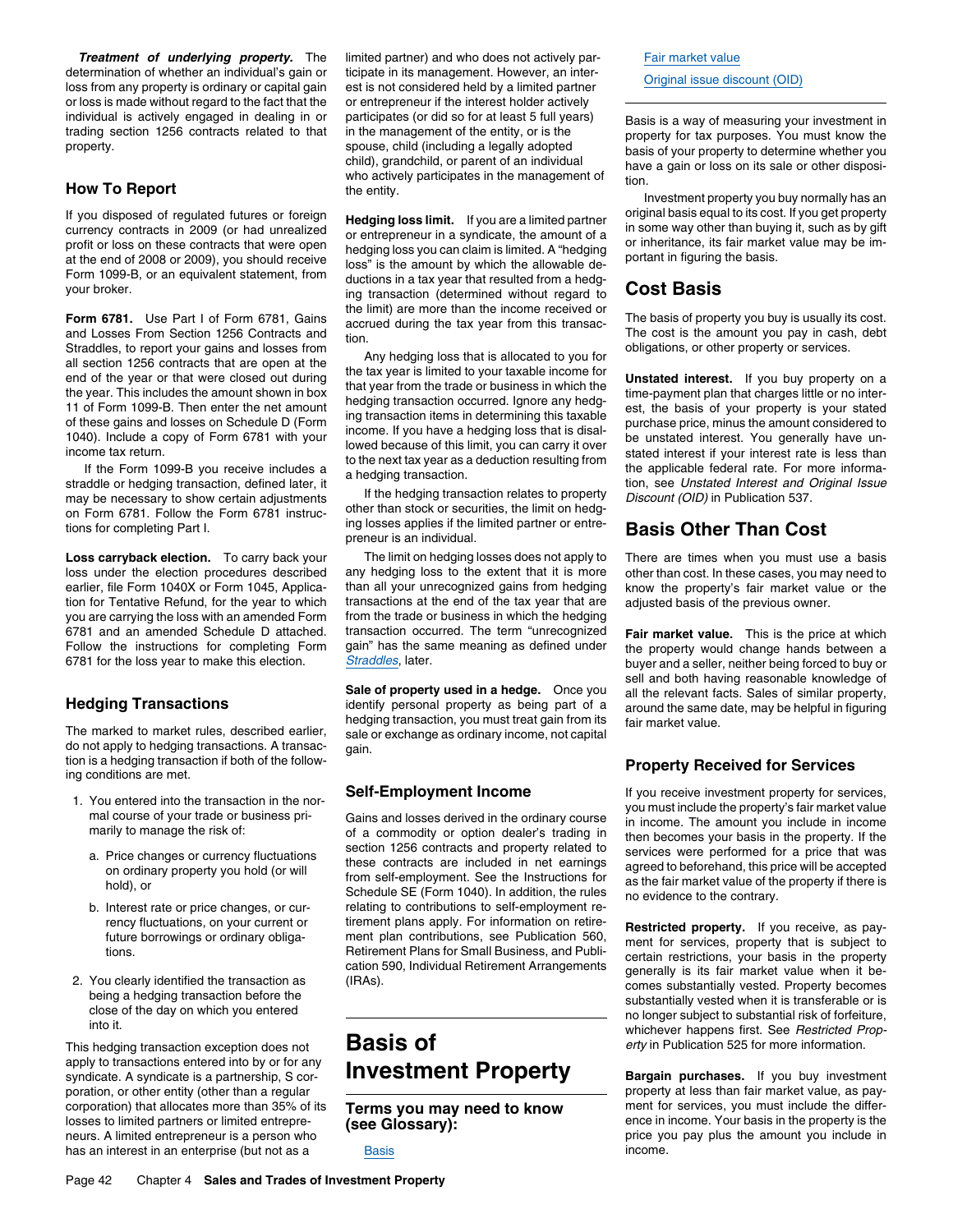***Treatment of underlying property.*** The determination of whether an individual's gain or loss from any property is ordinary or capital gain or loss is made without regard to the fact that the individual is actively engaged in dealing in or trading section 1256 contracts related to that property.

### How To Report

If you disposed of regulated futures or foreign currency contracts in 2009 (or had unrealized profit or loss on these contracts that were open at the end of 2008 or 2009), you should receive Form 1099-B, or an equivalent statement, from your broker.

**Form 6781.** Use Part I of Form 6781, Gains and Losses From Section 1256 Contracts and Straddles, to report your gains and losses from all section 1256 contracts that are open at the end of the year or that were closed out during the year. This includes the amount shown in box 11 of Form 1099-B. Then enter the net amount of these gains and losses on Schedule D (Form 1040). Include a copy of Form 6781 with your income tax return.

If the Form 1099-B you receive includes a straddle or hedging transaction, defined later, it may be necessary to show certain adjustments on Form 6781. Follow the Form 6781 instructions for completing Part I.

**Loss carryback election.** To carry back your loss under the election procedures described earlier, file Form 1040X or Form 1045, Application for Tentative Refund, for the year to which you are carrying the loss with an amended Form 6781 and an amended Schedule D attached. Follow the instructions for completing Form 6781 for the loss year to make this election.

### Hedging Transactions

The marked to market rules, described earlier, do not apply to hedging transactions. A transaction is a hedging transaction if both of the following conditions are met.

1. You entered into the transaction in the normal course of your trade or business primarily to manage the risk of:
   a. Price changes or currency fluctuations on ordinary property you hold (or will hold), or
   b. Interest rate or price changes, or currency fluctuations, on your current or future borrowings or ordinary obligations.
2. You clearly identified the transaction as being a hedging transaction before the close of the day on which you entered into it.

This hedging transaction exception does not apply to transactions entered into by or for any syndicate. A syndicate is a partnership, S corporation, or other entity (other than a regular corporation) that allocates more than 35% of its losses to limited partners or limited entrepreneurs. A limited entrepreneur is a person who has an interest in an enterprise (but not as a limited partner) and who does not actively participate in its management. However, an interest is not considered held by a limited partner or entrepreneur if the interest holder actively participates (or did so for at least 5 full years) in the management of the entity, or is the spouse, child (including a legally adopted child), grandchild, or parent of an individual who actively participates in the management of the entity.

**Hedging loss limit.** If you are a limited partner or entrepreneur in a syndicate, the amount of a hedging loss you can claim is limited. A "hedging loss" is the amount by which the allowable deductions in a tax year that resulted from a hedging transaction (determined without regard to the limit) are more than the income received or accrued during the tax year from this transaction.

Any hedging loss that is allocated to you for the tax year is limited to your taxable income for that year from the trade or business in which the hedging transaction occurred. Ignore any hedging transaction items in determining this taxable income. If you have a hedging loss that is disallowed because of this limit, you can carry it over to the next tax year as a deduction resulting from a hedging transaction.

If the hedging transaction relates to property other than stock or securities, the limit on hedging losses applies if the limited partner or entrepreneur is an individual.

The limit on hedging losses does not apply to any hedging loss to the extent that it is more than all your unrecognized gains from hedging transactions at the end of the tax year that are from the trade or business in which the hedging transaction occurred. The term "unrecognized gain" has the same meaning as defined under *Straddles*, later.

**Sale of property used in a hedge.** Once you identify personal property as being part of a hedging transaction, you must treat gain from its sale or exchange as ordinary income, not capital gain.

### Self-Employment Income

Gains and losses derived in the ordinary course of a commodity or option dealer's trading in section 1256 contracts and property related to these contracts are included in net earnings from self-employment. See the Instructions for Schedule SE (Form 1040). In addition, the rules relating to contributions to self-employment retirement plans apply. For information on retirement plan contributions, see Publication 560, Retirement Plans for Small Business, and Publication 590, Individual Retirement Arrangements (IRAs).

# Basis of Investment Property

**Terms you may need to know (see Glossary):**

Basis

Fair market value

Original issue discount (OID)

Basis is a way of measuring your investment in property for tax purposes. You must know the basis of your property to determine whether you have a gain or loss on its sale or other disposition.

Investment property you buy normally has an original basis equal to its cost. If you get property in some way other than buying it, such as by gift or inheritance, its fair market value may be important in figuring the basis.

## Cost Basis

The basis of property you buy is usually its cost. The cost is the amount you pay in cash, debt obligations, or other property or services.

**Unstated interest.** If you buy property on a time-payment plan that charges little or no interest, the basis of your property is your stated purchase price, minus the amount considered to be unstated interest. You generally have unstated interest if your interest rate is less than the applicable federal rate. For more information, see *Unstated Interest and Original Issue Discount (OID)* in Publication 537.

## Basis Other Than Cost

There are times when you must use a basis other than cost. In these cases, you may need to know the property's fair market value or the adjusted basis of the previous owner.

**Fair market value.** This is the price at which the property would change hands between a buyer and a seller, neither being forced to buy or sell and both having reasonable knowledge of all the relevant facts. Sales of similar property, around the same date, may be helpful in figuring fair market value.

### Property Received for Services

If you receive investment property for services, you must include the property's fair market value in income. The amount you include in income then becomes your basis in the property. If the services were performed for a price that was agreed to beforehand, this price will be accepted as the fair market value of the property if there is no evidence to the contrary.

**Restricted property.** If you receive, as payment for services, property that is subject to certain restrictions, your basis in the property generally is its fair market value when it becomes substantially vested. Property becomes substantially vested when it is transferable or is no longer subject to substantial risk of forfeiture, whichever happens first. See *Restricted Property* in Publication 525 for more information.

**Bargain purchases.** If you buy investment property at less than fair market value, as payment for services, you must include the difference in income. Your basis in the property is the price you pay plus the amount you include in income.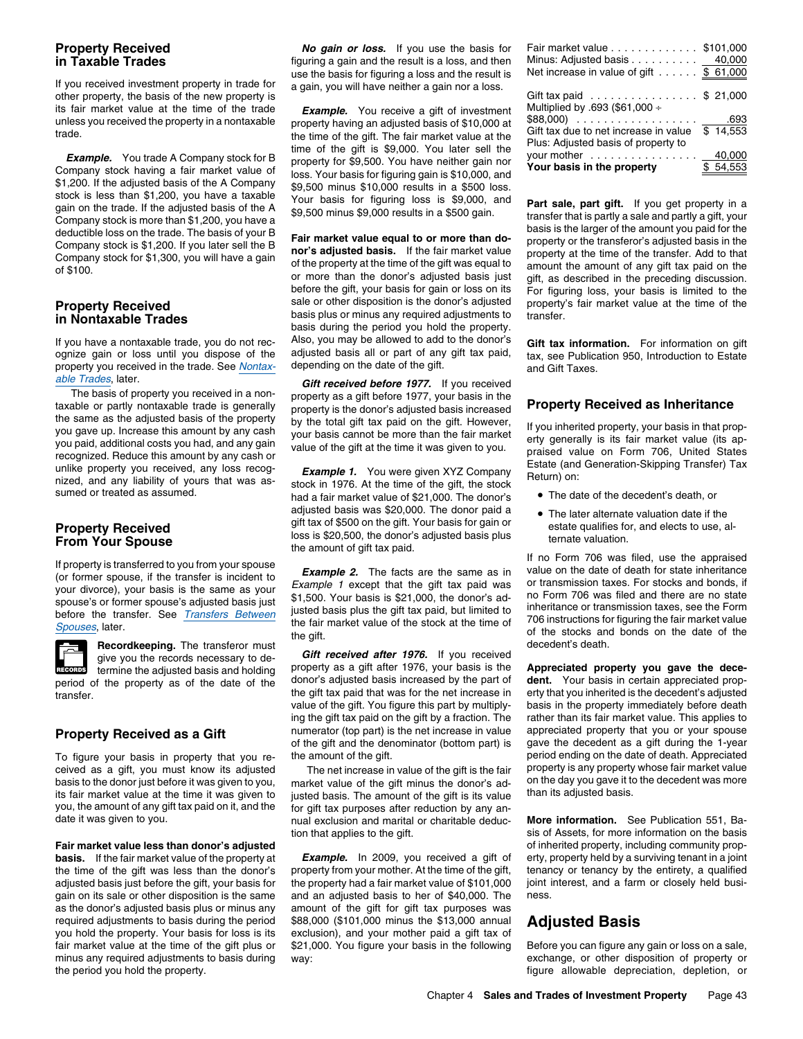## Property Received in Taxable Trades

If you received investment property in trade for other property, the basis of the new property is its fair market value at the time of the trade unless you received the property in a nontaxable trade.

***Example.*** You trade A Company stock for B Company stock having a fair market value of $1,200. If the adjusted basis of the A Company stock is less than $1,200, you have a taxable gain on the trade. If the adjusted basis of the A Company stock is more than $1,200, you have a deductible loss on the trade. The basis of your B Company stock is $1,200. If you later sell the B Company stock for $1,300, you will have a gain of $100.

## Property Received in Nontaxable Trades

If you have a nontaxable trade, you do not recognize gain or loss until you dispose of the property you received in the trade. See *Nontaxable Trades*, later.

The basis of property you received in a nontaxable or partly nontaxable trade is generally the same as the adjusted basis of the property you gave up. Increase this amount by any cash you paid, additional costs you had, and any gain recognized. Reduce this amount by any cash or unlike property you received, any loss recognized, and any liability of yours that was assumed or treated as assumed.

## Property Received From Your Spouse

If property is transferred to you from your spouse (or former spouse, if the transfer is incident to your divorce), your basis is the same as your spouse's or former spouse's adjusted basis just before the transfer. See *Transfers Between Spouses*, later.

**Recordkeeping.** The transferor must give you the records necessary to determine the adjusted basis and holding period of the property as of the date of the transfer.

## Property Received as a Gift

To figure your basis in property that you received as a gift, you must know its adjusted basis to the donor just before it was given to you, its fair market value at the time it was given to you, the amount of any gift tax paid on it, and the date it was given to you.

**Fair market value less than donor's adjusted basis.** If the fair market value of the property at the time of the gift was less than the donor's adjusted basis just before the gift, your basis for gain on its sale or other disposition is the same as the donor's adjusted basis plus or minus any required adjustments to basis during the period you hold the property. Your basis for loss is its fair market value at the time of the gift plus or minus any required adjustments to basis during the period you hold the property.

***No gain or loss.*** If you use the basis for figuring a gain and the result is a loss, and then use the basis for figuring a loss and the result is a gain, you will have neither a gain nor a loss.

***Example.*** You receive a gift of investment property having an adjusted basis of $10,000 at the time of the gift. The fair market value at the time of the gift is $9,000. You later sell the property for $9,500. You have neither gain nor loss. Your basis for figuring gain is $10,000, and $9,500 minus $10,000 results in a $500 loss. Your basis for figuring loss is $9,000, and $9,500 minus $9,000 results in a $500 gain.

**Fair market value equal to or more than donor's adjusted basis.** If the fair market value of the property at the time of the gift was equal to or more than the donor's adjusted basis just before the gift, your basis for gain or loss on its sale or other disposition is the donor's adjusted basis plus or minus any required adjustments to basis during the period you hold the property. Also, you may be allowed to add to the donor's adjusted basis all or part of any gift tax paid, depending on the date of the gift.

***Gift received before 1977.*** If you received property as a gift before 1977, your basis in the property is the donor's adjusted basis increased by the total gift tax paid on the gift. However, your basis cannot be more than the fair market value of the gift at the time it was given to you.

***Example 1.*** You were given XYZ Company stock in 1976. At the time of the gift, the stock had a fair market value of $21,000. The donor's adjusted basis was $20,000. The donor paid a gift tax of $500 on the gift. Your basis for gain or loss is $20,500, the donor's adjusted basis plus the amount of gift tax paid.

***Example 2.*** The facts are the same as in *Example 1* except that the gift tax paid was $1,500. Your basis is $21,000, the donor's adjusted basis plus the gift tax paid, but limited to the fair market value of the stock at the time of the gift.

***Gift received after 1976.*** If you received property as a gift after 1976, your basis is the donor's adjusted basis increased by the part of the gift tax paid that was for the net increase in value of the gift. You figure this part by multiplying the gift tax paid on the gift by a fraction. The numerator (top part) is the net increase in value of the gift and the denominator (bottom part) is the amount of the gift.

The net increase in value of the gift is the fair market value of the gift minus the donor's adjusted basis. The amount of the gift is its value for gift tax purposes after reduction by any annual exclusion and marital or charitable deduction that applies to the gift.

***Example.*** In 2009, you received a gift of property from your mother. At the time of the gift, the property had a fair market value of $101,000 and an adjusted basis to her of $40,000. The amount of the gift for gift tax purposes was $88,000 ($101,000 minus the $13,000 annual exclusion), and your mother paid a gift tax of $21,000. You figure your basis in the following way:

| | |
|---|---|
| Fair market value | $101,000 |
| Minus: Adjusted basis | 40,000 |
| Net increase in value of gift | $ 61,000 |
| Gift tax paid | $ 21,000 |
| Multiplied by .693 ($61,000 ÷ $88,000) | .693 |
| Gift tax due to net increase in value | $ 14,553 |
| Plus: Adjusted basis of property to your mother | 40,000 |
| **Your basis in the property** | $ 54,553 |

**Part sale, part gift.** If you get property in a transfer that is partly a sale and partly a gift, your basis is the larger of the amount you paid for the property or the transferor's adjusted basis in the property at the time of the transfer. Add to that amount the amount of any gift tax paid on the gift, as described in the preceding discussion. For figuring loss, your basis is limited to the property's fair market value at the time of the transfer.

**Gift tax information.** For information on gift tax, see Publication 950, Introduction to Estate and Gift Taxes.

## Property Received as Inheritance

If you inherited property, your basis in that property generally is its fair market value (its appraised value on Form 706, United States Estate (and Generation-Skipping Transfer) Tax Return) on:

- The date of the decedent's death, or
- The later alternate valuation date if the estate qualifies for, and elects to use, alternate valuation.

If no Form 706 was filed, use the appraised value on the date of death for state inheritance or transmission taxes. For stocks and bonds, if no Form 706 was filed and there are no state inheritance or transmission taxes, see the Form 706 instructions for figuring the fair market value of the stocks and bonds on the date of the decedent's death.

**Appreciated property you gave the decedent.** Your basis in certain appreciated property that you inherited is the decedent's adjusted basis in the property immediately before death rather than its fair market value. This applies to appreciated property that you or your spouse gave the decedent as a gift during the 1-year period ending on the date of death. Appreciated property is any property whose fair market value on the day you gave it to the decedent was more than its adjusted basis.

**More information.** See Publication 551, Basis of Assets, for more information on the basis of inherited property, including community property, property held by a surviving tenant in a joint tenancy or tenancy by the entirety, a qualified joint interest, and a farm or closely held business.

# Adjusted Basis

Before you can figure any gain or loss on a sale, exchange, or other disposition of property or figure allowable depreciation, depletion, or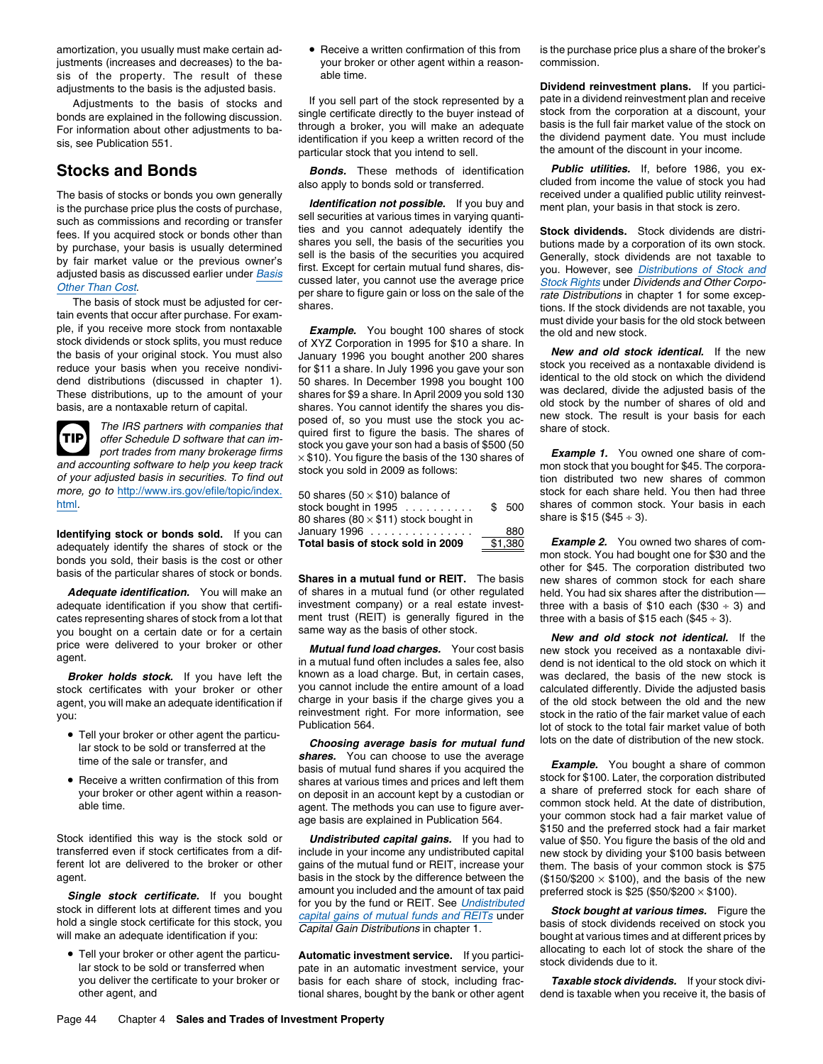amortization, you usually must make certain adjustments (increases and decreases) to the basis of the property. The result of these adjustments to the basis is the adjusted basis.

Adjustments to the basis of stocks and bonds are explained in the following discussion. For information about other adjustments to basis, see Publication 551.

## Stocks and Bonds

The basis of stocks or bonds you own generally is the purchase price plus the costs of purchase, such as commissions and recording or transfer fees. If you acquired stock or bonds other than by purchase, your basis is usually determined by fair market value or the previous owner's adjusted basis as discussed earlier under *Basis Other Than Cost*.

The basis of stock must be adjusted for certain events that occur after purchase. For example, if you receive more stock from nontaxable stock dividends or stock splits, you must reduce the basis of your original stock. You must also reduce your basis when you receive nondividend distributions (discussed in chapter 1). These distributions, up to the amount of your basis, are a nontaxable return of capital.

**TIP** *The IRS partners with companies that offer Schedule D software that can import trades from many brokerage firms and accounting software to help you keep track of your adjusted basis in securities. To find out more, go to http://www.irs.gov/efile/topic/index.html.*

**Identifying stock or bonds sold.** If you can adequately identify the shares of stock or the bonds you sold, their basis is the cost or other basis of the particular shares of stock or bonds.

***Adequate identification.*** You will make an adequate identification if you show that certificates representing shares of stock from a lot that you bought on a certain date or for a certain price were delivered to your broker or other agent.

***Broker holds stock.*** If you have left the stock certificates with your broker or other agent, you will make an adequate identification if you:

- Tell your broker or other agent the particular stock to be sold or transferred at the time of the sale or transfer, and
- Receive a written confirmation of this from your broker or other agent within a reasonable time.

Stock identified this way is the stock sold or transferred even if stock certificates from a different lot are delivered to the broker or other agent.

***Single stock certificate.*** If you bought stock in different lots at different times and you hold a single stock certificate for this stock, you will make an adequate identification if you:

- Tell your broker or other agent the particular stock to be sold or transferred when you deliver the certificate to your broker or other agent, and
- Receive a written confirmation of this from your broker or other agent within a reasonable time.

If you sell part of the stock represented by a single certificate directly to the buyer instead of through a broker, you will make an adequate identification if you keep a written record of the particular stock that you intend to sell.

***Bonds.*** These methods of identification also apply to bonds sold or transferred.

***Identification not possible.*** If you buy and sell securities at various times in varying quantities and you cannot adequately identify the shares you sell, the basis of the securities you sell is the basis of the securities you acquired first. Except for certain mutual fund shares, discussed later, you cannot use the average price per share to figure gain or loss on the sale of the shares.

***Example.*** You bought 100 shares of stock of XYZ Corporation in 1995 for $10 a share. In January 1996 you bought another 200 shares for $11 a share. In July 1996 you gave your son 50 shares. In December 1998 you bought 100 shares for $9 a share. In April 2009 you sold 130 shares. You cannot identify the shares you disposed of, so you must use the stock you acquired first to figure the basis. The shares of stock you gave your son had a basis of $500 (50 × $10). You figure the basis of the 130 shares of stock you sold in 2009 as follows:

| | |
|---|---|
| 50 shares (50 × $10) balance of stock bought in 1995 . . . . . . . . . . | $ 500 |
| 80 shares (80 × $11) stock bought in January 1996 . . . . . . . . . . . . . . . | 880 |
| **Total basis of stock sold in 2009** | $1,380 |

**Shares in a mutual fund or REIT.** The basis of shares in a mutual fund (or other regulated investment company) or a real estate investment trust (REIT) is generally figured in the same way as the basis of other stock.

***Mutual fund load charges.*** Your cost basis in a mutual fund often includes a sales fee, also known as a load charge. But, in certain cases, you cannot include the entire amount of a load charge in your basis if the charge gives you a reinvestment right. For more information, see Publication 564.

***Choosing average basis for mutual fund shares.*** You can choose to use the average basis of mutual fund shares if you acquired the shares at various times and prices and left them on deposit in an account kept by a custodian or agent. The methods you can use to figure average basis are explained in Publication 564.

***Undistributed capital gains.*** If you had to include in your income any undistributed capital gains of the mutual fund or REIT, increase your basis in the stock by the difference between the amount you included and the amount of tax paid for you by the fund or REIT. See *Undistributed capital gains of mutual funds and REITs* under *Capital Gain Distributions* in chapter 1.

**Automatic investment service.** If you participate in an automatic investment service, your basis for each share of stock, including fractional shares, bought by the bank or other agent is the purchase price plus a share of the broker's commission.

**Dividend reinvestment plans.** If you participate in a dividend reinvestment plan and receive stock from the corporation at a discount, your basis is the full fair market value of the stock on the dividend payment date. You must include the amount of the discount in your income.

***Public utilities.*** If, before 1986, you excluded from income the value of stock you had received under a qualified public utility reinvestment plan, your basis in that stock is zero.

**Stock dividends.** Stock dividends are distributions made by a corporation of its own stock. Generally, stock dividends are not taxable to you. However, see *Distributions of Stock and Stock Rights* under *Dividends and Other Corporate Distributions* in chapter 1 for some exceptions. If the stock dividends are not taxable, you must divide your basis for the old stock between the old and new stock.

***New and old stock identical.*** If the new stock you received as a nontaxable dividend is identical to the old stock on which the dividend was declared, divide the adjusted basis of the old stock by the number of shares of old and new stock. The result is your basis for each share of stock.

***Example 1.*** You owned one share of common stock that you bought for $45. The corporation distributed two new shares of common stock for each share held. You then had three shares of common stock. Your basis in each share is $15 ($45 ÷ 3).

***Example 2.*** You owned two shares of common stock. You had bought one for $30 and the other for $45. The corporation distributed two new shares of common stock for each share held. You had six shares after the distribution—three with a basis of $10 each ($30 ÷ 3) and three with a basis of $15 each ($45 ÷ 3).

***New and old stock not identical.*** If the new stock you received as a nontaxable dividend is not identical to the old stock on which it was declared, the basis of the new stock is calculated differently. Divide the adjusted basis of the old stock between the old and the new stock in the ratio of the fair market value of each lot of stock to the total fair market value of both lots on the date of distribution of the new stock.

***Example.*** You bought a share of common stock for $100. Later, the corporation distributed a share of preferred stock for each share of common stock held. At the date of distribution, your common stock had a fair market value of $150 and the preferred stock had a fair market value of $50. You figure the basis of the old and new stock by dividing your $100 basis between them. The basis of your common stock is $75 ($150/$200 × $100), and the basis of the new preferred stock is $25 ($50/$200 × $100).

***Stock bought at various times.*** Figure the basis of stock dividends received on stock you bought at various times and at different prices by allocating to each lot of stock the share of the stock dividends due to it.

***Taxable stock dividends.*** If your stock dividend is taxable when you receive it, the basis of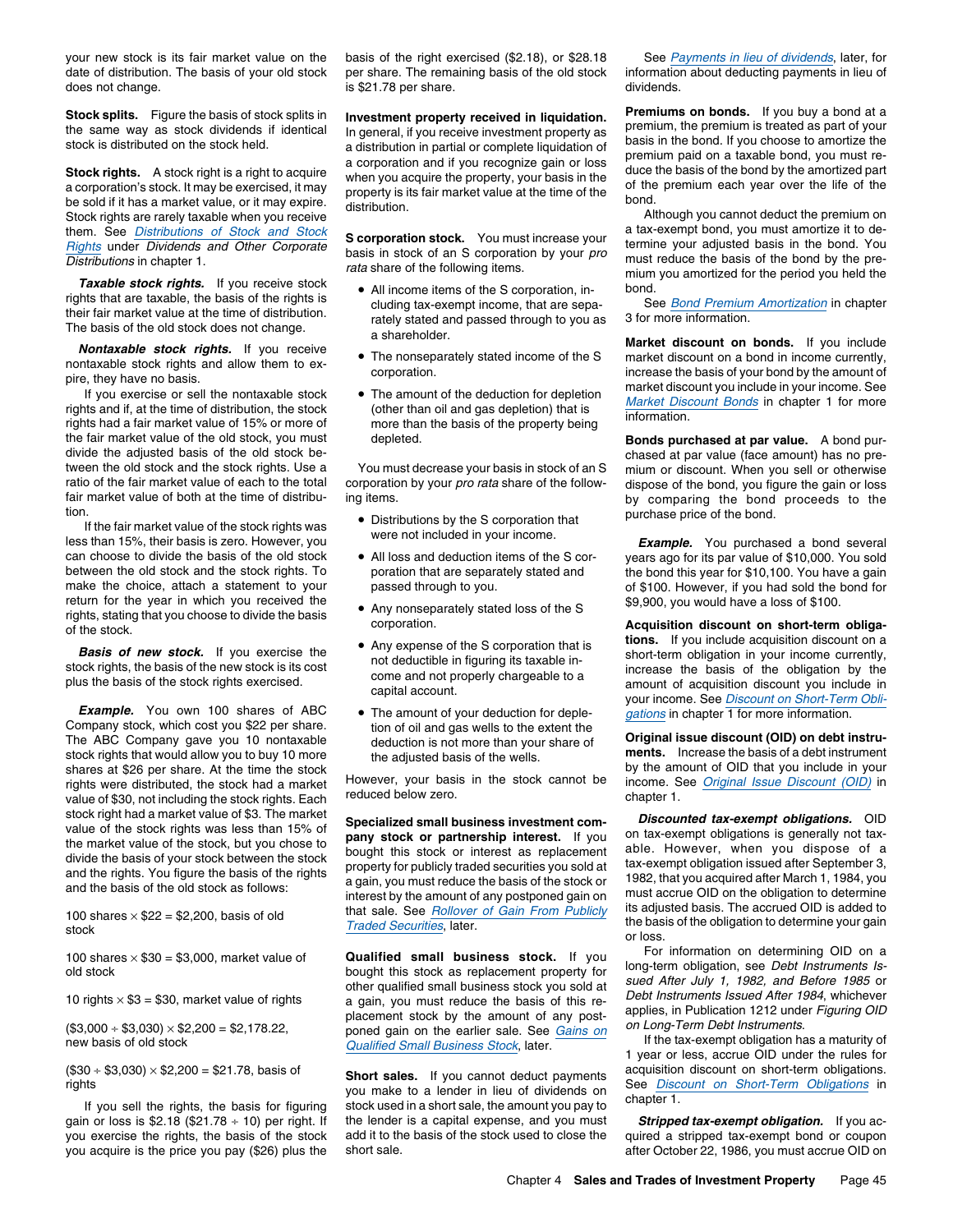your new stock is its fair market value on the date of distribution. The basis of your old stock does not change.

**Stock splits.** Figure the basis of stock splits in the same way as stock dividends if identical stock is distributed on the stock held.

**Stock rights.** A stock right is a right to acquire a corporation's stock. It may be exercised, it may be sold if it has a market value, or it may expire. Stock rights are rarely taxable when you receive them. See *Distributions of Stock and Stock Rights* under *Dividends and Other Corporate Distributions* in chapter 1.

***Taxable stock rights.*** If you receive stock rights that are taxable, the basis of the rights is their fair market value at the time of distribution. The basis of the old stock does not change.

***Nontaxable stock rights.*** If you receive nontaxable stock rights and allow them to expire, they have no basis.

If you exercise or sell the nontaxable stock rights and if, at the time of distribution, the stock rights had a fair market value of 15% or more of the fair market value of the old stock, you must divide the adjusted basis of the old stock between the old stock and the stock rights. Use a ratio of the fair market value of each to the total fair market value of both at the time of distribution.

If the fair market value of the stock rights was less than 15%, their basis is zero. However, you can choose to divide the basis of the old stock between the old stock and the stock rights. To make the choice, attach a statement to your return for the year in which you received the rights, stating that you choose to divide the basis of the stock.

***Basis of new stock.*** If you exercise the stock rights, the basis of the new stock is its cost plus the basis of the stock rights exercised.

***Example.*** You own 100 shares of ABC Company stock, which cost you $22 per share. The ABC Company gave you 10 nontaxable stock rights that would allow you to buy 10 more shares at $26 per share. At the time the stock rights were distributed, the stock had a market value of $30, not including the stock rights. Each stock right had a market value of $3. The market value of the stock rights was less than 15% of the market value of the stock, but you chose to divide the basis of your stock between the stock and the rights. You figure the basis of the rights and the basis of the old stock as follows:

100 shares × $22 = $2,200, basis of old stock

100 shares × $30 = $3,000, market value of old stock

10 rights × $3 = $30, market value of rights

($3,000 ÷ $3,030) × $2,200 = $2,178.22, new basis of old stock

($30 ÷ $3,030) × $2,200 = $21.78, basis of rights

If you sell the rights, the basis for figuring gain or loss is $2.18 ($21.78 ÷ 10) per right. If you exercise the rights, the basis of the stock you acquire is the price you pay ($26) plus the basis of the right exercised ($2.18), or $28.18 per share. The remaining basis of the old stock is $21.78 per share.

**Investment property received in liquidation.** In general, if you receive investment property as a distribution in partial or complete liquidation of a corporation and if you recognize gain or loss when you acquire the property, your basis in the property is its fair market value at the time of the distribution.

**S corporation stock.** You must increase your basis in stock of an S corporation by your *pro rata* share of the following items.

- All income items of the S corporation, including tax-exempt income, that are separately stated and passed through to you as a shareholder.
- The nonseparately stated income of the S corporation.
- The amount of the deduction for depletion (other than oil and gas depletion) that is more than the basis of the property being depleted.

You must decrease your basis in stock of an S corporation by your *pro rata* share of the following items.

- Distributions by the S corporation that were not included in your income.
- All loss and deduction items of the S corporation that are separately stated and passed through to you.
- Any nonseparately stated loss of the S corporation.
- Any expense of the S corporation that is not deductible in figuring its taxable income and not properly chargeable to a capital account.
- The amount of your deduction for depletion of oil and gas wells to the extent the deduction is not more than your share of the adjusted basis of the wells.

However, your basis in the stock cannot be reduced below zero.

**Specialized small business investment company stock or partnership interest.** If you bought this stock or interest as replacement property for publicly traded securities you sold at a gain, you must reduce the basis of the stock or interest by the amount of any postponed gain on that sale. See *Rollover of Gain From Publicly Traded Securities*, later.

**Qualified small business stock.** If you bought this stock as replacement property for other qualified small business stock you sold at a gain, you must reduce the basis of this replacement stock by the amount of any postponed gain on the earlier sale. See *Gains on Qualified Small Business Stock*, later.

**Short sales.** If you cannot deduct payments you make to a lender in lieu of dividends on stock used in a short sale, the amount you pay to the lender is a capital expense, and you must add it to the basis of the stock used to close the short sale.

See *Payments in lieu of dividends*, later, for information about deducting payments in lieu of dividends.

**Premiums on bonds.** If you buy a bond at a premium, the premium is treated as part of your basis in the bond. If you choose to amortize the premium paid on a taxable bond, you must reduce the basis of the bond by the amortized part of the premium each year over the life of the bond.

Although you cannot deduct the premium on a tax-exempt bond, you must amortize it to determine your adjusted basis in the bond. You must reduce the basis of the bond by the premium you amortized for the period you held the bond.

See *Bond Premium Amortization* in chapter 3 for more information.

**Market discount on bonds.** If you include market discount on a bond in income currently, increase the basis of your bond by the amount of market discount you include in your income. See *Market Discount Bonds* in chapter 1 for more information.

**Bonds purchased at par value.** A bond purchased at par value (face amount) has no premium or discount. When you sell or otherwise dispose of the bond, you figure the gain or loss by comparing the bond proceeds to the purchase price of the bond.

***Example.*** You purchased a bond several years ago for its par value of $10,000. You sold the bond this year for $10,100. You have a gain of $100. However, if you had sold the bond for $9,900, you would have a loss of $100.

**Acquisition discount on short-term obligations.** If you include acquisition discount on a short-term obligation in your income currently, increase the basis of the obligation by the amount of acquisition discount you include in your income. See *Discount on Short-Term Obligations* in chapter 1 for more information.

**Original issue discount (OID) on debt instruments.** Increase the basis of a debt instrument by the amount of OID that you include in your income. See *Original Issue Discount (OID)* in chapter 1.

***Discounted tax-exempt obligations.*** OID on tax-exempt obligations is generally not taxable. However, when you dispose of a tax-exempt obligation issued after September 3, 1982, that you acquired after March 1, 1984, you must accrue OID on the obligation to determine its adjusted basis. The accrued OID is added to the basis of the obligation to determine your gain or loss.

For information on determining OID on a long-term obligation, see *Debt Instruments Issued After July 1, 1982, and Before 1985* or *Debt Instruments Issued After 1984*, whichever applies, in Publication 1212 under *Figuring OID on Long-Term Debt Instruments*.

If the tax-exempt obligation has a maturity of 1 year or less, accrue OID under the rules for acquisition discount on short-term obligations. See *Discount on Short-Term Obligations* in chapter 1.

***Stripped tax-exempt obligation.*** If you acquired a stripped tax-exempt bond or coupon after October 22, 1986, you must accrue OID on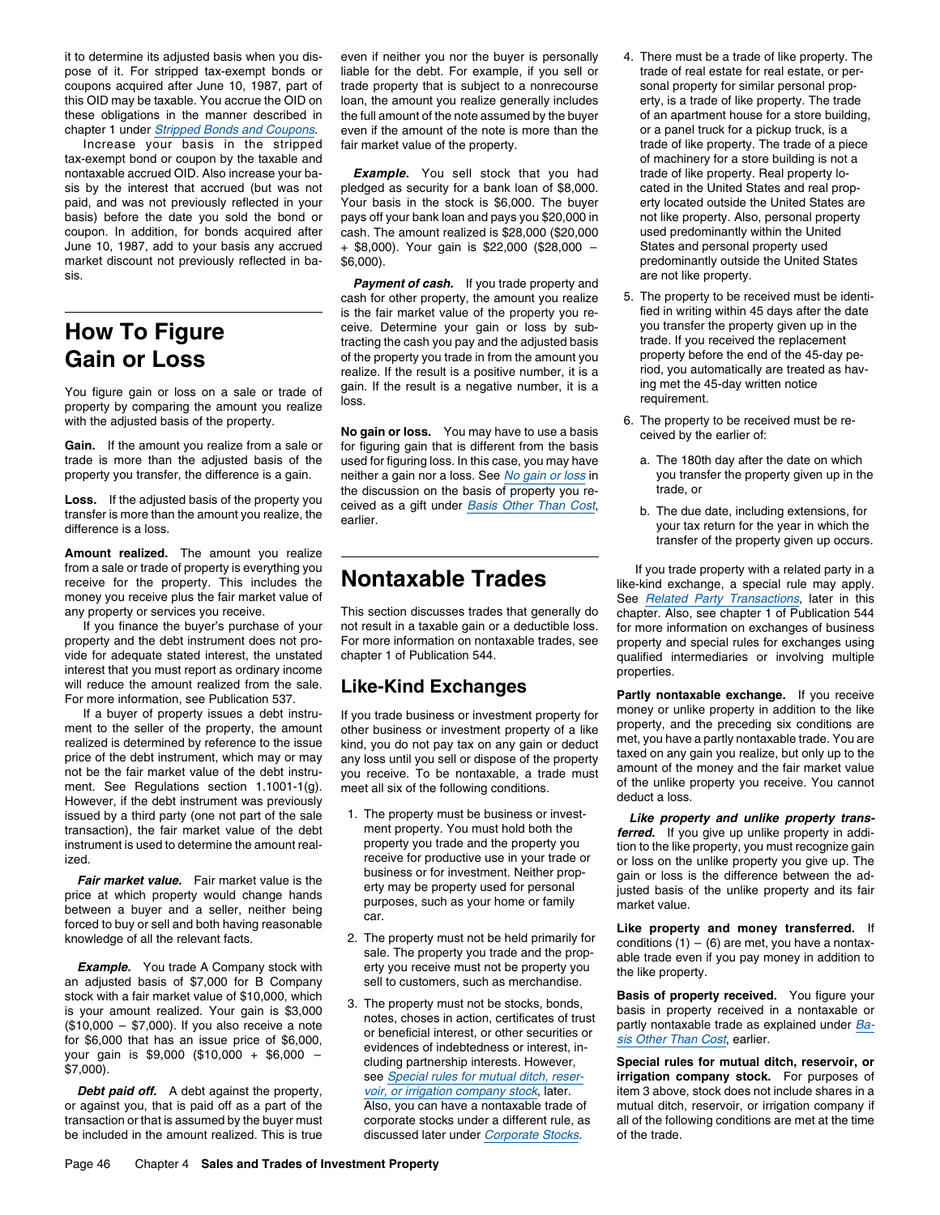it to determine its adjusted basis when you dispose of it. For stripped tax-exempt bonds or coupons acquired after June 10, 1987, part of this OID may be taxable. You accrue the OID on these obligations in the manner described in chapter 1 under *Stripped Bonds and Coupons*.

Increase your basis in the stripped tax-exempt bond or coupon by the taxable and nontaxable accrued OID. Also increase your basis by the interest that accrued (but was not paid, and was not previously reflected in your basis) before the date you sold the bond or coupon. In addition, for bonds acquired after June 10, 1987, add to your basis any accrued market discount not previously reflected in basis.

# How To Figure Gain or Loss

You figure gain or loss on a sale or trade of property by comparing the amount you realize with the adjusted basis of the property.

**Gain.** If the amount you realize from a sale or trade is more than the adjusted basis of the property you transfer, the difference is a gain.

**Loss.** If the adjusted basis of the property you transfer is more than the amount you realize, the difference is a loss.

**Amount realized.** The amount you realize from a sale or trade of property is everything you receive for the property. This includes the money you receive plus the fair market value of any property or services you receive.

If you finance the buyer's purchase of your property and the debt instrument does not provide for adequate stated interest, the unstated interest that you must report as ordinary income will reduce the amount realized from the sale. For more information, see Publication 537.

If a buyer of property issues a debt instrument to the seller of the property, the amount realized is determined by reference to the issue price of the debt instrument, which may or may not be the fair market value of the debt instrument. See Regulations section 1.1001-1(g). However, if the debt instrument was previously issued by a third party (one not part of the sale transaction), the fair market value of the debt instrument is used to determine the amount realized.

***Fair market value.*** Fair market value is the price at which property would change hands between a buyer and a seller, neither being forced to buy or sell and both having reasonable knowledge of all the relevant facts.

***Example.*** You trade A Company stock with an adjusted basis of $7,000 for B Company stock with a fair market value of $10,000, which is your amount realized. Your gain is $3,000 ($10,000 − $7,000). If you also receive a note for $6,000 that has an issue price of $6,000, your gain is $9,000 ($10,000 + $6,000 − $7,000).

***Debt paid off.*** A debt against the property, or against you, that is paid off as a part of the transaction or that is assumed by the buyer must be included in the amount realized. This is true even if neither you nor the buyer is personally liable for the debt. For example, if you sell or trade property that is subject to a nonrecourse loan, the amount you realize generally includes the full amount of the note assumed by the buyer even if the amount of the note is more than the fair market value of the property.

***Example.*** You sell stock that you had pledged as security for a bank loan of $8,000. Your basis in the stock is $6,000. The buyer pays off your bank loan and pays you $20,000 in cash. The amount realized is $28,000 ($20,000 + $8,000). Your gain is $22,000 ($28,000 − $6,000).

***Payment of cash.*** If you trade property and cash for other property, the amount you realize is the fair market value of the property you receive. Determine your gain or loss by subtracting the cash you pay and the adjusted basis of the property you trade in from the amount you realize. If the result is a positive number, it is a gain. If the result is a negative number, it is a loss.

**No gain or loss.** You may have to use a basis for figuring gain that is different from the basis used for figuring loss. In this case, you may have neither a gain nor a loss. See *No gain or loss* in the discussion on the basis of property you received as a gift under *Basis Other Than Cost*, earlier.

# Nontaxable Trades

This section discusses trades that generally do not result in a taxable gain or a deductible loss. For more information on nontaxable trades, see chapter 1 of Publication 544.

## Like-Kind Exchanges

If you trade business or investment property for other business or investment property of a like kind, you do not pay tax on any gain or deduct any loss until you sell or dispose of the property you receive. To be nontaxable, a trade must meet all six of the following conditions.

1. The property must be business or investment property. You must hold both the property you trade and the property you receive for productive use in your trade or business or for investment. Neither property may be property used for personal purposes, such as your home or family car.
2. The property must not be held primarily for sale. The property you trade and the property you receive must not be property you sell to customers, such as merchandise.
3. The property must not be stocks, bonds, notes, choses in action, certificates of trust or beneficial interest, or other securities or evidences of indebtedness or interest, including partnership interests. However, see *Special rules for mutual ditch, reservoir, or irrigation company stock*, later. Also, you can have a nontaxable trade of corporate stocks under a different rule, as discussed later under *Corporate Stocks*.
4. There must be a trade of like property. The trade of real estate for real estate, or personal property for similar personal property, is a trade of like property. The trade of an apartment house for a store building, or a panel truck for a pickup truck, is a trade of like property. The trade of a piece of machinery for a store building is not a trade of like property. Real property located in the United States and real property located outside the United States are not like property. Also, personal property used predominantly within the United States and personal property used predominantly outside the United States are not like property.
5. The property to be received must be identified in writing within 45 days after the date you transfer the property given up in the trade. If you received the replacement property before the end of the 45-day period, you automatically are treated as having met the 45-day written notice requirement.
6. The property to be received must be received by the earlier of:
   a. The 180th day after the date on which you transfer the property given up in the trade, or
   b. The due date, including extensions, for your tax return for the year in which the transfer of the property given up occurs.

If you trade property with a related party in a like-kind exchange, a special rule may apply. See *Related Party Transactions*, later in this chapter. Also, see chapter 1 of Publication 544 for more information on exchanges of business property and special rules for exchanges using qualified intermediaries or involving multiple properties.

**Partly nontaxable exchange.** If you receive money or unlike property in addition to the like property, and the preceding six conditions are met, you have a partly nontaxable trade. You are taxed on any gain you realize, but only up to the amount of the money and the fair market value of the unlike property you receive. You cannot deduct a loss.

***Like property and unlike property transferred.*** If you give up unlike property in addition to the like property, you must recognize gain or loss on the unlike property you give up. The gain or loss is the difference between the adjusted basis of the unlike property and its fair market value.

**Like property and money transferred.** If conditions (1) − (6) are met, you have a nontaxable trade even if you pay money in addition to the like property.

**Basis of property received.** You figure your basis in property received in a nontaxable or partly nontaxable trade as explained under *Basis Other Than Cost*, earlier.

**Special rules for mutual ditch, reservoir, or irrigation company stock.** For purposes of item 3 above, stock does not include shares in a mutual ditch, reservoir, or irrigation company if all of the following conditions are met at the time of the trade.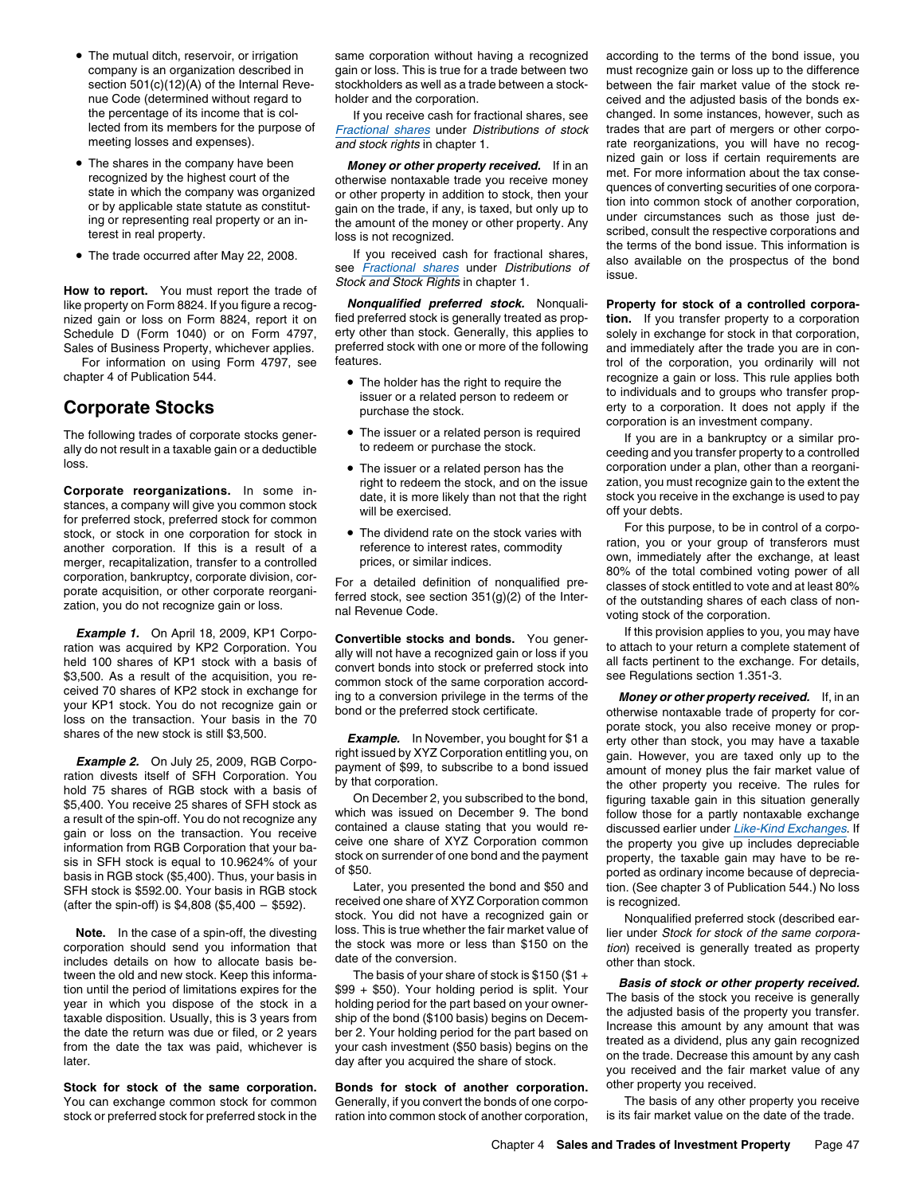- The mutual ditch, reservoir, or irrigation company is an organization described in section 501(c)(12)(A) of the Internal Revenue Code (determined without regard to the percentage of its income that is collected from its members for the purpose of meeting losses and expenses).
- The shares in the company have been recognized by the highest court of the state in which the company was organized or by applicable state statute as constituting or representing real property or an interest in real property.
- The trade occurred after May 22, 2008.

**How to report.** You must report the trade of like property on Form 8824. If you figure a recognized gain or loss on Form 8824, report it on Schedule D (Form 1040) or on Form 4797, Sales of Business Property, whichever applies.

For information on using Form 4797, see chapter 4 of Publication 544.

## Corporate Stocks

The following trades of corporate stocks generally do not result in a taxable gain or a deductible loss.

**Corporate reorganizations.** In some instances, a company will give you common stock for preferred stock, preferred stock for common stock, or stock in one corporation for stock in another corporation. If this is a result of a merger, recapitalization, transfer to a controlled corporation, bankruptcy, corporate division, corporate acquisition, or other corporate reorganization, you do not recognize gain or loss.

***Example 1.*** On April 18, 2009, KP1 Corporation was acquired by KP2 Corporation. You held 100 shares of KP1 stock with a basis of $3,500. As a result of the acquisition, you received 70 shares of KP2 stock in exchange for your KP1 stock. You do not recognize gain or loss on the transaction. Your basis in the 70 shares of the new stock is still $3,500.

***Example 2.*** On July 25, 2009, RGB Corporation divests itself of SFH Corporation. You hold 75 shares of RGB stock with a basis of $5,400. You receive 25 shares of SFH stock as a result of the spin-off. You do not recognize any gain or loss on the transaction. You receive information from RGB Corporation that your basis in SFH stock is equal to 10.9624% of your basis in RGB stock ($5,400). Thus, your basis in SFH stock is $592.00. Your basis in RGB stock (after the spin-off) is $4,808 ($5,400 − $592).

**Note.** In the case of a spin-off, the divesting corporation should send you information that includes details on how to allocate basis between the old and new stock. Keep this information until the period of limitations expires for the year in which you dispose of the stock in a taxable disposition. Usually, this is 3 years from the date the return was due or filed, or 2 years from the date the tax was paid, whichever is later.

**Stock for stock of the same corporation.** You can exchange common stock for common stock or preferred stock for preferred stock in the same corporation without having a recognized gain or loss. This is true for a trade between two stockholders as well as a trade between a stockholder and the corporation.

If you receive cash for fractional shares, see *Fractional shares* under *Distributions of stock and stock rights* in chapter 1.

***Money or other property received.*** If in an otherwise nontaxable trade you receive money or other property in addition to stock, then your gain on the trade, if any, is taxed, but only up to the amount of the money or other property. Any loss is not recognized.

If you received cash for fractional shares, see *Fractional shares* under *Distributions of Stock and Stock Rights* in chapter 1.

***Nonqualified preferred stock.*** Nonqualified preferred stock is generally treated as property other than stock. Generally, this applies to preferred stock with one or more of the following features.

- The holder has the right to require the issuer or a related person to redeem or purchase the stock.
- The issuer or a related person is required to redeem or purchase the stock.
- The issuer or a related person has the right to redeem the stock, and on the issue date, it is more likely than not that the right will be exercised.
- The dividend rate on the stock varies with reference to interest rates, commodity prices, or similar indices.

For a detailed definition of nonqualified preferred stock, see section 351(g)(2) of the Internal Revenue Code.

**Convertible stocks and bonds.** You generally will not have a recognized gain or loss if you convert bonds into stock or preferred stock into common stock of the same corporation according to a conversion privilege in the terms of the bond or the preferred stock certificate.

***Example.*** In November, you bought for $1 a right issued by XYZ Corporation entitling you, on payment of $99, to subscribe to a bond issued by that corporation.

On December 2, you subscribed to the bond, which was issued on December 9. The bond contained a clause stating that you would receive one share of XYZ Corporation common stock on surrender of one bond and the payment of $50.

Later, you presented the bond and $50 and received one share of XYZ Corporation common stock. You did not have a recognized gain or loss. This is true whether the fair market value of the stock was more or less than $150 on the date of the conversion.

The basis of your share of stock is $150 ($1 + $99 + $50). Your holding period is split. Your holding period for the part based on your ownership of the bond ($100 basis) begins on December 2. Your holding period for the part based on your cash investment ($50 basis) begins on the day after you acquired the share of stock.

**Bonds for stock of another corporation.** Generally, if you convert the bonds of one corporation into common stock of another corporation, according to the terms of the bond issue, you must recognize gain or loss up to the difference between the fair market value of the stock received and the adjusted basis of the bonds exchanged. In some instances, however, such as trades that are part of mergers or other corporate reorganizations, you will have no recognized gain or loss if certain requirements are met. For more information about the tax consequences of converting securities of one corporation into common stock of another corporation, under circumstances such as those just described, consult the respective corporations and the terms of the bond issue. This information is also available on the prospectus of the bond issue.

**Property for stock of a controlled corporation.** If you transfer property to a corporation solely in exchange for stock in that corporation, and immediately after the trade you are in control of the corporation, you ordinarily will not recognize a gain or loss. This rule applies both to individuals and to groups who transfer property to a corporation. It does not apply if the corporation is an investment company.

If you are in a bankruptcy or a similar proceeding and you transfer property to a controlled corporation under a plan, other than a reorganization, you must recognize gain to the extent the stock you receive in the exchange is used to pay off your debts.

For this purpose, to be in control of a corporation, you or your group of transferors must own, immediately after the exchange, at least 80% of the total combined voting power of all classes of stock entitled to vote and at least 80% of the outstanding shares of each class of nonvoting stock of the corporation.

If this provision applies to you, you may have to attach to your return a complete statement of all facts pertinent to the exchange. For details, see Regulations section 1.351-3.

***Money or other property received.*** If, in an otherwise nontaxable trade of property for corporate stock, you also receive money or property other than stock, you may have a taxable gain. However, you are taxed only up to the amount of money plus the fair market value of the other property you receive. The rules for figuring taxable gain in this situation generally follow those for a partly nontaxable exchange discussed earlier under *Like-Kind Exchanges*. If the property you give up includes depreciable property, the taxable gain may have to be reported as ordinary income because of depreciation. (See chapter 3 of Publication 544.) No loss is recognized.

Nonqualified preferred stock (described earlier under *Stock for stock of the same corporation*) received is generally treated as property other than stock.

***Basis of stock or other property received.*** The basis of the stock you receive is generally the adjusted basis of the property you transfer. Increase this amount by any amount that was treated as a dividend, plus any gain recognized on the trade. Decrease this amount by any cash you received and the fair market value of any other property you received.

The basis of any other property you receive is its fair market value on the date of the trade.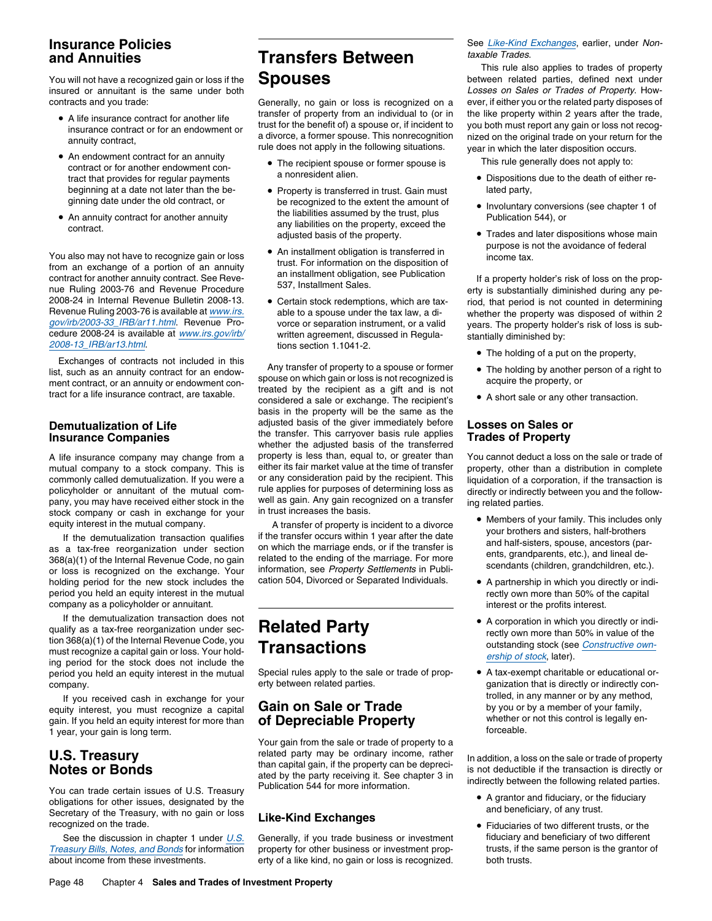## Insurance Policies and Annuities

You will not have a recognized gain or loss if the insured or annuitant is the same under both contracts and you trade:

- A life insurance contract for another life insurance contract or for an endowment or annuity contract,
- An endowment contract for an annuity contract or for another endowment contract that provides for regular payments beginning at a date not later than the beginning date under the old contract, or
- An annuity contract for another annuity contract.

You also may not have to recognize gain or loss from an exchange of a portion of an annuity contract for another annuity contract. See Revenue Ruling 2003-76 and Revenue Procedure 2008-24 in Internal Revenue Bulletin 2008-13. Revenue Ruling 2003-76 is available at www.irs.gov/irb/2003-33_IRB/ar11.html. Revenue Procedure 2008-24 is available at www.irs.gov/irb/2008-13_IRB/ar13.html.

Exchanges of contracts not included in this list, such as an annuity contract for an endowment contract, or an annuity or endowment contract for a life insurance contract, are taxable.

## Demutualization of Life Insurance Companies

A life insurance company may change from a mutual company to a stock company. This is commonly called demutualization. If you were a policyholder or annuitant of the mutual company, you may have received either stock in the stock company or cash in exchange for your equity interest in the mutual company.

If the demutualization transaction qualifies as a tax-free reorganization under section 368(a)(1) of the Internal Revenue Code, no gain or loss is recognized on the exchange. Your holding period for the new stock includes the period you held an equity interest in the mutual company as a policyholder or annuitant.

If the demutualization transaction does not qualify as a tax-free reorganization under section 368(a)(1) of the Internal Revenue Code, you must recognize a capital gain or loss. Your holding period for the stock does not include the period you held an equity interest in the mutual company.

If you received cash in exchange for your equity interest, you must recognize a capital gain. If you held an equity interest for more than 1 year, your gain is long term.

## U.S. Treasury Notes or Bonds

You can trade certain issues of U.S. Treasury obligations for other issues, designated by the Secretary of the Treasury, with no gain or loss recognized on the trade.

See the discussion in chapter 1 under *U.S. Treasury Bills, Notes, and Bonds* for information about income from these investments.

# Transfers Between Spouses

Generally, no gain or loss is recognized on a transfer of property from an individual to (or in trust for the benefit of) a spouse or, if incident to a divorce, a former spouse. This nonrecognition rule does not apply in the following situations.

- The recipient spouse or former spouse is a nonresident alien.
- Property is transferred in trust. Gain must be recognized to the extent the amount of the liabilities assumed by the trust, plus any liabilities on the property, exceed the adjusted basis of the property.
- An installment obligation is transferred in trust. For information on the disposition of an installment obligation, see Publication 537, Installment Sales.
- Certain stock redemptions, which are taxable to a spouse under the tax law, a divorce or separation instrument, or a valid written agreement, discussed in Regulations section 1.1041-2.

Any transfer of property to a spouse or former spouse on which gain or loss is not recognized is treated by the recipient as a gift and is not considered a sale or exchange. The recipient's basis in the property will be the same as the adjusted basis of the giver immediately before the transfer. This carryover basis rule applies whether the adjusted basis of the transferred property is less than, equal to, or greater than either its fair market value at the time of transfer or any consideration paid by the recipient. This rule applies for purposes of determining loss as well as gain. Any gain recognized on a transfer in trust increases the basis.

A transfer of property is incident to a divorce if the transfer occurs within 1 year after the date on which the marriage ends, or if the transfer is related to the ending of the marriage. For more information, see *Property Settlements* in Publication 504, Divorced or Separated Individuals.

# Related Party Transactions

Special rules apply to the sale or trade of property between related parties.

## Gain on Sale or Trade of Depreciable Property

Your gain from the sale or trade of property to a related party may be ordinary income, rather than capital gain, if the property can be depreciated by the party receiving it. See chapter 3 in Publication 544 for more information.

### Like-Kind Exchanges

Generally, if you trade business or investment property for other business or investment property of a like kind, no gain or loss is recognized. See *Like-Kind Exchanges*, earlier, under *Nontaxable Trades*.

This rule also applies to trades of property between related parties, defined next under *Losses on Sales or Trades of Property*. However, if either you or the related party disposes of the like property within 2 years after the trade, you both must report any gain or loss not recognized on the original trade on your return for the year in which the later disposition occurs.

This rule generally does not apply to:

- Dispositions due to the death of either related party,
- Involuntary conversions (see chapter 1 of Publication 544), or
- Trades and later dispositions whose main purpose is not the avoidance of federal income tax.

If a property holder's risk of loss on the property is substantially diminished during any period, that period is not counted in determining whether the property was disposed of within 2 years. The property holder's risk of loss is substantially diminished by:

- The holding of a put on the property,
- The holding by another person of a right to acquire the property, or
- A short sale or any other transaction.

## Losses on Sales or Trades of Property

You cannot deduct a loss on the sale or trade of property, other than a distribution in complete liquidation of a corporation, if the transaction is directly or indirectly between you and the following related parties.

- Members of your family. This includes only your brothers and sisters, half-brothers and half-sisters, spouse, ancestors (parents, grandparents, etc.), and lineal descendants (children, grandchildren, etc.).
- A partnership in which you directly or indirectly own more than 50% of the capital interest or the profits interest.
- A corporation in which you directly or indirectly own more than 50% in value of the outstanding stock (see *Constructive ownership of stock*, later).
- A tax-exempt charitable or educational organization that is directly or indirectly controlled, in any manner or by any method, by you or by a member of your family, whether or not this control is legally enforceable.

In addition, a loss on the sale or trade of property is not deductible if the transaction is directly or indirectly between the following related parties.

- A grantor and fiduciary, or the fiduciary and beneficiary, of any trust.
- Fiduciaries of two different trusts, or the fiduciary and beneficiary of two different trusts, if the same person is the grantor of both trusts.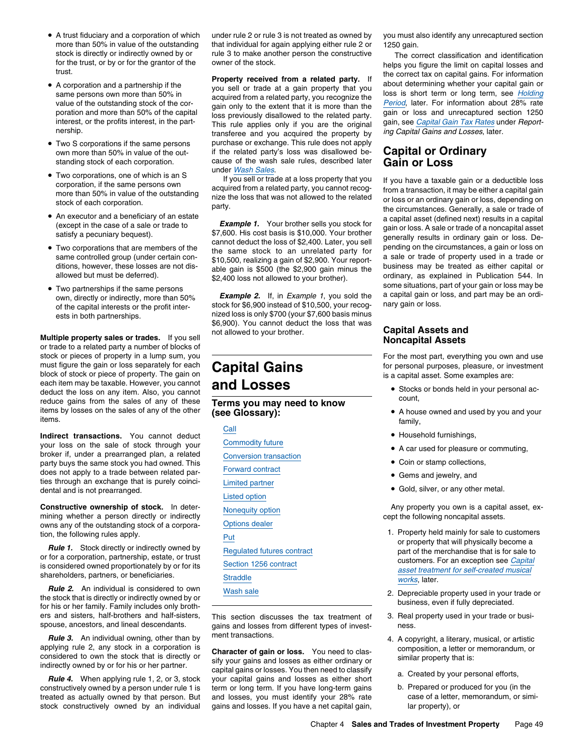- A trust fiduciary and a corporation of which more than 50% in value of the outstanding stock is directly or indirectly owned by or for the trust, or by or for the grantor of the trust.
- A corporation and a partnership if the same persons own more than 50% in value of the outstanding stock of the corporation and more than 50% of the capital interest, or the profits interest, in the partnership.
- Two S corporations if the same persons own more than 50% in value of the outstanding stock of each corporation.
- Two corporations, one of which is an S corporation, if the same persons own more than 50% in value of the outstanding stock of each corporation.
- An executor and a beneficiary of an estate (except in the case of a sale or trade to satisfy a pecuniary bequest).
- Two corporations that are members of the same controlled group (under certain conditions, however, these losses are not disallowed but must be deferred).
- Two partnerships if the same persons own, directly or indirectly, more than 50% of the capital interests or the profit interests in both partnerships.

**Multiple property sales or trades.** If you sell or trade to a related party a number of blocks of stock or pieces of property in a lump sum, you must figure the gain or loss separately for each block of stock or piece of property. The gain on each item may be taxable. However, you cannot deduct the loss on any item. Also, you cannot reduce gains from the sales of any of these items by losses on the sales of any of the other items.

**Indirect transactions.** You cannot deduct your loss on the sale of stock through your broker if, under a prearranged plan, a related party buys the same stock you had owned. This does not apply to a trade between related parties through an exchange that is purely coincidental and is not prearranged.

**Constructive ownership of stock.** In determining whether a person directly or indirectly owns any of the outstanding stock of a corporation, the following rules apply.

***Rule 1.*** Stock directly or indirectly owned by or for a corporation, partnership, estate, or trust is considered owned proportionately by or for its shareholders, partners, or beneficiaries.

***Rule 2.*** An individual is considered to own the stock that is directly or indirectly owned by or for his or her family. Family includes only brothers and sisters, half-brothers and half-sisters, spouse, ancestors, and lineal descendants.

***Rule 3.*** An individual owning, other than by applying rule 2, any stock in a corporation is considered to own the stock that is directly or indirectly owned by or for his or her partner.

***Rule 4.*** When applying rule 1, 2, or 3, stock constructively owned by a person under rule 1 is treated as actually owned by that person. But stock constructively owned by an individual under rule 2 or rule 3 is not treated as owned by that individual for again applying either rule 2 or rule 3 to make another person the constructive owner of the stock.

**Property received from a related party.** If you sell or trade at a gain property that you acquired from a related party, you recognize the gain only to the extent that it is more than the loss previously disallowed to the related party. This rule applies only if you are the original transferee and you acquired the property by purchase or exchange. This rule does not apply if the related party's loss was disallowed because of the wash sale rules, described later under Wash Sales.

If you sell or trade at a loss property that you acquired from a related party, you cannot recognize the loss that was not allowed to the related party.

***Example 1.*** Your brother sells you stock for $7,600. His cost basis is $10,000. Your brother cannot deduct the loss of $2,400. Later, you sell the same stock to an unrelated party for $10,500, realizing a gain of $2,900. Your reportable gain is $500 (the $2,900 gain minus the $2,400 loss not allowed to your brother).

***Example 2.*** If, in *Example 1*, you sold the stock for $6,900 instead of $10,500, your recognized loss is only $700 (your $7,600 basis minus $6,900). You cannot deduct the loss that was not allowed to your brother.

# Capital Gains and Losses

**Terms you may need to know (see Glossary):**

Call
Commodity future
Conversion transaction
Forward contract
Limited partner
Listed option
Nonequity option
Options dealer
Put
Regulated futures contract
Section 1256 contract
Straddle
Wash sale

This section discusses the tax treatment of gains and losses from different types of investment transactions.

**Character of gain or loss.** You need to classify your gains and losses as either ordinary or capital gains or losses. You then need to classify your capital gains and losses as either short term or long term. If you have long-term gains and losses, you must identify your 28% rate gains and losses. If you have a net capital gain, you must also identify any unrecaptured section 1250 gain.

The correct classification and identification helps you figure the limit on capital losses and the correct tax on capital gains. For information about determining whether your capital gain or loss is short term or long term, see Holding Period, later. For information about 28% rate gain or loss and unrecaptured section 1250 gain, see Capital Gain Tax Rates under *Reporting Capital Gains and Losses*, later.

## Capital or Ordinary Gain or Loss

If you have a taxable gain or a deductible loss from a transaction, it may be either a capital gain or loss or an ordinary gain or loss, depending on the circumstances. Generally, a sale or trade of a capital asset (defined next) results in a capital gain or loss. A sale or trade of a noncapital asset generally results in ordinary gain or loss. Depending on the circumstances, a gain or loss on a sale or trade of property used in a trade or business may be treated as either capital or ordinary, as explained in Publication 544. In some situations, part of your gain or loss may be a capital gain or loss, and part may be an ordinary gain or loss.

### Capital Assets and Noncapital Assets

For the most part, everything you own and use for personal purposes, pleasure, or investment is a capital asset. Some examples are:

- Stocks or bonds held in your personal account,
- A house owned and used by you and your family,
- Household furnishings,
- A car used for pleasure or commuting,
- Coin or stamp collections,
- Gems and jewelry, and
- Gold, silver, or any other metal.

Any property you own is a capital asset, except the following noncapital assets.

1. Property held mainly for sale to customers or property that will physically become a part of the merchandise that is for sale to customers. For an exception see Capital asset treatment for self-created musical works, later.
2. Depreciable property used in your trade or business, even if fully depreciated.
3. Real property used in your trade or business.
4. A copyright, a literary, musical, or artistic composition, a letter or memorandum, or similar property that is:
   a. Created by your personal efforts,
   b. Prepared or produced for you (in the case of a letter, memorandum, or similar property), or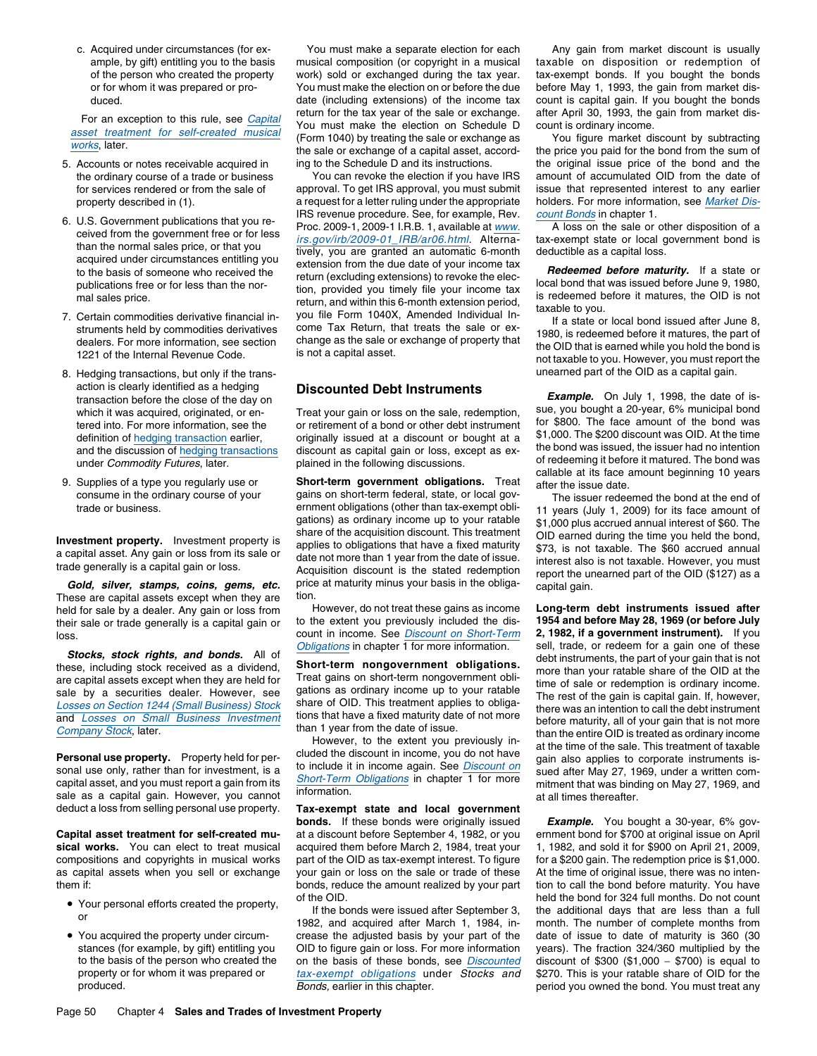c. Acquired under circumstances (for example, by gift) entitling you to the basis of the person who created the property or for whom it was prepared or produced.

For an exception to this rule, see *Capital asset treatment for self-created musical works*, later.

5. Accounts or notes receivable acquired in the ordinary course of a trade or business for services rendered or from the sale of property described in (1).
6. U.S. Government publications that you received from the government free or for less than the normal sales price, or that you acquired under circumstances entitling you to the basis of someone who received the publications free or for less than the normal sales price.
7. Certain commodities derivative financial instruments held by commodities derivatives dealers. For more information, see section 1221 of the Internal Revenue Code.
8. Hedging transactions, but only if the transaction is clearly identified as a hedging transaction before the close of the day on which it was acquired, originated, or entered into. For more information, see the definition of hedging transaction earlier, and the discussion of hedging transactions under *Commodity Futures*, later.
9. Supplies of a type you regularly use or consume in the ordinary course of your trade or business.

**Investment property.** Investment property is a capital asset. Any gain or loss from its sale or trade generally is a capital gain or loss.

***Gold, silver, stamps, coins, gems, etc.*** These are capital assets except when they are held for sale by a dealer. Any gain or loss from their sale or trade generally is a capital gain or loss.

***Stocks, stock rights, and bonds.*** All of these, including stock received as a dividend, are capital assets except when they are held for sale by a securities dealer. However, see *Losses on Section 1244 (Small Business) Stock* and *Losses on Small Business Investment Company Stock*, later.

**Personal use property.** Property held for personal use only, rather than for investment, is a capital asset, and you must report a gain from its sale as a capital gain. However, you cannot deduct a loss from selling personal use property.

**Capital asset treatment for self-created musical works.** You can elect to treat musical compositions and copyrights in musical works as capital assets when you sell or exchange them if:

- Your personal efforts created the property, or
- You acquired the property under circumstances (for example, by gift) entitling you to the basis of the person who created the property or for whom it was prepared or produced.

You must make a separate election for each musical composition (or copyright in a musical work) sold or exchanged during the tax year. You must make the election on or before the due date (including extensions) of the income tax return for the tax year of the sale or exchange. You must make the election on Schedule D (Form 1040) by treating the sale or exchange as the sale or exchange of a capital asset, according to the Schedule D and its instructions.

You can revoke the election if you have IRS approval. To get IRS approval, you must submit a request for a letter ruling under the appropriate IRS revenue procedure. See, for example, Rev. Proc. 2009-1, 2009-1 I.R.B. 1, available at *www.irs.gov/irb/2009-01_IRB/ar06.html*. Alternatively, you are granted an automatic 6-month extension from the due date of your income tax return (excluding extensions) to revoke the election, provided you timely file your income tax return, and within this 6-month extension period, you file Form 1040X, Amended Individual Income Tax Return, that treats the sale or exchange as the sale or exchange of property that is not a capital asset.

## Discounted Debt Instruments

Treat your gain or loss on the sale, redemption, or retirement of a bond or other debt instrument originally issued at a discount or bought at a discount as capital gain or loss, except as explained in the following discussions.

**Short-term government obligations.** Treat gains on short-term federal, state, or local government obligations (other than tax-exempt obligations) as ordinary income up to your ratable share of the acquisition discount. This treatment applies to obligations that have a fixed maturity date not more than 1 year from the date of issue. Acquisition discount is the stated redemption price at maturity minus your basis in the obligation.

However, do not treat these gains as income to the extent you previously included the discount in income. See *Discount on Short-Term Obligations* in chapter 1 for more information.

**Short-term nongovernment obligations.** Treat gains on short-term nongovernment obligations as ordinary income up to your ratable share of OID. This treatment applies to obligations that have a fixed maturity date of not more than 1 year from the date of issue.

However, to the extent you previously included the discount in income, you do not have to include it in income again. See *Discount on Short-Term Obligations* in chapter 1 for more information.

**Tax-exempt state and local government bonds.** If these bonds were originally issued at a discount before September 4, 1982, or you acquired them before March 2, 1984, treat your part of the OID as tax-exempt interest. To figure your gain or loss on the sale or trade of these bonds, reduce the amount realized by your part of the OID.

If the bonds were issued after September 3, 1982, and acquired after March 1, 1984, increase the adjusted basis by your part of the OID to figure gain or loss. For more information on the basis of these bonds, see *Discounted tax-exempt obligations* under *Stocks and Bonds*, earlier in this chapter.

Any gain from market discount is usually taxable on disposition or redemption of tax-exempt bonds. If you bought the bonds before May 1, 1993, the gain from market discount is capital gain. If you bought the bonds after April 30, 1993, the gain from market discount is ordinary income.

You figure market discount by subtracting the price you paid for the bond from the sum of the original issue price of the bond and the amount of accumulated OID from the date of issue that represented interest to any earlier holders. For more information, see *Market Discount Bonds* in chapter 1.

A loss on the sale or other disposition of a tax-exempt state or local government bond is deductible as a capital loss.

***Redeemed before maturity.*** If a state or local bond that was issued before June 9, 1980, is redeemed before it matures, the OID is not taxable to you.

If a state or local bond issued after June 8, 1980, is redeemed before it matures, the part of the OID that is earned while you hold the bond is not taxable to you. However, you must report the unearned part of the OID as a capital gain.

***Example.*** On July 1, 1998, the date of issue, you bought a 20-year, 6% municipal bond for $800. The face amount of the bond was $1,000. The $200 discount was OID. At the time the bond was issued, the issuer had no intention of redeeming it before it matured. The bond was callable at its face amount beginning 10 years after the issue date.

The issuer redeemed the bond at the end of 11 years (July 1, 2009) for its face amount of $1,000 plus accrued annual interest of $60. The OID earned during the time you held the bond, $73, is not taxable. The $60 accrued annual interest also is not taxable. However, you must report the unearned part of the OID ($127) as a capital gain.

**Long-term debt instruments issued after 1954 and before May 28, 1969 (or before July 2, 1982, if a government instrument).** If you sell, trade, or redeem for a gain one of these debt instruments, the part of your gain that is not more than your ratable share of the OID at the time of sale or redemption is ordinary income. The rest of the gain is capital gain. If, however, there was an intention to call the debt instrument before maturity, all of your gain that is not more than the entire OID is treated as ordinary income at the time of the sale. This treatment of taxable gain also applies to corporate instruments issued after May 27, 1969, under a written commitment that was binding on May 27, 1969, and at all times thereafter.

***Example.*** You bought a 30-year, 6% government bond for $700 at original issue on April 1, 1982, and sold it for $900 on April 21, 2009, for a $200 gain. The redemption price is $1,000. At the time of original issue, there was no intention to call the bond before maturity. You have held the bond for 324 full months. Do not count the additional days that are less than a full month. The number of complete months from date of issue to date of maturity is 360 (30 years). The fraction 324/360 multiplied by the discount of $300 ($1,000 − $700) is equal to $270. This is your ratable share of OID for the period you owned the bond. You must treat any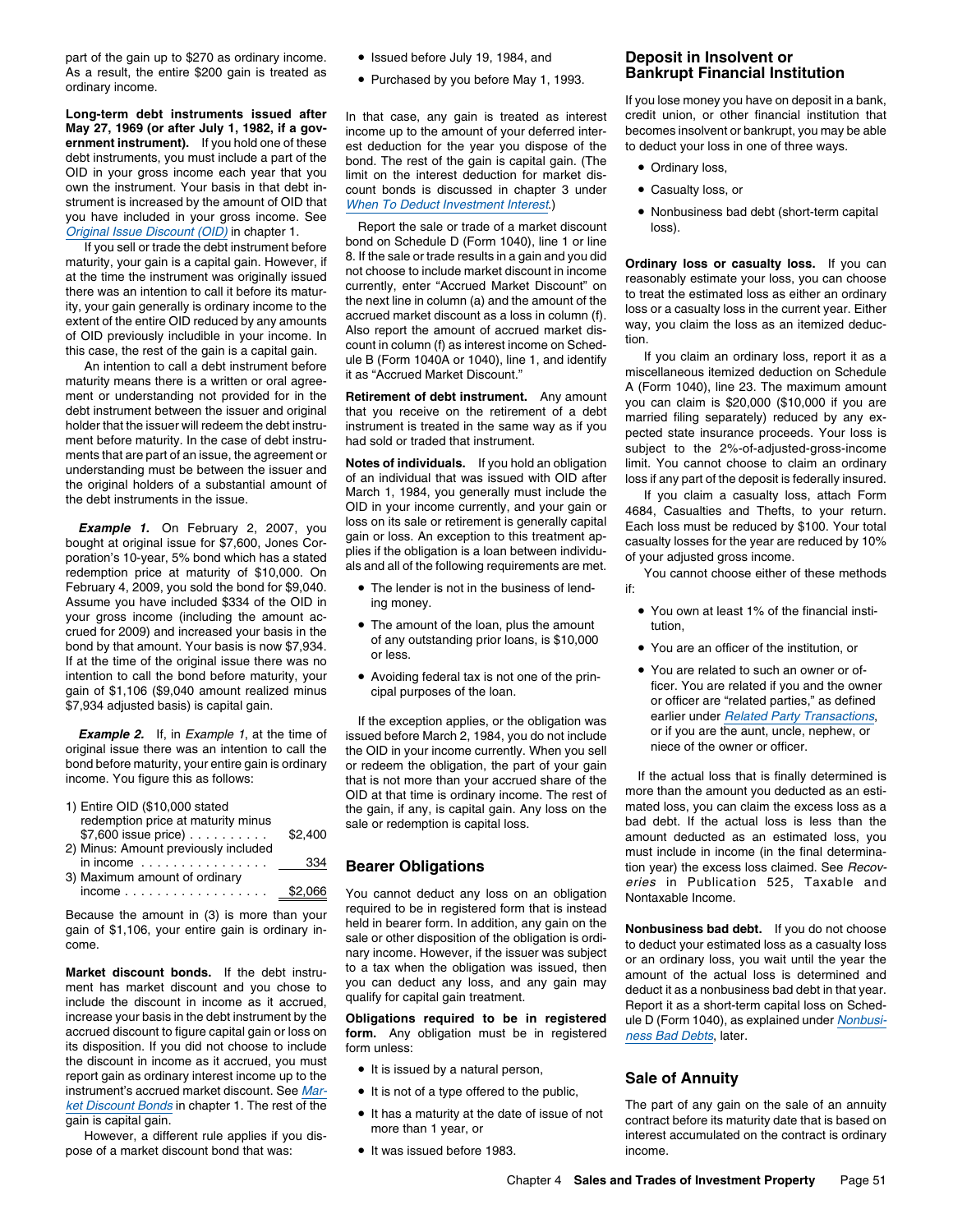part of the gain up to $270 as ordinary income. As a result, the entire $200 gain is treated as ordinary income.

**Long-term debt instruments issued after May 27, 1969 (or after July 1, 1982, if a government instrument).** If you hold one of these debt instruments, you must include a part of the OID in your gross income each year that you own the instrument. Your basis in that debt instrument is increased by the amount of OID that you have included in your gross income. See *Original Issue Discount (OID)* in chapter 1.

If you sell or trade the debt instrument before maturity, your gain is a capital gain. However, if at the time the instrument was originally issued there was an intention to call it before its maturity, your gain generally is ordinary income to the extent of the entire OID reduced by any amounts of OID previously includible in your income. In this case, the rest of the gain is a capital gain.

An intention to call a debt instrument before maturity means there is a written or oral agreement or understanding not provided for in the debt instrument between the issuer and original holder that the issuer will redeem the debt instrument before maturity. In the case of debt instruments that are part of an issue, the agreement or understanding must be between the issuer and the original holders of a substantial amount of the debt instruments in the issue.

***Example 1.*** On February 2, 2007, you bought at original issue for $7,600, Jones Corporation's 10-year, 5% bond which has a stated redemption price at maturity of $10,000. On February 4, 2009, you sold the bond for $9,040. Assume you have included $334 of the OID in your gross income (including the amount accrued for 2009) and increased your basis in the bond by that amount. Your basis is now $7,934. If at the time of the original issue there was no intention to call the bond before maturity, your gain of $1,106 ($9,040 amount realized minus $7,934 adjusted basis) is capital gain.

***Example 2.*** If, in *Example 1*, at the time of original issue there was an intention to call the bond before maturity, your entire gain is ordinary income. You figure this as follows:

| | |
|---|---|
| 1) Entire OID ($10,000 stated redemption price at maturity minus $7,600 issue price) | $2,400 |
| 2) Minus: Amount previously included in income | 334 |
| 3) Maximum amount of ordinary income | $2,066 |

Because the amount in (3) is more than your gain of $1,106, your entire gain is ordinary income.

**Market discount bonds.** If the debt instrument has market discount and you chose to include the discount in income as it accrued, increase your basis in the debt instrument by the accrued discount to figure capital gain or loss on its disposition. If you did not choose to include the discount in income as it accrued, you must report gain as ordinary interest income up to the instrument's accrued market discount. See *Market Discount Bonds* in chapter 1. The rest of the gain is capital gain.

However, a different rule applies if you dispose of a market discount bond that was:

- Issued before July 19, 1984, and
- Purchased by you before May 1, 1993.

In that case, any gain is treated as interest income up to the amount of your deferred interest deduction for the year you dispose of the bond. The rest of the gain is capital gain. (The limit on the interest deduction for market discount bonds is discussed in chapter 3 under *When To Deduct Investment Interest*.)

Report the sale or trade of a market discount bond on Schedule D (Form 1040), line 1 or line 8. If the sale or trade results in a gain and you did not choose to include market discount in income currently, enter "Accrued Market Discount" on the next line in column (a) and the amount of the accrued market discount as a loss in column (f). Also report the amount of accrued market discount in column (f) as interest income on Schedule B (Form 1040A or 1040), line 1, and identify it as "Accrued Market Discount."

**Retirement of debt instrument.** Any amount that you receive on the retirement of a debt instrument is treated in the same way as if you had sold or traded that instrument.

**Notes of individuals.** If you hold an obligation of an individual that was issued with OID after March 1, 1984, you generally must include the OID in your income currently, and your gain or loss on its sale or retirement is generally capital gain or loss. An exception to this treatment applies if the obligation is a loan between individuals and all of the following requirements are met.

- The lender is not in the business of lending money.
- The amount of the loan, plus the amount of any outstanding prior loans, is $10,000 or less.
- Avoiding federal tax is not one of the principal purposes of the loan.

If the exception applies, or the obligation was issued before March 2, 1984, you do not include the OID in your income currently. When you sell or redeem the obligation, the part of your gain that is not more than your accrued share of the OID at that time is ordinary income. The rest of the gain, if any, is capital gain. Any loss on the sale or redemption is capital loss.

## Bearer Obligations

You cannot deduct any loss on an obligation required to be in registered form that is instead held in bearer form. In addition, any gain on the sale or other disposition of the obligation is ordinary income. However, if the issuer was subject to a tax when the obligation was issued, then you can deduct any loss, and any gain may qualify for capital gain treatment.

**Obligations required to be in registered form.** Any obligation must be in registered form unless:

- It is issued by a natural person,
- It is not of a type offered to the public,
- It has a maturity at the date of issue of not more than 1 year, or
- It was issued before 1983.

## Deposit in Insolvent or Bankrupt Financial Institution

If you lose money you have on deposit in a bank, credit union, or other financial institution that becomes insolvent or bankrupt, you may be able to deduct your loss in one of three ways.

- Ordinary loss,
- Casualty loss, or
- Nonbusiness bad debt (short-term capital loss).

**Ordinary loss or casualty loss.** If you can reasonably estimate your loss, you can choose to treat the estimated loss as either an ordinary loss or a casualty loss in the current year. Either way, you claim the loss as an itemized deduction.

If you claim an ordinary loss, report it as a miscellaneous itemized deduction on Schedule A (Form 1040), line 23. The maximum amount you can claim is $20,000 ($10,000 if you are married filing separately) reduced by any expected state insurance proceeds. Your loss is subject to the 2%-of-adjusted-gross-income limit. You cannot choose to claim an ordinary loss if any part of the deposit is federally insured.

If you claim a casualty loss, attach Form 4684, Casualties and Thefts, to your return. Each loss must be reduced by $100. Your total casualty losses for the year are reduced by 10% of your adjusted gross income.

You cannot choose either of these methods if:

- You own at least 1% of the financial institution,
- You are an officer of the institution, or
- You are related to such an owner or officer. You are related if you and the owner or officer are "related parties," as defined earlier under *Related Party Transactions*, or if you are the aunt, uncle, nephew, or niece of the owner or officer.

If the actual loss that is finally determined is more than the amount you deducted as an estimated loss, you can claim the excess loss as a bad debt. If the actual loss is less than the amount deducted as an estimated loss, you must include in income (in the final determination year) the excess loss claimed. See *Recoveries* in Publication 525, Taxable and Nontaxable Income.

**Nonbusiness bad debt.** If you do not choose to deduct your estimated loss as a casualty loss or an ordinary loss, you wait until the year the amount of the actual loss is determined and deduct it as a nonbusiness bad debt in that year. Report it as a short-term capital loss on Schedule D (Form 1040), as explained under *Nonbusiness Bad Debts*, later.

## Sale of Annuity

The part of any gain on the sale of an annuity contract before its maturity date that is based on interest accumulated on the contract is ordinary income.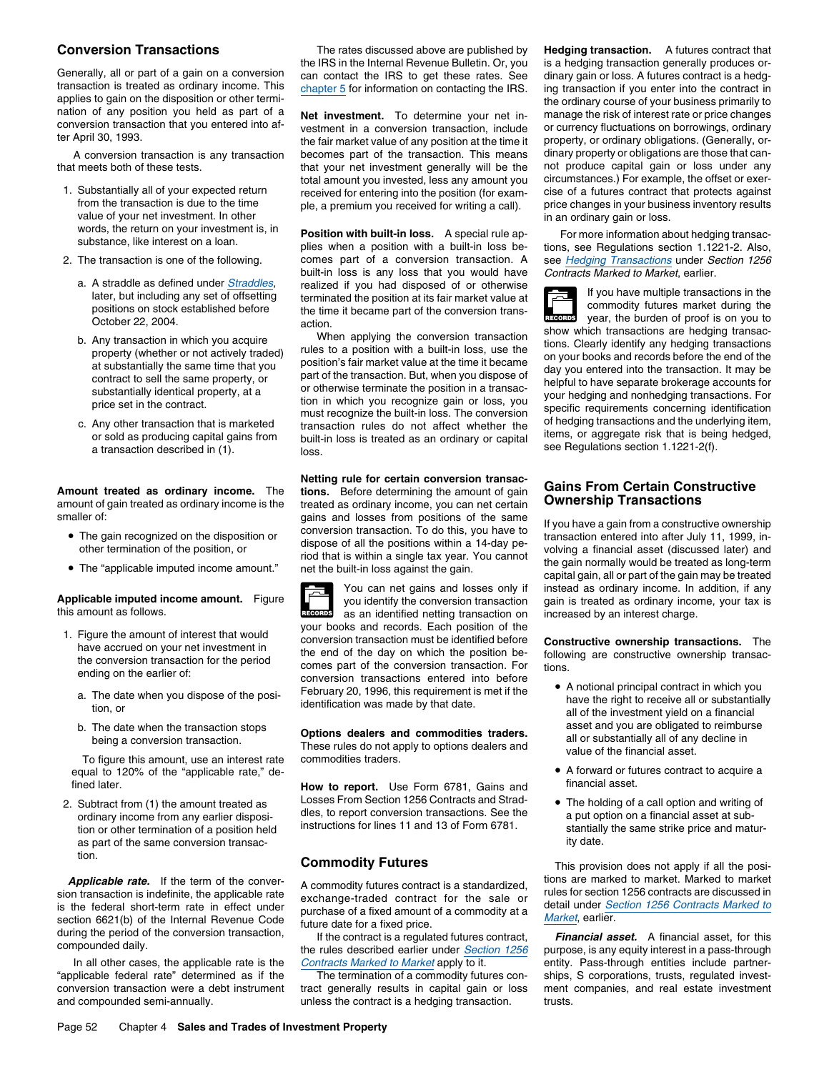## Conversion Transactions

Generally, all or part of a gain on a conversion transaction is treated as ordinary income. This applies to gain on the disposition or other termination of any position you held as part of a conversion transaction that you entered into after April 30, 1993.

A conversion transaction is any transaction that meets both of these tests.

1. Substantially all of your expected return from the transaction is due to the time value of your net investment. In other words, the return on your investment is, in substance, like interest on a loan.
2. The transaction is one of the following.
   a. A straddle as defined under Straddles, later, but including any set of offsetting positions on stock established before October 22, 2004.
   b. Any transaction in which you acquire property (whether or not actively traded) at substantially the same time that you contract to sell the same property, or substantially identical property, at a price set in the contract.
   c. Any other transaction that is marketed or sold as producing capital gains from a transaction described in (1).

**Amount treated as ordinary income.** The amount of gain treated as ordinary income is the smaller of:

- The gain recognized on the disposition or other termination of the position, or
- The "applicable imputed income amount."

**Applicable imputed income amount.** Figure this amount as follows.

1. Figure the amount of interest that would have accrued on your net investment in the conversion transaction for the period ending on the earlier of:
   a. The date when you dispose of the position, or
   b. The date when the transaction stops being a conversion transaction.

   To figure this amount, use an interest rate equal to 120% of the "applicable rate," defined later.
2. Subtract from (1) the amount treated as ordinary income from any earlier disposition or other termination of a position held as part of the same conversion transaction.

***Applicable rate.*** If the term of the conversion transaction is indefinite, the applicable rate is the federal short-term rate in effect under section 6621(b) of the Internal Revenue Code during the period of the conversion transaction, compounded daily.

In all other cases, the applicable rate is the "applicable federal rate" determined as if the conversion transaction were a debt instrument and compounded semi-annually.

The rates discussed above are published by the IRS in the Internal Revenue Bulletin. Or, you can contact the IRS to get these rates. See chapter 5 for information on contacting the IRS.

**Net investment.** To determine your net investment in a conversion transaction, include the fair market value of any position at the time it becomes part of the transaction. This means that your net investment generally will be the total amount you invested, less any amount you received for entering into the position (for example, a premium you received for writing a call).

**Position with built-in loss.** A special rule applies when a position with a built-in loss becomes part of a conversion transaction. A built-in loss is any loss that you would have realized if you had disposed of or otherwise terminated the position at its fair market value at the time it became part of the conversion transaction.

When applying the conversion transaction rules to a position with a built-in loss, use the position's fair market value at the time it became part of the transaction. But, when you dispose of or otherwise terminate the position in a transaction in which you recognize gain or loss, you must recognize the built-in loss. The conversion transaction rules do not affect whether the built-in loss is treated as an ordinary or capital loss.

**Netting rule for certain conversion transactions.** Before determining the amount of gain treated as ordinary income, you can net certain gains and losses from positions of the same conversion transaction. To do this, you have to dispose of all the positions within a 14-day period that is within a single tax year. You cannot net the built-in loss against the gain.

You can net gains and losses only if you identify the conversion transaction as an identified netting transaction on your books and records. Each position of the conversion transaction must be identified before the end of the day on which the position becomes part of the conversion transaction. For conversion transactions entered into before February 20, 1996, this requirement is met if the identification was made by that date.

**Options dealers and commodities traders.** These rules do not apply to options dealers and commodities traders.

**How to report.** Use Form 6781, Gains and Losses From Section 1256 Contracts and Straddles, to report conversion transactions. See the instructions for lines 11 and 13 of Form 6781.

## Commodity Futures

A commodity futures contract is a standardized, exchange-traded contract for the sale or purchase of a fixed amount of a commodity at a future date for a fixed price.

If the contract is a regulated futures contract, the rules described earlier under Section 1256 Contracts Marked to Market apply to it.

The termination of a commodity futures contract generally results in capital gain or loss unless the contract is a hedging transaction.

**Hedging transaction.** A futures contract that is a hedging transaction generally produces ordinary gain or loss. A futures contract is a hedging transaction if you enter into the contract in the ordinary course of your business primarily to manage the risk of interest rate or price changes or currency fluctuations on borrowings, ordinary property, or ordinary obligations. (Generally, ordinary property or obligations are those that cannot produce capital gain or loss under any circumstances.) For example, the offset or exercise of a futures contract that protects against price changes in your business inventory results in an ordinary gain or loss.

For more information about hedging transactions, see Regulations section 1.1221-2. Also, see Hedging Transactions under Section 1256 Contracts Marked to Market, earlier.

If you have multiple transactions in the commodity futures market during the year, the burden of proof is on you to show which transactions are hedging transactions. Clearly identify any hedging transactions on your books and records before the end of the day you entered into the transaction. It may be helpful to have separate brokerage accounts for your hedging and nonhedging transactions. For specific requirements concerning identification of hedging transactions and the underlying item, items, or aggregate risk that is being hedged, see Regulations section 1.1221-2(f).

## Gains From Certain Constructive Ownership Transactions

If you have a gain from a constructive ownership transaction entered into after July 11, 1999, involving a financial asset (discussed later) and the gain normally would be treated as long-term capital gain, all or part of the gain may be treated instead as ordinary income. In addition, if any gain is treated as ordinary income, your tax is increased by an interest charge.

**Constructive ownership transactions.** The following are constructive ownership transactions.

- A notional principal contract in which you have the right to receive all or substantially all of the investment yield on a financial asset and you are obligated to reimburse all or substantially all of any decline in value of the financial asset.
- A forward or futures contract to acquire a financial asset.
- The holding of a call option and writing of a put option on a financial asset at substantially the same strike price and maturity date.

This provision does not apply if all the positions are marked to market. Marked to market rules for section 1256 contracts are discussed in detail under Section 1256 Contracts Marked to Market, earlier.

***Financial asset.*** A financial asset, for this purpose, is any equity interest in a pass-through entity. Pass-through entities include partnerships, S corporations, trusts, regulated investment companies, and real estate investment trusts.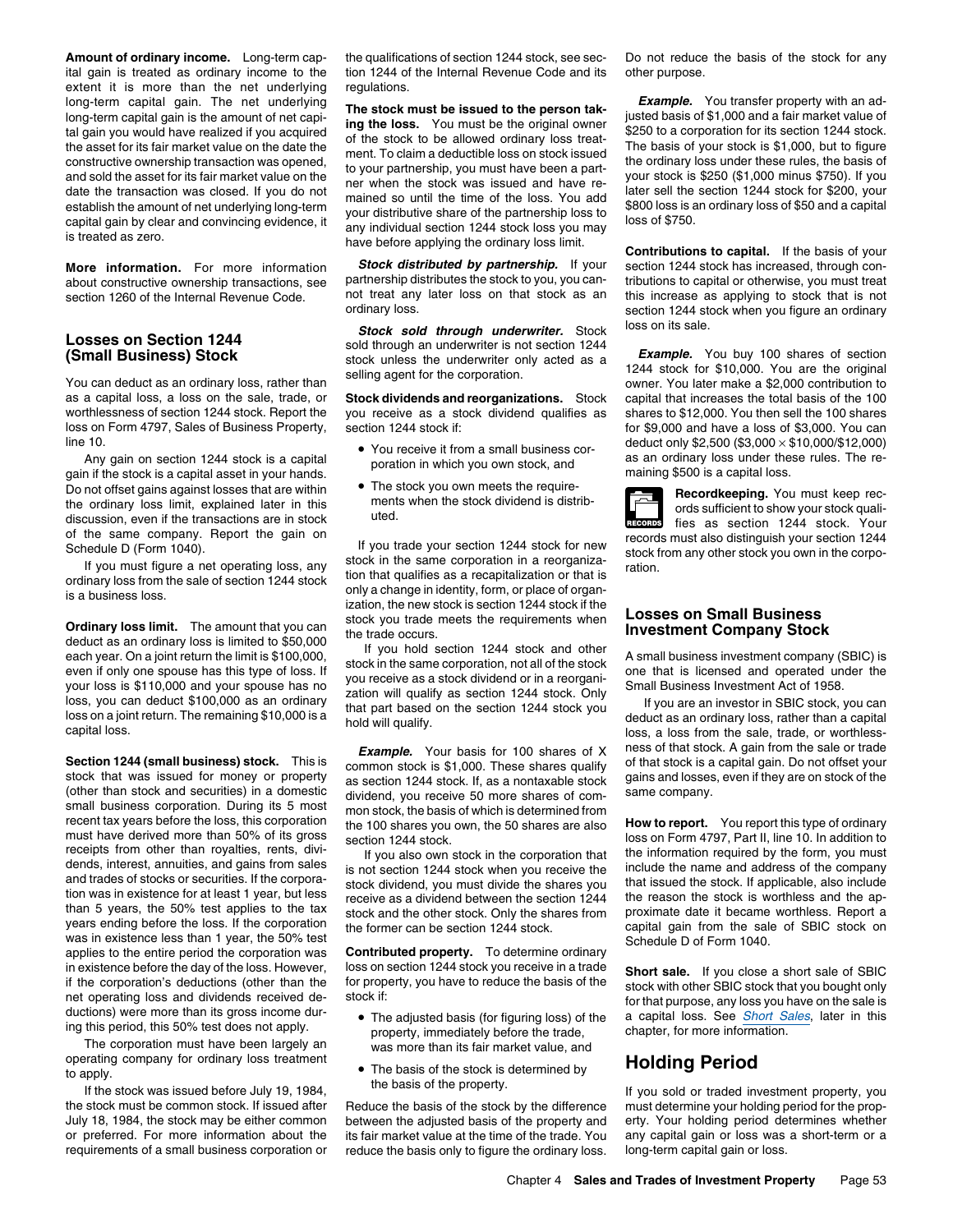**Amount of ordinary income.** Long-term capital gain is treated as ordinary income to the extent it is more than the net underlying long-term capital gain. The net underlying long-term capital gain is the amount of net capital gain you would have realized if you acquired the asset for its fair market value on the date the constructive ownership transaction was opened, and sold the asset for its fair market value on the date the transaction was closed. If you do not establish the amount of net underlying long-term capital gain by clear and convincing evidence, it is treated as zero.

**More information.** For more information about constructive ownership transactions, see section 1260 of the Internal Revenue Code.

## Losses on Section 1244 (Small Business) Stock

You can deduct as an ordinary loss, rather than as a capital loss, a loss on the sale, trade, or worthlessness of section 1244 stock. Report the loss on Form 4797, Sales of Business Property, line 10.

Any gain on section 1244 stock is a capital gain if the stock is a capital asset in your hands. Do not offset gains against losses that are within the ordinary loss limit, explained later in this discussion, even if the transactions are in stock of the same company. Report the gain on Schedule D (Form 1040).

If you must figure a net operating loss, any ordinary loss from the sale of section 1244 stock is a business loss.

**Ordinary loss limit.** The amount that you can deduct as an ordinary loss is limited to $50,000 each year. On a joint return the limit is $100,000, even if only one spouse has this type of loss. If your loss is $110,000 and your spouse has no loss, you can deduct $100,000 as an ordinary loss on a joint return. The remaining $10,000 is a capital loss.

**Section 1244 (small business) stock.** This is stock that was issued for money or property (other than stock and securities) in a domestic small business corporation. During its 5 most recent tax years before the loss, this corporation must have derived more than 50% of its gross receipts from other than royalties, rents, dividends, interest, annuities, and gains from sales and trades of stocks or securities. If the corporation was in existence for at least 1 year, but less than 5 years, the 50% test applies to the tax years ending before the loss. If the corporation was in existence less than 1 year, the 50% test applies to the entire period the corporation was in existence before the day of the loss. However, if the corporation's deductions (other than the net operating loss and dividends received deductions) were more than its gross income during this period, this 50% test does not apply.

The corporation must have been largely an operating company for ordinary loss treatment to apply.

If the stock was issued before July 19, 1984, the stock must be common stock. If issued after July 18, 1984, the stock may be either common or preferred. For more information about the requirements of a small business corporation or the qualifications of section 1244 stock, see section 1244 of the Internal Revenue Code and its regulations.

**The stock must be issued to the person taking the loss.** You must be the original owner of the stock to be allowed ordinary loss treatment. To claim a deductible loss on stock issued to your partnership, you must have been a partner when the stock was issued and have remained so until the time of the loss. You add your distributive share of the partnership loss to any individual section 1244 stock loss you may have before applying the ordinary loss limit.

***Stock distributed by partnership.*** If your partnership distributes the stock to you, you cannot treat any later loss on that stock as an ordinary loss.

***Stock sold through underwriter.*** Stock sold through an underwriter is not section 1244 stock unless the underwriter only acted as a selling agent for the corporation.

**Stock dividends and reorganizations.** Stock you receive as a stock dividend qualifies as section 1244 stock if:

- You receive it from a small business corporation in which you own stock, and
- The stock you own meets the requirements when the stock dividend is distributed.

If you trade your section 1244 stock for new stock in the same corporation in a reorganization that qualifies as a recapitalization or that is only a change in identity, form, or place of organization, the new stock is section 1244 stock if the stock you trade meets the requirements when the trade occurs.

If you hold section 1244 stock and other stock in the same corporation, not all of the stock you receive as a stock dividend or in a reorganization will qualify as section 1244 stock. Only that part based on the section 1244 stock you hold will qualify.

***Example.*** Your basis for 100 shares of X common stock is $1,000. These shares qualify as section 1244 stock. If, as a nontaxable stock dividend, you receive 50 more shares of common stock, the basis of which is determined from the 100 shares you own, the 50 shares are also section 1244 stock.

If you also own stock in the corporation that is not section 1244 stock when you receive the stock dividend, you must divide the shares you receive as a dividend between the section 1244 stock and the other stock. Only the shares from the former can be section 1244 stock.

**Contributed property.** To determine ordinary loss on section 1244 stock you receive in a trade for property, you have to reduce the basis of the stock if:

- The adjusted basis (for figuring loss) of the property, immediately before the trade, was more than its fair market value, and
- The basis of the stock is determined by the basis of the property.

Reduce the basis of the stock by the difference between the adjusted basis of the property and its fair market value at the time of the trade. You reduce the basis only to figure the ordinary loss. Do not reduce the basis of the stock for any other purpose.

***Example.*** You transfer property with an adjusted basis of $1,000 and a fair market value of $250 to a corporation for its section 1244 stock. The basis of your stock is $1,000, but to figure the ordinary loss under these rules, the basis of your stock is $250 ($1,000 minus $750). If you later sell the section 1244 stock for $200, your $800 loss is an ordinary loss of $50 and a capital loss of $750.

**Contributions to capital.** If the basis of your section 1244 stock has increased, through contributions to capital or otherwise, you must treat this increase as applying to stock that is not section 1244 stock when you figure an ordinary loss on its sale.

***Example.*** You buy 100 shares of section 1244 stock for $10,000. You are the original owner. You later make a $2,000 contribution to capital that increases the total basis of the 100 shares to $12,000. You then sell the 100 shares for $9,000 and have a loss of $3,000. You can deduct only $2,500 ($3,000 × $10,000/$12,000) as an ordinary loss under these rules. The remaining $500 is a capital loss.

**Recordkeeping.** You must keep records sufficient to show your stock qualifies as section 1244 stock. Your records must also distinguish your section 1244 stock from any other stock you own in the corporation.

## Losses on Small Business Investment Company Stock

A small business investment company (SBIC) is one that is licensed and operated under the Small Business Investment Act of 1958.

If you are an investor in SBIC stock, you can deduct as an ordinary loss, rather than a capital loss, a loss from the sale, trade, or worthlessness of that stock. A gain from the sale or trade of that stock is a capital gain. Do not offset your gains and losses, even if they are on stock of the same company.

**How to report.** You report this type of ordinary loss on Form 4797, Part II, line 10. In addition to the information required by the form, you must include the name and address of the company that issued the stock. If applicable, also include the reason the stock is worthless and the approximate date it became worthless. Report a capital gain from the sale of SBIC stock on Schedule D of Form 1040.

**Short sale.** If you close a short sale of SBIC stock with other SBIC stock that you bought only for that purpose, any loss you have on the sale is a capital loss. See *Short Sales*, later in this chapter, for more information.

# Holding Period

If you sold or traded investment property, you must determine your holding period for the property. Your holding period determines whether any capital gain or loss was a short-term or a long-term capital gain or loss.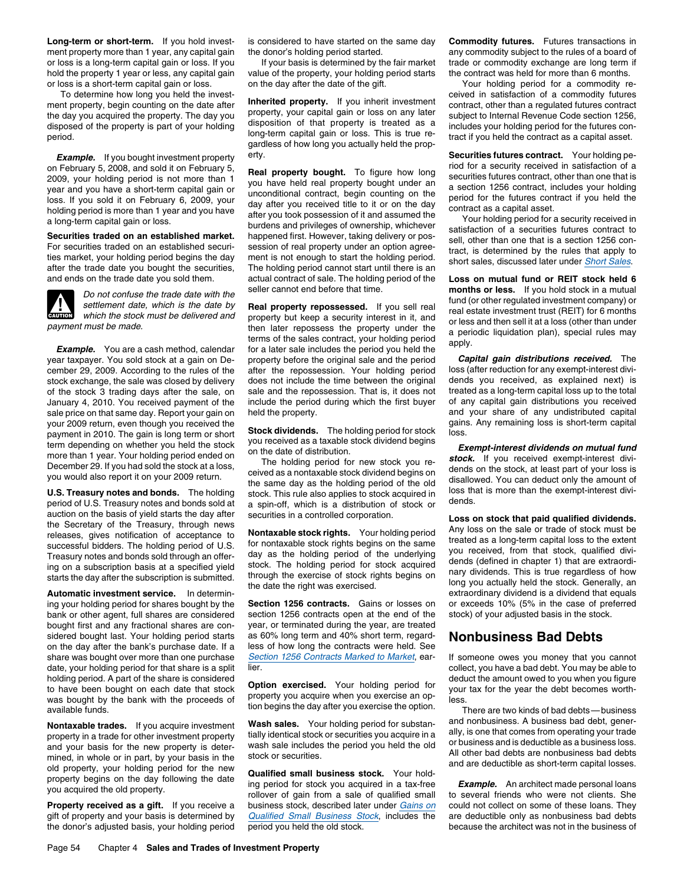**Long-term or short-term.** If you hold investment property more than 1 year, any capital gain or loss is a long-term capital gain or loss. If you hold the property 1 year or less, any capital gain or loss is a short-term capital gain or loss.

To determine how long you held the investment property, begin counting on the date after the day you acquired the property. The day you disposed of the property is part of your holding period.

***Example.*** If you bought investment property on February 5, 2008, and sold it on February 5, 2009, your holding period is not more than 1 year and you have a short-term capital gain or loss. If you sold it on February 6, 2009, your holding period is more than 1 year and you have a long-term capital gain or loss.

**Securities traded on an established market.** For securities traded on an established securities market, your holding period begins the day after the trade date you bought the securities, and ends on the trade date you sold them.

> CAUTION: *Do not confuse the trade date with the settlement date, which is the date by which the stock must be delivered and payment must be made.*

***Example.*** You are a cash method, calendar year taxpayer. You sold stock at a gain on December 29, 2009. According to the rules of the stock exchange, the sale was closed by delivery of the stock 3 trading days after the sale, on January 4, 2010. You received payment of the sale price on that same day. Report your gain on your 2009 return, even though you received the payment in 2010. The gain is long term or short term depending on whether you held the stock more than 1 year. Your holding period ended on December 29. If you had sold the stock at a loss, you would also report it on your 2009 return.

**U.S. Treasury notes and bonds.** The holding period of U.S. Treasury notes and bonds sold at auction on the basis of yield starts the day after the Secretary of the Treasury, through news releases, gives notification of acceptance to successful bidders. The holding period of U.S. Treasury notes and bonds sold through an offering on a subscription basis at a specified yield starts the day after the subscription is submitted.

**Automatic investment service.** In determining your holding period for shares bought by the bank or other agent, full shares are considered bought first and any fractional shares are considered bought last. Your holding period starts on the day after the bank's purchase date. If a share was bought over more than one purchase date, your holding period for that share is a split holding period. A part of the share is considered to have been bought on each date that stock was bought by the bank with the proceeds of available funds.

**Nontaxable trades.** If you acquire investment property in a trade for other investment property and your basis for the new property is determined, in whole or in part, by your basis in the old property, your holding period for the new property begins on the day following the date you acquired the old property.

**Property received as a gift.** If you receive a gift of property and your basis is determined by the donor's adjusted basis, your holding period is considered to have started on the same day the donor's holding period started.

If your basis is determined by the fair market value of the property, your holding period starts on the day after the date of the gift.

**Inherited property.** If you inherit investment property, your capital gain or loss on any later disposition of that property is treated as a long-term capital gain or loss. This is true regardless of how long you actually held the property.

**Real property bought.** To figure how long you have held real property bought under an unconditional contract, begin counting on the day after you received title to it or on the day after you took possession of it and assumed the burdens and privileges of ownership, whichever happened first. However, taking delivery or possession of real property under an option agreement is not enough to start the holding period. The holding period cannot start until there is an actual contract of sale. The holding period of the seller cannot end before that time.

**Real property repossessed.** If you sell real property but keep a security interest in it, and then later repossess the property under the terms of the sales contract, your holding period for a later sale includes the period you held the property before the original sale and the period after the repossession. Your holding period does not include the time between the original sale and the repossession. That is, it does not include the period during which the first buyer held the property.

**Stock dividends.** The holding period for stock you received as a taxable stock dividend begins on the date of distribution.

The holding period for new stock you received as a nontaxable stock dividend begins on the same day as the holding period of the old stock. This rule also applies to stock acquired in a spin-off, which is a distribution of stock or securities in a controlled corporation.

**Nontaxable stock rights.** Your holding period for nontaxable stock rights begins on the same day as the holding period of the underlying stock. The holding period for stock acquired through the exercise of stock rights begins on the date the right was exercised.

**Section 1256 contracts.** Gains or losses on section 1256 contracts open at the end of the year, or terminated during the year, are treated as 60% long term and 40% short term, regardless of how long the contracts were held. See *Section 1256 Contracts Marked to Market*, earlier.

**Option exercised.** Your holding period for property you acquire when you exercise an option begins the day after you exercise the option.

**Wash sales.** Your holding period for substantially identical stock or securities you acquire in a wash sale includes the period you held the old stock or securities.

**Qualified small business stock.** Your holding period for stock you acquired in a tax-free rollover of gain from a sale of qualified small business stock, described later under *Gains on Qualified Small Business Stock*, includes the period you held the old stock.

**Commodity futures.** Futures transactions in any commodity subject to the rules of a board of trade or commodity exchange are long term if the contract was held for more than 6 months.

Your holding period for a commodity received in satisfaction of a commodity futures contract, other than a regulated futures contract subject to Internal Revenue Code section 1256, includes your holding period for the futures contract if you held the contract as a capital asset.

**Securities futures contract.** Your holding period for a security received in satisfaction of a securities futures contract, other than one that is a section 1256 contract, includes your holding period for the futures contract if you held the contract as a capital asset.

Your holding period for a security received in satisfaction of a securities futures contract to sell, other than one that is a section 1256 contract, is determined by the rules that apply to short sales, discussed later under *Short Sales*.

**Loss on mutual fund or REIT stock held 6 months or less.** If you hold stock in a mutual fund (or other regulated investment company) or real estate investment trust (REIT) for 6 months or less and then sell it at a loss (other than under a periodic liquidation plan), special rules may apply.

***Capital gain distributions received.*** The loss (after reduction for any exempt-interest dividends you received, as explained next) is treated as a long-term capital loss up to the total of any capital gain distributions you received and your share of any undistributed capital gains. Any remaining loss is short-term capital loss.

***Exempt-interest dividends on mutual fund stock.*** If you received exempt-interest dividends on the stock, at least part of your loss is disallowed. You can deduct only the amount of loss that is more than the exempt-interest dividends.

**Loss on stock that paid qualified dividends.** Any loss on the sale or trade of stock must be treated as a long-term capital loss to the extent you received, from that stock, qualified dividends (defined in chapter 1) that are extraordinary dividends. This is true regardless of how long you actually held the stock. Generally, an extraordinary dividend is a dividend that equals or exceeds 10% (5% in the case of preferred stock) of your adjusted basis in the stock.

## Nonbusiness Bad Debts

If someone owes you money that you cannot collect, you have a bad debt. You may be able to deduct the amount owed to you when you figure your tax for the year the debt becomes worthless.

There are two kinds of bad debts — business and nonbusiness. A business bad debt, generally, is one that comes from operating your trade or business and is deductible as a business loss. All other bad debts are nonbusiness bad debts and are deductible as short-term capital losses.

***Example.*** An architect made personal loans to several friends who were not clients. She could not collect on some of these loans. They are deductible only as nonbusiness bad debts because the architect was not in the business of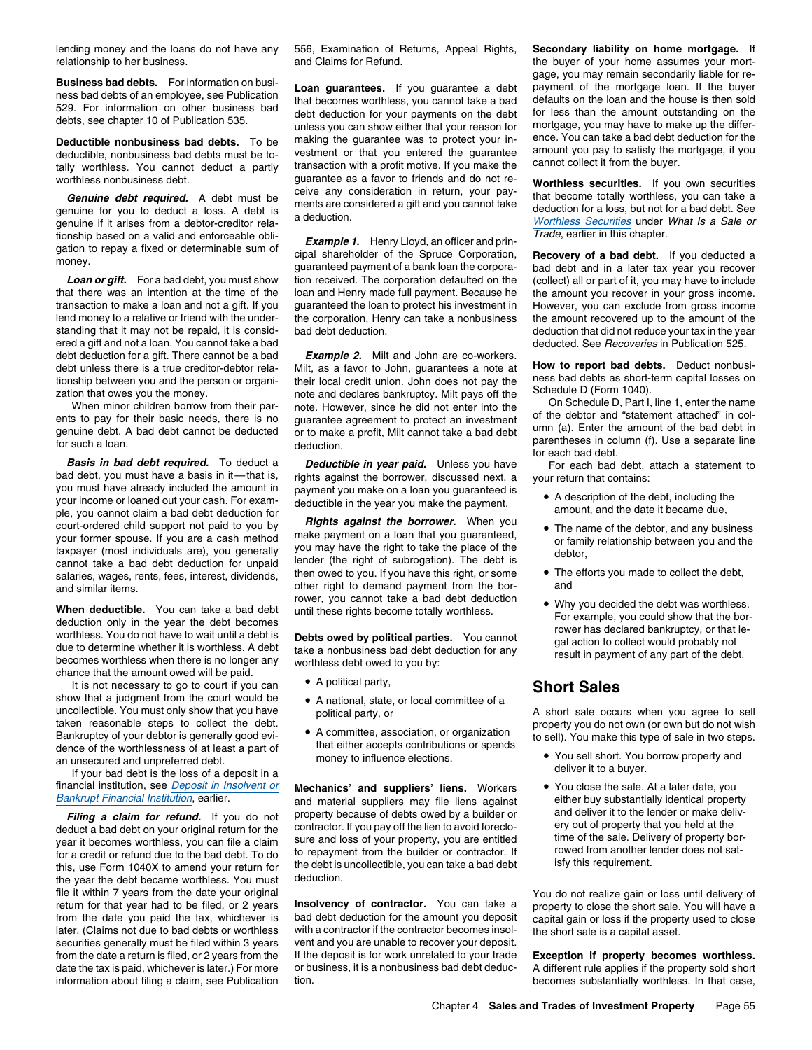lending money and the loans do not have any relationship to her business.

**Business bad debts.** For information on business bad debts of an employee, see Publication 529. For information on other business bad debts, see chapter 10 of Publication 535.

**Deductible nonbusiness bad debts.** To be deductible, nonbusiness bad debts must be totally worthless. You cannot deduct a partly worthless nonbusiness debt.

***Genuine debt required.*** A debt must be genuine for you to deduct a loss. A debt is genuine if it arises from a debtor-creditor relationship based on a valid and enforceable obligation to repay a fixed or determinable sum of money.

***Loan or gift.*** For a bad debt, you must show that there was an intention at the time of the transaction to make a loan and not a gift. If you lend money to a relative or friend with the understanding that it may not be repaid, it is considered a gift and not a loan. You cannot take a bad debt deduction for a gift. There cannot be a bad debt unless there is a true creditor-debtor relationship between you and the person or organization that owes you the money.

When minor children borrow from their parents to pay for their basic needs, there is no genuine debt. A bad debt cannot be deducted for such a loan.

***Basis in bad debt required.*** To deduct a bad debt, you must have a basis in it—that is, you must have already included the amount in your income or loaned out your cash. For example, you cannot claim a bad debt deduction for court-ordered child support not paid to you by your former spouse. If you are a cash method taxpayer (most individuals are), you generally cannot take a bad debt deduction for unpaid salaries, wages, rents, fees, interest, dividends, and similar items.

**When deductible.** You can take a bad debt deduction only in the year the debt becomes worthless. You do not have to wait until a debt is due to determine whether it is worthless. A debt becomes worthless when there is no longer any chance that the amount owed will be paid.

It is not necessary to go to court if you can show that a judgment from the court would be uncollectible. You must only show that you have taken reasonable steps to collect the debt. Bankruptcy of your debtor is generally good evidence of the worthlessness of at least a part of an unsecured and unpreferred debt.

If your bad debt is the loss of a deposit in a financial institution, see *Deposit in Insolvent or Bankrupt Financial Institution*, earlier.

***Filing a claim for refund.*** If you do not deduct a bad debt on your original return for the year it becomes worthless, you can file a claim for a credit or refund due to the bad debt. To do this, use Form 1040X to amend your return for the year the debt became worthless. You must file it within 7 years from the date your original return for that year had to be filed, or 2 years from the date you paid the tax, whichever is later. (Claims not due to bad debts or worthless securities generally must be filed within 3 years from the date a return is filed, or 2 years from the date the tax is paid, whichever is later.) For more information about filing a claim, see Publication 556, Examination of Returns, Appeal Rights, and Claims for Refund.

**Loan guarantees.** If you guarantee a debt that becomes worthless, you cannot take a bad debt deduction for your payments on the debt unless you can show either that your reason for making the guarantee was to protect your investment or that you entered the guarantee transaction with a profit motive. If you make the guarantee as a favor to friends and do not receive any consideration in return, your payments are considered a gift and you cannot take a deduction.

***Example 1.*** Henry Lloyd, an officer and principal shareholder of the Spruce Corporation, guaranteed payment of a bank loan the corporation received. The corporation defaulted on the loan and Henry made full payment. Because he guaranteed the loan to protect his investment in the corporation, Henry can take a nonbusiness bad debt deduction.

***Example 2.*** Milt and John are co-workers. Milt, as a favor to John, guarantees a note at their local credit union. John does not pay the note and declares bankruptcy. Milt pays off the note. However, since he did not enter into the guarantee agreement to protect an investment or to make a profit, Milt cannot take a bad debt deduction.

***Deductible in year paid.*** Unless you have rights against the borrower, discussed next, a payment you make on a loan you guaranteed is deductible in the year you make the payment.

***Rights against the borrower.*** When you make payment on a loan that you guaranteed, you may have the right to take the place of the lender (the right of subrogation). The debt is then owed to you. If you have this right, or some other right to demand payment from the borrower, you cannot take a bad debt deduction until these rights become totally worthless.

**Debts owed by political parties.** You cannot take a nonbusiness bad debt deduction for any worthless debt owed to you by:

- A political party,
- A national, state, or local committee of a political party, or
- A committee, association, or organization that either accepts contributions or spends money to influence elections.

**Mechanics' and suppliers' liens.** Workers and material suppliers may file liens against property because of debts owed by a builder or contractor. If you pay off the lien to avoid foreclosure and loss of your property, you are entitled to repayment from the builder or contractor. If the debt is uncollectible, you can take a bad debt deduction.

**Insolvency of contractor.** You can take a bad debt deduction for the amount you deposit with a contractor if the contractor becomes insolvent and you are unable to recover your deposit. If the deposit is for work unrelated to your trade or business, it is a nonbusiness bad debt deduction.

**Secondary liability on home mortgage.** If the buyer of your home assumes your mortgage, you may remain secondarily liable for repayment of the mortgage loan. If the buyer defaults on the loan and the house is then sold for less than the amount outstanding on the mortgage, you may have to make up the difference. You can take a bad debt deduction for the amount you pay to satisfy the mortgage, if you cannot collect it from the buyer.

**Worthless securities.** If you own securities that become totally worthless, you can take a deduction for a loss, but not for a bad debt. See *Worthless Securities* under *What Is a Sale or Trade*, earlier in this chapter.

**Recovery of a bad debt.** If you deducted a bad debt and in a later tax year you recover (collect) all or part of it, you may have to include the amount you recover in your gross income. However, you can exclude from gross income the amount recovered up to the amount of the deduction that did not reduce your tax in the year deducted. See *Recoveries* in Publication 525.

**How to report bad debts.** Deduct nonbusiness bad debts as short-term capital losses on Schedule D (Form 1040).

On Schedule D, Part I, line 1, enter the name of the debtor and "statement attached" in column (a). Enter the amount of the bad debt in parentheses in column (f). Use a separate line for each bad debt.

For each bad debt, attach a statement to your return that contains:

- A description of the debt, including the amount, and the date it became due,
- The name of the debtor, and any business or family relationship between you and the debtor,
- The efforts you made to collect the debt, and
- Why you decided the debt was worthless. For example, you could show that the borrower has declared bankruptcy, or that legal action to collect would probably not result in payment of any part of the debt.

## Short Sales

A short sale occurs when you agree to sell property you do not own (or own but do not wish to sell). You make this type of sale in two steps.

- You sell short. You borrow property and deliver it to a buyer.
- You close the sale. At a later date, you either buy substantially identical property and deliver it to the lender or make delivery out of property that you held at the time of the sale. Delivery of property borrowed from another lender does not satisfy this requirement.

You do not realize gain or loss until delivery of property to close the short sale. You will have a capital gain or loss if the property used to close the short sale is a capital asset.

**Exception if property becomes worthless.** A different rule applies if the property sold short becomes substantially worthless. In that case,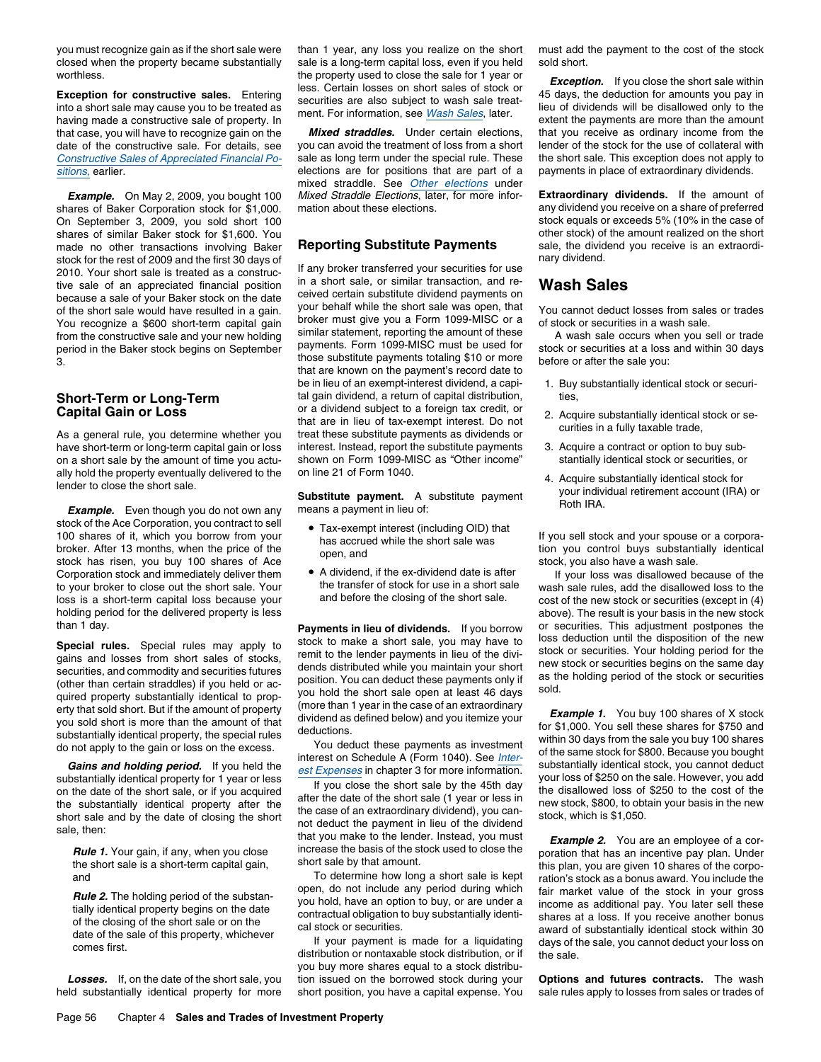you must recognize gain as if the short sale were closed when the property became substantially worthless.

**Exception for constructive sales.** Entering into a short sale may cause you to be treated as having made a constructive sale of property. In that case, you will have to recognize gain on the date of the constructive sale. For details, see *Constructive Sales of Appreciated Financial Positions,* earlier.

***Example.*** On May 2, 2009, you bought 100 shares of Baker Corporation stock for $1,000. On September 3, 2009, you sold short 100 shares of similar Baker stock for $1,600. You made no other transactions involving Baker stock for the rest of 2009 and the first 30 days of 2010. Your short sale is treated as a constructive sale of an appreciated financial position because a sale of your Baker stock on the date of the short sale would have resulted in a gain. You recognize a $600 short-term capital gain from the constructive sale and your new holding period in the Baker stock begins on September 3.

## Short-Term or Long-Term Capital Gain or Loss

As a general rule, you determine whether you have short-term or long-term capital gain or loss on a short sale by the amount of time you actually hold the property eventually delivered to the lender to close the short sale.

***Example.*** Even though you do not own any stock of the Ace Corporation, you contract to sell 100 shares of it, which you borrow from your broker. After 13 months, when the price of the stock has risen, you buy 100 shares of Ace Corporation stock and immediately deliver them to your broker to close out the short sale. Your loss is a short-term capital loss because your holding period for the delivered property is less than 1 day.

**Special rules.** Special rules may apply to gains and losses from short sales of stocks, securities, and commodity and securities futures (other than certain straddles) if you held or acquired property substantially identical to property that sold short. But if the amount of property you sold short is more than the amount of that substantially identical property, the special rules do not apply to the gain or loss on the excess.

***Gains and holding period.*** If you held the substantially identical property for 1 year or less on the date of the short sale, or if you acquired the substantially identical property after the short sale and by the date of closing the short sale, then:

*Rule 1.* Your gain, if any, when you close the short sale is a short-term capital gain, and

*Rule 2.* The holding period of the substantially identical property begins on the date of the closing of the short sale or on the date of the sale of this property, whichever comes first.

***Losses.*** If, on the date of the short sale, you held substantially identical property for more than 1 year, any loss you realize on the short sale is a long-term capital loss, even if you held the property used to close the sale for 1 year or less. Certain losses on short sales of stock or securities are also subject to wash sale treatment. For information, see *Wash Sales*, later.

***Mixed straddles.*** Under certain elections, you can avoid the treatment of loss from a short sale as long term under the special rule. These elections are for positions that are part of a mixed straddle. See *Other elections* under *Mixed Straddle Elections*, later, for more information about these elections.

## Reporting Substitute Payments

If any broker transferred your securities for use in a short sale, or similar transaction, and received certain substitute dividend payments on your behalf while the short sale was open, that broker must give you a Form 1099-MISC or a similar statement, reporting the amount of these payments. Form 1099-MISC must be used for those substitute payments totaling $10 or more that are known on the payment's record date to be in lieu of an exempt-interest dividend, a capital gain dividend, a return of capital distribution, or a dividend subject to a foreign tax credit, or that are in lieu of tax-exempt interest. Do not treat these substitute payments as dividends or interest. Instead, report the substitute payments shown on Form 1099-MISC as "Other income" on line 21 of Form 1040.

**Substitute payment.** A substitute payment means a payment in lieu of:

- Tax-exempt interest (including OID) that has accrued while the short sale was open, and
- A dividend, if the ex-dividend date is after the transfer of stock for use in a short sale and before the closing of the short sale.

**Payments in lieu of dividends.** If you borrow stock to make a short sale, you may have to remit to the lender payments in lieu of the dividends distributed while you maintain your short position. You can deduct these payments only if you hold the short sale open at least 46 days (more than 1 year in the case of an extraordinary dividend as defined below) and you itemize your deductions.

You deduct these payments as investment interest on Schedule A (Form 1040). See *Interest Expenses* in chapter 3 for more information.

If you close the short sale by the 45th day after the date of the short sale (1 year or less in the case of an extraordinary dividend), you cannot deduct the payment in lieu of the dividend that you make to the lender. Instead, you must increase the basis of the stock used to close the short sale by that amount.

To determine how long a short sale is kept open, do not include any period during which you hold, have an option to buy, or are under a contractual obligation to buy substantially identical stock or securities.

If your payment is made for a liquidating distribution or nontaxable stock distribution, or if you buy more shares equal to a stock distribution issued on the borrowed stock during your short position, you have a capital expense. You must add the payment to the cost of the stock sold short.

***Exception.*** If you close the short sale within 45 days, the deduction for amounts you pay in lieu of dividends will be disallowed only to the extent the payments are more than the amount that you receive as ordinary income from the lender of the stock for the use of collateral with the short sale. This exception does not apply to payments in place of extraordinary dividends.

**Extraordinary dividends.** If the amount of any dividend you receive on a share of preferred stock equals or exceeds 5% (10% in the case of other stock) of the amount realized on the short sale, the dividend you receive is an extraordinary dividend.

# Wash Sales

You cannot deduct losses from sales or trades of stock or securities in a wash sale.

A wash sale occurs when you sell or trade stock or securities at a loss and within 30 days before or after the sale you:

1. Buy substantially identical stock or securities,
2. Acquire substantially identical stock or securities in a fully taxable trade,
3. Acquire a contract or option to buy substantially identical stock or securities, or
4. Acquire substantially identical stock for your individual retirement account (IRA) or Roth IRA.

If you sell stock and your spouse or a corporation you control buys substantially identical stock, you also have a wash sale.

If your loss was disallowed because of the wash sale rules, add the disallowed loss to the cost of the new stock or securities (except in (4) above). The result is your basis in the new stock or securities. This adjustment postpones the loss deduction until the disposition of the new stock or securities. Your holding period for the new stock or securities begins on the same day as the holding period of the stock or securities sold.

***Example 1.*** You buy 100 shares of X stock for $1,000. You sell these shares for $750 and within 30 days from the sale you buy 100 shares of the same stock for $800. Because you bought substantially identical stock, you cannot deduct your loss of $250 on the sale. However, you add the disallowed loss of $250 to the cost of the new stock, $800, to obtain your basis in the new stock, which is $1,050.

***Example 2.*** You are an employee of a corporation that has an incentive pay plan. Under this plan, you are given 10 shares of the corporation's stock as a bonus award. You include the fair market value of the stock in your gross income as additional pay. You later sell these shares at a loss. If you receive another bonus award of substantially identical stock within 30 days of the sale, you cannot deduct your loss on the sale.

**Options and futures contracts.** The wash sale rules apply to losses from sales or trades of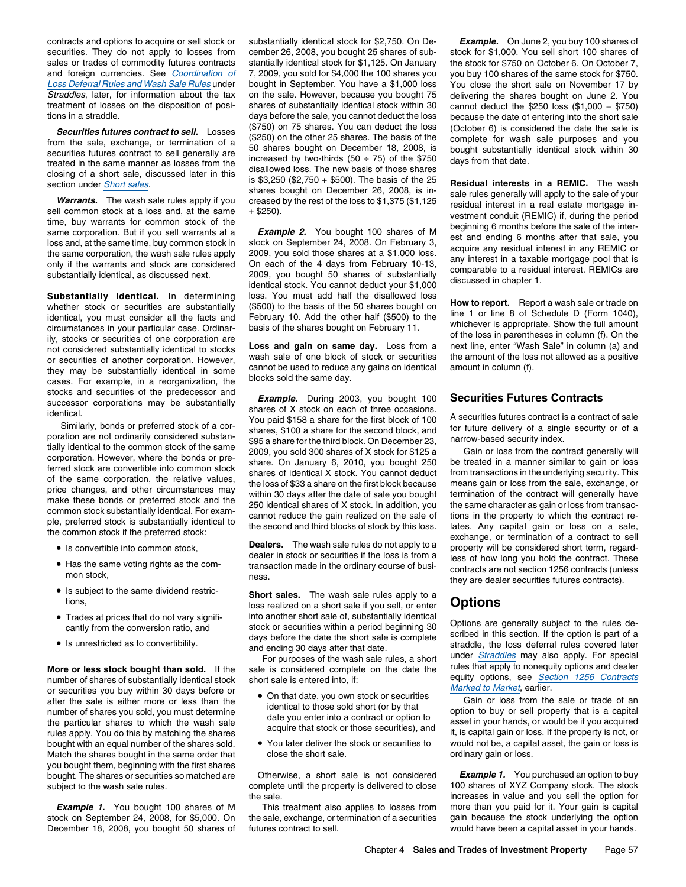contracts and options to acquire or sell stock or securities. They do not apply to losses from sales or trades of commodity futures contracts and foreign currencies. See Coordination of Loss Deferral Rules and Wash Sale Rules under Straddles, later, for information about the tax treatment of losses on the disposition of positions in a straddle.

**Securities futures contract to sell.** Losses from the sale, exchange, or termination of a securities futures contract to sell generally are treated in the same manner as losses from the closing of a short sale, discussed later in this section under Short sales.

***Warrants.*** The wash sale rules apply if you sell common stock at a loss and, at the same time, buy warrants for common stock of the same corporation. But if you sell warrants at a loss and, at the same time, buy common stock in the same corporation, the wash sale rules apply only if the warrants and stock are considered substantially identical, as discussed next.

**Substantially identical.** In determining whether stock or securities are substantially identical, you must consider all the facts and circumstances in your particular case. Ordinarily, stocks or securities of one corporation are not considered substantially identical to stocks or securities of another corporation. However, they may be substantially identical in some cases. For example, in a reorganization, the stocks and securities of the predecessor and successor corporations may be substantially identical.

Similarly, bonds or preferred stock of a corporation are not ordinarily considered substantially identical to the common stock of the same corporation. However, where the bonds or preferred stock are convertible into common stock of the same corporation, the relative values, price changes, and other circumstances may make these bonds or preferred stock and the common stock substantially identical. For example, preferred stock is substantially identical to the common stock if the preferred stock:

- Is convertible into common stock,
- Has the same voting rights as the common stock,
- Is subject to the same dividend restrictions,
- Trades at prices that do not vary significantly from the conversion ratio, and
- Is unrestricted as to convertibility.

**More or less stock bought than sold.** If the number of shares of substantially identical stock or securities you buy within 30 days before or after the sale is either more or less than the number of shares you sold, you must determine the particular shares to which the wash sale rules apply. You do this by matching the shares bought with an equal number of the shares sold. Match the shares bought in the same order that you bought them, beginning with the first shares bought. The shares or securities so matched are subject to the wash sale rules.

***Example 1.*** You bought 100 shares of M stock on September 24, 2008, for $5,000. On December 18, 2008, you bought 50 shares of substantially identical stock for $2,750. On December 26, 2008, you bought 25 shares of substantially identical stock for $1,125. On January 7, 2009, you sold for $4,000 the 100 shares you bought in September. You have a $1,000 loss on the sale. However, because you bought 75 shares of substantially identical stock within 30 days before the sale, you cannot deduct the loss ($750) on 75 shares. You can deduct the loss ($250) on the other 25 shares. The basis of the 50 shares bought on December 18, 2008, is increased by two-thirds (50 ÷ 75) of the $750 disallowed loss. The new basis of those shares is $3,250 ($2,750 + $500). The basis of the 25 shares bought on December 26, 2008, is increased by the rest of the loss to $1,375 ($1,125 + $250).

***Example 2.*** You bought 100 shares of M stock on September 24, 2008. On February 3, 2009, you sold those shares at a $1,000 loss. On each of the 4 days from February 10-13, 2009, you bought 50 shares of substantially identical stock. You cannot deduct your $1,000 loss. You must add half the disallowed loss ($500) to the basis of the 50 shares bought on February 10. Add the other half ($500) to the basis of the shares bought on February 11.

**Loss and gain on same day.** Loss from a wash sale of one block of stock or securities cannot be used to reduce any gains on identical blocks sold the same day.

***Example.*** During 2003, you bought 100 shares of X stock on each of three occasions. You paid $158 a share for the first block of 100 shares, $100 a share for the second block, and $95 a share for the third block. On December 23, 2009, you sold 300 shares of X stock for $125 a share. On January 6, 2010, you bought 250 shares of identical X stock. You cannot deduct the loss of $33 a share on the first block because within 30 days after the date of sale you bought 250 identical shares of X stock. In addition, you cannot reduce the gain realized on the sale of the second and third blocks of stock by this loss.

**Dealers.** The wash sale rules do not apply to a dealer in stock or securities if the loss is from a transaction made in the ordinary course of business.

**Short sales.** The wash sale rules apply to a loss realized on a short sale if you sell, or enter into another short sale of, substantially identical stock or securities within a period beginning 30 days before the date the short sale is complete and ending 30 days after that date.

For purposes of the wash sale rules, a short sale is considered complete on the date the short sale is entered into, if:

- On that date, you own stock or securities identical to those sold short (or by that date you enter into a contract or option to acquire that stock or those securities), and
- You later deliver the stock or securities to close the short sale.

Otherwise, a short sale is not considered complete until the property is delivered to close the sale.

This treatment also applies to losses from the sale, exchange, or termination of a securities futures contract to sell.

***Example.*** On June 2, you buy 100 shares of stock for $1,000. You sell short 100 shares of the stock for $750 on October 6. On October 7, you buy 100 shares of the same stock for $750. You close the short sale on November 17 by delivering the shares bought on June 2. You cannot deduct the $250 loss ($1,000 − $750) because the date of entering into the short sale (October 6) is considered the date the sale is complete for wash sale purposes and you bought substantially identical stock within 30 days from that date.

**Residual interests in a REMIC.** The wash sale rules generally will apply to the sale of your residual interest in a real estate mortgage investment conduit (REMIC) if, during the period beginning 6 months before the sale of the interest and ending 6 months after that sale, you acquire any residual interest in any REMIC or any interest in a taxable mortgage pool that is comparable to a residual interest. REMICs are discussed in chapter 1.

**How to report.** Report a wash sale or trade on line 1 or line 8 of Schedule D (Form 1040), whichever is appropriate. Show the full amount of the loss in parentheses in column (f). On the next line, enter "Wash Sale" in column (a) and the amount of the loss not allowed as a positive amount in column (f).

## Securities Futures Contracts

A securities futures contract is a contract of sale for future delivery of a single security or of a narrow-based security index.

Gain or loss from the contract generally will be treated in a manner similar to gain or loss from transactions in the underlying security. This means gain or loss from the sale, exchange, or termination of the contract will generally have the same character as gain or loss from transactions in the property to which the contract relates. Any capital gain or loss on a sale, exchange, or termination of a contract to sell property will be considered short term, regardless of how long you hold the contract. These contracts are not section 1256 contracts (unless they are dealer securities futures contracts).

## Options

Options are generally subject to the rules described in this section. If the option is part of a straddle, the loss deferral rules covered later under Straddles may also apply. For special rules that apply to nonequity options and dealer equity options, see Section 1256 Contracts Marked to Market, earlier.

Gain or loss from the sale or trade of an option to buy or sell property that is a capital asset in your hands, or would be if you acquired it, is capital gain or loss. If the property is not, or would not be, a capital asset, the gain or loss is ordinary gain or loss.

***Example 1.*** You purchased an option to buy 100 shares of XYZ Company stock. The stock increases in value and you sell the option for more than you paid for it. Your gain is capital gain because the stock underlying the option would have been a capital asset in your hands.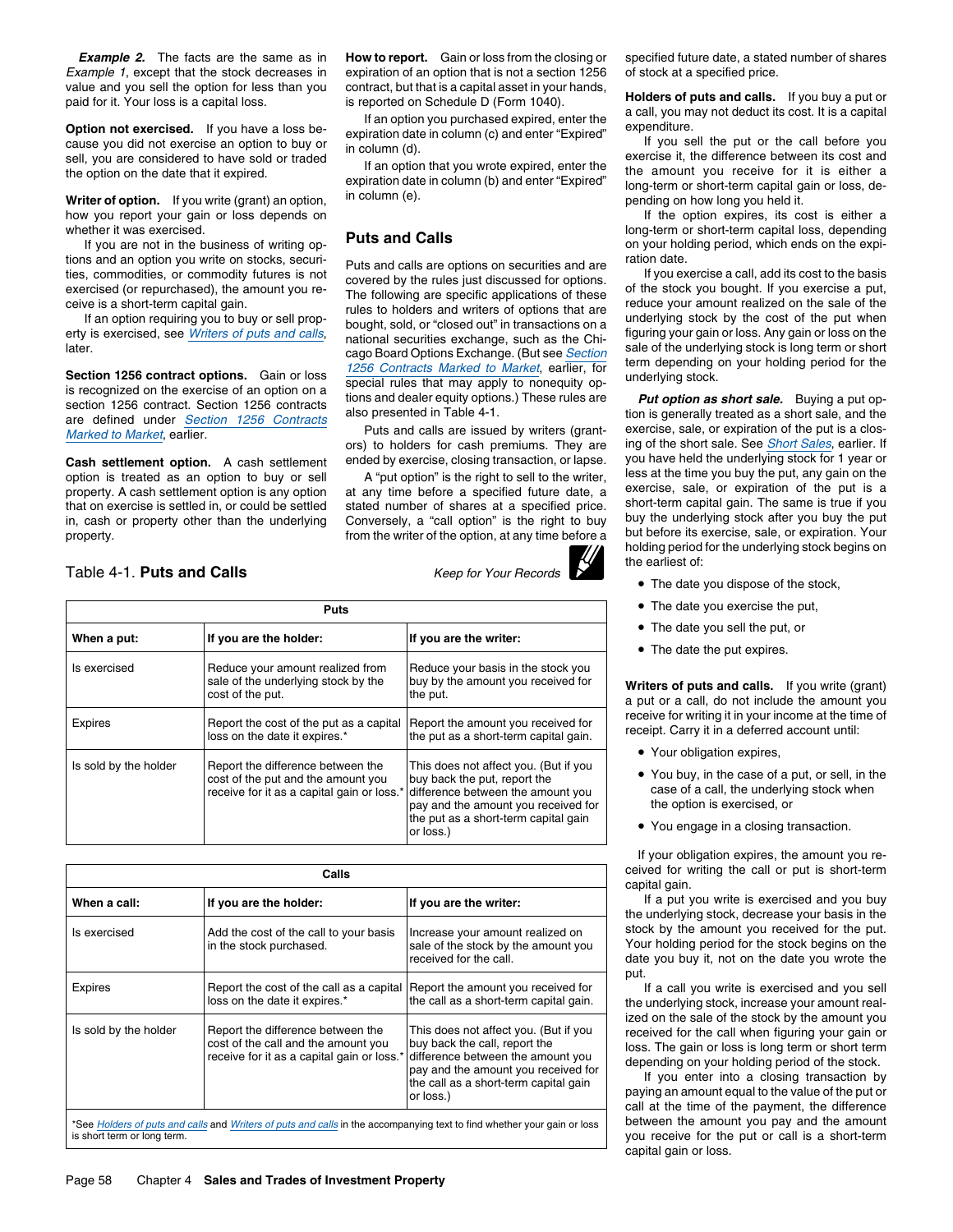***Example 2.*** The facts are the same as in *Example 1*, except that the stock decreases in value and you sell the option for less than you paid for it. Your loss is a capital loss.

**Option not exercised.** If you have a loss because you did not exercise an option to buy or sell, you are considered to have sold or traded the option on the date that it expired.

**Writer of option.** If you write (grant) an option, how you report your gain or loss depends on whether it was exercised.

If you are not in the business of writing options and an option you write on stocks, securities, commodities, or commodity futures is not exercised (or repurchased), the amount you receive is a short-term capital gain.

If an option requiring you to buy or sell property is exercised, see *Writers of puts and calls*, later.

**Section 1256 contract options.** Gain or loss is recognized on the exercise of an option on a section 1256 contract. Section 1256 contracts are defined under *Section 1256 Contracts Marked to Market*, earlier.

**Cash settlement option.** A cash settlement option is treated as an option to buy or sell property. A cash settlement option is any option that on exercise is settled in, or could be settled in, cash or property other than the underlying property.

**How to report.** Gain or loss from the closing or expiration of an option that is not a section 1256 contract, but that is a capital asset in your hands, is reported on Schedule D (Form 1040).

If an option you purchased expired, enter the expiration date in column (c) and enter "Expired" in column (d).

If an option that you wrote expired, enter the expiration date in column (b) and enter "Expired" in column (e).

## Puts and Calls

Puts and calls are options on securities and are covered by the rules just discussed for options. The following are specific applications of these rules to holders and writers of options that are bought, sold, or "closed out" in transactions on a national securities exchange, such as the Chicago Board Options Exchange. (But see *Section 1256 Contracts Marked to Market*, earlier, for special rules that may apply to nonequity options and dealer equity options.) These rules are also presented in Table 4-1.

Puts and calls are issued by writers (grantors) to holders for cash premiums. They are ended by exercise, closing transaction, or lapse.

A "put option" is the right to sell to the writer, at any time before a specified future date, a stated number of shares at a specified price. Conversely, a "call option" is the right to buy from the writer of the option, at any time before a specified future date, a stated number of shares of stock at a specified price.

**Holders of puts and calls.** If you buy a put or a call, you may not deduct its cost. It is a capital expenditure.

If you sell the put or the call before you exercise it, the difference between its cost and the amount you receive for it is either a long-term or short-term capital gain or loss, depending on how long you held it.

If the option expires, its cost is either a long-term or short-term capital loss, depending on your holding period, which ends on the expiration date.

If you exercise a call, add its cost to the basis of the stock you bought. If you exercise a put, reduce your amount realized on the sale of the underlying stock by the cost of the put when figuring your gain or loss. Any gain or loss on the sale of the underlying stock is long term or short term depending on your holding period for the underlying stock.

***Put option as short sale.*** Buying a put option is generally treated as a short sale, and the exercise, sale, or expiration of the put is a closing of the short sale. See *Short Sales*, earlier. If you have held the underlying stock for 1 year or less at the time you buy the put, any gain on the exercise, sale, or expiration of the put is a short-term capital gain. The same is true if you buy the underlying stock after you buy the put but before its exercise, sale, or expiration. Your holding period for the underlying stock begins on the earliest of:

- The date you dispose of the stock,
- The date you exercise the put,
- The date you sell the put, or
- The date the put expires.

**Writers of puts and calls.** If you write (grant) a put or a call, do not include the amount you receive for writing it in your income at the time of receipt. Carry it in a deferred account until:

- Your obligation expires,
- You buy, in the case of a put, or sell, in the case of a call, the underlying stock when the option is exercised, or
- You engage in a closing transaction.

If your obligation expires, the amount you received for writing the call or put is short-term capital gain.

If a put you write is exercised and you buy the underlying stock, decrease your basis in the stock by the amount you received for the put. Your holding period for the stock begins on the date you buy it, not on the date you wrote the put.

If a call you write is exercised and you sell the underlying stock, increase your amount realized on the sale of the stock by the amount you received for the call when figuring your gain or loss. The gain or loss is long term or short term depending on your holding period of the stock.

If you enter into a closing transaction by paying an amount equal to the value of the put or call at the time of the payment, the difference between the amount you pay and the amount you receive for the put or call is a short-term capital gain or loss.

### Table 4-1. Puts and Calls

*Keep for Your Records*

| Puts | | |
|---|---|---|
| **When a put:** | **If you are the holder:** | **If you are the writer:** |
| Is exercised | Reduce your amount realized from sale of the underlying stock by the cost of the put. | Reduce your basis in the stock you buy by the amount you received for the put. |
| Expires | Report the cost of the put as a capital loss on the date it expires.* | Report the amount you received for the put as a short-term capital gain. |
| Is sold by the holder | Report the difference between the cost of the put and the amount you receive for it as a capital gain or loss.* | This does not affect you. (But if you buy back the put, report the difference between the amount you pay and the amount you received for the put as a short-term capital gain or loss.) |

| Calls | | |
|---|---|---|
| **When a call:** | **If you are the holder:** | **If you are the writer:** |
| Is exercised | Add the cost of the call to your basis in the stock purchased. | Increase your amount realized on sale of the stock by the amount you received for the call. |
| Expires | Report the cost of the call as a capital loss on the date it expires.* | Report the amount you received for the call as a short-term capital gain. |
| Is sold by the holder | Report the difference between the cost of the call and the amount you receive for it as a capital gain or loss.* | This does not affect you. (But if you buy back the call, report the difference between the amount you pay and the amount you received for the call as a short-term capital gain or loss.) |

*See *Holders of puts and calls* and *Writers of puts and calls* in the accompanying text to find whether your gain or loss is short term or long term.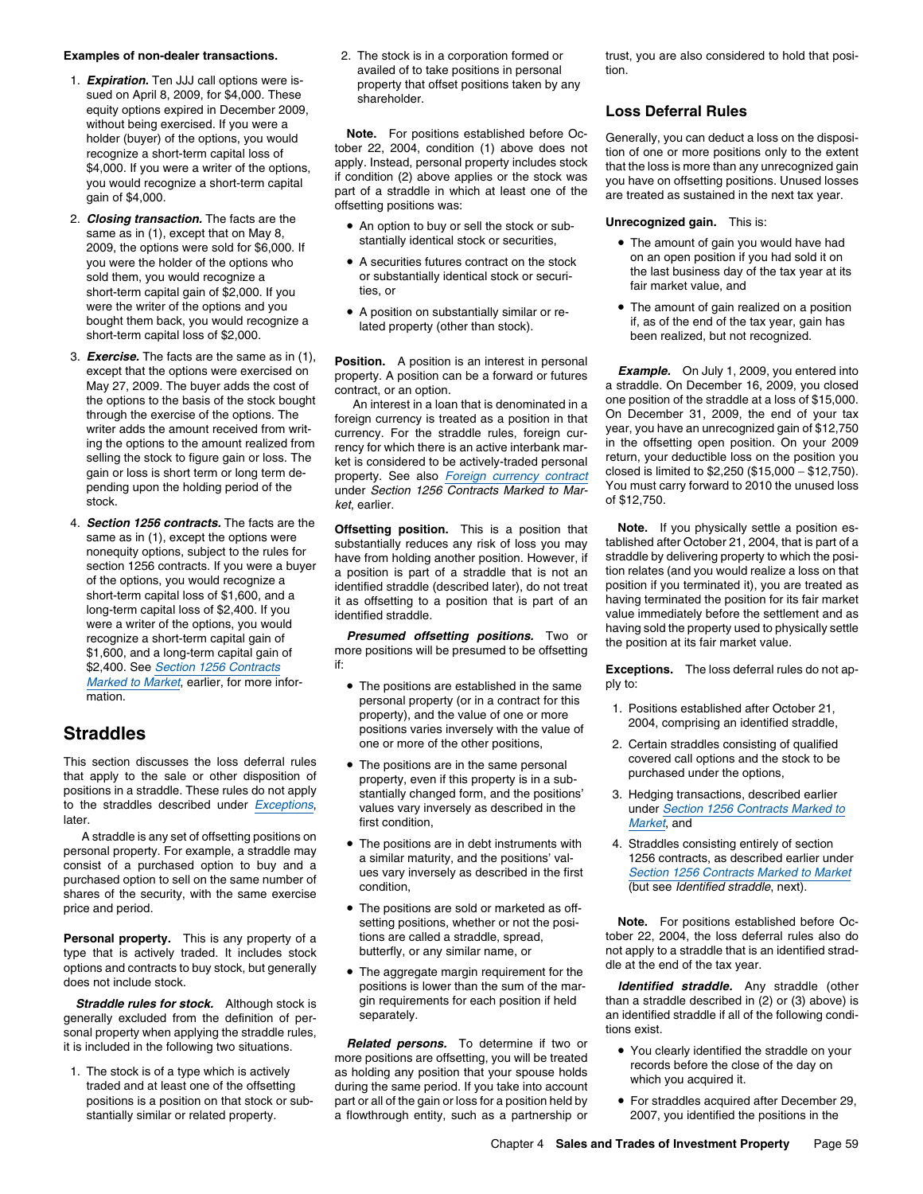**Examples of non-dealer transactions.**

1. ***Expiration.*** Ten JJJ call options were issued on April 8, 2009, for $4,000. These equity options expired in December 2009, without being exercised. If you were a holder (buyer) of the options, you would recognize a short-term capital loss of $4,000. If you were a writer of the options, you would recognize a short-term capital gain of $4,000.

2. ***Closing transaction.*** The facts are the same as in (1), except that on May 8, 2009, the options were sold for $6,000. If you were the holder of the options who sold them, you would recognize a short-term capital gain of $2,000. If you were the writer of the options and you bought them back, you would recognize a short-term capital loss of $2,000.

3. ***Exercise.*** The facts are the same as in (1), except that the options were exercised on May 27, 2009. The buyer adds the cost of the options to the basis of the stock bought through the exercise of the options. The writer adds the amount received from writing the options to the amount realized from selling the stock to figure gain or loss. The gain or loss is short term or long term depending upon the holding period of the stock.

4. ***Section 1256 contracts.*** The facts are the same as in (1), except the options were nonequity options, subject to the rules for section 1256 contracts. If you were a buyer of the options, you would recognize a short-term capital loss of $1,600, and a long-term capital loss of $2,400. If you were a writer of the options, you would recognize a short-term capital gain of $1,600, and a long-term capital gain of $2,400. See *Section 1256 Contracts Marked to Market*, earlier, for more information.

## Straddles

This section discusses the loss deferral rules that apply to the sale or other disposition of positions in a straddle. These rules do not apply to the straddles described under *Exceptions*, later.

A straddle is any set of offsetting positions on personal property. For example, a straddle may consist of a purchased option to buy and a purchased option to sell on the same number of shares of the security, with the same exercise price and period.

**Personal property.** This is any property of a type that is actively traded. It includes stock options and contracts to buy stock, but generally does not include stock.

***Straddle rules for stock.*** Although stock is generally excluded from the definition of personal property when applying the straddle rules, it is included in the following two situations.

1. The stock is of a type which is actively traded and at least one of the offsetting positions is a position on that stock or substantially similar or related property.
2. The stock is in a corporation formed or availed of to take positions in personal property that offset positions taken by any shareholder.

**Note.** For positions established before October 22, 2004, condition (1) above does not apply. Instead, personal property includes stock if condition (2) above applies or the stock was part of a straddle in which at least one of the offsetting positions was:

- An option to buy or sell the stock or substantially identical stock or securities,
- A securities futures contract on the stock or substantially identical stock or securities, or
- A position on substantially similar or related property (other than stock).

**Position.** A position is an interest in personal property. A position can be a forward or futures contract, or an option.

An interest in a loan that is denominated in a foreign currency is treated as a position in that currency. For the straddle rules, foreign currency for which there is an active interbank market is considered to be actively-traded personal property. See also *Foreign currency contract* under *Section 1256 Contracts Marked to Market*, earlier.

**Offsetting position.** This is a position that substantially reduces any risk of loss you may have from holding another position. However, if a position is part of a straddle that is not an identified straddle (described later), do not treat it as offsetting to a position that is part of an identified straddle.

***Presumed offsetting positions.*** Two or more positions will be presumed to be offsetting if:

- The positions are established in the same personal property (or in a contract for this property), and the value of one or more positions varies inversely with the value of one or more of the other positions,
- The positions are in the same personal property, even if this property is in a substantially changed form, and the positions' values vary inversely as described in the first condition,
- The positions are in debt instruments with a similar maturity, and the positions' values vary inversely as described in the first condition,
- The positions are sold or marketed as offsetting positions, whether or not the positions are called a straddle, spread, butterfly, or any similar name, or
- The aggregate margin requirement for the positions is lower than the sum of the margin requirements for each position if held separately.

***Related persons.*** To determine if two or more positions are offsetting, you will be treated as holding any position that your spouse holds during the same period. If you take into account part or all of the gain or loss for a position held by a flowthrough entity, such as a partnership or trust, you are also considered to hold that position.

### Loss Deferral Rules

Generally, you can deduct a loss on the disposition of one or more positions only to the extent that the loss is more than any unrecognized gain you have on offsetting positions. Unused losses are treated as sustained in the next tax year.

**Unrecognized gain.** This is:

- The amount of gain you would have had on an open position if you had sold it on the last business day of the tax year at its fair market value, and
- The amount of gain realized on a position if, as of the end of the tax year, gain has been realized, but not recognized.

***Example.*** On July 1, 2009, you entered into a straddle. On December 16, 2009, you closed one position of the straddle at a loss of $15,000. On December 31, 2009, the end of your tax year, you have an unrecognized gain of $12,750 in the offsetting open position. On your 2009 return, your deductible loss on the position you closed is limited to $2,250 ($15,000 − $12,750). You must carry forward to 2010 the unused loss of $12,750.

**Note.** If you physically settle a position established after October 21, 2004, that is part of a straddle by delivering property to which the position relates (and you would realize a loss on that position if you terminated it), you are treated as having terminated the position for its fair market value immediately before the settlement and as having sold the property used to physically settle the position at its fair market value.

**Exceptions.** The loss deferral rules do not apply to:

1. Positions established after October 21, 2004, comprising an identified straddle,
2. Certain straddles consisting of qualified covered call options and the stock to be purchased under the options,
3. Hedging transactions, described earlier under *Section 1256 Contracts Marked to Market*, and
4. Straddles consisting entirely of section 1256 contracts, as described earlier under *Section 1256 Contracts Marked to Market* (but see *Identified straddle*, next).

**Note.** For positions established before October 22, 2004, the loss deferral rules also do not apply to a straddle that is an identified straddle at the end of the tax year.

***Identified straddle.*** Any straddle (other than a straddle described in (2) or (3) above) is an identified straddle if all of the following conditions exist.

- You clearly identified the straddle on your records before the close of the day on which you acquired it.
- For straddles acquired after December 29, 2007, you identified the positions in the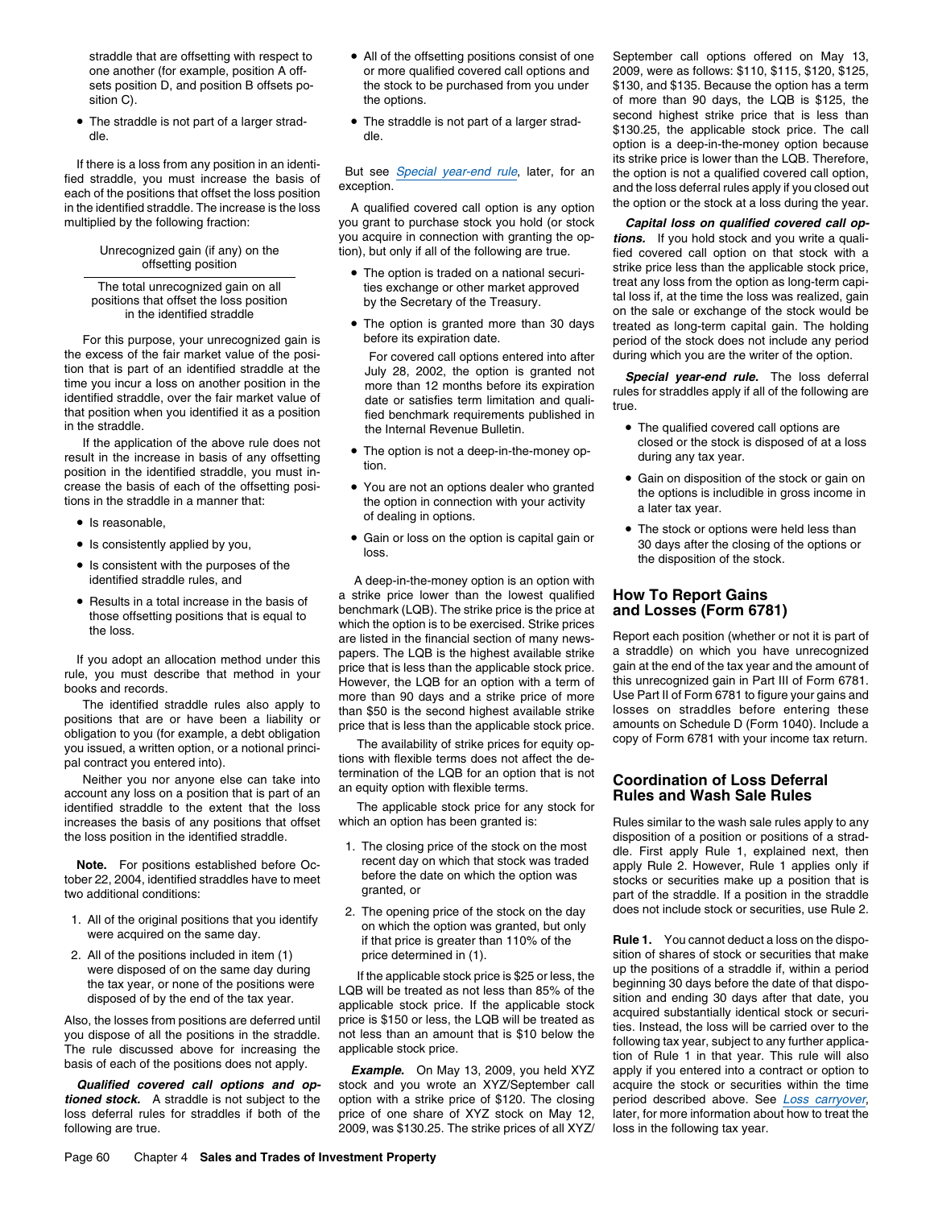straddle that are offsetting with respect to one another (for example, position A offsets position D, and position B offsets position C).

- The straddle is not part of a larger straddle.

If there is a loss from any position in an identified straddle, you must increase the basis of each of the positions that offset the loss position in the identified straddle. The increase is the loss multiplied by the following fraction:

$$\frac{\text{Unrecognized gain (if any) on the offsetting position}}{\text{The total unrecognized gain on all positions that offset the loss position in the identified straddle}}$$

For this purpose, your unrecognized gain is the excess of the fair market value of the position that is part of an identified straddle at the time you incur a loss on another position in the identified straddle, over the fair market value of that position when you identified it as a position in the straddle.

If the application of the above rule does not result in the increase in basis of any offsetting position in the identified straddle, you must increase the basis of each of the offsetting positions in the straddle in a manner that:

- Is reasonable,
- Is consistently applied by you,
- Is consistent with the purposes of the identified straddle rules, and
- Results in a total increase in the basis of those offsetting positions that is equal to the loss.

If you adopt an allocation method under this rule, you must describe that method in your books and records.

The identified straddle rules also apply to positions that are or have been a liability or obligation to you (for example, a debt obligation you issued, a written option, or a notional principal contract you entered into).

Neither you nor anyone else can take into account any loss on a position that is part of an identified straddle to the extent that the loss increases the basis of any positions that offset the loss position in the identified straddle.

**Note.** For positions established before October 22, 2004, identified straddles have to meet two additional conditions:

1. All of the original positions that you identify were acquired on the same day.
2. All of the positions included in item (1) were disposed of on the same day during the tax year, or none of the positions were disposed of by the end of the tax year.

Also, the losses from positions are deferred until you dispose of all the positions in the straddle. The rule discussed above for increasing the basis of each of the positions does not apply.

***Qualified covered call options and optioned stock.*** A straddle is not subject to the loss deferral rules for straddles if both of the following are true.

- All of the offsetting positions consist of one or more qualified covered call options and the stock to be purchased from you under the options.
- The straddle is not part of a larger straddle.

But see *Special year-end rule*, later, for an exception.

A qualified covered call option is any option you grant to purchase stock you hold (or stock you acquire in connection with granting the option), but only if all of the following are true.

- The option is traded on a national securities exchange or other market approved by the Secretary of the Treasury.
- The option is granted more than 30 days before its expiration date.

  For covered call options entered into after July 28, 2002, the option is granted not more than 12 months before its expiration date or satisfies term limitation and qualified benchmark requirements published in the Internal Revenue Bulletin.
- The option is not a deep-in-the-money option.
- You are not an options dealer who granted the option in connection with your activity of dealing in options.
- Gain or loss on the option is capital gain or loss.

A deep-in-the-money option is an option with a strike price lower than the lowest qualified benchmark (LQB). The strike price is the price at which the option is to be exercised. Strike prices are listed in the financial section of many newspapers. The LQB is the highest available strike price that is less than the applicable stock price. However, the LQB for an option with a term of more than 90 days and a strike price of more than $50 is the second highest available strike price that is less than the applicable stock price.

The availability of strike prices for equity options with flexible terms does not affect the determination of the LQB for an option that is not an equity option with flexible terms.

The applicable stock price for any stock for which an option has been granted is:

1. The closing price of the stock on the most recent day on which that stock was traded before the date on which the option was granted, or
2. The opening price of the stock on the day on which the option was granted, but only if that price is greater than 110% of the price determined in (1).

If the applicable stock price is $25 or less, the LQB will be treated as not less than 85% of the applicable stock price. If the applicable stock price is $150 or less, the LQB will be treated as not less than an amount that is $10 below the applicable stock price.

***Example.*** On May 13, 2009, you held XYZ stock and you wrote an XYZ/September call option with a strike price of $120. The closing price of one share of XYZ stock on May 12, 2009, was $130.25. The strike prices of all XYZ/September call options offered on May 13, 2009, were as follows: $110, $115, $120, $125, $130, and $135. Because the option has a term of more than 90 days, the LQB is $125, the second highest strike price that is less than $130.25, the applicable stock price. The call option is a deep-in-the-money option because its strike price is lower than the LQB. Therefore, the option is not a qualified covered call option, and the loss deferral rules apply if you closed out the option or the stock at a loss during the year.

***Capital loss on qualified covered call options.*** If you hold stock and you write a qualified covered call option on that stock with a strike price less than the applicable stock price, treat any loss from the option as long-term capital loss if, at the time the loss was realized, gain on the sale or exchange of the stock would be treated as long-term capital gain. The holding period of the stock does not include any period during which you are the writer of the option.

***Special year-end rule.*** The loss deferral rules for straddles apply if all of the following are true.

- The qualified covered call options are closed or the stock is disposed of at a loss during any tax year.
- Gain on disposition of the stock or gain on the options is includible in gross income in a later tax year.
- The stock or options were held less than 30 days after the closing of the options or the disposition of the stock.

## How To Report Gains and Losses (Form 6781)

Report each position (whether or not it is part of a straddle) on which you have unrecognized gain at the end of the tax year and the amount of this unrecognized gain in Part III of Form 6781. Use Part II of Form 6781 to figure your gains and losses on straddles before entering these amounts on Schedule D (Form 1040). Include a copy of Form 6781 with your income tax return.

## Coordination of Loss Deferral Rules and Wash Sale Rules

Rules similar to the wash sale rules apply to any disposition of a position or positions of a straddle. First apply Rule 1, explained next, then apply Rule 2. However, Rule 1 applies only if stocks or securities make up a position that is part of the straddle. If a position in the straddle does not include stock or securities, use Rule 2.

**Rule 1.** You cannot deduct a loss on the disposition of shares of stock or securities that make up the positions of a straddle if, within a period beginning 30 days before the date of that disposition and ending 30 days after that date, you acquired substantially identical stock or securities. Instead, the loss will be carried over to the following tax year, subject to any further application of Rule 1 in that year. This rule will also apply if you entered into a contract or option to acquire the stock or securities within the time period described above. See *Loss carryover*, later, for more information about how to treat the loss in the following tax year.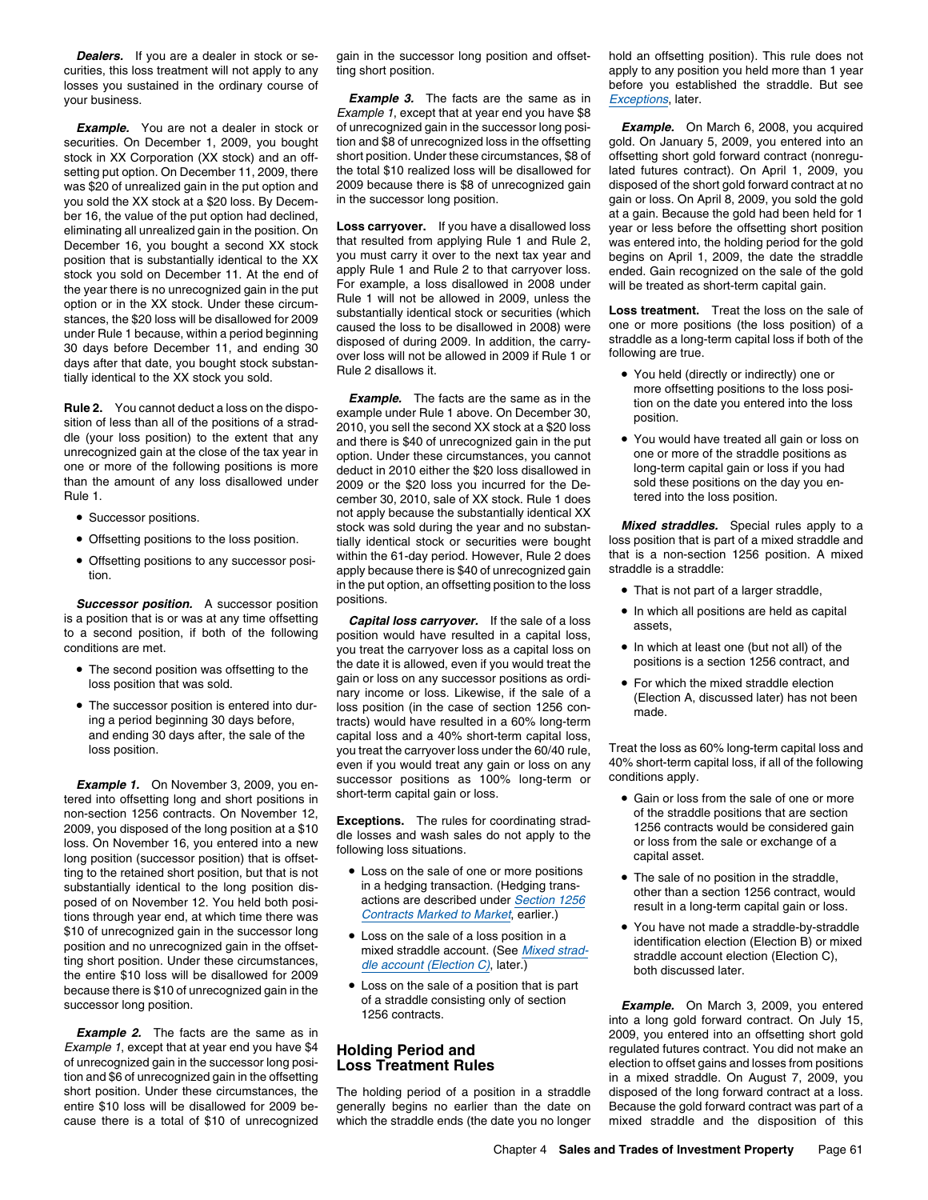***Dealers.*** If you are a dealer in stock or securities, this loss treatment will not apply to any losses you sustained in the ordinary course of your business.

***Example.*** You are not a dealer in stock or securities. On December 1, 2009, you bought stock in XX Corporation (XX stock) and an offsetting put option. On December 11, 2009, there was $20 of unrealized gain in the put option and you sold the XX stock at a $20 loss. By December 16, the value of the put option had declined, eliminating all unrealized gain in the position. On December 16, you bought a second XX stock position that is substantially identical to the XX stock you sold on December 11. At the end of the year there is no unrecognized gain in the put option or in the XX stock. Under these circumstances, the $20 loss will be disallowed for 2009 under Rule 1 because, within a period beginning 30 days before December 11, and ending 30 days after that date, you bought stock substantially identical to the XX stock you sold.

**Rule 2.** You cannot deduct a loss on the disposition of less than all of the positions of a straddle (your loss position) to the extent that any unrecognized gain at the close of the tax year in one or more of the following positions is more than the amount of any loss disallowed under Rule 1.

- Successor positions.
- Offsetting positions to the loss position.
- Offsetting positions to any successor position.

***Successor position.*** A successor position is a position that is or was at any time offsetting to a second position, if both of the following conditions are met.

- The second position was offsetting to the loss position that was sold.
- The successor position is entered into during a period beginning 30 days before, and ending 30 days after, the sale of the loss position.

***Example 1.*** On November 3, 2009, you entered into offsetting long and short positions in non-section 1256 contracts. On November 12, 2009, you disposed of the long position at a $10 loss. On November 16, you entered into a new long position (successor position) that is offsetting to the retained short position, but that is not substantially identical to the long position disposed of on November 12. You held both positions through year end, at which time there was $10 of unrecognized gain in the successor long position and no unrecognized gain in the offsetting short position. Under these circumstances, the entire $10 loss will be disallowed for 2009 because there is $10 of unrecognized gain in the successor long position.

***Example 2.*** The facts are the same as in *Example 1*, except that at year end you have $4 of unrecognized gain in the successor long position and $6 of unrecognized gain in the offsetting short position. Under these circumstances, the entire $10 loss will be disallowed for 2009 because there is a total of $10 of unrecognized gain in the successor long position and offsetting short position.

***Example 3.*** The facts are the same as in *Example 1*, except that at year end you have $8 of unrecognized gain in the successor long position and $8 of unrecognized loss in the offsetting short position. Under these circumstances, $8 of the total $10 realized loss will be disallowed for 2009 because there is $8 of unrecognized gain in the successor long position.

**Loss carryover.** If you have a disallowed loss that resulted from applying Rule 1 and Rule 2, you must carry it over to the next tax year and apply Rule 1 and Rule 2 to that carryover loss. For example, a loss disallowed in 2008 under Rule 1 will not be allowed in 2009, unless the substantially identical stock or securities (which caused the loss to be disallowed in 2008) were disposed of during 2009. In addition, the carryover loss will not be allowed in 2009 if Rule 1 or Rule 2 disallows it.

***Example.*** The facts are the same as in the example under Rule 1 above. On December 30, 2010, you sell the second XX stock at a $20 loss and there is $40 of unrecognized gain in the put option. Under these circumstances, you cannot deduct in 2010 either the $20 loss disallowed in 2009 or the $20 loss you incurred for the December 30, 2010, sale of XX stock. Rule 1 does not apply because the substantially identical XX stock was sold during the year and no substantially identical stock or securities were bought within the 61-day period. However, Rule 2 does apply because there is $40 of unrecognized gain in the put option, an offsetting position to the loss positions.

***Capital loss carryover.*** If the sale of a loss position would have resulted in a capital loss, you treat the carryover loss as a capital loss on the date it is allowed, even if you would treat the gain or loss on any successor positions as ordinary income or loss. Likewise, if the sale of a loss position (in the case of section 1256 contracts) would have resulted in a 60% long-term capital loss and a 40% short-term capital loss, you treat the carryover loss under the 60/40 rule, even if you would treat any gain or loss on any successor positions as 100% long-term or short-term capital gain or loss.

**Exceptions.** The rules for coordinating straddle losses and wash sales do not apply to the following loss situations.

- Loss on the sale of one or more positions in a hedging transaction. (Hedging transactions are described under *Section 1256 Contracts Marked to Market*, earlier.)
- Loss on the sale of a loss position in a mixed straddle account. (See *Mixed straddle account (Election C)*, later.)
- Loss on the sale of a position that is part of a straddle consisting only of section 1256 contracts.

## Holding Period and Loss Treatment Rules

The holding period of a position in a straddle generally begins no earlier than the date on which the straddle ends (the date you no longer hold an offsetting position). This rule does not apply to any position you held more than 1 year before you established the straddle. But see *Exceptions*, later.

***Example.*** On March 6, 2008, you acquired gold. On January 5, 2009, you entered into an offsetting short gold forward contract (nonregulated futures contract). On April 1, 2009, you disposed of the short gold forward contract at no gain or loss. On April 8, 2009, you sold the gold at a gain. Because the gold had been held for 1 year or less before the offsetting short position was entered into, the holding period for the gold begins on April 1, 2009, the date the straddle ended. Gain recognized on the sale of the gold will be treated as short-term capital gain.

**Loss treatment.** Treat the loss on the sale of one or more positions (the loss position) of a straddle as a long-term capital loss if both of the following are true.

- You held (directly or indirectly) one or more offsetting positions to the loss position on the date you entered into the loss position.
- You would have treated all gain or loss on one or more of the straddle positions as long-term capital gain or loss if you had sold these positions on the day you entered into the loss position.

***Mixed straddles.*** Special rules apply to a loss position that is part of a mixed straddle and that is a non-section 1256 position. A mixed straddle is a straddle:

- That is not part of a larger straddle,
- In which all positions are held as capital assets,
- In which at least one (but not all) of the positions is a section 1256 contract, and
- For which the mixed straddle election (Election A, discussed later) has not been made.

Treat the loss as 60% long-term capital loss and 40% short-term capital loss, if all of the following conditions apply.

- Gain or loss from the sale of one or more of the straddle positions that are section 1256 contracts would be considered gain or loss from the sale or exchange of a capital asset.
- The sale of no position in the straddle, other than a section 1256 contract, would result in a long-term capital gain or loss.
- You have not made a straddle-by-straddle identification election (Election B) or mixed straddle account election (Election C), both discussed later.

***Example.*** On March 3, 2009, you entered into a long gold forward contract. On July 15, 2009, you entered into an offsetting short gold regulated futures contract. You did not make an election to offset gains and losses from positions in a mixed straddle. On August 7, 2009, you disposed of the long forward contract at a loss. Because the gold forward contract was part of a mixed straddle and the disposition of this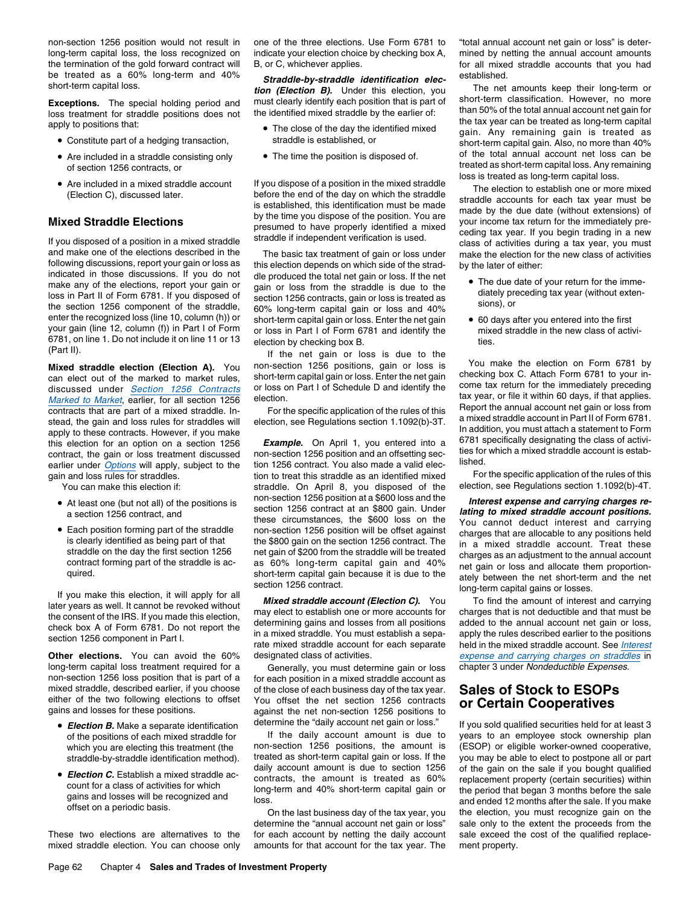non-section 1256 position would not result in long-term capital loss, the loss recognized on the termination of the gold forward contract will be treated as a 60% long-term and 40% short-term capital loss.

**Exceptions.** The special holding period and loss treatment for straddle positions does not apply to positions that:

- Constitute part of a hedging transaction,
- Are included in a straddle consisting only of section 1256 contracts, or
- Are included in a mixed straddle account (Election C), discussed later.

## Mixed Straddle Elections

If you disposed of a position in a mixed straddle and make one of the elections described in the following discussions, report your gain or loss as indicated in those discussions. If you do not make any of the elections, report your gain or loss in Part II of Form 6781. If you disposed of the section 1256 component of the straddle, enter the recognized loss (line 10, column (h)) or your gain (line 12, column (f)) in Part I of Form 6781, on line 1. Do not include it on line 11 or 13 (Part II).

**Mixed straddle election (Election A).** You can elect out of the marked to market rules, discussed under Section 1256 Contracts Marked to Market, earlier, for all section 1256 contracts that are part of a mixed straddle. Instead, the gain and loss rules for straddles will apply to these contracts. However, if you make this election for an option on a section 1256 contract, the gain or loss treatment discussed earlier under Options will apply, subject to the gain and loss rules for straddles.

You can make this election if:

- At least one (but not all) of the positions is a section 1256 contract, and
- Each position forming part of the straddle is clearly identified as being part of that straddle on the day the first section 1256 contract forming part of the straddle is acquired.

If you make this election, it will apply for all later years as well. It cannot be revoked without the consent of the IRS. If you made this election, check box A of Form 6781. Do not report the section 1256 component in Part I.

**Other elections.** You can avoid the 60% long-term capital loss treatment required for a non-section 1256 loss position that is part of a mixed straddle, described earlier, if you choose either of the two following elections to offset gains and losses for these positions.

- ***Election B.*** Make a separate identification of the positions of each mixed straddle for which you are electing this treatment (the straddle-by-straddle identification method).
- ***Election C.*** Establish a mixed straddle account for a class of activities for which gains and losses will be recognized and offset on a periodic basis.

These two elections are alternatives to the mixed straddle election. You can choose only one of the three elections. Use Form 6781 to indicate your election choice by checking box A, B, or C, whichever applies.

***Straddle-by-straddle identification election (Election B).*** Under this election, you must clearly identify each position that is part of the identified mixed straddle by the earlier of:

- The close of the day the identified mixed straddle is established, or
- The time the position is disposed of.

If you dispose of a position in the mixed straddle before the end of the day on which the straddle is established, this identification must be made by the time you dispose of the position. You are presumed to have properly identified a mixed straddle if independent verification is used.

The basic tax treatment of gain or loss under this election depends on which side of the straddle produced the total net gain or loss. If the net gain or loss from the straddle is due to the section 1256 contracts, gain or loss is treated as 60% long-term capital gain or loss and 40% short-term capital gain or loss. Enter the net gain or loss in Part I of Form 6781 and identify the election by checking box B.

If the net gain or loss is due to the non-section 1256 positions, gain or loss is short-term capital gain or loss. Enter the net gain or loss on Part I of Schedule D and identify the election.

For the specific application of the rules of this election, see Regulations section 1.1092(b)-3T.

***Example.*** On April 1, you entered into a non-section 1256 position and an offsetting section 1256 contract. You also made a valid election to treat this straddle as an identified mixed straddle. On April 8, you disposed of the non-section 1256 position at a $600 loss and the section 1256 contract at an $800 gain. Under these circumstances, the $600 loss on the non-section 1256 position will be offset against the $800 gain on the section 1256 contract. The net gain of $200 from the straddle will be treated as 60% long-term capital gain and 40% short-term capital gain because it is due to the section 1256 contract.

***Mixed straddle account (Election C).*** You may elect to establish one or more accounts for determining gains and losses from all positions in a mixed straddle. You must establish a separate mixed straddle account for each separate designated class of activities.

Generally, you must determine gain or loss for each position in a mixed straddle account as of the close of each business day of the tax year. You offset the net section 1256 contracts against the net non-section 1256 positions to determine the "daily account net gain or loss."

If the daily account amount is due to non-section 1256 positions, the amount is treated as short-term capital gain or loss. If the daily account amount is due to section 1256 contracts, the amount is treated as 60% long-term and 40% short-term capital gain or loss.

On the last business day of the tax year, you determine the "annual account net gain or loss" for each account by netting the daily account amounts for that account for the tax year. The "total annual account net gain or loss" is determined by netting the annual account amounts for all mixed straddle accounts that you had established.

The net amounts keep their long-term or short-term classification. However, no more than 50% of the total annual account net gain for the tax year can be treated as long-term capital gain. Any remaining gain is treated as short-term capital gain. Also, no more than 40% of the total annual account net loss can be treated as short-term capital loss. Any remaining loss is treated as long-term capital loss.

The election to establish one or more mixed straddle accounts for each tax year must be made by the due date (without extensions) of your income tax return for the immediately preceding tax year. If you begin trading in a new class of activities during a tax year, you must make the election for the new class of activities by the later of either:

- The due date of your return for the immediately preceding tax year (without extensions), or
- 60 days after you entered into the first mixed straddle in the new class of activities.

You make the election on Form 6781 by checking box C. Attach Form 6781 to your income tax return for the immediately preceding tax year, or file it within 60 days, if that applies. Report the annual account net gain or loss from a mixed straddle account in Part II of Form 6781. In addition, you must attach a statement to Form 6781 specifically designating the class of activities for which a mixed straddle account is established.

For the specific application of the rules of this election, see Regulations section 1.1092(b)-4T.

***Interest expense and carrying charges relating to mixed straddle account positions.*** You cannot deduct interest and carrying charges that are allocable to any positions held in a mixed straddle account. Treat these charges as an adjustment to the annual account net gain or loss and allocate them proportionately between the net short-term and the net long-term capital gains or losses.

To find the amount of interest and carrying charges that is not deductible and that must be added to the annual account net gain or loss, apply the rules described earlier to the positions held in the mixed straddle account. See Interest expense and carrying charges on straddles in chapter 3 under *Nondeductible Expenses*.

## Sales of Stock to ESOPs or Certain Cooperatives

If you sold qualified securities held for at least 3 years to an employee stock ownership plan (ESOP) or eligible worker-owned cooperative, you may be able to elect to postpone all or part of the gain on the sale if you bought qualified replacement property (certain securities) within the period that began 3 months before the sale and ended 12 months after the sale. If you make the election, you must recognize gain on the sale only to the extent the proceeds from the sale exceed the cost of the qualified replacement property.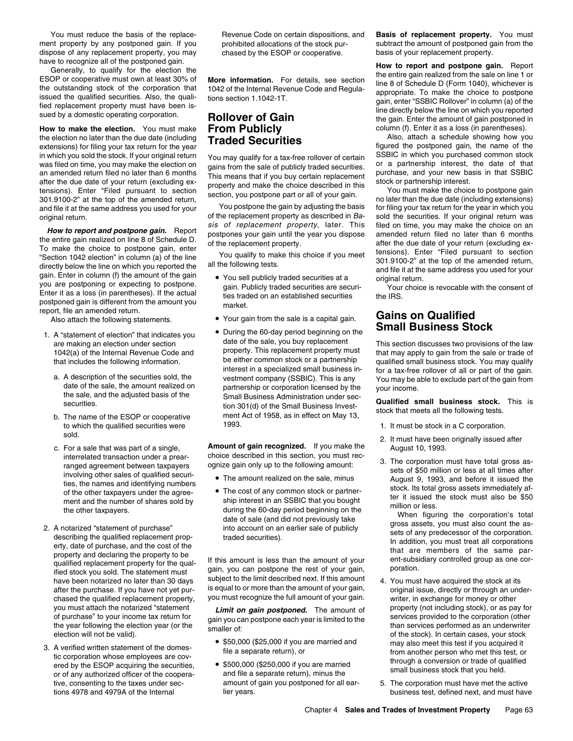You must reduce the basis of the replacement property by any postponed gain. If you dispose of any replacement property, you may have to recognize all of the postponed gain.

Generally, to qualify for the election the ESOP or cooperative must own at least 30% of the outstanding stock of the corporation that issued the qualified securities. Also, the qualified replacement property must have been issued by a domestic operating corporation.

**How to make the election.** You must make the election no later than the due date (including extensions) for filing your tax return for the year in which you sold the stock. If your original return was filed on time, you may make the election on an amended return filed no later than 6 months after the due date of your return (excluding extensions). Enter "Filed pursuant to section 301.9100-2" at the top of the amended return, and file it at the same address you used for your original return.

***How to report and postpone gain.*** Report the entire gain realized on line 8 of Schedule D. To make the choice to postpone gain, enter "Section 1042 election" in column (a) of the line directly below the line on which you reported the gain. Enter in column (f) the amount of the gain you are postponing or expecting to postpone. Enter it as a loss (in parentheses). If the actual postponed gain is different from the amount you report, file an amended return.

Also attach the following statements.

1. A "statement of election" that indicates you are making an election under section 1042(a) of the Internal Revenue Code and that includes the following information.
   a. A description of the securities sold, the date of the sale, the amount realized on the sale, and the adjusted basis of the securities.
   b. The name of the ESOP or cooperative to which the qualified securities were sold.
   c. For a sale that was part of a single, interrelated transaction under a prearranged agreement between taxpayers involving other sales of qualified securities, the names and identifying numbers of the other taxpayers under the agreement and the number of shares sold by the other taxpayers.
2. A notarized "statement of purchase" describing the qualified replacement property, date of purchase, and the cost of the property and declaring the property to be qualified replacement property for the qualified stock you sold. The statement must have been notarized no later than 30 days after the purchase. If you have not yet purchased the qualified replacement property, you must attach the notarized "statement of purchase" to your income tax return for the year following the election year (or the election will not be valid).
3. A verified written statement of the domestic corporation whose employees are covered by the ESOP acquiring the securities, or of any authorized officer of the cooperative, consenting to the taxes under sections 4978 and 4979A of the Internal Revenue Code on certain dispositions, and prohibited allocations of the stock purchased by the ESOP or cooperative.

**More information.** For details, see section 1042 of the Internal Revenue Code and Regulations section 1.1042-1T.

# Rollover of Gain From Publicly Traded Securities

You may qualify for a tax-free rollover of certain gains from the sale of publicly traded securities. This means that if you buy certain replacement property and make the choice described in this section, you postpone part or all of your gain.

You postpone the gain by adjusting the basis of the replacement property as described in *Basis of replacement property*, later. This postpones your gain until the year you dispose of the replacement property.

You qualify to make this choice if you meet all the following tests.

- You sell publicly traded securities at a gain. Publicly traded securities are securities traded on an established securities market.
- Your gain from the sale is a capital gain.
- During the 60-day period beginning on the date of the sale, you buy replacement property. This replacement property must be either common stock or a partnership interest in a specialized small business investment company (SSBIC). This is any partnership or corporation licensed by the Small Business Administration under section 301(d) of the Small Business Investment Act of 1958, as in effect on May 13, 1993.

**Amount of gain recognized.** If you make the choice described in this section, you must recognize gain only up to the following amount:

- The amount realized on the sale, minus
- The cost of any common stock or partnership interest in an SSBIC that you bought during the 60-day period beginning on the date of sale (and did not previously take into account on an earlier sale of publicly traded securities).

If this amount is less than the amount of your gain, you can postpone the rest of your gain, subject to the limit described next. If this amount is equal to or more than the amount of your gain, you must recognize the full amount of your gain.

***Limit on gain postponed.*** The amount of gain you can postpone each year is limited to the smaller of:

- $50,000 ($25,000 if you are married and file a separate return), or
- $500,000 ($250,000 if you are married and file a separate return), minus the amount of gain you postponed for all earlier years.

**Basis of replacement property.** You must subtract the amount of postponed gain from the basis of your replacement property.

**How to report and postpone gain.** Report the entire gain realized from the sale on line 1 or line 8 of Schedule D (Form 1040), whichever is appropriate. To make the choice to postpone gain, enter "SSBIC Rollover" in column (a) of the line directly below the line on which you reported the gain. Enter the amount of gain postponed in column (f). Enter it as a loss (in parentheses).

Also, attach a schedule showing how you figured the postponed gain, the name of the SSBIC in which you purchased common stock or a partnership interest, the date of that purchase, and your new basis in that SSBIC stock or partnership interest.

You must make the choice to postpone gain no later than the due date (including extensions) for filing your tax return for the year in which you sold the securities. If your original return was filed on time, you may make the choice on an amended return filed no later than 6 months after the due date of your return (excluding extensions). Enter "Filed pursuant to section 301.9100-2" at the top of the amended return, and file it at the same address you used for your original return.

Your choice is revocable with the consent of the IRS.

# Gains on Qualified Small Business Stock

This section discusses two provisions of the law that may apply to gain from the sale or trade of qualified small business stock. You may qualify for a tax-free rollover of all or part of the gain. You may be able to exclude part of the gain from your income.

**Qualified small business stock.** This is stock that meets all the following tests.

1. It must be stock in a C corporation.
2. It must have been originally issued after August 10, 1993.
3. The corporation must have total gross assets of $50 million or less at all times after August 9, 1993, and before it issued the stock. Its total gross assets immediately after it issued the stock must also be $50 million or less.

   When figuring the corporation's total gross assets, you must also count the assets of any predecessor of the corporation. In addition, you must treat all corporations that are members of the same parent-subsidiary controlled group as one corporation.
4. You must have acquired the stock at its original issue, directly or through an underwriter, in exchange for money or other property (not including stock), or as pay for services provided to the corporation (other than services performed as an underwriter of the stock). In certain cases, your stock may also meet this test if you acquired it from another person who met this test, or through a conversion or trade of qualified small business stock that you held.
5. The corporation must have met the active business test, defined next, and must have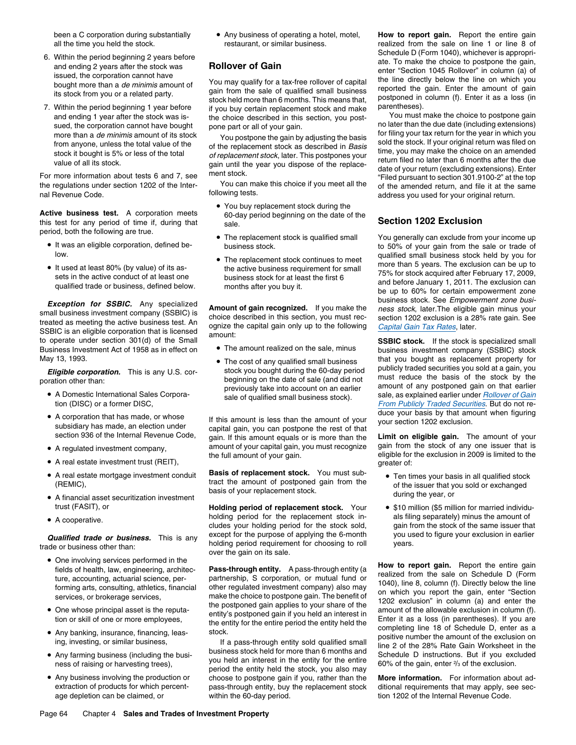been a C corporation during substantially all the time you held the stock.

6. Within the period beginning 2 years before and ending 2 years after the stock was issued, the corporation cannot have bought more than a *de minimis* amount of its stock from you or a related party.
7. Within the period beginning 1 year before and ending 1 year after the stock was issued, the corporation cannot have bought more than a *de minimis* amount of its stock from anyone, unless the total value of the stock it bought is 5% or less of the total value of all its stock.

For more information about tests 6 and 7, see the regulations under section 1202 of the Internal Revenue Code.

**Active business test.** A corporation meets this test for any period of time if, during that period, both the following are true.

- It was an eligible corporation, defined below.
- It used at least 80% (by value) of its assets in the active conduct of at least one qualified trade or business, defined below.

***Exception for SSBIC.*** Any specialized small business investment company (SSBIC) is treated as meeting the active business test. An SSBIC is an eligible corporation that is licensed to operate under section 301(d) of the Small Business Investment Act of 1958 as in effect on May 13, 1993.

***Eligible corporation.*** This is any U.S. corporation other than:

- A Domestic International Sales Corporation (DISC) or a former DISC,
- A corporation that has made, or whose subsidiary has made, an election under section 936 of the Internal Revenue Code,
- A regulated investment company,
- A real estate investment trust (REIT),
- A real estate mortgage investment conduit (REMIC),
- A financial asset securitization investment trust (FASIT), or
- A cooperative.

***Qualified trade or business.*** This is any trade or business other than:

- One involving services performed in the fields of health, law, engineering, architecture, accounting, actuarial science, performing arts, consulting, athletics, financial services, or brokerage services,
- One whose principal asset is the reputation or skill of one or more employees,
- Any banking, insurance, financing, leasing, investing, or similar business,
- Any farming business (including the business of raising or harvesting trees),
- Any business involving the production or extraction of products for which percentage depletion can be claimed, or
- Any business of operating a hotel, motel, restaurant, or similar business.

## Rollover of Gain

You may qualify for a tax-free rollover of capital gain from the sale of qualified small business stock held more than 6 months. This means that, if you buy certain replacement stock and make the choice described in this section, you postpone part or all of your gain.

You postpone the gain by adjusting the basis of the replacement stock as described in *Basis of replacement stock*, later. This postpones your gain until the year you dispose of the replacement stock.

You can make this choice if you meet all the following tests.

- You buy replacement stock during the 60-day period beginning on the date of the sale.
- The replacement stock is qualified small business stock.
- The replacement stock continues to meet the active business requirement for small business stock for at least the first 6 months after you buy it.

**Amount of gain recognized.** If you make the choice described in this section, you must recognize the capital gain only up to the following amount:

- The amount realized on the sale, minus
- The cost of any qualified small business stock you bought during the 60-day period beginning on the date of sale (and did not previously take into account on an earlier sale of qualified small business stock).

If this amount is less than the amount of your capital gain, you can postpone the rest of that gain. If this amount equals or is more than the amount of your capital gain, you must recognize the full amount of your gain.

**Basis of replacement stock.** You must subtract the amount of postponed gain from the basis of your replacement stock.

**Holding period of replacement stock.** Your holding period for the replacement stock includes your holding period for the stock sold, except for the purpose of applying the 6-month holding period requirement for choosing to roll over the gain on its sale.

**Pass-through entity.** A pass-through entity (a partnership, S corporation, or mutual fund or other regulated investment company) also may make the choice to postpone gain. The benefit of the postponed gain applies to your share of the entity's postponed gain if you held an interest in the entity for the entire period the entity held the stock.

If a pass-through entity sold qualified small business stock held for more than 6 months and you held an interest in the entity for the entire period the entity held the stock, you also may choose to postpone gain if you, rather than the pass-through entity, buy the replacement stock within the 60-day period.

**How to report gain.** Report the entire gain realized from the sale on line 1 or line 8 of Schedule D (Form 1040), whichever is appropriate. To make the choice to postpone the gain, enter "Section 1045 Rollover" in column (a) of the line directly below the line on which you reported the gain. Enter the amount of gain postponed in column (f). Enter it as a loss (in parentheses).

You must make the choice to postpone gain no later than the due date (including extensions) for filing your tax return for the year in which you sold the stock. If your original return was filed on time, you may make the choice on an amended return filed no later than 6 months after the due date of your return (excluding extensions). Enter "Filed pursuant to section 301.9100-2" at the top of the amended return, and file it at the same address you used for your original return.

## Section 1202 Exclusion

You generally can exclude from your income up to 50% of your gain from the sale or trade of qualified small business stock held by you for more than 5 years. The exclusion can be up to 75% for stock acquired after February 17, 2009, and before January 1, 2011. The exclusion can be up to 60% for certain empowerment zone business stock. See *Empowerment zone business stock*, later.The eligible gain minus your section 1202 exclusion is a 28% rate gain. See *Capital Gain Tax Rates*, later.

**SSBIC stock.** If the stock is specialized small business investment company (SSBIC) stock that you bought as replacement property for publicly traded securities you sold at a gain, you must reduce the basis of the stock by the amount of any postponed gain on that earlier sale, as explained earlier under *Rollover of Gain From Publicly Traded Securities*. But do not reduce your basis by that amount when figuring your section 1202 exclusion.

**Limit on eligible gain.** The amount of your gain from the stock of any one issuer that is eligible for the exclusion in 2009 is limited to the greater of:

- Ten times your basis in all qualified stock of the issuer that you sold or exchanged during the year, or
- $10 million ($5 million for married individuals filing separately) minus the amount of gain from the stock of the same issuer that you used to figure your exclusion in earlier years.

**How to report gain.** Report the entire gain realized from the sale on Schedule D (Form 1040), line 8, column (f). Directly below the line on which you report the gain, enter "Section 1202 exclusion" in column (a) and enter the amount of the allowable exclusion in column (f). Enter it as a loss (in parentheses). If you are completing line 18 of Schedule D, enter as a positive number the amount of the exclusion on line 2 of the 28% Rate Gain Worksheet in the Schedule D instructions. But if you excluded 60% of the gain, enter $^{2}/_{3}$ of the exclusion.

**More information.** For information about additional requirements that may apply, see section 1202 of the Internal Revenue Code.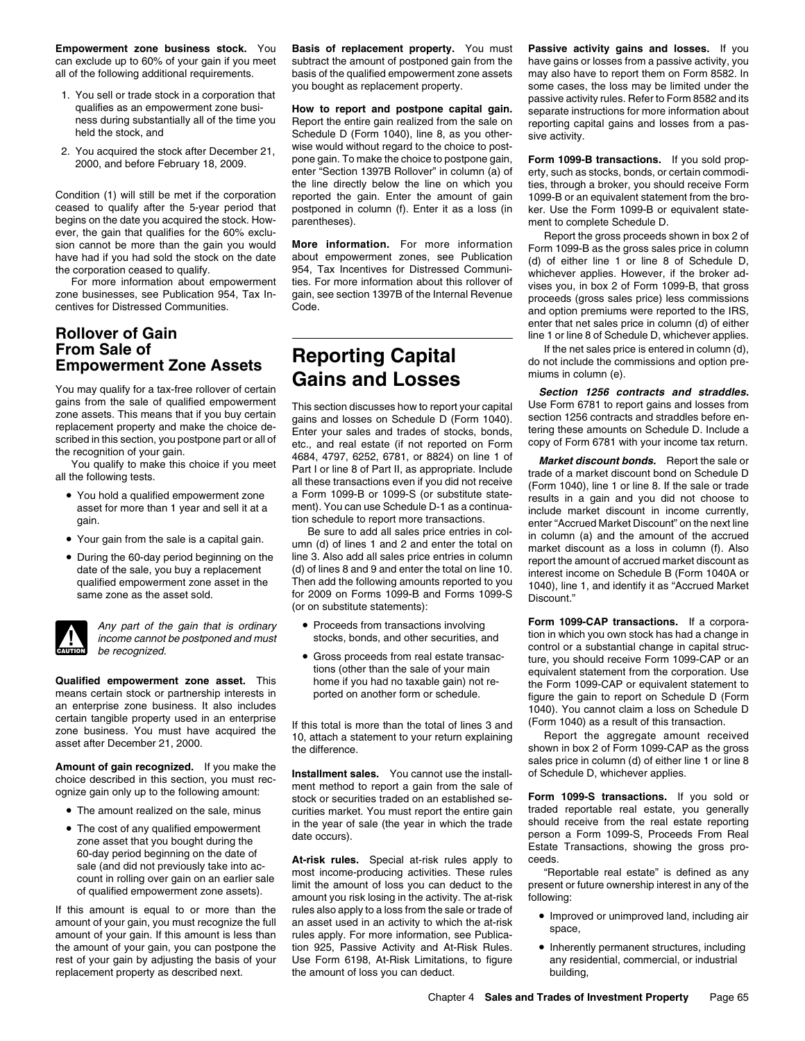**Empowerment zone business stock.** You can exclude up to 60% of your gain if you meet all of the following additional requirements.

1. You sell or trade stock in a corporation that qualifies as an empowerment zone business during substantially all of the time you held the stock, and
2. You acquired the stock after December 21, 2000, and before February 18, 2009.

Condition (1) will still be met if the corporation ceased to qualify after the 5-year period that begins on the date you acquired the stock. However, the gain that qualifies for the 60% exclusion cannot be more than the gain you would have had if you had sold the stock on the date the corporation ceased to qualify.

For more information about empowerment zone businesses, see Publication 954, Tax Incentives for Distressed Communities.

## Rollover of Gain From Sale of Empowerment Zone Assets

You may qualify for a tax-free rollover of certain gains from the sale of qualified empowerment zone assets. This means that if you buy certain replacement property and make the choice described in this section, you postpone part or all of the recognition of your gain.

You qualify to make this choice if you meet all the following tests.

- You hold a qualified empowerment zone asset for more than 1 year and sell it at a gain.
- Your gain from the sale is a capital gain.
- During the 60-day period beginning on the date of the sale, you buy a replacement qualified empowerment zone asset in the same zone as the asset sold.

**CAUTION:** *Any part of the gain that is ordinary income cannot be postponed and must be recognized.*

**Qualified empowerment zone asset.** This means certain stock or partnership interests in an enterprise zone business. It also includes certain tangible property used in an enterprise zone business. You must have acquired the asset after December 21, 2000.

**Amount of gain recognized.** If you make the choice described in this section, you must recognize gain only up to the following amount:

- The amount realized on the sale, minus
- The cost of any qualified empowerment zone asset that you bought during the 60-day period beginning on the date of sale (and did not previously take into account in rolling over gain on an earlier sale of qualified empowerment zone assets).

If this amount is equal to or more than the amount of your gain, you must recognize the full amount of your gain. If this amount is less than the amount of your gain, you can postpone the rest of your gain by adjusting the basis of your replacement property as described next.

**Basis of replacement property.** You must subtract the amount of postponed gain from the basis of the qualified empowerment zone assets you bought as replacement property.

**How to report and postpone capital gain.** Report the entire gain realized from the sale on Schedule D (Form 1040), line 8, as you otherwise would without regard to the choice to postpone gain. To make the choice to postpone gain, enter "Section 1397B Rollover" in column (a) of the line directly below the line on which you reported the gain. Enter the amount of gain postponed in column (f). Enter it as a loss (in parentheses).

**More information.** For more information about empowerment zones, see Publication 954, Tax Incentives for Distressed Communities. For more information about this rollover of gain, see section 1397B of the Internal Revenue Code.

# Reporting Capital Gains and Losses

This section discusses how to report your capital gains and losses on Schedule D (Form 1040). Enter your sales and trades of stocks, bonds, etc., and real estate (if not reported on Form 4684, 4797, 6252, 6781, or 8824) on line 1 of Part I or line 8 of Part II, as appropriate. Include all these transactions even if you did not receive a Form 1099-B or 1099-S (or substitute statement). You can use Schedule D-1 as a continuation schedule to report more transactions.

Be sure to add all sales price entries in column (d) of lines 1 and 2 and enter the total on line 3. Also add all sales price entries in column (d) of lines 8 and 9 and enter the total on line 10. Then add the following amounts reported to you for 2009 on Forms 1099-B and Forms 1099-S (or on substitute statements):

- Proceeds from transactions involving stocks, bonds, and other securities, and
- Gross proceeds from real estate transactions (other than the sale of your main home if you had no taxable gain) not reported on another form or schedule.

If this total is more than the total of lines 3 and 10, attach a statement to your return explaining the difference.

**Installment sales.** You cannot use the installment method to report a gain from the sale of stock or securities traded on an established securities market. You must report the entire gain in the year of sale (the year in which the trade date occurs).

**At-risk rules.** Special at-risk rules apply to most income-producing activities. These rules limit the amount of loss you can deduct to the amount you risk losing in the activity. The at-risk rules also apply to a loss from the sale or trade of an asset used in an activity to which the at-risk rules apply. For more information, see Publication 925, Passive Activity and At-Risk Rules. Use Form 6198, At-Risk Limitations, to figure the amount of loss you can deduct.

**Passive activity gains and losses.** If you have gains or losses from a passive activity, you may also have to report them on Form 8582. In some cases, the loss may be limited under the passive activity rules. Refer to Form 8582 and its separate instructions for more information about reporting capital gains and losses from a passive activity.

**Form 1099-B transactions.** If you sold property, such as stocks, bonds, or certain commodities, through a broker, you should receive Form 1099-B or an equivalent statement from the broker. Use the Form 1099-B or equivalent statement to complete Schedule D.

Report the gross proceeds shown in box 2 of Form 1099-B as the gross sales price in column (d) of either line 1 or line 8 of Schedule D, whichever applies. However, if the broker advises you, in box 2 of Form 1099-B, that gross proceeds (gross sales price) less commissions and option premiums were reported to the IRS, enter that net sales price in column (d) of either line 1 or line 8 of Schedule D, whichever applies.

If the net sales price is entered in column (d), do not include the commissions and option premiums in column (e).

***Section 1256 contracts and straddles.*** Use Form 6781 to report gains and losses from section 1256 contracts and straddles before entering these amounts on Schedule D. Include a copy of Form 6781 with your income tax return.

***Market discount bonds.*** Report the sale or trade of a market discount bond on Schedule D (Form 1040), line 1 or line 8. If the sale or trade results in a gain and you did not choose to include market discount in income currently, enter "Accrued Market Discount" on the next line in column (a) and the amount of the accrued market discount as a loss in column (f). Also report the amount of accrued market discount as interest income on Schedule B (Form 1040A or 1040), line 1, and identify it as "Accrued Market Discount."

**Form 1099-CAP transactions.** If a corporation in which you own stock has had a change in control or a substantial change in capital structure, you should receive Form 1099-CAP or an equivalent statement from the corporation. Use the Form 1099-CAP or equivalent statement to figure the gain to report on Schedule D (Form 1040). You cannot claim a loss on Schedule D (Form 1040) as a result of this transaction.

Report the aggregate amount received shown in box 2 of Form 1099-CAP as the gross sales price in column (d) of either line 1 or line 8 of Schedule D, whichever applies.

**Form 1099-S transactions.** If you sold or traded reportable real estate, you generally should receive from the real estate reporting person a Form 1099-S, Proceeds From Real Estate Transactions, showing the gross proceeds.

"Reportable real estate" is defined as any present or future ownership interest in any of the following:

- Improved or unimproved land, including air space,
- Inherently permanent structures, including any residential, commercial, or industrial building,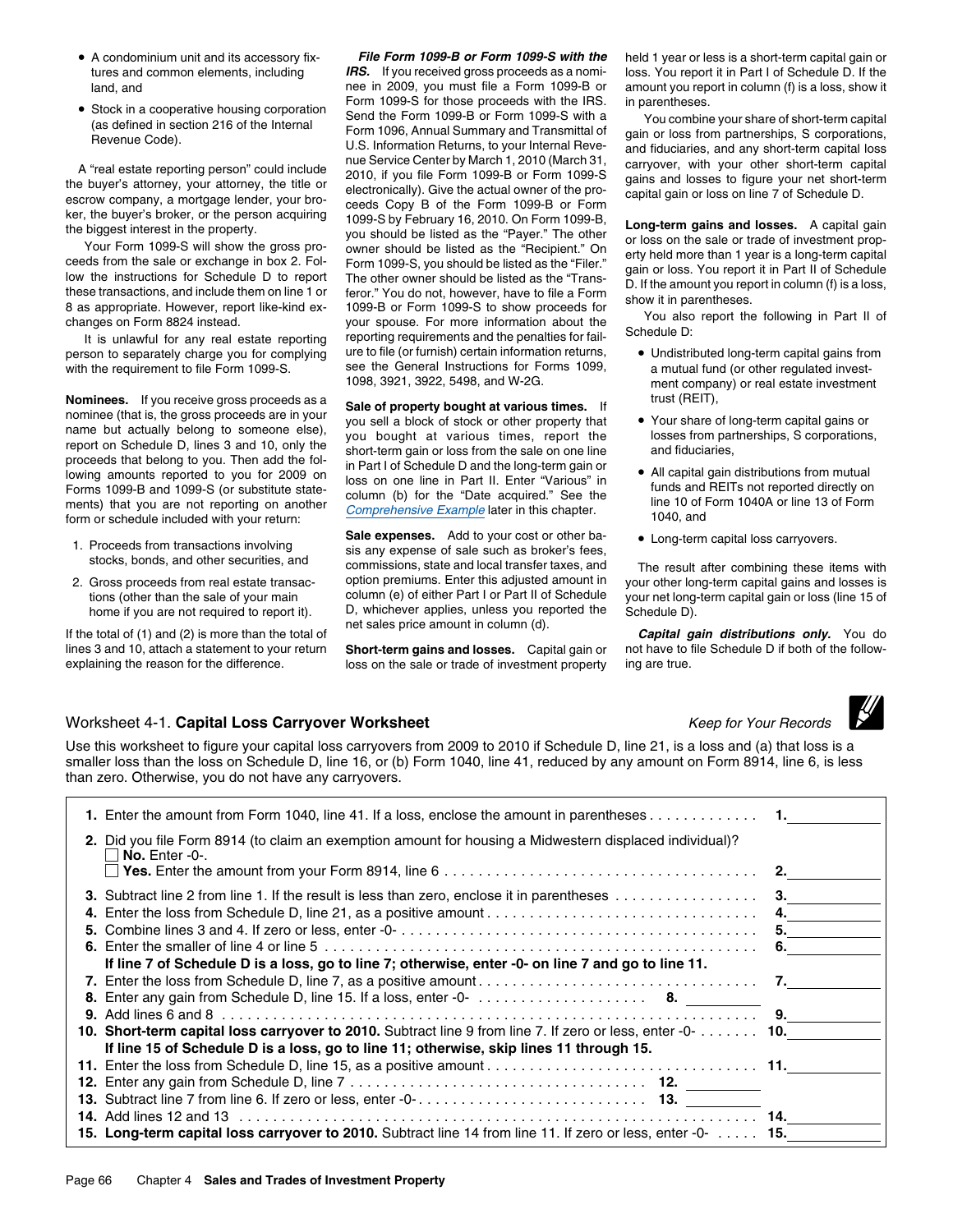- A condominium unit and its accessory fixtures and common elements, including land, and
- Stock in a cooperative housing corporation (as defined in section 216 of the Internal Revenue Code).

A "real estate reporting person" could include the buyer's attorney, your attorney, the title or escrow company, a mortgage lender, your broker, the buyer's broker, or the person acquiring the biggest interest in the property.

Your Form 1099-S will show the gross proceeds from the sale or exchange in box 2. Follow the instructions for Schedule D to report these transactions, and include them on line 1 or 8 as appropriate. However, report like-kind exchanges on Form 8824 instead.

It is unlawful for any real estate reporting person to separately charge you for complying with the requirement to file Form 1099-S.

**Nominees.** If you receive gross proceeds as a nominee (that is, the gross proceeds are in your name but actually belong to someone else), report on Schedule D, lines 3 and 10, only the proceeds that belong to you. Then add the following amounts reported to you for 2009 on Forms 1099-B and 1099-S (or substitute statements) that you are not reporting on another form or schedule included with your return:

1. Proceeds from transactions involving stocks, bonds, and other securities, and
2. Gross proceeds from real estate transactions (other than the sale of your main home if you are not required to report it).

If the total of (1) and (2) is more than the total of lines 3 and 10, attach a statement to your return explaining the reason for the difference.

***File Form 1099-B or Form 1099-S with the IRS.*** If you received gross proceeds as a nominee in 2009, you must file a Form 1099-B or Form 1099-S for those proceeds with the IRS. Send the Form 1099-B or Form 1099-S with a Form 1096, Annual Summary and Transmittal of U.S. Information Returns, to your Internal Revenue Service Center by March 1, 2010 (March 31, 2010, if you file Form 1099-B or Form 1099-S electronically). Give the actual owner of the proceeds Copy B of the Form 1099-B or Form 1099-S by February 16, 2010. On Form 1099-B, you should be listed as the "Payer." The other owner should be listed as the "Recipient." On Form 1099-S, you should be listed as the "Filer." The other owner should be listed as the "Transferor." You do not, however, have to file a Form 1099-B or Form 1099-S to show proceeds for your spouse. For more information about the reporting requirements and the penalties for failure to file (or furnish) certain information returns, see the General Instructions for Forms 1099, 1098, 3921, 3922, 5498, and W-2G.

**Sale of property bought at various times.** If you sell a block of stock or other property that you bought at various times, report the short-term gain or loss from the sale on one line in Part I of Schedule D and the long-term gain or loss on one line in Part II. Enter "Various" in column (b) for the "Date acquired." See the Comprehensive Example later in this chapter.

**Sale expenses.** Add to your cost or other basis any expense of sale such as broker's fees, commissions, state and local transfer taxes, and option premiums. Enter this adjusted amount in column (e) of either Part I or Part II of Schedule D, whichever applies, unless you reported the net sales price amount in column (d).

**Short-term gains and losses.** Capital gain or loss on the sale or trade of investment property held 1 year or less is a short-term capital gain or loss. You report it in Part I of Schedule D. If the amount you report in column (f) is a loss, show it in parentheses.

You combine your share of short-term capital gain or loss from partnerships, S corporations, and fiduciaries, and any short-term capital loss carryover, with your other short-term capital gains and losses to figure your net short-term capital gain or loss on line 7 of Schedule D.

**Long-term gains and losses.** A capital gain or loss on the sale or trade of investment property held more than 1 year is a long-term capital gain or loss. You report it in Part II of Schedule D. If the amount you report in column (f) is a loss, show it in parentheses.

You also report the following in Part II of Schedule D:

- Undistributed long-term capital gains from a mutual fund (or other regulated investment company) or real estate investment trust (REIT),
- Your share of long-term capital gains or losses from partnerships, S corporations, and fiduciaries,
- All capital gain distributions from mutual funds and REITs not reported directly on line 10 of Form 1040A or line 13 of Form 1040, and
- Long-term capital loss carryovers.

The result after combining these items with your other long-term capital gains and losses is your net long-term capital gain or loss (line 15 of Schedule D).

***Capital gain distributions only.*** You do not have to file Schedule D if both of the following are true.

## Worksheet 4-1. Capital Loss Carryover Worksheet

*Keep for Your Records*

Use this worksheet to figure your capital loss carryovers from 2009 to 2010 if Schedule D, line 21, is a loss and (a) that loss is a smaller loss than the loss on Schedule D, line 16, or (b) Form 1040, line 41, reduced by any amount on Form 8914, line 6, is less than zero. Otherwise, you do not have any carryovers.

| | | |
|---|---|---|
| **1.** Enter the amount from Form 1040, line 41. If a loss, enclose the amount in parentheses | | **1.** |
| **2.** Did you file Form 8914 (to claim an exemption amount for housing a Midwestern displaced individual)? ☐ **No.** Enter -0-. ☐ **Yes.** Enter the amount from your Form 8914, line 6 | | **2.** |
| **3.** Subtract line 2 from line 1. If the result is less than zero, enclose it in parentheses | | **3.** |
| **4.** Enter the loss from Schedule D, line 21, as a positive amount | | **4.** |
| **5.** Combine lines 3 and 4. If zero or less, enter -0- | | **5.** |
| **6.** Enter the smaller of line 4 or line 5 | | **6.** |
| **If line 7 of Schedule D is a loss, go to line 7; otherwise, enter -0- on line 7 and go to line 11.** | | |
| **7.** Enter the loss from Schedule D, line 7, as a positive amount | | **7.** |
| **8.** Enter any gain from Schedule D, line 15. If a loss, enter -0- | **8.** | |
| **9.** Add lines 6 and 8 | | **9.** |
| **10. Short-term capital loss carryover to 2010.** Subtract line 9 from line 7. If zero or less, enter -0- | | **10.** |
| **If line 15 of Schedule D is a loss, go to line 11; otherwise, skip lines 11 through 15.** | | |
| **11.** Enter the loss from Schedule D, line 15, as a positive amount | | **11.** |
| **12.** Enter any gain from Schedule D, line 7 | **12.** | |
| **13.** Subtract line 7 from line 6. If zero or less, enter -0- | **13.** | |
| **14.** Add lines 12 and 13 | | **14.** |
| **15. Long-term capital loss carryover to 2010.** Subtract line 14 from line 11. If zero or less, enter -0- | | **15.** |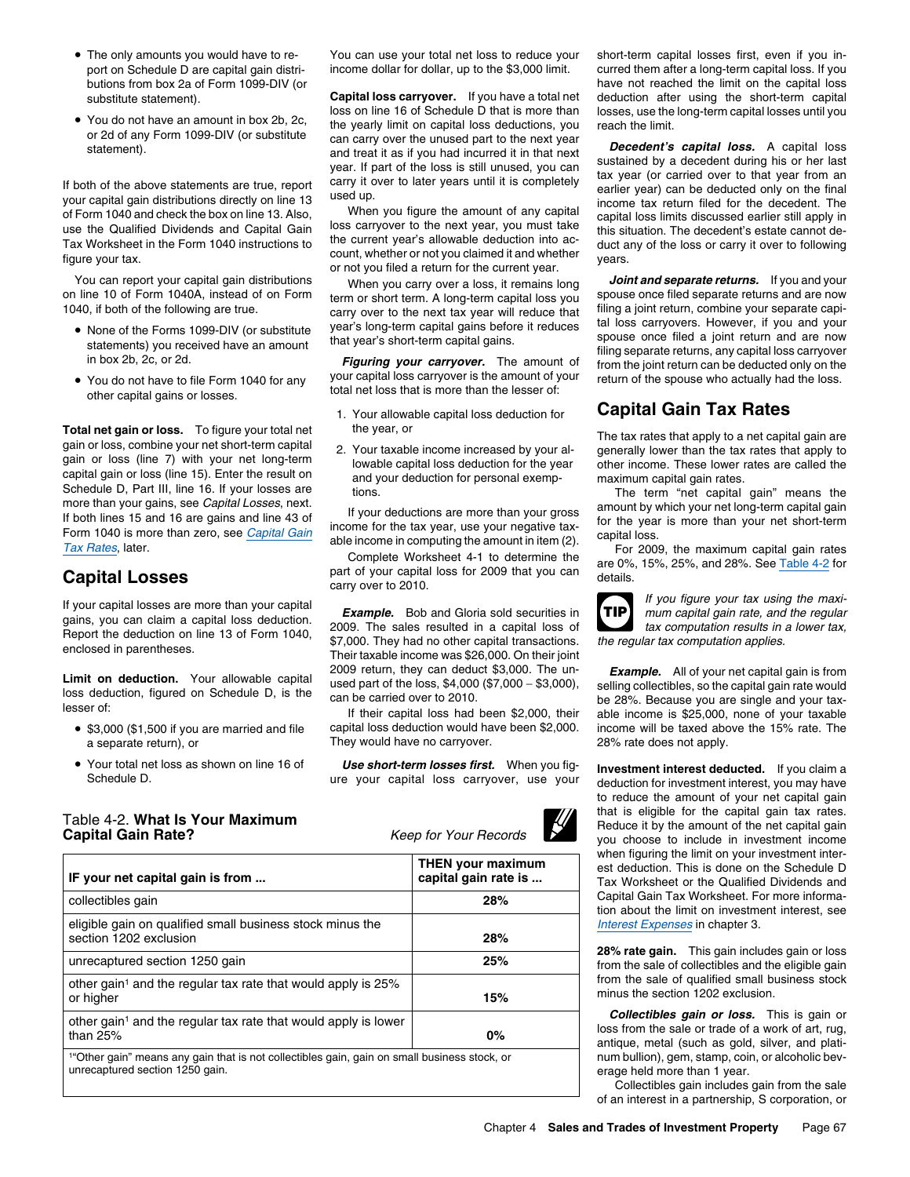- The only amounts you would have to report on Schedule D are capital gain distributions from box 2a of Form 1099-DIV (or substitute statement).
- You do not have an amount in box 2b, 2c, or 2d of any Form 1099-DIV (or substitute statement).

If both of the above statements are true, report your capital gain distributions directly on line 13 of Form 1040 and check the box on line 13. Also, use the Qualified Dividends and Capital Gain Tax Worksheet in the Form 1040 instructions to figure your tax.

You can report your capital gain distributions on line 10 of Form 1040A, instead of on Form 1040, if both of the following are true.

- None of the Forms 1099-DIV (or substitute statements) you received have an amount in box 2b, 2c, or 2d.
- You do not have to file Form 1040 for any other capital gains or losses.

**Total net gain or loss.** To figure your total net gain or loss, combine your net short-term capital gain or loss (line 7) with your net long-term capital gain or loss (line 15). Enter the result on Schedule D, Part III, line 16. If your losses are more than your gains, see *Capital Losses*, next. If both lines 15 and 16 are gains and line 43 of Form 1040 is more than zero, see *Capital Gain Tax Rates*, later.

## Capital Losses

If your capital losses are more than your capital gains, you can claim a capital loss deduction. Report the deduction on line 13 of Form 1040, enclosed in parentheses.

**Limit on deduction.** Your allowable capital loss deduction, figured on Schedule D, is the lesser of:

- $3,000 ($1,500 if you are married and file a separate return), or
- Your total net loss as shown on line 16 of Schedule D.

You can use your total net loss to reduce your income dollar for dollar, up to the $3,000 limit.

**Capital loss carryover.** If you have a total net loss on line 16 of Schedule D that is more than the yearly limit on capital loss deductions, you can carry over the unused part to the next year and treat it as if you had incurred it in that next year. If part of the loss is still unused, you can carry it over to later years until it is completely used up.

When you figure the amount of any capital loss carryover to the next year, you must take the current year's allowable deduction into account, whether or not you claimed it and whether or not you filed a return for the current year.

When you carry over a loss, it remains long term or short term. A long-term capital loss you carry over to the next tax year will reduce that year's long-term capital gains before it reduces that year's short-term capital gains.

***Figuring your carryover.*** The amount of your capital loss carryover is the amount of your total net loss that is more than the lesser of:

1. Your allowable capital loss deduction for the year, or
2. Your taxable income increased by your allowable capital loss deduction for the year and your deduction for personal exemptions.

If your deductions are more than your gross income for the tax year, use your negative taxable income in computing the amount in item (2).

Complete Worksheet 4-1 to determine the part of your capital loss for 2009 that you can carry over to 2010.

***Example.*** Bob and Gloria sold securities in 2009. The sales resulted in a capital loss of $7,000. They had no other capital transactions. Their taxable income was $26,000. On their joint 2009 return, they can deduct $3,000. The unused part of the loss, $4,000 ($7,000 − $3,000), can be carried over to 2010.

If their capital loss had been $2,000, their capital loss deduction would have been $2,000. They would have no carryover.

***Use short-term losses first.*** When you figure your capital loss carryover, use your short-term capital losses first, even if you incurred them after a long-term capital loss. If you have not reached the limit on the capital loss deduction after using the short-term capital losses, use the long-term capital losses until you reach the limit.

***Decedent's capital loss.*** A capital loss sustained by a decedent during his or her last tax year (or carried over to that year from an earlier year) can be deducted only on the final income tax return filed for the decedent. The capital loss limits discussed earlier still apply in this situation. The decedent's estate cannot deduct any of the loss or carry it over to following years.

***Joint and separate returns.*** If you and your spouse once filed separate returns and are now filing a joint return, combine your separate capital loss carryovers. However, if you and your spouse once filed a joint return and are now filing separate returns, any capital loss carryover from the joint return can be deducted only on the return of the spouse who actually had the loss.

## Capital Gain Tax Rates

The tax rates that apply to a net capital gain are generally lower than the tax rates that apply to other income. These lower rates are called the maximum capital gain rates.

The term "net capital gain" means the amount by which your net long-term capital gain for the year is more than your net short-term capital loss.

For 2009, the maximum capital gain rates are 0%, 15%, 25%, and 28%. See Table 4-2 for details.

**TIP** *If you figure your tax using the maximum capital gain rate, and the regular tax computation results in a lower tax, the regular tax computation applies.*

***Example.*** All of your net capital gain is from selling collectibles, so the capital gain rate would be 28%. Because you are single and your taxable income is $25,000, none of your taxable income will be taxed above the 15% rate. The 28% rate does not apply.

**Investment interest deducted.** If you claim a deduction for investment interest, you may have to reduce the amount of your net capital gain that is eligible for the capital gain tax rates. Reduce it by the amount of the net capital gain you choose to include in investment income when figuring the limit on your investment interest deduction. This is done on the Schedule D Tax Worksheet or the Qualified Dividends and Capital Gain Tax Worksheet. For more information about the limit on investment interest, see *Interest Expenses* in chapter 3.

**28% rate gain.** This gain includes gain or loss from the sale of collectibles and the eligible gain from the sale of qualified small business stock minus the section 1202 exclusion.

***Collectibles gain or loss.*** This is gain or loss from the sale or trade of a work of art, rug, antique, metal (such as gold, silver, and platinum bullion), gem, stamp, coin, or alcoholic beverage held more than 1 year.

Collectibles gain includes gain from the sale of an interest in a partnership, S corporation, or

### Table 4-2. What Is Your Maximum Capital Gain Rate?

*Keep for Your Records*

| IF your net capital gain is from ... | THEN your maximum capital gain rate is ... |
|---|---|
| collectibles gain | 28% |
| eligible gain on qualified small business stock minus the section 1202 exclusion | 28% |
| unrecaptured section 1250 gain | 25% |
| other gain[1] and the regular tax rate that would apply is 25% or higher | 15% |
| other gain[1] and the regular tax rate that would apply is lower than 25% | 0% |

[1]"Other gain" means any gain that is not collectibles gain, gain on small business stock, or unrecaptured section 1250 gain.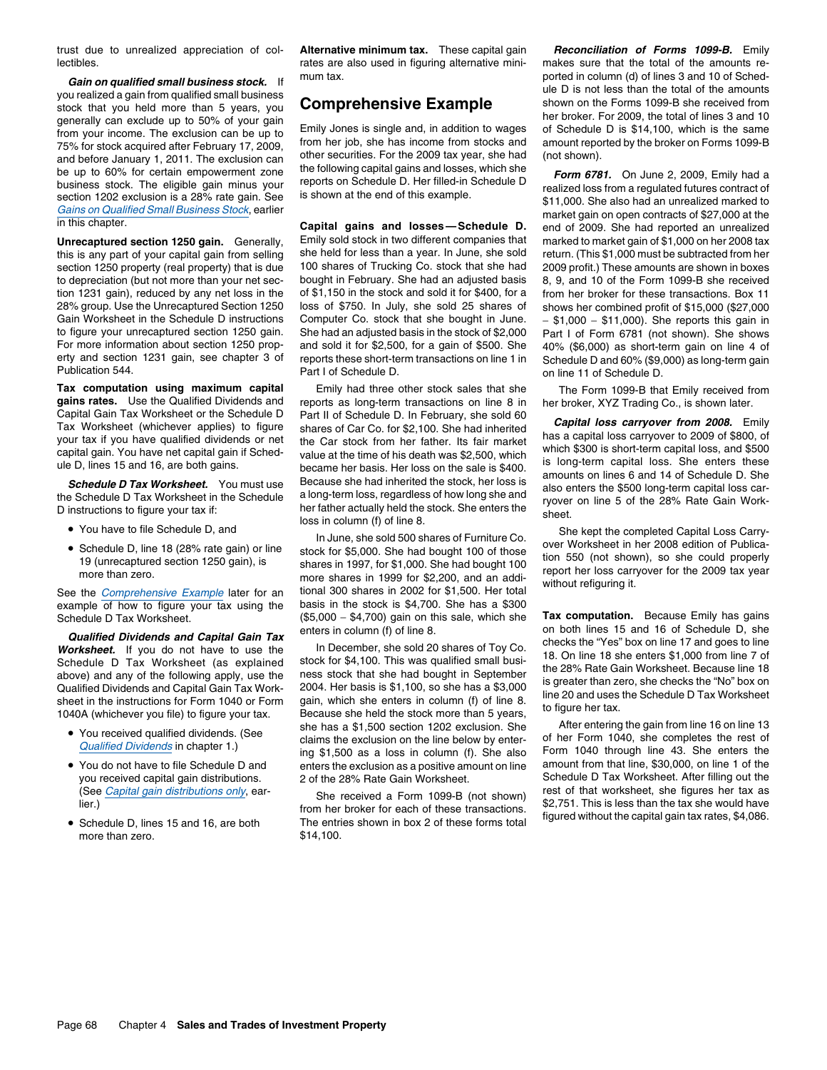trust due to unrealized appreciation of collectibles.

***Gain on qualified small business stock.*** If you realized a gain from qualified small business stock that you held more than 5 years, you generally can exclude up to 50% of your gain from your income. The exclusion can be up to 75% for stock acquired after February 17, 2009, and before January 1, 2011. The exclusion can be up to 60% for certain empowerment zone business stock. The eligible gain minus your section 1202 exclusion is a 28% rate gain. See *Gains on Qualified Small Business Stock*, earlier in this chapter.

**Unrecaptured section 1250 gain.** Generally, this is any part of your capital gain from selling section 1250 property (real property) that is due to depreciation (but not more than your net section 1231 gain), reduced by any net loss in the 28% group. Use the Unrecaptured Section 1250 Gain Worksheet in the Schedule D instructions to figure your unrecaptured section 1250 gain. For more information about section 1250 property and section 1231 gain, see chapter 3 of Publication 544.

**Tax computation using maximum capital gains rates.** Use the Qualified Dividends and Capital Gain Tax Worksheet or the Schedule D Tax Worksheet (whichever applies) to figure your tax if you have qualified dividends or net capital gain. You have net capital gain if Schedule D, lines 15 and 16, are both gains.

***Schedule D Tax Worksheet.*** You must use the Schedule D Tax Worksheet in the Schedule D instructions to figure your tax if:

- You have to file Schedule D, and
- Schedule D, line 18 (28% rate gain) or line 19 (unrecaptured section 1250 gain), is more than zero.

See the *Comprehensive Example* later for an example of how to figure your tax using the Schedule D Tax Worksheet.

***Qualified Dividends and Capital Gain Tax Worksheet.*** If you do not have to use the Schedule D Tax Worksheet (as explained above) and any of the following apply, use the Qualified Dividends and Capital Gain Tax Worksheet in the instructions for Form 1040 or Form 1040A (whichever you file) to figure your tax.

- You received qualified dividends. (See *Qualified Dividends* in chapter 1.)
- You do not have to file Schedule D and you received capital gain distributions. (See *Capital gain distributions only*, earlier.)
- Schedule D, lines 15 and 16, are both more than zero.

**Alternative minimum tax.** These capital gain rates are also used in figuring alternative minimum tax.

## Comprehensive Example

Emily Jones is single and, in addition to wages from her job, she has income from stocks and other securities. For the 2009 tax year, she had the following capital gains and losses, which she reports on Schedule D. Her filled-in Schedule D is shown at the end of this example.

**Capital gains and losses—Schedule D.** Emily sold stock in two different companies that she held for less than a year. In June, she sold 100 shares of Trucking Co. stock that she had bought in February. She had an adjusted basis of $1,150 in the stock and sold it for $400, for a loss of $750. In July, she sold 25 shares of Computer Co. stock that she bought in June. She had an adjusted basis in the stock of $2,000 and sold it for $2,500, for a gain of $500. She reports these short-term transactions on line 1 in Part I of Schedule D.

Emily had three other stock sales that she reports as long-term transactions on line 8 in Part II of Schedule D. In February, she sold 60 shares of Car Co. for $2,100. She had inherited the Car stock from her father. Its fair market value at the time of his death was $2,500, which became her basis. Her loss on the sale is $400. Because she had inherited the stock, her loss is a long-term loss, regardless of how long she and her father actually held the stock. She enters the loss in column (f) of line 8.

In June, she sold 500 shares of Furniture Co. stock for $5,000. She had bought 100 of those shares in 1997, for $1,000. She had bought 100 more shares in 1999 for $2,200, and an additional 300 shares in 2002 for $1,500. Her total basis in the stock is $4,700. She has a $300 ($5,000 − $4,700) gain on this sale, which she enters in column (f) of line 8.

In December, she sold 20 shares of Toy Co. stock for $4,100. This was qualified small business stock that she had bought in September 2004. Her basis is $1,100, so she has a $3,000 gain, which she enters in column (f) of line 8. Because she held the stock more than 5 years, she has a $1,500 section 1202 exclusion. She claims the exclusion on the line below by entering $1,500 as a loss in column (f). She also enters the exclusion as a positive amount on line 2 of the 28% Rate Gain Worksheet.

She received a Form 1099-B (not shown) from her broker for each of these transactions. The entries shown in box 2 of these forms total $14,100.

***Reconciliation of Forms 1099-B.*** Emily makes sure that the total of the amounts reported in column (d) of lines 3 and 10 of Schedule D is not less than the total of the amounts shown on the Forms 1099-B she received from her broker. For 2009, the total of lines 3 and 10 of Schedule D is $14,100, which is the same amount reported by the broker on Forms 1099-B (not shown).

***Form 6781.*** On June 2, 2009, Emily had a realized loss from a regulated futures contract of $11,000. She also had an unrealized marked to market gain on open contracts of $27,000 at the end of 2009. She had reported an unrealized marked to market gain of $1,000 on her 2008 tax return. (This $1,000 must be subtracted from her 2009 profit.) These amounts are shown in boxes 8, 9, and 10 of the Form 1099-B she received from her broker for these transactions. Box 11 shows her combined profit of $15,000 ($27,000 − $1,000 − $11,000). She reports this gain in Part I of Form 6781 (not shown). She shows 40% ($6,000) as short-term gain on line 4 of Schedule D and 60% ($9,000) as long-term gain on line 11 of Schedule D.

The Form 1099-B that Emily received from her broker, XYZ Trading Co., is shown later.

***Capital loss carryover from 2008.*** Emily has a capital loss carryover to 2009 of $800, of which $300 is short-term capital loss, and $500 is long-term capital loss. She enters these amounts on lines 6 and 14 of Schedule D. She also enters the $500 long-term capital loss carryover on line 5 of the 28% Rate Gain Worksheet.

She kept the completed Capital Loss Carryover Worksheet in her 2008 edition of Publication 550 (not shown), so she could properly report her loss carryover for the 2009 tax year without refiguring it.

**Tax computation.** Because Emily has gains on both lines 15 and 16 of Schedule D, she checks the "Yes" box on line 17 and goes to line 18. On line 18 she enters $1,000 from line 7 of the 28% Rate Gain Worksheet. Because line 18 is greater than zero, she checks the "No" box on line 20 and uses the Schedule D Tax Worksheet to figure her tax.

After entering the gain from line 16 on line 13 of her Form 1040, she completes the rest of Form 1040 through line 43. She enters the amount from that line, $30,000, on line 1 of the Schedule D Tax Worksheet. After filling out the rest of that worksheet, she figures her tax as $2,751. This is less than the tax she would have figured without the capital gain tax rates, $4,086.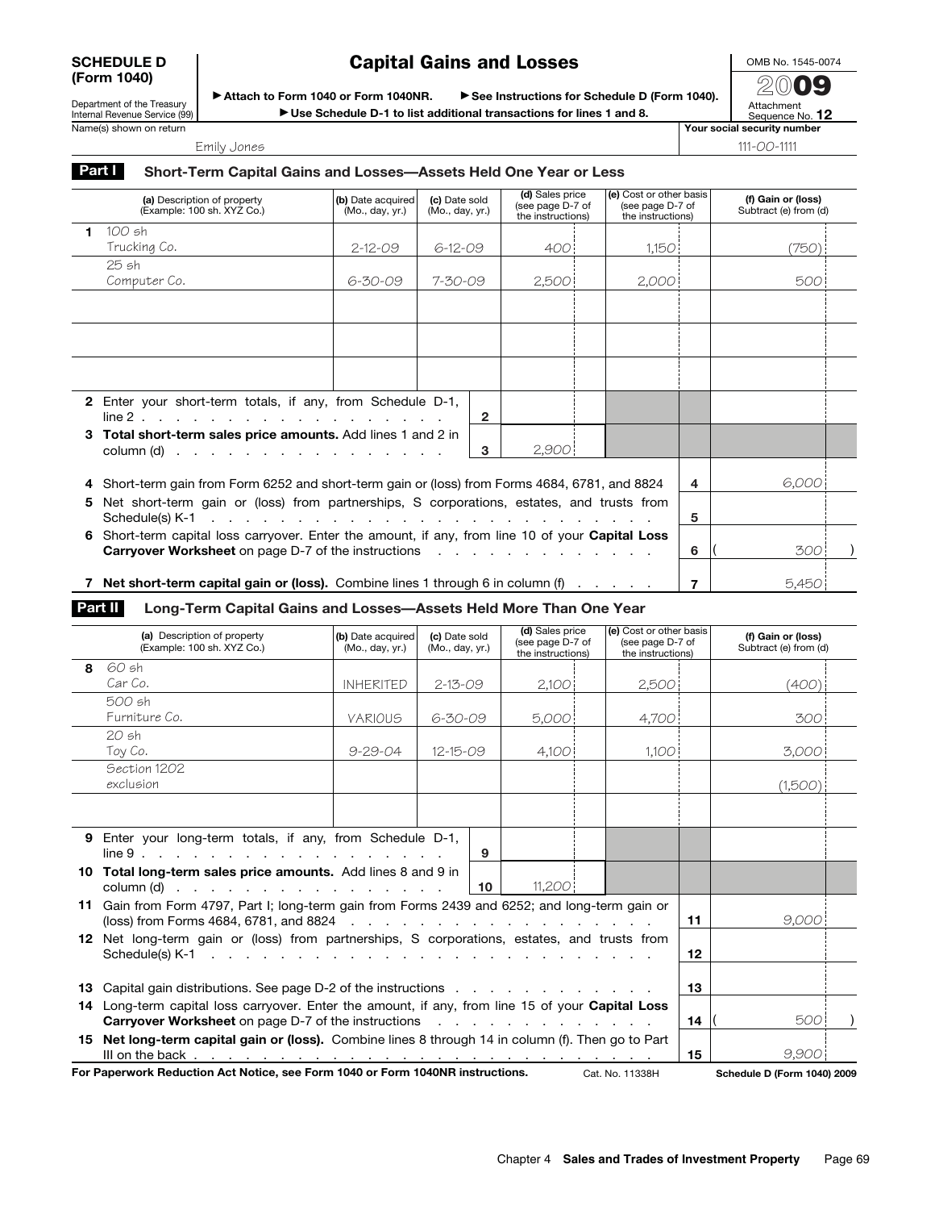**SCHEDULE D (Form 1040)**

Department of the Treasury
Internal Revenue Service (99)

# Capital Gains and Losses

▶ Attach to Form 1040 or Form 1040NR. ▶ See Instructions for Schedule D (Form 1040).
▶ Use Schedule D-1 to list additional transactions for lines 1 and 8.

OMB No. 1545-0074

2009

Attachment Sequence No. **12**

Name(s) shown on return: Emily Jones

Your social security number: 111-00-1111

## Part I Short-Term Capital Gains and Losses—Assets Held One Year or Less

| | (a) Description of property (Example: 100 sh. XYZ Co.) | (b) Date acquired (Mo., day, yr.) | (c) Date sold (Mo., day, yr.) | (d) Sales price (see page D-7 of the instructions) | (e) Cost or other basis (see page D-7 of the instructions) | (f) Gain or (loss) Subtract (e) from (d) |
|---|---|---|---|---|---|---|
| **1** | 100 sh Trucking Co. | 2-12-09 | 6-12-09 | 400 | 1,150 | (750) |
| | 25 sh Computer Co. | 6-30-09 | 7-30-09 | 2,500 | 2,000 | 500 |
| | | | | | | |
| | | | | | | |
| | | | | | | |
| **2** | Enter your short-term totals, if any, from Schedule D-1, line 2 | | **2** | | | |
| **3** | **Total short-term sales price amounts.** Add lines 1 and 2 in column (d) | | **3** | 2,900 | | |

| | | | |
|---|---|---|---|
| **4** | Short-term gain from Form 6252 and short-term gain or (loss) from Forms 4684, 6781, and 8824 | **4** | 6,000 |
| **5** | Net short-term gain or (loss) from partnerships, S corporations, estates, and trusts from Schedule(s) K-1 | **5** | |
| **6** | Short-term capital loss carryover. Enter the amount, if any, from line 10 of your **Capital Loss Carryover Worksheet** on page D-7 of the instructions | **6** | ( 300 ) |
| **7** | **Net short-term capital gain or (loss).** Combine lines 1 through 6 in column (f) | **7** | 5,450 |

## Part II Long-Term Capital Gains and Losses—Assets Held More Than One Year

| | (a) Description of property (Example: 100 sh. XYZ Co.) | (b) Date acquired (Mo., day, yr.) | (c) Date sold (Mo., day, yr.) | (d) Sales price (see page D-7 of the instructions) | (e) Cost or other basis (see page D-7 of the instructions) | (f) Gain or (loss) Subtract (e) from (d) |
|---|---|---|---|---|---|---|
| **8** | 60 sh Car Co. | INHERITED | 2-13-09 | 2,100 | 2,500 | (400) |
| | 500 sh Furniture Co. | VARIOUS | 6-30-09 | 5,000 | 4,700 | 300 |
| | 20 sh Toy Co. | 9-29-04 | 12-15-09 | 4,100 | 1,100 | 3,000 |
| | Section 1202 exclusion | | | | | (1,500) |
| | | | | | | |
| **9** | Enter your long-term totals, if any, from Schedule D-1, line 9 | | **9** | | | |
| **10** | **Total long-term sales price amounts.** Add lines 8 and 9 in column (d) | | **10** | 11,200 | | |

| | | | |
|---|---|---|---|
| **11** | Gain from Form 4797, Part I; long-term gain from Forms 2439 and 6252; and long-term gain or (loss) from Forms 4684, 6781, and 8824 | **11** | 9,000 |
| **12** | Net long-term gain or (loss) from partnerships, S corporations, estates, and trusts from Schedule(s) K-1 | **12** | |
| **13** | Capital gain distributions. See page D-2 of the instructions | **13** | |
| **14** | Long-term capital loss carryover. Enter the amount, if any, from line 15 of your **Capital Loss Carryover Worksheet** on page D-7 of the instructions | **14** | ( 500 ) |
| **15** | **Net long-term capital gain or (loss).** Combine lines 8 through 14 in column (f). Then go to Part III on the back | **15** | 9,900 |

**For Paperwork Reduction Act Notice, see Form 1040 or Form 1040NR instructions.** Cat. No. 11338H **Schedule D (Form 1040) 2009**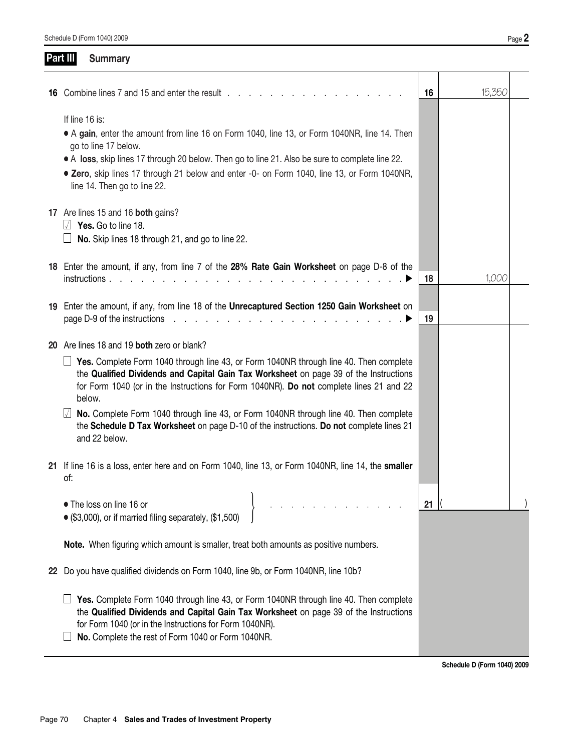Schedule D (Form 1040) 2009

## Part III Summary

| | | | |
|---|---|---|---|
| **16** | Combine lines 7 and 15 and enter the result | **16** | 15,350 |
| | If line 16 is:<br>• A **gain**, enter the amount from line 16 on Form 1040, line 13, or Form 1040NR, line 14. Then go to line 17 below.<br>• A **loss**, skip lines 17 through 20 below. Then go to line 21. Also be sure to complete line 22.<br>• **Zero**, skip lines 17 through 21 below and enter -0- on Form 1040, line 13, or Form 1040NR, line 14. Then go to line 22. | | |
| **17** | Are lines 15 and 16 **both** gains?<br>☑ **Yes.** Go to line 18.<br>☐ **No.** Skip lines 18 through 21, and go to line 22. | | |
| **18** | Enter the amount, if any, from line 7 of the **28% Rate Gain Worksheet** on page D-8 of the instructions ▶ | **18** | 1,000 |
| **19** | Enter the amount, if any, from line 18 of the **Unrecaptured Section 1250 Gain Worksheet** on page D-9 of the instructions ▶ | **19** | |
| **20** | Are lines 18 and 19 **both** zero or blank?<br>☐ **Yes.** Complete Form 1040 through line 43, or Form 1040NR through line 40. Then complete the **Qualified Dividends and Capital Gain Tax Worksheet** on page 39 of the Instructions for Form 1040 (or in the Instructions for Form 1040NR). **Do not** complete lines 21 and 22 below.<br>☑ **No.** Complete Form 1040 through line 43, or Form 1040NR through line 40. Then complete the **Schedule D Tax Worksheet** on page D-10 of the instructions. **Do not** complete lines 21 and 22 below. | | |
| **21** | If line 16 is a loss, enter here and on Form 1040, line 13, or Form 1040NR, line 14, the **smaller** of:<br>• The loss on line 16 or<br>• ($3,000), or if married filing separately, ($1,500) | **21** | ( ) |
| | **Note.** When figuring which amount is smaller, treat both amounts as positive numbers. | | |
| **22** | Do you have qualified dividends on Form 1040, line 9b, or Form 1040NR, line 10b?<br>☐ **Yes.** Complete Form 1040 through line 43, or Form 1040NR through line 40. Then complete the **Qualified Dividends and Capital Gain Tax Worksheet** on page 39 of the Instructions for Form 1040 (or in the Instructions for Form 1040NR).<br>☐ **No.** Complete the rest of Form 1040 or Form 1040NR. | | |

**Schedule D (Form 1040) 2009**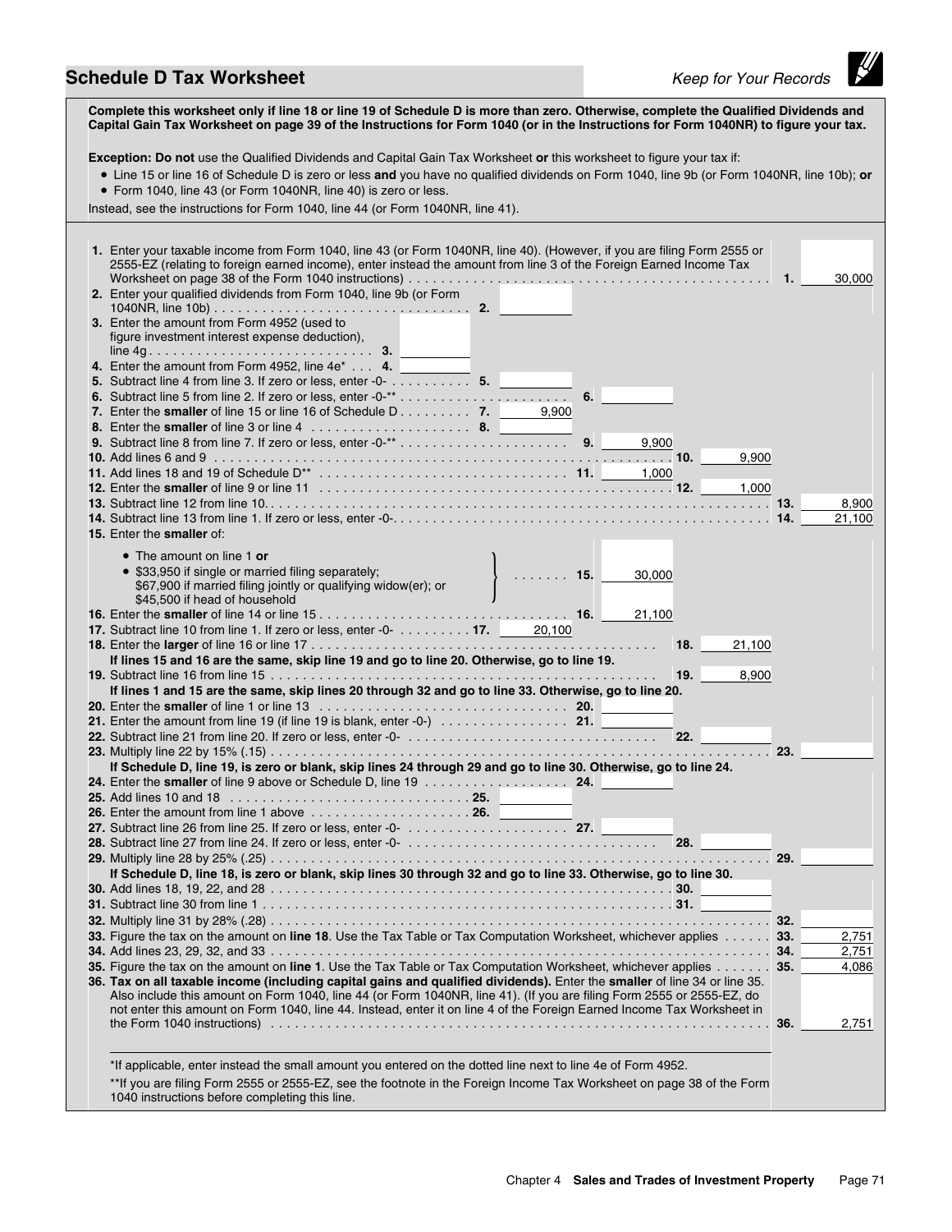## Schedule D Tax Worksheet

*Keep for Your Records*

**Complete this worksheet only if line 18 or line 19 of Schedule D is more than zero. Otherwise, complete the Qualified Dividends and Capital Gain Tax Worksheet on page 39 of the Instructions for Form 1040 (or in the Instructions for Form 1040NR) to figure your tax.**

**Exception: Do not** use the Qualified Dividends and Capital Gain Tax Worksheet **or** this worksheet to figure your tax if:

- Line 15 or line 16 of Schedule D is zero or less **and** you have no qualified dividends on Form 1040, line 9b (or Form 1040NR, line 10b); **or**
- Form 1040, line 43 (or Form 1040NR, line 40) is zero or less.

Instead, see the instructions for Form 1040, line 44 (or Form 1040NR, line 41).

**1.** Enter your taxable income from Form 1040, line 43 (or Form 1040NR, line 40). (However, if you are filing Form 2555 or 2555-EZ (relating to foreign earned income), enter instead the amount from line 3 of the Foreign Earned Income Tax Worksheet on page 38 of the Form 1040 instructions) . . . **1.** 30,000

**2.** Enter your qualified dividends from Form 1040, line 9b (or Form 1040NR, line 10b) . . . **2.** ______

**3.** Enter the amount from Form 4952 (used to figure investment interest expense deduction), line 4g . . . **3.** ______

**4.** Enter the amount from Form 4952, line 4e* . . . **4.** ______

**5.** Subtract line 4 from line 3. If zero or less, enter -0- . . . **5.** ______

**6.** Subtract line 5 from line 2. If zero or less, enter -0-** . . . **6.** ______

**7.** Enter the **smaller** of line 15 or line 16 of Schedule D . . . **7.** 9,900

**8.** Enter the **smaller** of line 3 or line 4 . . . **8.** ______

**9.** Subtract line 8 from line 7. If zero or less, enter -0-** . . . **9.** 9,900

**10.** Add lines 6 and 9 . . . **10.** 9,900

**11.** Add lines 18 and 19 of Schedule D** . . . **11.** 1,000

**12.** Enter the **smaller** of line 9 or line 11 . . . **12.** 1,000

**13.** Subtract line 12 from line 10 . . . **13.** 8,900

**14.** Subtract line 13 from line 1. If zero or less, enter -0- . . . **14.** 21,100

**15.** Enter the **smaller** of:

- The amount on line 1 **or**
- $33,950 if single or married filing separately; $67,900 if married filing jointly or qualifying widow(er); or $45,500 if head of household

. . . **15.** 30,000

**16.** Enter the **smaller** of line 14 or line 15 . . . **16.** 21,100

**17.** Subtract line 10 from line 1. If zero or less, enter -0- . . . **17.** 20,100

**18.** Enter the **larger** of line 16 or line 17 . . . **18.** 21,100

**If lines 15 and 16 are the same, skip line 19 and go to line 20. Otherwise, go to line 19.**

**19.** Subtract line 16 from line 15 . . . **19.** 8,900

**If lines 1 and 15 are the same, skip lines 20 through 32 and go to line 33. Otherwise, go to line 20.**

**20.** Enter the **smaller** of line 1 or line 13 . . . **20.** ______

**21.** Enter the amount from line 19 (if line 19 is blank, enter -0-) . . . **21.** ______

**22.** Subtract line 21 from line 20. If zero or less, enter -0- . . . **22.** ______

**23.** Multiply line 22 by 15% (.15) . . . **23.** ______

**If Schedule D, line 19, is zero or blank, skip lines 24 through 29 and go to line 30. Otherwise, go to line 24.**

**24.** Enter the **smaller** of line 9 above or Schedule D, line 19 . . . **24.** ______

**25.** Add lines 10 and 18 . . . **25.** ______

**26.** Enter the amount from line 1 above . . . **26.** ______

**27.** Subtract line 26 from line 25. If zero or less, enter -0- . . . **27.** ______

**28.** Subtract line 27 from line 24. If zero or less, enter -0- . . . **28.** ______

**29.** Multiply line 28 by 25% (.25) . . . **29.** ______

**If Schedule D, line 18, is zero or blank, skip lines 30 through 32 and go to line 33. Otherwise, go to line 30.**

**30.** Add lines 18, 19, 22, and 28 . . . **30.** ______

**31.** Subtract line 30 from line 1 . . . **31.** ______

**32.** Multiply line 31 by 28% (.28) . . . **32.** ______

**33.** Figure the tax on the amount on **line 18**. Use the Tax Table or Tax Computation Worksheet, whichever applies . . . **33.** 2,751

**34.** Add lines 23, 29, 32, and 33 . . . **34.** 2,751

**35.** Figure the tax on the amount on **line 1**. Use the Tax Table or Tax Computation Worksheet, whichever applies . . . **35.** 4,086

**36. Tax on all taxable income (including capital gains and qualified dividends).** Enter the **smaller** of line 34 or line 35. Also include this amount on Form 1040, line 44 (or Form 1040NR, line 41). (If you are filing Form 2555 or 2555-EZ, do not enter this amount on Form 1040, line 44. Instead, enter it on line 4 of the Foreign Earned Income Tax Worksheet in the Form 1040 instructions) . . . **36.** 2,751

*If applicable, enter instead the small amount you entered on the dotted line next to line 4e of Form 4952.

**If you are filing Form 2555 or 2555-EZ, see the footnote in the Foreign Income Tax Worksheet on page 38 of the Form 1040 instructions before completing this line.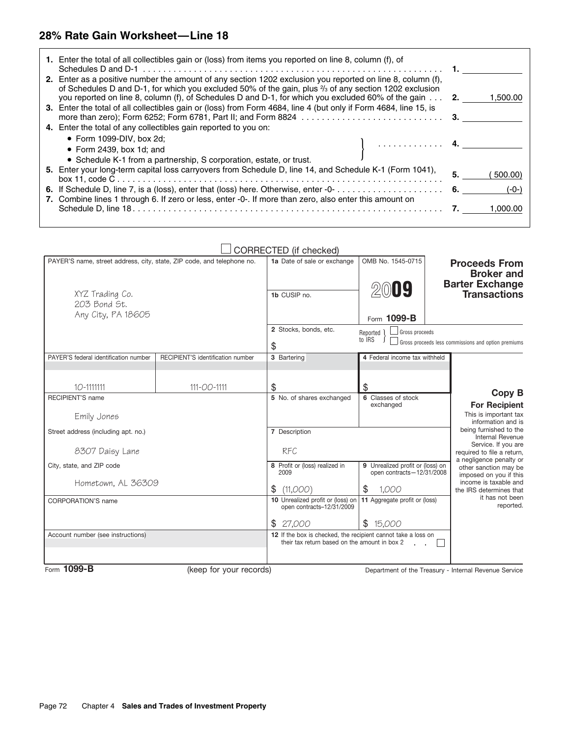## 28% Rate Gain Worksheet—Line 18

| | | |
|---|---|---|
| **1.** Enter the total of all collectibles gain or (loss) from items you reported on line 8, column (f), of Schedules D and D-1 . . . . . . . . . . | **1.** | |
| **2.** Enter as a positive number the amount of any section 1202 exclusion you reported on line 8, column (f), of Schedules D and D-1, for which you excluded 50% of the gain, plus ⅔ of any section 1202 exclusion you reported on line 8, column (f), of Schedules D and D-1, for which you excluded 60% of the gain . . . | **2.** | 1,500.00 |
| **3.** Enter the total of all collectibles gain or (loss) from Form 4684, line 4 (but only if Form 4684, line 15, is more than zero); Form 6252; Form 6781, Part II; and Form 8824 . . . . . . . . . . | **3.** | |
| **4.** Enter the total of any collectibles gain reported to you on: • Form 1099-DIV, box 2d; • Form 2439, box 1d; and • Schedule K-1 from a partnership, S corporation, estate, or trust. . . . . . . . . . | **4.** | |
| **5.** Enter your long-term capital loss carryovers from Schedule D, line 14, and Schedule K-1 (Form 1041), box 11, code C . . . . . . . . . . | **5.** | (500.00) |
| **6.** If Schedule D, line 7, is a (loss), enter that (loss) here. Otherwise, enter -0- . . . . . . . . . . | **6.** | (-0-) |
| **7.** Combine lines 1 through 6. If zero or less, enter -0-. If more than zero, also enter this amount on Schedule D, line 18 . . . . . . . . . . | **7.** | 1,000.00 |

☐ CORRECTED (if checked)

| | | | | |
|---|---|---|---|---|
| PAYER'S name, street address, city, state, ZIP code, and telephone no.<br><br>XYZ Trading Co.<br>203 Bond St.<br>Any City, PA 18605 | | 1a Date of sale or exchange<br><br>1b CUSIP no.<br><br>2 Stocks, bonds, etc.<br>$ | OMB No. 1545-0715<br>**2009**<br>Form **1099-B**<br>Reported to IRS ☐ Gross proceeds ☐ Gross proceeds less commissions and option premiums | **Proceeds From Broker and Barter Exchange Transactions** |
| PAYER'S federal identification number<br>10-1111111 | RECIPIENT'S identification number<br>111-00-1111 | 3 Bartering<br>$ | 4 Federal income tax withheld<br>$ | **Copy B** **For Recipient** |
| RECIPIENT'S name<br>Emily Jones | | 5 No. of shares exchanged | 6 Classes of stock exchanged | This is important tax information and is being furnished to the Internal Revenue Service. If you are required to file a return, a negligence penalty or other sanction may be imposed on you if this income is taxable and the IRS determines that it has not been reported. |
| Street address (including apt. no.)<br>8307 Daisy Lane | | 7 Description<br>RFC | | |
| City, state, and ZIP code<br>Hometown, AL 36309 | | 8 Profit or (loss) realized in 2009<br>$ (11,000) | 9 Unrealized profit or (loss) on open contracts—12/31/2008<br>$ 1,000 | |
| CORPORATION'S name | | 10 Unrealized profit or (loss) on open contracts–12/31/2009<br>$ 27,000 | 11 Aggregate profit or (loss)<br>$ 15,000 | |
| Account number (see instructions) | | 12 If the box is checked, the recipient cannot take a loss on their tax return based on the amount in box 2 ☐ | | |

Form **1099-B** (keep for your records) Department of the Treasury - Internal Revenue Service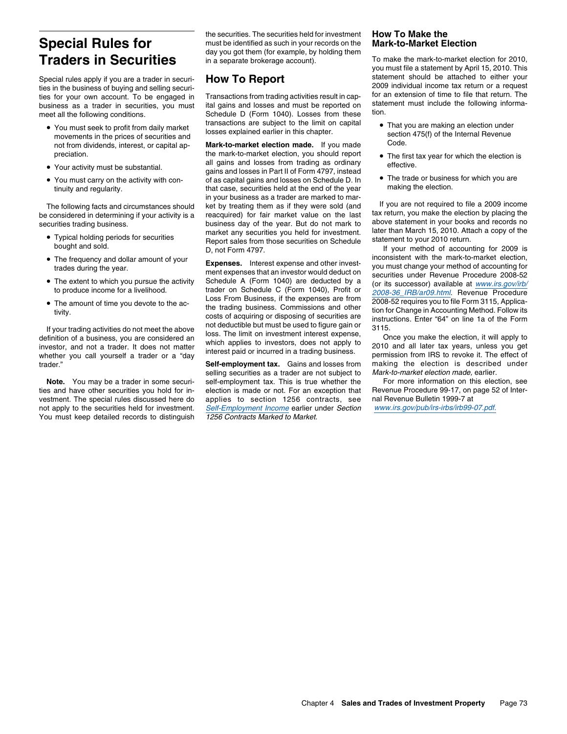# Special Rules for Traders in Securities

Special rules apply if you are a trader in securities in the business of buying and selling securities for your own account. To be engaged in business as a trader in securities, you must meet all the following conditions.

- You must seek to profit from daily market movements in the prices of securities and not from dividends, interest, or capital appreciation.
- Your activity must be substantial.
- You must carry on the activity with continuity and regularity.

The following facts and circumstances should be considered in determining if your activity is a securities trading business.

- Typical holding periods for securities bought and sold.
- The frequency and dollar amount of your trades during the year.
- The extent to which you pursue the activity to produce income for a livelihood.
- The amount of time you devote to the activity.

If your trading activities do not meet the above definition of a business, you are considered an investor, and not a trader. It does not matter whether you call yourself a trader or a "day trader."

**Note.** You may be a trader in some securities and have other securities you hold for investment. The special rules discussed here do not apply to the securities held for investment. You must keep detailed records to distinguish the securities. The securities held for investment must be identified as such in your records on the day you got them (for example, by holding them in a separate brokerage account).

## How To Report

Transactions from trading activities result in capital gains and losses and must be reported on Schedule D (Form 1040). Losses from these transactions are subject to the limit on capital losses explained earlier in this chapter.

**Mark-to-market election made.** If you made the mark-to-market election, you should report all gains and losses from trading as ordinary gains and losses in Part II of Form 4797, instead of as capital gains and losses on Schedule D. In that case, securities held at the end of the year in your business as a trader are marked to market by treating them as if they were sold (and reacquired) for fair market value on the last business day of the year. But do not mark to market any securities you held for investment. Report sales from those securities on Schedule D, not Form 4797.

**Expenses.** Interest expense and other investment expenses that an investor would deduct on Schedule A (Form 1040) are deducted by a trader on Schedule C (Form 1040), Profit or Loss From Business, if the expenses are from the trading business. Commissions and other costs of acquiring or disposing of securities are not deductible but must be used to figure gain or loss. The limit on investment interest expense, which applies to investors, does not apply to interest paid or incurred in a trading business.

**Self-employment tax.** Gains and losses from selling securities as a trader are not subject to self-employment tax. This is true whether the election is made or not. For an exception that applies to section 1256 contracts, see *Self-Employment Income* earlier under *Section 1256 Contracts Marked to Market*.

### How To Make the Mark-to-Market Election

To make the mark-to-market election for 2010, you must file a statement by April 15, 2010. This statement should be attached to either your 2009 individual income tax return or a request for an extension of time to file that return. The statement must include the following information.

- That you are making an election under section 475(f) of the Internal Revenue Code.
- The first tax year for which the election is effective.
- The trade or business for which you are making the election.

If you are not required to file a 2009 income tax return, you make the election by placing the above statement in your books and records no later than March 15, 2010. Attach a copy of the statement to your 2010 return.

If your method of accounting for 2009 is inconsistent with the mark-to-market election, you must change your method of accounting for securities under Revenue Procedure 2008-52 (or its successor) available at *www.irs.gov/irb/2008-36_IRB/ar09.html*. Revenue Procedure 2008-52 requires you to file Form 3115, Application for Change in Accounting Method. Follow its instructions. Enter "64" on line 1a of the Form 3115.

Once you make the election, it will apply to 2010 and all later tax years, unless you get permission from IRS to revoke it. The effect of making the election is described under *Mark-to-market election made,* earlier.

For more information on this election, see Revenue Procedure 99-17, on page 52 of Internal Revenue Bulletin 1999-7 at *www.irs.gov/pub/irs-irbs/irb99-07.pdf*.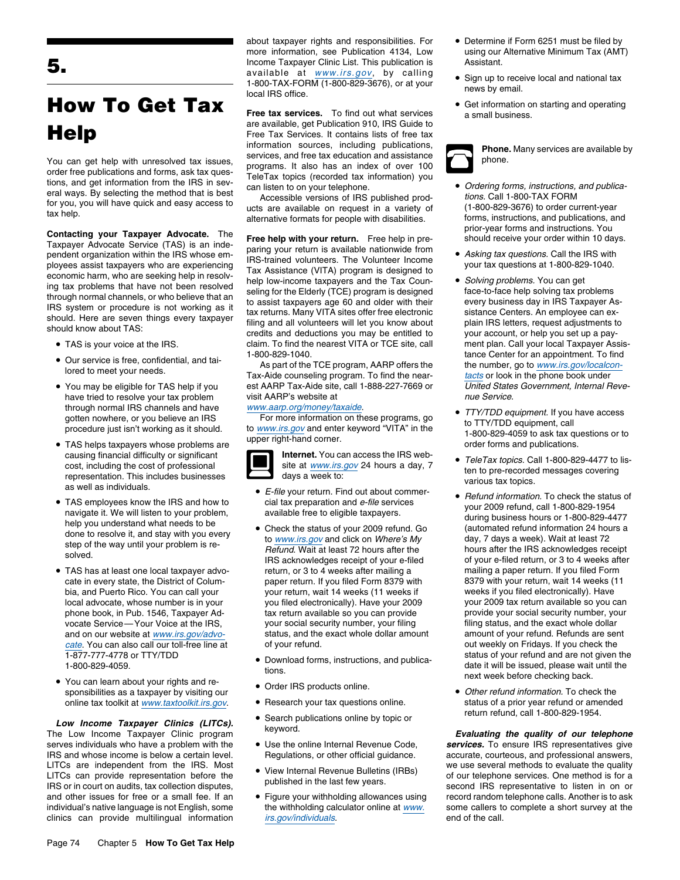# 5. How To Get Tax Help

You can get help with unresolved tax issues, order free publications and forms, ask tax questions, and get information from the IRS in several ways. By selecting the method that is best for you, you will have quick and easy access to tax help.

**Contacting your Taxpayer Advocate.** The Taxpayer Advocate Service (TAS) is an independent organization within the IRS whose employees assist taxpayers who are experiencing economic harm, who are seeking help in resolving tax problems that have not been resolved through normal channels, or who believe that an IRS system or procedure is not working as it should. Here are seven things every taxpayer should know about TAS:

- TAS is your voice at the IRS.
- Our service is free, confidential, and tailored to meet your needs.
- You may be eligible for TAS help if you have tried to resolve your tax problem through normal IRS channels and have gotten nowhere, or you believe an IRS procedure just isn't working as it should.
- TAS helps taxpayers whose problems are causing financial difficulty or significant cost, including the cost of professional representation. This includes businesses as well as individuals.
- TAS employees know the IRS and how to navigate it. We will listen to your problem, help you understand what needs to be done to resolve it, and stay with you every step of the way until your problem is resolved.
- TAS has at least one local taxpayer advocate in every state, the District of Columbia, and Puerto Rico. You can call your local advocate, whose number is in your phone book, in Pub. 1546, Taxpayer Advocate Service—Your Voice at the IRS, and on our website at www.irs.gov/advocate. You can also call our toll-free line at 1-877-777-4778 or TTY/TDD 1-800-829-4059.
- You can learn about your rights and responsibilities as a taxpayer by visiting our online tax toolkit at www.taxtoolkit.irs.gov.

***Low Income Taxpayer Clinics (LITCs).*** The Low Income Taxpayer Clinic program serves individuals who have a problem with the IRS and whose income is below a certain level. LITCs are independent from the IRS. Most LITCs can provide representation before the IRS or in court on audits, tax collection disputes, and other issues for free or a small fee. If an individual's native language is not English, some clinics can provide multilingual information about taxpayer rights and responsibilities. For more information, see Publication 4134, Low Income Taxpayer Clinic List. This publication is available at *www.irs.gov*, by calling 1-800-TAX-FORM (1-800-829-3676), or at your local IRS office.

**Free tax services.** To find out what services are available, get Publication 910, IRS Guide to Free Tax Services. It contains lists of free tax information sources, including publications, services, and free tax education and assistance programs. It also has an index of over 100 TeleTax topics (recorded tax information) you can listen to on your telephone.

Accessible versions of IRS published products are available on request in a variety of alternative formats for people with disabilities.

**Free help with your return.** Free help in preparing your return is available nationwide from IRS-trained volunteers. The Volunteer Income Tax Assistance (VITA) program is designed to help low-income taxpayers and the Tax Counseling for the Elderly (TCE) program is designed to assist taxpayers age 60 and older with their tax returns. Many VITA sites offer free electronic filing and all volunteers will let you know about credits and deductions you may be entitled to claim. To find the nearest VITA or TCE site, call 1-800-829-1040.

As part of the TCE program, AARP offers the Tax-Aide counseling program. To find the nearest AARP Tax-Aide site, call 1-888-227-7669 or visit AARP's website at *www.aarp.org/money/taxaide*.

For more information on these programs, go to *www.irs.gov* and enter keyword "VITA" in the upper right-hand corner.

**Internet.** You can access the IRS website at *www.irs.gov* 24 hours a day, 7 days a week to:

- *E-file* your return. Find out about commercial tax preparation and *e-file* services available free to eligible taxpayers.
- Check the status of your 2009 refund. Go to *www.irs.gov* and click on *Where's My Refund*. Wait at least 72 hours after the IRS acknowledges receipt of your e-filed return, or 3 to 4 weeks after mailing a paper return. If you filed Form 8379 with your return, wait 14 weeks (11 weeks if you filed electronically). Have your 2009 tax return available so you can provide your social security number, your filing status, and the exact whole dollar amount of your refund.
- Download forms, instructions, and publications.
- Order IRS products online.
- Research your tax questions online.
- Search publications online by topic or keyword.
- Use the online Internal Revenue Code, Regulations, or other official guidance.
- View Internal Revenue Bulletins (IRBs) published in the last few years.
- Figure your withholding allowances using the withholding calculator online at *www.irs.gov/individuals*.
- Determine if Form 6251 must be filed by using our Alternative Minimum Tax (AMT) Assistant.
- Sign up to receive local and national tax news by email.
- Get information on starting and operating a small business.

**Phone.** Many services are available by phone.

- *Ordering forms, instructions, and publications.* Call 1-800-TAX FORM (1-800-829-3676) to order current-year forms, instructions, and publications, and prior-year forms and instructions. You should receive your order within 10 days.
- *Asking tax questions.* Call the IRS with your tax questions at 1-800-829-1040.
- *Solving problems.* You can get face-to-face help solving tax problems every business day in IRS Taxpayer Assistance Centers. An employee can explain IRS letters, request adjustments to your account, or help you set up a payment plan. Call your local Taxpayer Assistance Center for an appointment. To find the number, go to *www.irs.gov/localcontacts* or look in the phone book under *United States Government, Internal Revenue Service*.
- *TTY/TDD equipment.* If you have access to TTY/TDD equipment, call 1-800-829-4059 to ask tax questions or to order forms and publications.
- *TeleTax topics.* Call 1-800-829-4477 to listen to pre-recorded messages covering various tax topics.
- *Refund information.* To check the status of your 2009 refund, call 1-800-829-1954 during business hours or 1-800-829-4477 (automated refund information 24 hours a day, 7 days a week). Wait at least 72 hours after the IRS acknowledges receipt of your e-filed return, or 3 to 4 weeks after mailing a paper return. If you filed Form 8379 with your return, wait 14 weeks (11 weeks if you filed electronically). Have your 2009 tax return available so you can provide your social security number, your filing status, and the exact whole dollar amount of your refund. Refunds are sent out weekly on Fridays. If you check the status of your refund and are not given the date it will be issued, please wait until the next week before checking back.
- *Other refund information.* To check the status of a prior year refund or amended return refund, call 1-800-829-1954.

***Evaluating the quality of our telephone services.*** To ensure IRS representatives give accurate, courteous, and professional answers, we use several methods to evaluate the quality of our telephone services. One method is for a second IRS representative to listen in on or record random telephone calls. Another is to ask some callers to complete a short survey at the end of the call.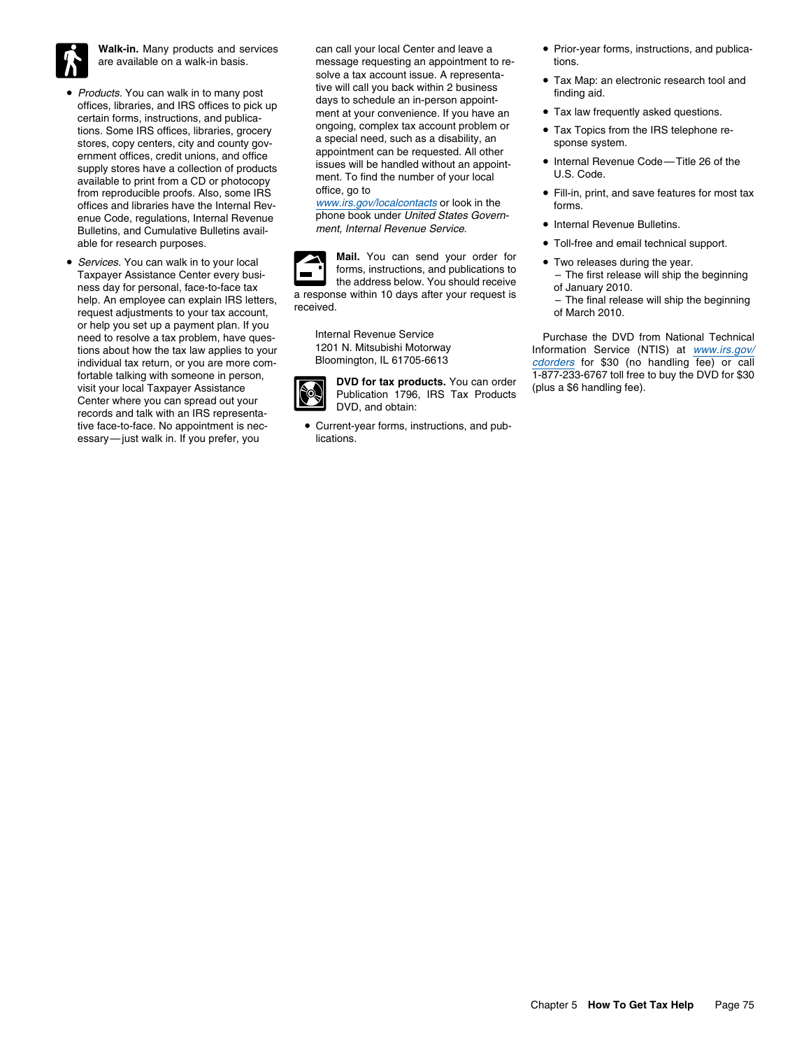**Walk-in.** Many products and services are available on a walk-in basis.

- *Products.* You can walk in to many post offices, libraries, and IRS offices to pick up certain forms, instructions, and publications. Some IRS offices, libraries, grocery stores, copy centers, city and county government offices, credit unions, and office supply stores have a collection of products available to print from a CD or photocopy from reproducible proofs. Also, some IRS offices and libraries have the Internal Revenue Code, regulations, Internal Revenue Bulletins, and Cumulative Bulletins available for research purposes.
- *Services.* You can walk in to your local Taxpayer Assistance Center every business day for personal, face-to-face tax help. An employee can explain IRS letters, request adjustments to your tax account, or help you set up a payment plan. If you need to resolve a tax problem, have questions about how the tax law applies to your individual tax return, or you are more comfortable talking with someone in person, visit your local Taxpayer Assistance Center where you can spread out your records and talk with an IRS representative face-to-face. No appointment is necessary—just walk in. If you prefer, you can call your local Center and leave a message requesting an appointment to resolve a tax account issue. A representative will call you back within 2 business days to schedule an in-person appointment at your convenience. If you have an ongoing, complex tax account problem or a special need, such as a disability, an appointment can be requested. All other issues will be handled without an appointment. To find the number of your local office, go to *www.irs.gov/localcontacts* or look in the phone book under *United States Government, Internal Revenue Service*.

**Mail.** You can send your order for forms, instructions, and publications to the address below. You should receive a response within 10 days after your request is received.

Internal Revenue Service
1201 N. Mitsubishi Motorway
Bloomington, IL 61705-6613

**DVD for tax products.** You can order Publication 1796, IRS Tax Products DVD, and obtain:

- Current-year forms, instructions, and publications.
- Prior-year forms, instructions, and publications.
- Tax Map: an electronic research tool and finding aid.
- Tax law frequently asked questions.
- Tax Topics from the IRS telephone response system.
- Internal Revenue Code—Title 26 of the U.S. Code.
- Fill-in, print, and save features for most tax forms.
- Internal Revenue Bulletins.
- Toll-free and email technical support.
- Two releases during the year.
  - The first release will ship the beginning of January 2010.
  - The final release will ship the beginning of March 2010.

Purchase the DVD from National Technical Information Service (NTIS) at *www.irs.gov/cdorders* for $30 (no handling fee) or call 1-877-233-6767 toll free to buy the DVD for $30 (plus a $6 handling fee).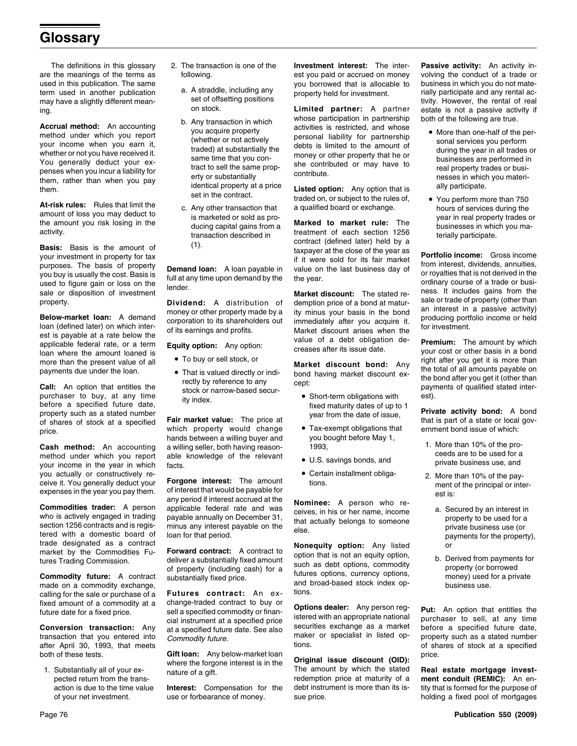# Glossary

The definitions in this glossary are the meanings of the terms as used in this publication. The same term used in another publication may have a slightly different meaning.

**Accrual method:** An accounting method under which you report your income when you earn it, whether or not you have received it. You generally deduct your expenses when you incur a liability for them, rather than when you pay them.

**At-risk rules:** Rules that limit the amount of loss you may deduct to the amount you risk losing in the activity.

**Basis:** Basis is the amount of your investment in property for tax purposes. The basis of property you buy is usually the cost. Basis is used to figure gain or loss on the sale or disposition of investment property.

**Below-market loan:** A demand loan (defined later) on which interest is payable at a rate below the applicable federal rate, or a term loan where the amount loaned is more than the present value of all payments due under the loan.

**Call:** An option that entitles the purchaser to buy, at any time before a specified future date, property such as a stated number of shares of stock at a specified price.

**Cash method:** An accounting method under which you report your income in the year in which you actually or constructively receive it. You generally deduct your expenses in the year you pay them.

**Commodities trader:** A person who is actively engaged in trading section 1256 contracts and is registered with a domestic board of trade designated as a contract market by the Commodities Futures Trading Commission.

**Commodity future:** A contract made on a commodity exchange, calling for the sale or purchase of a fixed amount of a commodity at a future date for a fixed price.

**Conversion transaction:** Any transaction that you entered into after April 30, 1993, that meets both of these tests.

1. Substantially all of your expected return from the transaction is due to the time value of your net investment.
2. The transaction is one of the following.
   a. A straddle, including any set of offsetting positions on stock.
   b. Any transaction in which you acquire property (whether or not actively traded) at substantially the same time that you contract to sell the same property or substantially identical property at a price set in the contract.
   c. Any other transaction that is marketed or sold as producing capital gains from a transaction described in (1).

**Demand loan:** A loan payable in full at any time upon demand by the lender.

**Dividend:** A distribution of money or other property made by a corporation to its shareholders out of its earnings and profits.

**Equity option:** Any option:

- To buy or sell stock, or
- That is valued directly or indirectly by reference to any stock or narrow-based security index.

**Fair market value:** The price at which property would change hands between a willing buyer and a willing seller, both having reasonable knowledge of the relevant facts.

**Forgone interest:** The amount of interest that would be payable for any period if interest accrued at the applicable federal rate and was payable annually on December 31, minus any interest payable on the loan for that period.

**Forward contract:** A contract to deliver a substantially fixed amount of property (including cash) for a substantially fixed price.

**Futures contract:** An exchange-traded contract to buy or sell a specified commodity or financial instrument at a specified price at a specified future date. See also *Commodity future.*

**Gift loan:** Any below-market loan where the forgone interest is in the nature of a gift.

**Interest:** Compensation for the use or forbearance of money.

**Investment interest:** The interest you paid or accrued on money you borrowed that is allocable to property held for investment.

**Limited partner:** A partner whose participation in partnership activities is restricted, and whose personal liability for partnership debts is limited to the amount of money or other property that he or she contributed or may have to contribute.

**Listed option:** Any option that is traded on, or subject to the rules of, a qualified board or exchange.

**Marked to market rule:** The treatment of each section 1256 contract (defined later) held by a taxpayer at the close of the year as if it were sold for its fair market value on the last business day of the year.

**Market discount:** The stated redemption price of a bond at maturity minus your basis in the bond immediately after you acquire it. Market discount arises when the value of a debt obligation decreases after its issue date.

**Market discount bond:** Any bond having market discount except:

- Short-term obligations with fixed maturity dates of up to 1 year from the date of issue,
- Tax-exempt obligations that you bought before May 1, 1993,
- U.S. savings bonds, and
- Certain installment obligations.

**Nominee:** A person who receives, in his or her name, income that actually belongs to someone else.

**Nonequity option:** Any listed option that is not an equity option, such as debt options, commodity futures options, currency options, and broad-based stock index options.

**Options dealer:** Any person registered with an appropriate national securities exchange as a market maker or specialist in listed options.

**Original issue discount (OID):** The amount by which the stated redemption price at maturity of a debt instrument is more than its issue price.

**Passive activity:** An activity involving the conduct of a trade or business in which you do not materially participate and any rental activity. However, the rental of real estate is not a passive activity if both of the following are true.

- More than one-half of the personal services you perform during the year in all trades or businesses are performed in real property trades or businesses in which you materially participate.
- You perform more than 750 hours of services during the year in real property trades or businesses in which you materially participate.

**Portfolio income:** Gross income from interest, dividends, annuities, or royalties that is not derived in the ordinary course of a trade or business. It includes gains from the sale or trade of property (other than an interest in a passive activity) producing portfolio income or held for investment.

**Premium:** The amount by which your cost or other basis in a bond right after you get it is more than the total of all amounts payable on the bond after you get it (other than payments of qualified stated interest).

**Private activity bond:** A bond that is part of a state or local government bond issue of which:

1. More than 10% of the proceeds are to be used for a private business use, and
2. More than 10% of the payment of the principal or interest is:
   a. Secured by an interest in property to be used for a private business use (or payments for the property), or
   b. Derived from payments for property (or borrowed money) used for a private business use.

**Put:** An option that entitles the purchaser to sell, at any time before a specified future date, property such as a stated number of shares of stock at a specified price.

**Real estate mortgage investment conduit (REMIC):** An entity that is formed for the purpose of holding a fixed pool of mortgages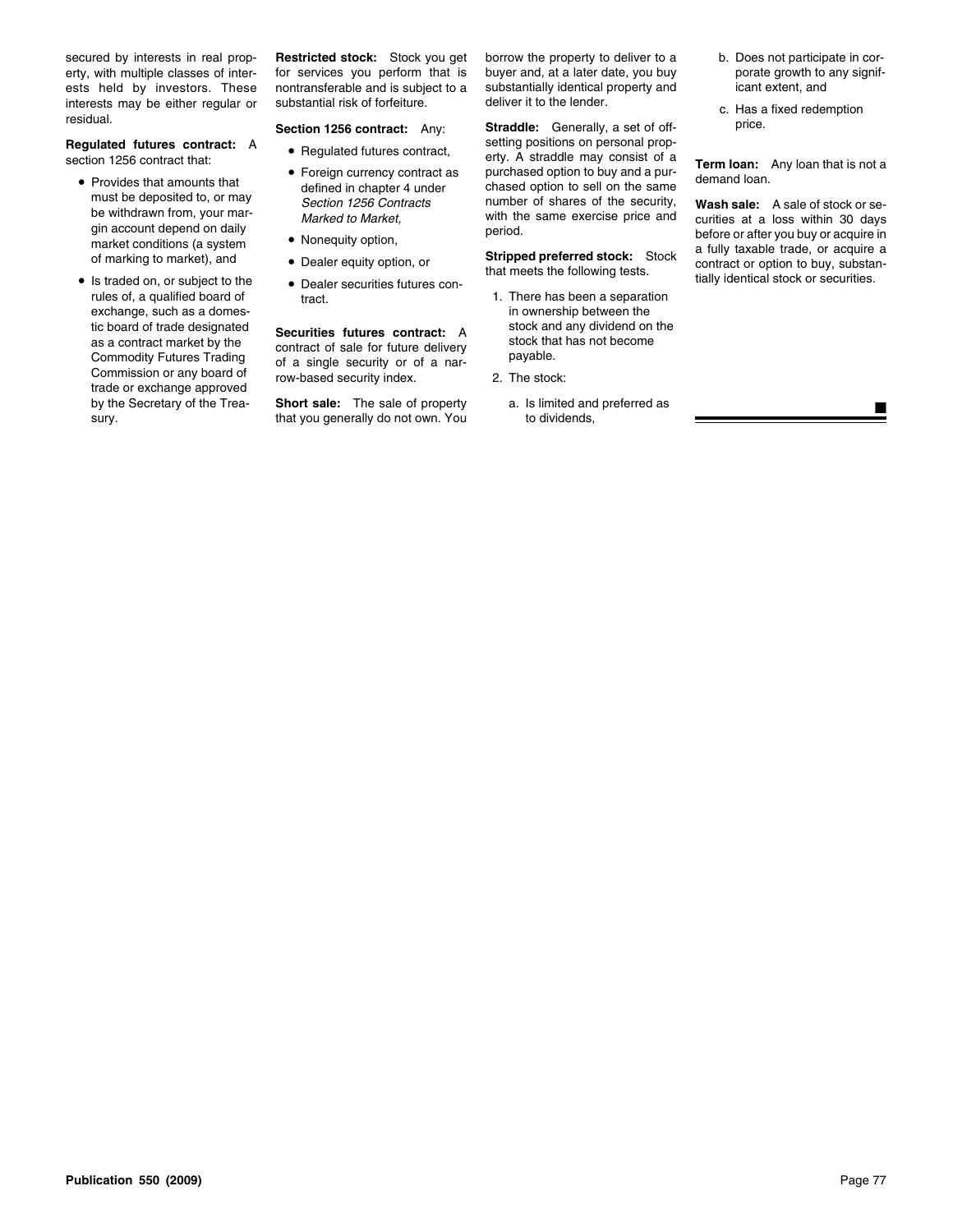secured by interests in real property, with multiple classes of interests held by investors. These interests may be either regular or residual.

**Regulated futures contract:** A section 1256 contract that:

- Provides that amounts that must be deposited to, or may be withdrawn from, your margin account depend on daily market conditions (a system of marking to market), and
- Is traded on, or subject to the rules of, a qualified board of exchange, such as a domestic board of trade designated as a contract market by the Commodity Futures Trading Commission or any board of trade or exchange approved by the Secretary of the Treasury.

**Restricted stock:** Stock you get for services you perform that is nontransferable and is subject to a substantial risk of forfeiture.

**Section 1256 contract:** Any:

- Regulated futures contract,
- Foreign currency contract as defined in chapter 4 under *Section 1256 Contracts Marked to Market,*
- Nonequity option,
- Dealer equity option, or
- Dealer securities futures contract.

**Securities futures contract:** A contract of sale for future delivery of a single security or of a narrow-based security index.

**Short sale:** The sale of property that you generally do not own. You borrow the property to deliver to a buyer and, at a later date, you buy substantially identical property and deliver it to the lender.

**Straddle:** Generally, a set of offsetting positions on personal property. A straddle may consist of a purchased option to buy and a purchased option to sell on the same number of shares of the security, with the same exercise price and period.

**Stripped preferred stock:** Stock that meets the following tests.

1. There has been a separation in ownership between the stock and any dividend on the stock that has not become payable.
2. The stock:
   a. Is limited and preferred as to dividends,
   b. Does not participate in corporate growth to any significant extent, and
   c. Has a fixed redemption price.

**Term loan:** Any loan that is not a demand loan.

**Wash sale:** A sale of stock or securities at a loss within 30 days before or after you buy or acquire in a fully taxable trade, or acquire a contract or option to buy, substantially identical stock or securities.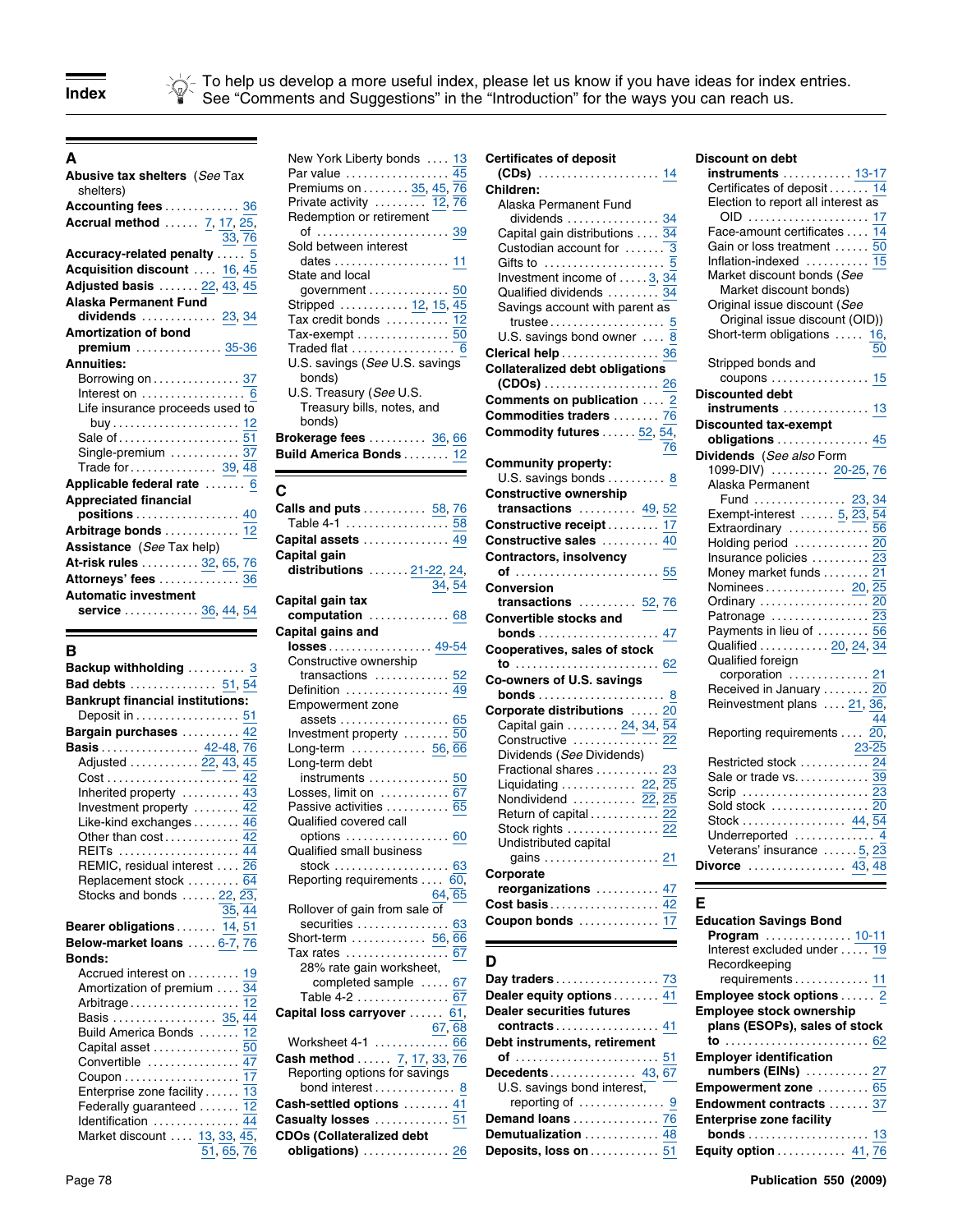# Index

To help us develop a more useful index, please let us know if you have ideas for index entries. See "Comments and Suggestions" in the "Introduction" for the ways you can reach us.

## A

**Abusive tax shelters** (*See* Tax shelters)
**Accounting fees** 36
**Accrual method** 7, 17, 25, 33, 76
**Accuracy-related penalty** 5
**Acquisition discount** 16, 45
**Adjusted basis** 22, 43, 45
**Alaska Permanent Fund dividends** 23, 34
**Amortization of bond premium** 35-36
**Annuities:**
- Borrowing on 37
- Interest on 6
- Life insurance proceeds used to buy 12
- Sale of 51
- Single-premium 37
- Trade for 39, 48

**Applicable federal rate** 6
**Appreciated financial positions** 40
**Arbitrage bonds** 12
**Assistance** (*See* Tax help)
**At-risk rules** 32, 65, 76
**Attorneys' fees** 36
**Automatic investment service** 36, 44, 54

## B

**Backup withholding** 3
**Bad debts** 51, 54
**Bankrupt financial institutions:**
- Deposit in 51

**Bargain purchases** 42
**Basis** 42-48, 76
- Adjusted 22, 43, 45
- Cost 42
- Inherited property 43
- Investment property 42
- Like-kind exchanges 46
- Other than cost 42
- REITs 44
- REMIC, residual interest 26
- Replacement stock 64
- Stocks and bonds 22, 23, 35, 44

**Bearer obligations** 14, 51
**Below-market loans** 6-7, 76
**Bonds:**
- Accrued interest on 19
- Amortization of premium 34
- Arbitrage 12
- Basis 35, 44
- Build America Bonds 12
- Capital asset 50
- Convertible 47
- Coupon 17
- Enterprise zone facility 13
- Federally guaranteed 12
- Identification 44
- Market discount 13, 33, 45, 51, 65, 76
- New York Liberty bonds 13
- Par value 45
- Premiums on 35, 45, 76
- Private activity 12, 76
- Redemption or retirement of 39
- Sold between interest dates 11
- State and local government 50
- Stripped 12, 15, 45
- Tax credit bonds 12
- Tax-exempt 50
- Traded flat 6
- U.S. savings (*See* U.S. savings bonds)
- U.S. Treasury (*See* U.S. Treasury bills, notes, and bonds)

**Brokerage fees** 36, 66
**Build America Bonds** 12

## C

**Calls and puts** 58, 76
- Table 4-1 58

**Capital assets** 49
**Capital gain distributions** 21-22, 24, 34, 54
**Capital gain tax computation** 68
**Capital gains and losses** 49-54
- Constructive ownership transactions 52
- Definition 49
- Empowerment zone assets 65
- Investment property 50
- Long-term 56, 66
- Long-term debt instruments 50
- Losses, limit on 67
- Passive activities 65
- Qualified covered call options 60
- Qualified small business stock 63
- Reporting requirements 60, 64, 65
- Rollover of gain from sale of securities 63
- Short-term 56, 66
- Tax rates 67
- 28% rate gain worksheet, completed sample 67
- Table 4-2 67

**Capital loss carryover** 61, 67, 68
- Worksheet 4-1 66

**Cash method** 7, 17, 33, 76
- Reporting options for savings bond interest 8

**Cash-settled options** 41
**Casualty losses** 51
**CDOs (Collateralized debt obligations)** 26
**Certificates of deposit (CDs)** 14
**Children:**
- Alaska Permanent Fund dividends 34
- Capital gain distributions 34
- Custodian account for 3
- Gifts to 5
- Investment income of 3, 34
- Qualified dividends 34
- Savings account with parent as trustee 5
- U.S. savings bond owner 8

**Clerical help** 36
**Collateralized debt obligations (CDOs)** 26
**Comments on publication** 2
**Commodities traders** 76
**Commodity futures** 52, 54, 76
**Community property:**
- U.S. savings bonds 8

**Constructive ownership transactions** 49, 52
**Constructive receipt** 17
**Constructive sales** 40
**Contractors, insolvency of** 55
**Conversion transactions** 52, 76
**Convertible stocks and bonds** 47
**Cooperatives, sales of stock to** 62
**Co-owners of U.S. savings bonds** 8
**Corporate distributions** 20
- Capital gain 24, 34, 54
- Constructive 22
- Dividends (*See* Dividends)
- Fractional shares 23
- Liquidating 22, 25
- Nondividend 22, 25
- Return of capital 22
- Stock rights 22
- Undistributed capital gains 21

**Corporate reorganizations** 47
**Cost basis** 42
**Coupon bonds** 17

## D

**Day traders** 73
**Dealer equity options** 41
**Dealer securities futures contracts** 41
**Debt instruments, retirement of** 51
**Decedents** 43, 67
- U.S. savings bond interest, reporting of 9

**Demand loans** 76
**Demutualization** 48
**Deposits, loss on** 51
**Discount on debt instruments** 13-17
- Certificates of deposit 14
- Election to report all interest as OID 17
- Face-amount certificates 14
- Gain or loss treatment 50
- Inflation-indexed 15
- Market discount bonds (*See* Market discount bonds)
- Original issue discount (*See* Original issue discount (OID))
- Short-term obligations 16, 50
- Stripped bonds and coupons 15

**Discounted debt instruments** 13
**Discounted tax-exempt obligations** 45
**Dividends** (*See also* Form 1099-DIV) 20-25, 76
- Alaska Permanent Fund 23, 34
- Exempt-interest 5, 23, 54
- Extraordinary 56
- Holding period 20
- Insurance policies 23
- Money market funds 21
- Nominees 20, 25
- Ordinary 20
- Patronage 23
- Payments in lieu of 56
- Qualified 20, 24, 34
- Qualified foreign corporation 21
- Received in January 20
- Reinvestment plans 21, 36, 44
- Reporting requirements 20, 23-25
- Restricted stock 24
- Sale or trade vs. 39
- Scrip 23
- Sold stock 20
- Stock 44, 54
- Underreported 4
- Veterans' insurance 5, 23

**Divorce** 43, 48

## E

**Education Savings Bond Program** 10-11
- Interest excluded under 19
- Recordkeeping requirements 11

**Employee stock options** 2
**Employee stock ownership plans (ESOPs), sales of stock to** 62
**Employer identification numbers (EINs)** 27
**Empowerment zone** 65
**Endowment contracts** 37
**Enterprise zone facility bonds** 13
**Equity option** 41, 76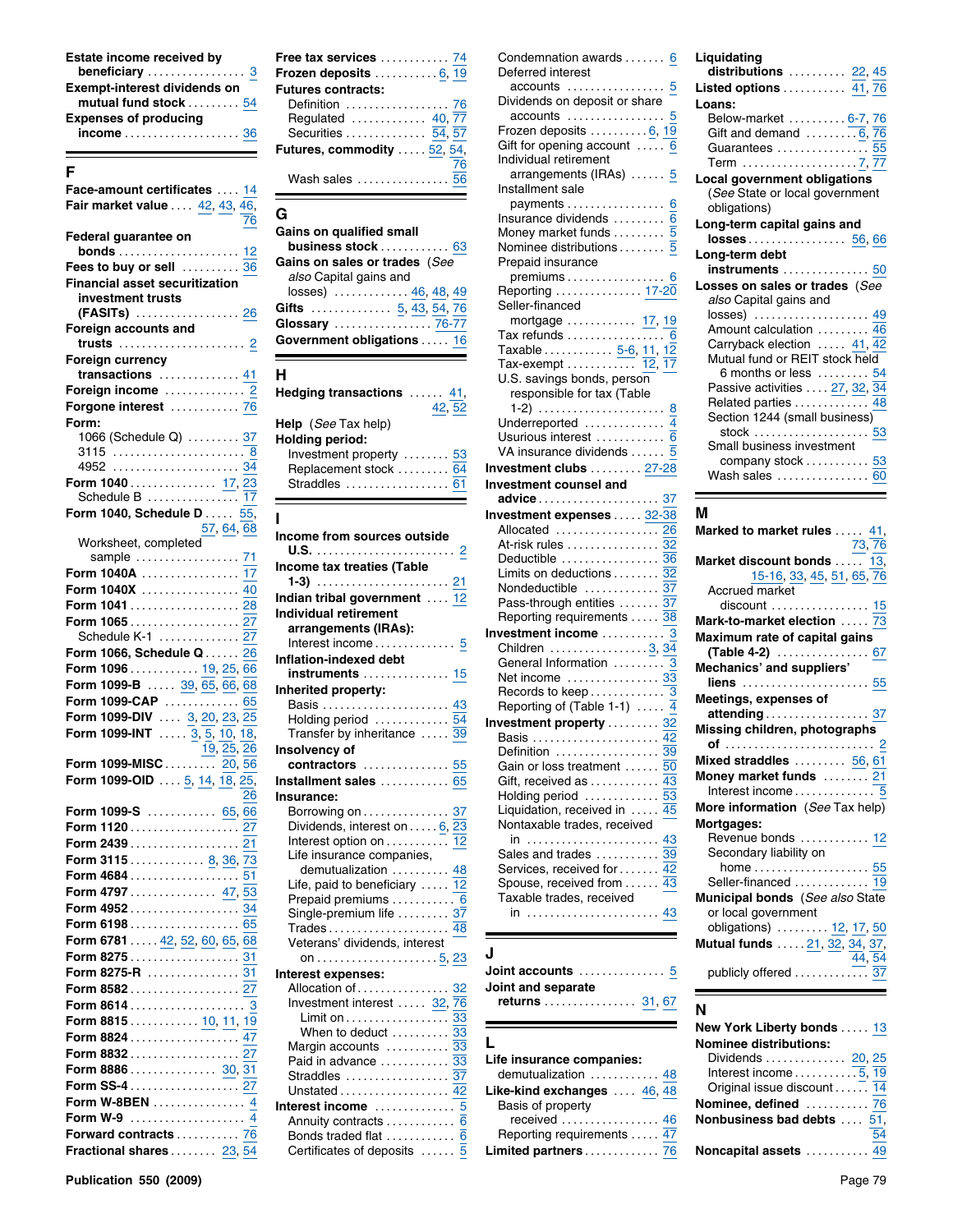**Estate income received by beneficiary** .................. 3
**Exempt-interest dividends on mutual fund stock** .......... 54
**Expenses of producing income** ..................... 36

## F

**Face-amount certificates** .... 14
**Fair market value** .... 42, 43, 46, 76
**Federal guarantee on bonds** ..................... 12
**Fees to buy or sell** .......... 36
**Financial asset securitization investment trusts (FASITs)** .................. 26
**Foreign accounts and trusts** ...................... 2
**Foreign currency transactions** ............. 41
**Foreign income** ............. 2
**Forgone interest** ............ 76
**Form:**
- 1066 (Schedule Q) ......... 37
- 3115 ........................ 8
- 4952 ....................... 34

**Form 1040** ............... 17, 23
- Schedule B ................ 17

**Form 1040, Schedule D** ..... 55, 57, 64, 68
- Worksheet, completed sample .................. 71

**Form 1040A** ................. 17
**Form 1040X** ................. 40
**Form 1041** .................. 28
**Form 1065** .................. 27
- Schedule K-1 .............. 27

**Form 1066, Schedule Q** ...... 26
**Form 1096** ............ 19, 25, 66
**Form 1099-B** ..... 39, 65, 66, 68
**Form 1099-CAP** ............. 65
**Form 1099-DIV** .... 3, 20, 23, 25
**Form 1099-INT** ..... 3, 5, 10, 18, 19, 25, 26
**Form 1099-MISC** ......... 20, 56
**Form 1099-OID** .... 5, 14, 18, 25, 26
**Form 1099-S** ............ 65, 66
**Form 1120** .................. 27
**Form 2439** .................. 21
**Form 3115** ............. 8, 36, 73
**Form 4684** .................. 51
**Form 4797** ............... 47, 53
**Form 4952** .................. 34
**Form 6198** .................. 65
**Form 6781** ..... 42, 52, 60, 65, 68
**Form 8275** .................. 31
**Form 8275-R** ................ 31
**Form 8582** .................. 27
**Form 8614** .................. 3
**Form 8815** ........... 10, 11, 19
**Form 8824** .................. 47
**Form 8832** .................. 27
**Form 8886** ............... 30, 31
**Form SS-4** .................. 27
**Form W-8BEN** ................ 4
**Form W-9** ................... 4
**Forward contracts** ........... 76
**Fractional shares** ........ 23, 54
**Free tax services** ............ 74
**Frozen deposits** ........... 6, 19
**Futures contracts:**
- Definition .................. 76
- Regulated ............. 40, 77
- Securities .............. 54, 57

**Futures, commodity** ..... 52, 54, 76
- Wash sales ................ 56

## G

**Gains on qualified small business stock** ............ 63
**Gains on sales or trades** (*See also* Capital gains and losses) ............. 46, 48, 49
**Gifts** .............. 5, 43, 54, 76
**Glossary** ................. 76-77
**Government obligations** ..... 16

## H

**Hedging transactions** ...... 41, 42, 52
**Help** (*See* Tax help)
**Holding period:**
- Investment property ........ 53
- Replacement stock ......... 64
- Straddles .................. 61

## I

**Income from sources outside U.S.** ........................ 2
**Income tax treaties (Table 1-3)** ....................... 21
**Indian tribal government** .... 12
**Individual retirement arrangements (IRAs):**
- Interest income ............. 5

**Inflation-indexed debt instruments** ............... 15
**Inherited property:**
- Basis ...................... 43
- Holding period ............. 54
- Transfer by inheritance ..... 39

**Insolvency of contractors** ............... 55
**Installment sales** ............ 65
**Insurance:**
- Borrowing on ............... 37
- Dividends, interest on ..... 6, 23
- Interest option on .......... 12
- Life insurance companies, demutualization .......... 48
- Life, paid to beneficiary ..... 12
- Prepaid premiums .......... 6
- Single-premium life ......... 37
- Trades .................... 48
- Veterans' dividends, interest on ..................... 5, 23

**Interest expenses:**
- Allocation of ................ 32
- Investment interest ..... 32, 76
  - Limit on .................. 33
  - When to deduct .......... 33
- Margin accounts ........... 33
- Paid in advance ............ 33
- Straddles .................. 37
- Unstated .................. 42

**Interest income** ............. 5
- Annuity contracts ............ 6
- Bonds traded flat ............ 6
- Certificates of deposits ...... 5
- Condemnation awards ....... 6
- Deferred interest accounts ................. 5
- Dividends on deposit or share accounts ................. 5
- Frozen deposits .......... 6, 19
- Gift for opening account ..... 6
- Individual retirement arrangements (IRAs) ...... 5
- Installment sale payments ................. 6
- Insurance dividends ......... 6
- Money market funds ......... 5
- Nominee distributions ........ 5
- Prepaid insurance premiums ................. 6
- Reporting ............... 17-20
- Seller-financed mortgage ............ 17, 19
- Tax refunds ................. 6
- Taxable ............ 5-6, 11, 12
- Tax-exempt ............ 12, 17
- U.S. savings bonds, person responsible for tax (Table 1-2) ...................... 8
- Underreported ............... 4
- Usurious interest ............ 6
- VA insurance dividends ...... 5

**Investment clubs** ......... 27-28
**Investment counsel and advice** ..................... 37
**Investment expenses** ..... 32-38
- Allocated .................. 26
- At-risk rules ................ 32
- Deductible ................. 36
- Limits on deductions ........ 32
- Nondeductible ............. 37
- Pass-through entities ....... 37
- Reporting requirements ..... 38

**Investment income** ........... 3
- Children ................. 3, 34
- General Information ......... 3
- Net income ................ 33
- Records to keep ............. 3
- Reporting of (Table 1-1) ..... 4

**Investment property** ......... 32
- Basis ...................... 42
- Definition .................. 39
- Gain or loss treatment ...... 50
- Gift, received as ............ 43
- Holding period ............. 53
- Liquidation, received in ..... 45
- Nontaxable trades, received in ....................... 43
- Sales and trades ........... 39
- Services, received for ....... 42
- Spouse, received from ...... 43
- Taxable trades, received in ....................... 43

## J

**Joint accounts** ............... 5
**Joint and separate returns** ................ 31, 67

## L

**Life insurance companies:**
- demutualization ............ 48

**Like-kind exchanges** .... 46, 48
- Basis of property received ................. 46
- Reporting requirements ..... 47

**Limited partners** ............. 76
**Liquidating distributions** .......... 22, 45
**Listed options** ........... 41, 76
**Loans:**
- Below-market .......... 6-7, 76
- Gift and demand ......... 6, 76
- Guarantees ................ 55
- Term ................... 7, 77

**Local government obligations** (*See* State or local government obligations)
**Long-term capital gains and losses** ................. 56, 66
**Long-term debt instruments** ............... 50
**Losses on sales or trades** (*See also* Capital gains and losses) ................... 49
- Amount calculation ......... 46
- Carryback election ..... 41, 42
- Mutual fund or REIT stock held 6 months or less ......... 54
- Passive activities .... 27, 32, 34
- Related parties ............. 48
- Section 1244 (small business) stock .................... 53
- Small business investment company stock ........... 53
- Wash sales ................ 60

## M

**Marked to market rules** ..... 41, 73, 76
**Market discount bonds** ..... 13, 15-16, 33, 45, 51, 65, 76
- Accrued market discount ................. 15

**Mark-to-market election** ..... 73
**Maximum rate of capital gains (Table 4-2)** ................ 67
**Mechanics' and suppliers' liens** ...................... 55
**Meetings, expenses of attending** .................. 37
**Missing children, photographs of** .......................... 2
**Mixed straddles** ......... 56, 61
**Money market funds** ........ 21
- Interest income .............. 5

**More information** (*See* Tax help)
**Mortgages:**
- Revenue bonds ............ 12
- Secondary liability on home .................... 55
- Seller-financed ............. 19

**Municipal bonds** (*See also* State or local government obligations) ......... 12, 17, 50
**Mutual funds** ..... 21, 32, 34, 37, 44, 54
- publicly offered ............. 37

## N

**New York Liberty bonds** ..... 13
**Nominee distributions:**
- Dividends ............. 20, 25
- Interest income .......... 5, 19
- Original issue discount ...... 14

**Nominee, defined** ........... 76
**Nonbusiness bad debts** .... 51, 54
**Noncapital assets** ........... 49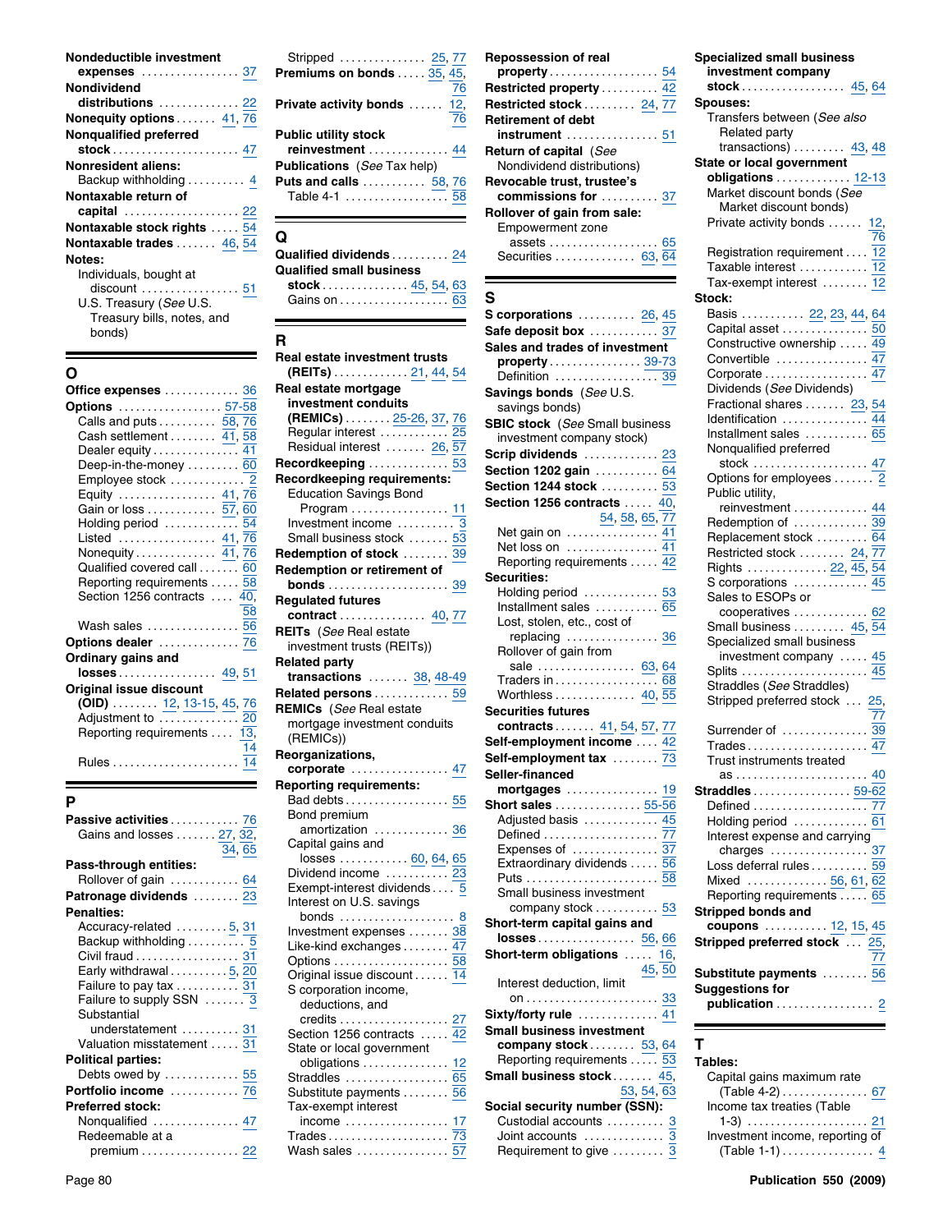**Nondeductible investment expenses** ................. 37
**Nondividend distributions** .............. 22
**Nonequity options** ....... 41, 76
**Nonqualified preferred stock** ...................... 47
**Nonresident aliens:**
- Backup withholding .......... 4

**Nontaxable return of capital** .................... 22
**Nontaxable stock rights** ..... 54
**Nontaxable trades** ....... 46, 54
**Notes:**
- Individuals, bought at discount ................. 51
- U.S. Treasury (*See* U.S. Treasury bills, notes, and bonds)

## O

**Office expenses** ............. 36
**Options** .................. 57-58
- Calls and puts .......... 58, 76
- Cash settlement ........ 41, 58
- Dealer equity ............... 41
- Deep-in-the-money ......... 60
- Employee stock ............ 2
- Equity ................. 41, 76
- Gain or loss ............ 57, 60
- Holding period ............. 54
- Listed ................. 41, 76
- Nonequity .............. 41, 76
- Qualified covered call ....... 60
- Reporting requirements ..... 58
- Section 1256 contracts .... 40, 58
- Wash sales ................ 56

**Options dealer** .............. 76
**Ordinary gains and losses** ................. 49, 51
**Original issue discount (OID)** ........ 12, 13-15, 45, 76
- Adjustment to ............. 20
- Reporting requirements .... 13, 14
- Rules ..................... 14

## P

**Passive activities** ............ 76
- Gains and losses ....... 27, 32, 34, 65

**Pass-through entities:**
- Rollover of gain ............ 64

**Patronage dividends** ........ 23
**Penalties:**
- Accuracy-related ......... 5, 31
- Backup withholding .......... 5
- Civil fraud .................. 31
- Early withdrawal .......... 5, 20
- Failure to pay tax ........... 31
- Failure to supply SSN ....... 3
- Substantial understatement .......... 31
- Valuation misstatement ..... 31

**Political parties:**
- Debts owed by ............. 55

**Portfolio income** ............ 76
**Preferred stock:**
- Nonqualified ............... 47
- Redeemable at a premium ................. 22
- Stripped ............... 25, 77

**Premiums on bonds** ..... 35, 45, 76
**Private activity bonds** ...... 12, 76
**Public utility stock reinvestment** .............. 44
**Publications** (*See* Tax help)
**Puts and calls** ........... 58, 76
- Table 4-1 .................. 58

## Q

**Qualified dividends** .......... 24
**Qualified small business stock** ............... 45, 54, 63
- Gains on ................... 63

## R

**Real estate investment trusts (REITs)** ............. 21, 44, 54
**Real estate mortgage investment conduits (REMICs)** ........ 25-26, 37, 76
- Regular interest ............ 25
- Residual interest ....... 26, 57

**Recordkeeping** ............... 53
**Recordkeeping requirements:**
- Education Savings Bond Program ................ 11
- Investment income .......... 3
- Small business stock ....... 53

**Redemption of stock** ........ 39
**Redemption or retirement of bonds** .................... 39
**Regulated futures contract** ............... 40, 77
**REITs** (*See* Real estate investment trusts (REITs))
**Related party transactions** ....... 38, 48-49
**Related persons** ............ 59
**REMICs** (*See* Real estate mortgage investment conduits (REMICs))
**Reorganizations, corporate** ................. 47
**Reporting requirements:**
- Bad debts ................. 55
- Bond premium amortization ............ 36
- Capital gains and losses ............ 60, 64, 65
- Dividend income ........... 23
- Exempt-interest dividends .... 5
- Interest on U.S. savings bonds ................... 8
- Investment expenses ....... 38
- Like-kind exchanges ........ 47
- Options ................... 58
- Original issue discount ...... 14
- S corporation income, deductions, and credits ................... 27
- Section 1256 contracts ..... 42
- State or local government obligations .............. 12
- Straddles ................. 65
- Substitute payments ........ 56
- Tax-exempt interest income ................... 17
- Trades .................... 73
- Wash sales ................ 57

**Repossession of real property** .................. 54
**Restricted property** .......... 42
**Restricted stock** ......... 24, 77
**Retirement of debt instrument** ................ 51
**Return of capital** (*See* Nondividend distributions)
**Revocable trust, trustee's commissions for** .......... 37
**Rollover of gain from sale:**
- Empowerment zone assets .................. 65
- Securities .............. 63, 64

## S

**S corporations** .......... 26, 45
**Safe deposit box** ............ 37
**Sales and trades of investment property** ................ 39-73
- Definition ................. 39

**Savings bonds** (*See* U.S. savings bonds)
**SBIC stock** (*See* Small business investment company stock)
**Scrip dividends** ............. 23
**Section 1202 gain** ........... 64
**Section 1244 stock** .......... 53
**Section 1256 contracts** ..... 40, 54, 58, 65, 77
- Net gain on ............... 41
- Net loss on ................ 41
- Reporting requirements ..... 42

**Securities:**
- Holding period ............. 53
- Installment sales ........... 65
- Lost, stolen, etc., cost of replacing ................ 36
- Rollover of gain from sale ................. 63, 64
- Traders in .................. 68
- Worthless ............... 40, 55

**Securities futures contracts** ....... 41, 54, 57, 77
**Self-employment income** .... 42
**Self-employment tax** ........ 73
**Seller-financed mortgages** ................ 19
**Short sales** ............... 55-56
- Adjusted basis ............. 45
- Defined .................... 77
- Expenses of ............... 37
- Extraordinary dividends ..... 56
- Puts ...................... 58
- Small business investment company stock ........... 53

**Short-term capital gains and losses** ................. 56, 66
**Short-term obligations** ..... 16, 45, 50
- Interest deduction, limit on ........................ 33

**Sixty/forty rule** ............. 41
**Small business investment company stock** ........ 53, 64
- Reporting requirements ..... 53

**Small business stock** ....... 45, 53, 54, 63
**Social security number (SSN):**
- Custodial accounts .......... 3
- Joint accounts .............. 3
- Requirement to give ......... 3

**Specialized small business investment company stock** ................. 45, 64
**Spouses:**
- Transfers between (*See also* Related party transactions) ......... 43, 48

**State or local government obligations** ............. 12-13
- Market discount bonds (*See* Market discount bonds)
- Private activity bonds ...... 12, 76
- Registration requirement .... 12
- Taxable interest ............ 12
- Tax-exempt interest ........ 12

**Stock:**
- Basis ........... 22, 23, 44, 64
- Capital asset ............... 50
- Constructive ownership ..... 49
- Convertible ................ 47
- Corporate .................. 47
- Dividends (*See* Dividends)
- Fractional shares ....... 23, 54
- Identification ............... 44
- Installment sales ........... 65
- Nonqualified preferred stock .................... 47
- Options for employees ....... 2
- Public utility, reinvestment ............. 44
- Redemption of ............. 39
- Replacement stock ......... 64
- Restricted stock ........ 24, 77
- Rights .............. 22, 45, 54
- S corporations ............. 45
- Sales to ESOPs or cooperatives ............. 62
- Small business ......... 45, 54
- Specialized small business investment company ..... 45
- Splits ...................... 45
- Straddles (*See* Straddles)
- Stripped preferred stock ... 25, 77
- Surrender of ............... 39
- Trades ..................... 47
- Trust instruments treated as ....................... 40

**Straddles** ................. 59-62
- Defined .................... 77
- Holding period ............. 61
- Interest expense and carrying charges ................ 37
- Loss deferral rules .......... 59
- Mixed ............... 56, 61, 62
- Reporting requirements ..... 65

**Stripped bonds and coupons** ........... 12, 15, 45
**Stripped preferred stock** ... 25, 77
**Substitute payments** ........ 56
**Suggestions for publication** ................. 2

## T

**Tables:**
- Capital gains maximum rate (Table 4-2) ............... 67
- Income tax treaties (Table 1-3) ..................... 21
- Investment income, reporting of (Table 1-1) ................ 4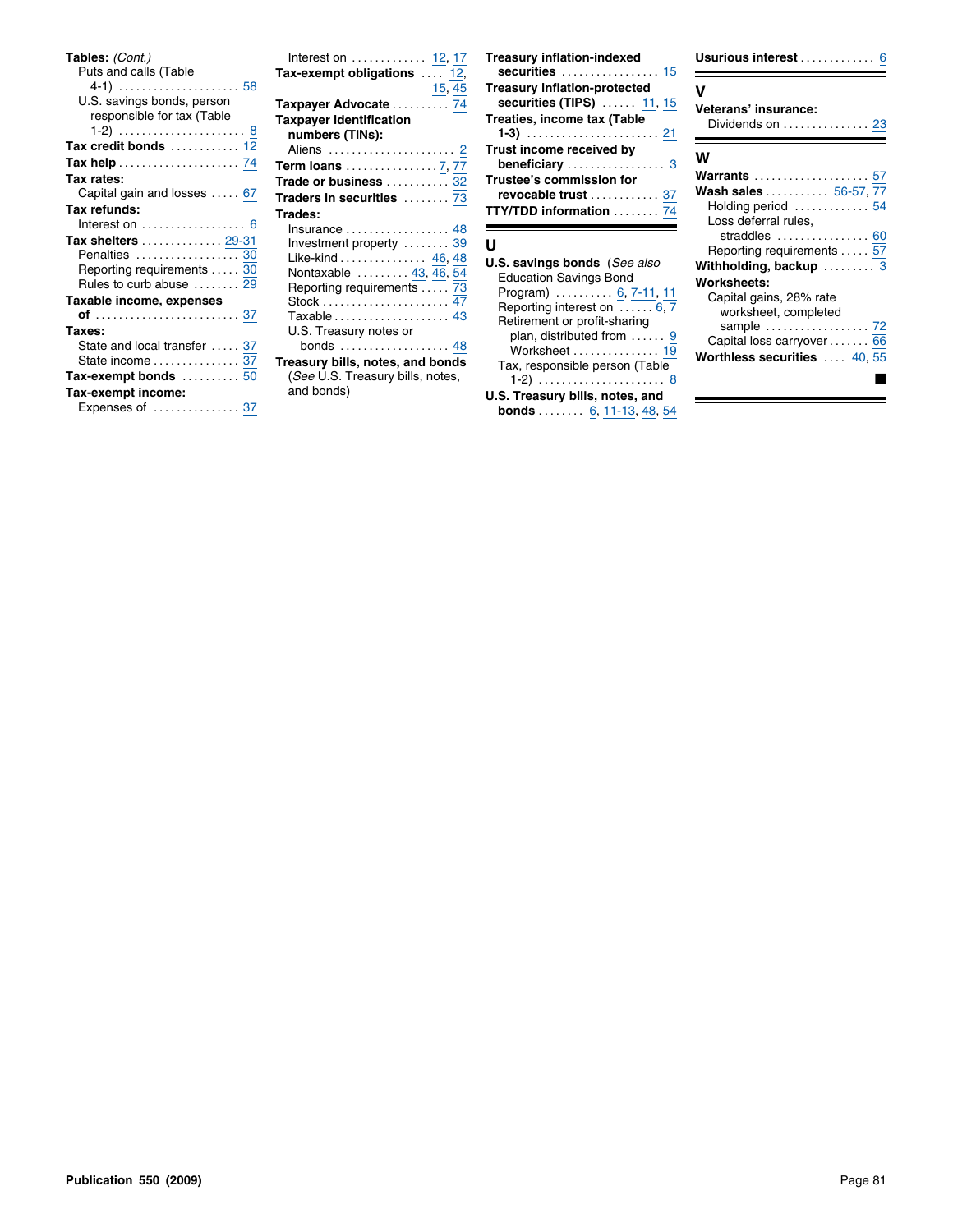**Tables:** *(Cont.)*
- Puts and calls (Table 4-1) . . . . . . . . 58
- U.S. savings bonds, person responsible for tax (Table 1-2) . . . . . . . . 8

**Tax credit bonds** . . . . . . . . 12

**Tax help** . . . . . . . . 74

**Tax rates:**
- Capital gain and losses . . . . . 67

**Tax refunds:**
- Interest on . . . . . . . . 6

**Tax shelters** . . . . . . . . 29-31
- Penalties . . . . . . . . 30
- Reporting requirements . . . . . 30
- Rules to curb abuse . . . . . . . . 29

**Taxable income, expenses of** . . . . . . . . 37

**Taxes:**
- State and local transfer . . . . . 37
- State income . . . . . . . . 37

**Tax-exempt bonds** . . . . . . . . 50

**Tax-exempt income:**
- Expenses of . . . . . . . . 37
- Interest on . . . . . . . . 12, 17

**Tax-exempt obligations** . . . . 12, 15, 45

**Taxpayer Advocate** . . . . . . . . 74

**Taxpayer identification numbers (TINs):**
- Aliens . . . . . . . . 2

**Term loans** . . . . . . . . 7, 77

**Trade or business** . . . . . . . . 32

**Traders in securities** . . . . . . . . 73

**Trades:**
- Insurance . . . . . . . . 48
- Investment property . . . . . . . . 39
- Like-kind . . . . . . . . 46, 48
- Nontaxable . . . . . . . . 43, 46, 54
- Reporting requirements . . . . . 73
- Stock . . . . . . . . 47
- Taxable . . . . . . . . 43
- U.S. Treasury notes or bonds . . . . . . . . 48

**Treasury bills, notes, and bonds** (*See* U.S. Treasury bills, notes, and bonds)

**Treasury inflation-indexed securities** . . . . . . . . 15

**Treasury inflation-protected securities (TIPS)** . . . . . . 11, 15

**Treaties, income tax (Table 1-3)** . . . . . . . . 21

**Trust income received by beneficiary** . . . . . . . . 3

**Trustee's commission for revocable trust** . . . . . . . . 37

**TTY/TDD information** . . . . . . . . 74

## U

**U.S. savings bonds** (*See also* Education Savings Bond Program) . . . . . . . . 6, 7-11, 11
- Reporting interest on . . . . . . 6, 7
- Retirement or profit-sharing plan, distributed from . . . . . . 9
- Worksheet . . . . . . . . 19
- Tax, responsible person (Table 1-2) . . . . . . . . 8

**U.S. Treasury bills, notes, and bonds** . . . . . . . . 6, 11-13, 48, 54

**Usurious interest** . . . . . . . . 6

## V

**Veterans' insurance:**
- Dividends on . . . . . . . . 23

## W

**Warrants** . . . . . . . . 57

**Wash sales** . . . . . . . . 56-57, 77
- Holding period . . . . . . . . 54
- Loss deferral rules, straddles . . . . . . . . 60
- Reporting requirements . . . . . 57

**Withholding, backup** . . . . . . . . 3

**Worksheets:**
- Capital gains, 28% rate worksheet, completed sample . . . . . . . . 72
- Capital loss carryover . . . . . . . 66

**Worthless securities** . . . . 40, 55

■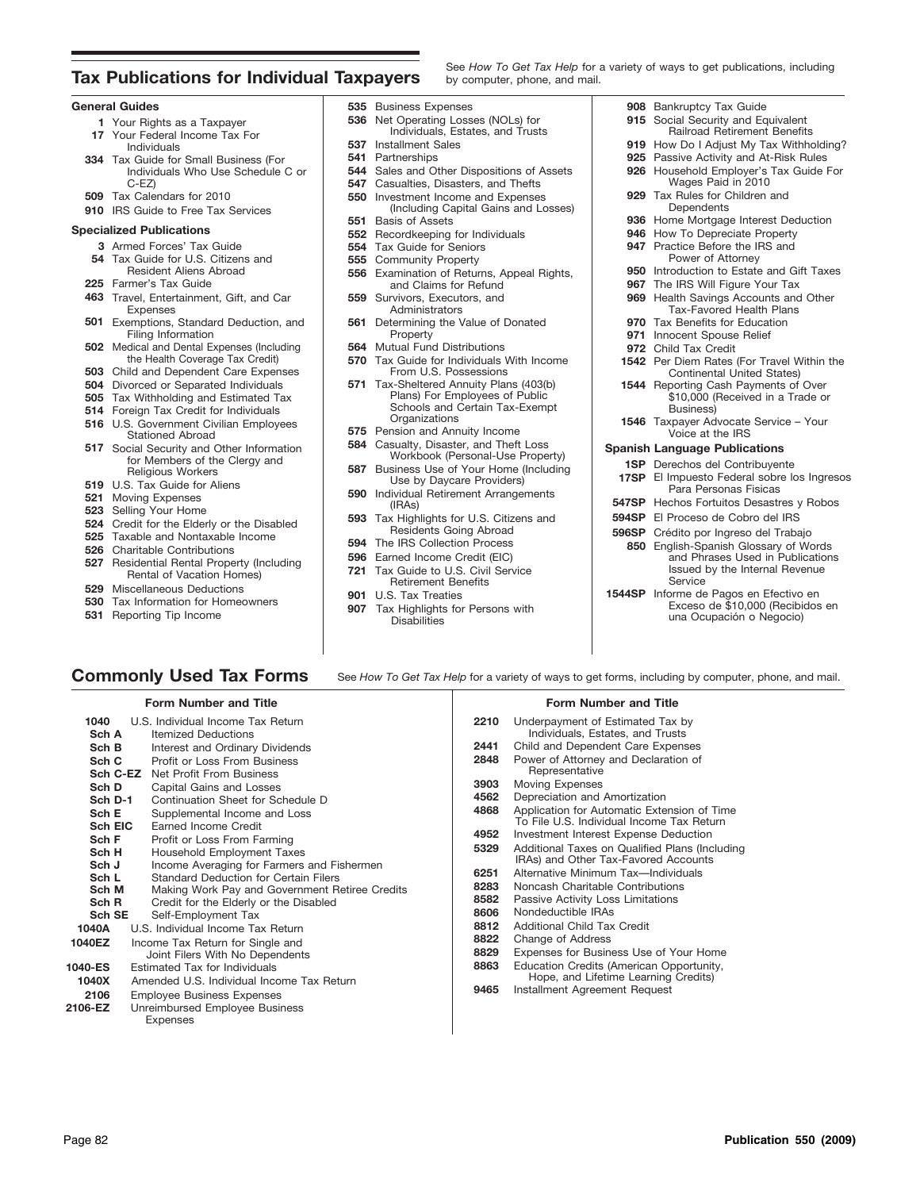## Tax Publications for Individual Taxpayers

See *How To Get Tax Help* for a variety of ways to get publications, including by computer, phone, and mail.

### General Guides

- **1** Your Rights as a Taxpayer
- **17** Your Federal Income Tax For Individuals
- **334** Tax Guide for Small Business (For Individuals Who Use Schedule C or C-EZ)
- **509** Tax Calendars for 2010
- **910** IRS Guide to Free Tax Services

### Specialized Publications

- **3** Armed Forces' Tax Guide
- **54** Tax Guide for U.S. Citizens and Resident Aliens Abroad
- **225** Farmer's Tax Guide
- **463** Travel, Entertainment, Gift, and Car Expenses
- **501** Exemptions, Standard Deduction, and Filing Information
- **502** Medical and Dental Expenses (Including the Health Coverage Tax Credit)
- **503** Child and Dependent Care Expenses
- **504** Divorced or Separated Individuals
- **505** Tax Withholding and Estimated Tax
- **514** Foreign Tax Credit for Individuals
- **516** U.S. Government Civilian Employees Stationed Abroad
- **517** Social Security and Other Information for Members of the Clergy and Religious Workers
- **519** U.S. Tax Guide for Aliens
- **521** Moving Expenses
- **523** Selling Your Home
- **524** Credit for the Elderly or the Disabled
- **525** Taxable and Nontaxable Income
- **526** Charitable Contributions
- **527** Residential Rental Property (Including Rental of Vacation Homes)
- **529** Miscellaneous Deductions
- **530** Tax Information for Homeowners
- **531** Reporting Tip Income
- **535** Business Expenses
- **536** Net Operating Losses (NOLs) for Individuals, Estates, and Trusts
- **537** Installment Sales
- **541** Partnerships
- **544** Sales and Other Dispositions of Assets
- **547** Casualties, Disasters, and Thefts
- **550** Investment Income and Expenses (Including Capital Gains and Losses)
- **551** Basis of Assets
- **552** Recordkeeping for Individuals
- **554** Tax Guide for Seniors
- **555** Community Property
- **556** Examination of Returns, Appeal Rights, and Claims for Refund
- **559** Survivors, Executors, and Administrators
- **561** Determining the Value of Donated Property
- **564** Mutual Fund Distributions
- **570** Tax Guide for Individuals With Income From U.S. Possessions
- **571** Tax-Sheltered Annuity Plans (403(b) Plans) For Employees of Public Schools and Certain Tax-Exempt Organizations
- **575** Pension and Annuity Income
- **584** Casualty, Disaster, and Theft Loss Workbook (Personal-Use Property)
- **587** Business Use of Your Home (Including Use by Daycare Providers)
- **590** Individual Retirement Arrangements (IRAs)
- **593** Tax Highlights for U.S. Citizens and Residents Going Abroad
- **594** The IRS Collection Process
- **596** Earned Income Credit (EIC)
- **721** Tax Guide to U.S. Civil Service Retirement Benefits
- **901** U.S. Tax Treaties
- **907** Tax Highlights for Persons with Disabilities
- **908** Bankruptcy Tax Guide
- **915** Social Security and Equivalent Railroad Retirement Benefits
- **919** How Do I Adjust My Tax Withholding?
- **925** Passive Activity and At-Risk Rules
- **926** Household Employer's Tax Guide For Wages Paid in 2010
- **929** Tax Rules for Children and Dependents
- **936** Home Mortgage Interest Deduction
- **946** How To Depreciate Property
- **947** Practice Before the IRS and Power of Attorney
- **950** Introduction to Estate and Gift Taxes
- **967** The IRS Will Figure Your Tax
- **969** Health Savings Accounts and Other Tax-Favored Health Plans
- **970** Tax Benefits for Education
- **971** Innocent Spouse Relief
- **972** Child Tax Credit
- **1542** Per Diem Rates (For Travel Within the Continental United States)
- **1544** Reporting Cash Payments of Over $10,000 (Received in a Trade or Business)
- **1546** Taxpayer Advocate Service – Your Voice at the IRS

### Spanish Language Publications

- **1SP** Derechos del Contribuyente
- **17SP** El Impuesto Federal sobre los Ingresos Para Personas Fisicas
- **547SP** Hechos Fortuitos Desastres y Robos
- **594SP** El Proceso de Cobro del IRS
- **596SP** Crédito por Ingreso del Trabajo
- **850** English-Spanish Glossary of Words and Phrases Used in Publications Issued by the Internal Revenue Service
- **1544SP** Informe de Pagos en Efectivo en Exceso de $10,000 (Recibidos en una Ocupación o Negocio)

## Commonly Used Tax Forms

See *How To Get Tax Help* for a variety of ways to get forms, including by computer, phone, and mail.

| Form Number | Title |
|---|---|
| **1040** | U.S. Individual Income Tax Return |
| **Sch A** | Itemized Deductions |
| **Sch B** | Interest and Ordinary Dividends |
| **Sch C** | Profit or Loss From Business |
| **Sch C-EZ** | Net Profit From Business |
| **Sch D** | Capital Gains and Losses |
| **Sch D-1** | Continuation Sheet for Schedule D |
| **Sch E** | Supplemental Income and Loss |
| **Sch EIC** | Earned Income Credit |
| **Sch F** | Profit or Loss From Farming |
| **Sch H** | Household Employment Taxes |
| **Sch J** | Income Averaging for Farmers and Fishermen |
| **Sch L** | Standard Deduction for Certain Filers |
| **Sch M** | Making Work Pay and Government Retiree Credits |
| **Sch R** | Credit for the Elderly or the Disabled |
| **Sch SE** | Self-Employment Tax |
| **1040A** | U.S. Individual Income Tax Return |
| **1040EZ** | Income Tax Return for Single and Joint Filers With No Dependents |
| **1040-ES** | Estimated Tax for Individuals |
| **1040X** | Amended U.S. Individual Income Tax Return |
| **2106** | Employee Business Expenses |
| **2106-EZ** | Unreimbursed Employee Business Expenses |
| **2210** | Underpayment of Estimated Tax by Individuals, Estates, and Trusts |
| **2441** | Child and Dependent Care Expenses |
| **2848** | Power of Attorney and Declaration of Representative |
| **3903** | Moving Expenses |
| **4562** | Depreciation and Amortization |
| **4868** | Application for Automatic Extension of Time To File U.S. Individual Income Tax Return |
| **4952** | Investment Interest Expense Deduction |
| **5329** | Additional Taxes on Qualified Plans (Including IRAs) and Other Tax-Favored Accounts |
| **6251** | Alternative Minimum Tax—Individuals |
| **8283** | Noncash Charitable Contributions |
| **8582** | Passive Activity Loss Limitations |
| **8606** | Nondeductible IRAs |
| **8812** | Additional Child Tax Credit |
| **8822** | Change of Address |
| **8829** | Expenses for Business Use of Your Home |
| **8863** | Education Credits (American Opportunity, Hope, and Lifetime Learning Credits) |
| **9465** | Installment Agreement Request |